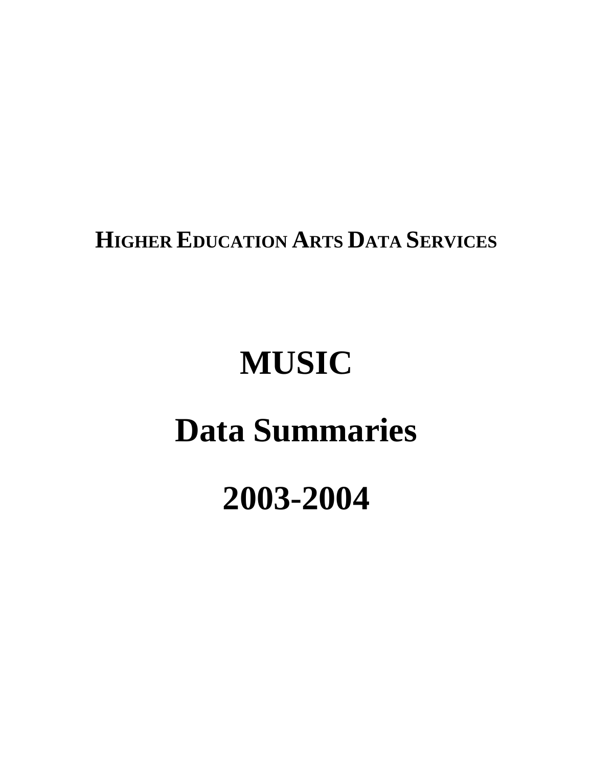**HIGHER EDUCATION ARTS DATA SERVICES**

# MUSIC

# Data Summaries

# 2003-2004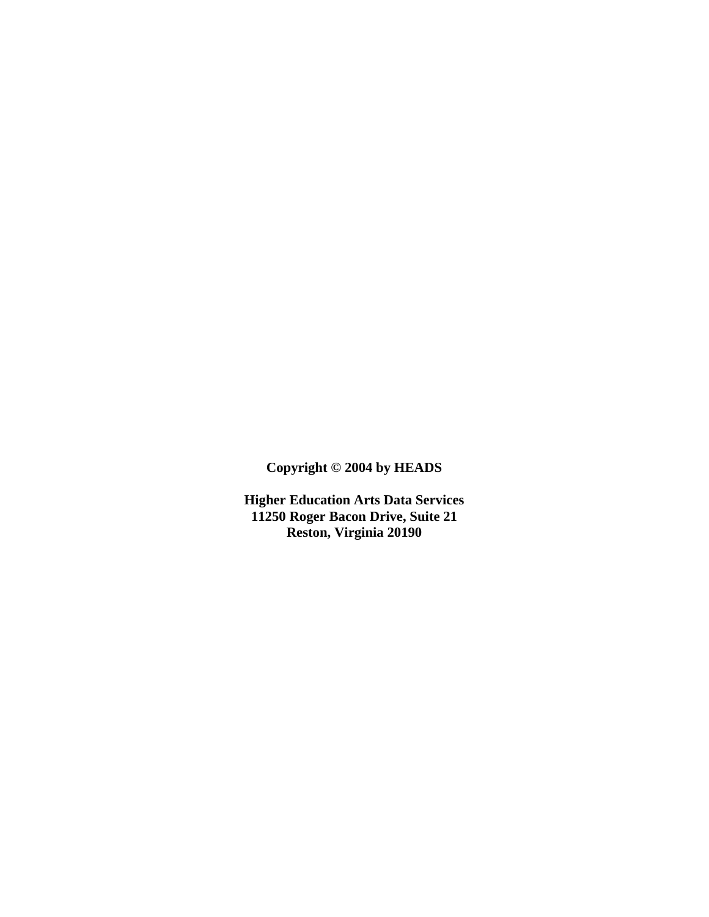**Copyright © 2004 by HEADS**

**Higher Education Arts Data Services**
**11250 Roger Bacon Drive, Suite 21**
**Reston, Virginia 20190**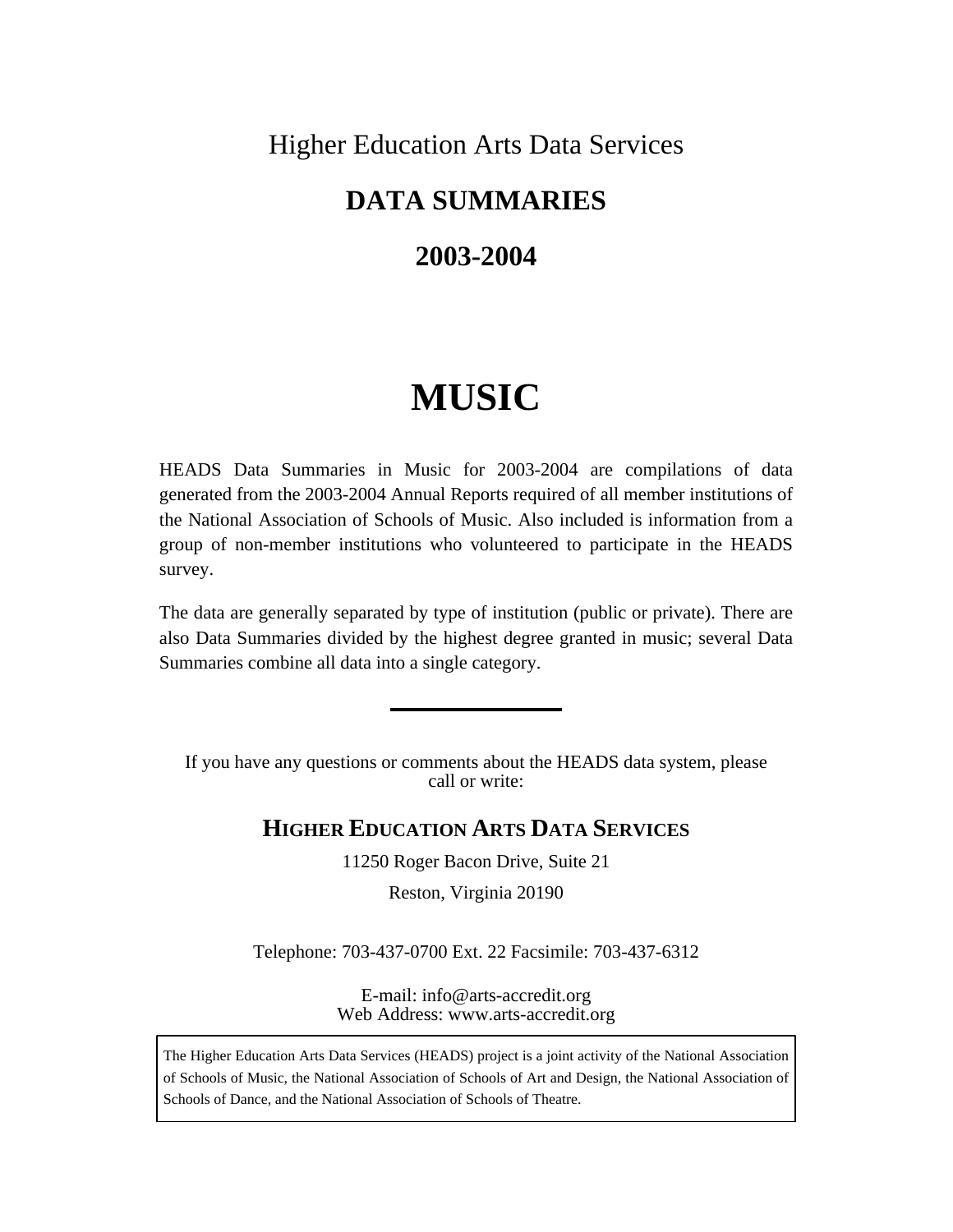Higher Education Arts Data Services

# DATA SUMMARIES

## 2003-2004

# MUSIC

HEADS Data Summaries in Music for 2003-2004 are compilations of data generated from the 2003-2004 Annual Reports required of all member institutions of the National Association of Schools of Music. Also included is information from a group of non-member institutions who volunteered to participate in the HEADS survey.

The data are generally separated by type of institution (public or private). There are also Data Summaries divided by the highest degree granted in music; several Data Summaries combine all data into a single category.

---

If you have any questions or comments about the HEADS data system, please call or write:

**HIGHER EDUCATION ARTS DATA SERVICES**

11250 Roger Bacon Drive, Suite 21

Reston, Virginia 20190

Telephone: 703-437-0700 Ext. 22 Facsimile: 703-437-6312

E-mail: info@arts-accredit.org
Web Address: www.arts-accredit.org

The Higher Education Arts Data Services (HEADS) project is a joint activity of the National Association of Schools of Music, the National Association of Schools of Art and Design, the National Association of Schools of Dance, and the National Association of Schools of Theatre.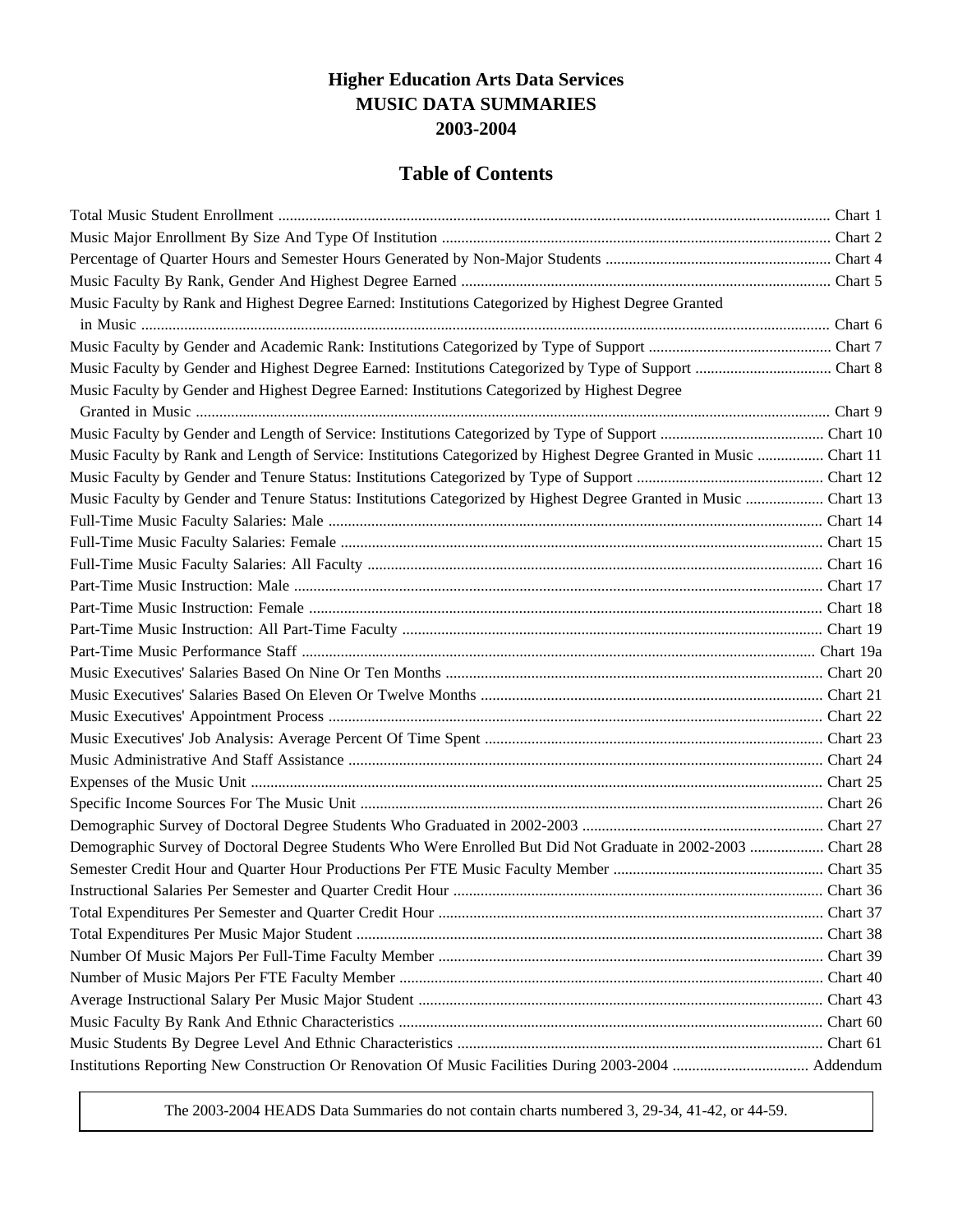# Higher Education Arts Data Services
# MUSIC DATA SUMMARIES
# 2003-2004

## Table of Contents

| | |
|---|---|
| Total Music Student Enrollment | Chart 1 |
| Music Major Enrollment By Size And Type Of Institution | Chart 2 |
| Percentage of Quarter Hours and Semester Hours Generated by Non-Major Students | Chart 4 |
| Music Faculty By Rank, Gender And Highest Degree Earned | Chart 5 |
| Music Faculty by Rank and Highest Degree Earned: Institutions Categorized by Highest Degree Granted in Music | Chart 6 |
| Music Faculty by Gender and Academic Rank: Institutions Categorized by Type of Support | Chart 7 |
| Music Faculty by Gender and Highest Degree Earned: Institutions Categorized by Type of Support | Chart 8 |
| Music Faculty by Gender and Highest Degree Earned: Institutions Categorized by Highest Degree Granted in Music | Chart 9 |
| Music Faculty by Gender and Length of Service: Institutions Categorized by Type of Support | Chart 10 |
| Music Faculty by Rank and Length of Service: Institutions Categorized by Highest Degree Granted in Music | Chart 11 |
| Music Faculty by Gender and Tenure Status: Institutions Categorized by Type of Support | Chart 12 |
| Music Faculty by Gender and Tenure Status: Institutions Categorized by Highest Degree Granted in Music | Chart 13 |
| Full-Time Music Faculty Salaries: Male | Chart 14 |
| Full-Time Music Faculty Salaries: Female | Chart 15 |
| Full-Time Music Faculty Salaries: All Faculty | Chart 16 |
| Part-Time Music Instruction: Male | Chart 17 |
| Part-Time Music Instruction: Female | Chart 18 |
| Part-Time Music Instruction: All Part-Time Faculty | Chart 19 |
| Part-Time Music Performance Staff | Chart 19a |
| Music Executives' Salaries Based On Nine Or Ten Months | Chart 20 |
| Music Executives' Salaries Based On Eleven Or Twelve Months | Chart 21 |
| Music Executives' Appointment Process | Chart 22 |
| Music Executives' Job Analysis: Average Percent Of Time Spent | Chart 23 |
| Music Administrative And Staff Assistance | Chart 24 |
| Expenses of the Music Unit | Chart 25 |
| Specific Income Sources For The Music Unit | Chart 26 |
| Demographic Survey of Doctoral Degree Students Who Graduated in 2002-2003 | Chart 27 |
| Demographic Survey of Doctoral Degree Students Who Were Enrolled But Did Not Graduate in 2002-2003 | Chart 28 |
| Semester Credit Hour and Quarter Hour Productions Per FTE Music Faculty Member | Chart 35 |
| Instructional Salaries Per Semester and Quarter Credit Hour | Chart 36 |
| Total Expenditures Per Semester and Quarter Credit Hour | Chart 37 |
| Total Expenditures Per Music Major Student | Chart 38 |
| Number Of Music Majors Per Full-Time Faculty Member | Chart 39 |
| Number of Music Majors Per FTE Faculty Member | Chart 40 |
| Average Instructional Salary Per Music Major Student | Chart 43 |
| Music Faculty By Rank And Ethnic Characteristics | Chart 60 |
| Music Students By Degree Level And Ethnic Characteristics | Chart 61 |
| Institutions Reporting New Construction Or Renovation Of Music Facilities During 2003-2004 | Addendum |

The 2003-2004 HEADS Data Summaries do not contain charts numbered 3, 29-34, 41-42, or 44-59.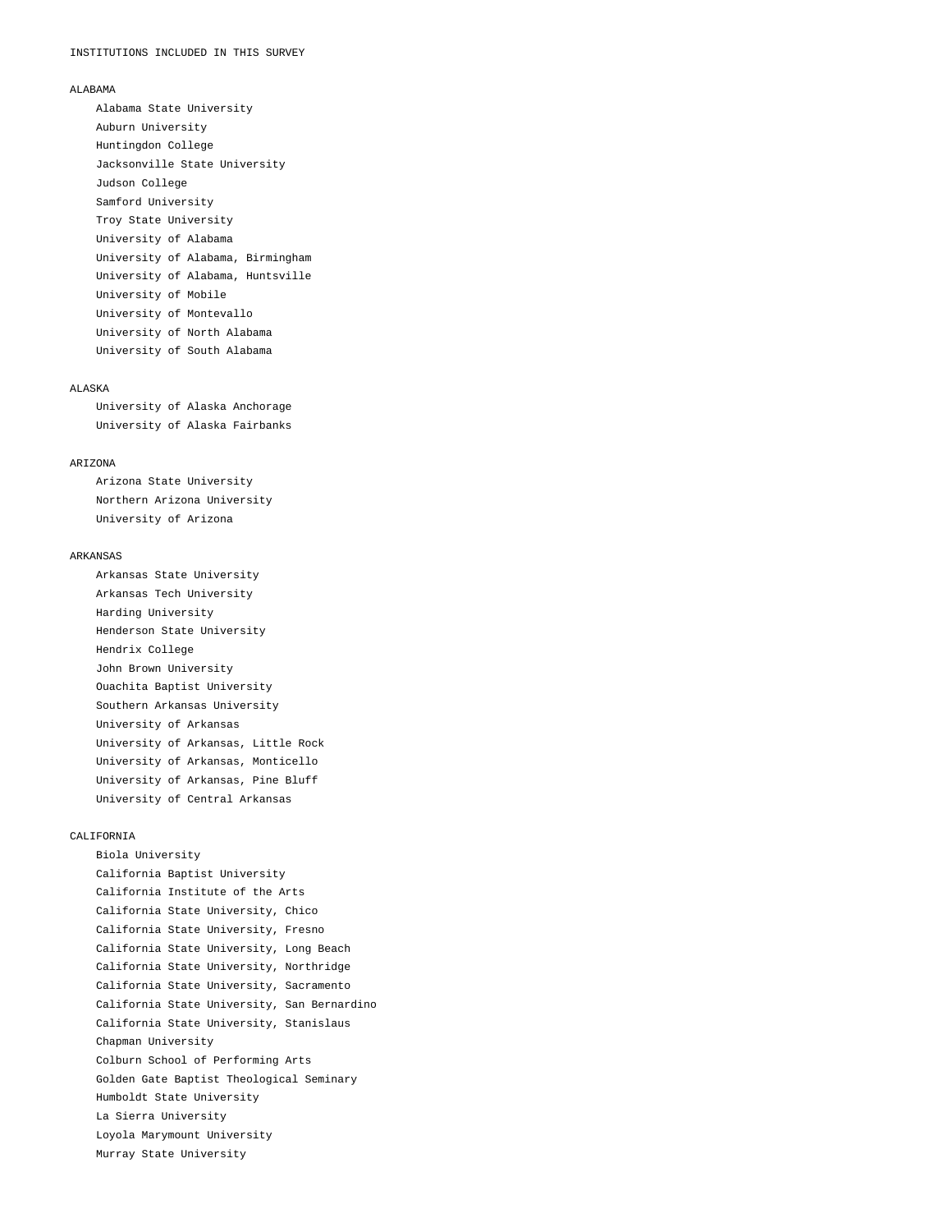INSTITUTIONS INCLUDED IN THIS SURVEY

ALABAMA

- Alabama State University
- Auburn University
- Huntingdon College
- Jacksonville State University
- Judson College
- Samford University
- Troy State University
- University of Alabama
- University of Alabama, Birmingham
- University of Alabama, Huntsville
- University of Mobile
- University of Montevallo
- University of North Alabama
- University of South Alabama

ALASKA

- University of Alaska Anchorage
- University of Alaska Fairbanks

ARIZONA

- Arizona State University
- Northern Arizona University
- University of Arizona

ARKANSAS

- Arkansas State University
- Arkansas Tech University
- Harding University
- Henderson State University
- Hendrix College
- John Brown University
- Ouachita Baptist University
- Southern Arkansas University
- University of Arkansas
- University of Arkansas, Little Rock
- University of Arkansas, Monticello
- University of Arkansas, Pine Bluff
- University of Central Arkansas

CALIFORNIA

- Biola University
- California Baptist University
- California Institute of the Arts
- California State University, Chico
- California State University, Fresno
- California State University, Long Beach
- California State University, Northridge
- California State University, Sacramento
- California State University, San Bernardino
- California State University, Stanislaus
- Chapman University
- Colburn School of Performing Arts
- Golden Gate Baptist Theological Seminary
- Humboldt State University
- La Sierra University
- Loyola Marymount University
- Murray State University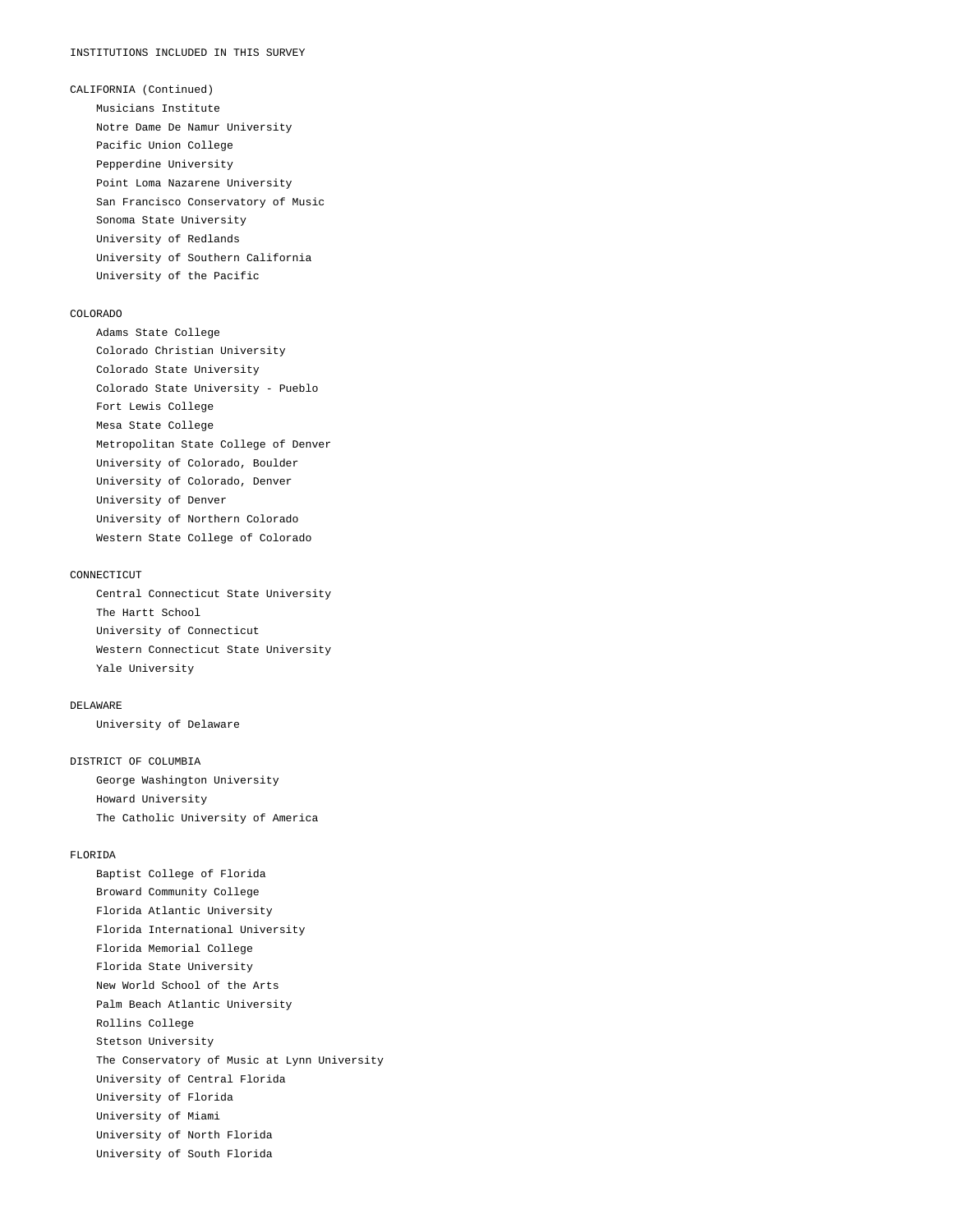INSTITUTIONS INCLUDED IN THIS SURVEY

CALIFORNIA (Continued)

- Musicians Institute
- Notre Dame De Namur University
- Pacific Union College
- Pepperdine University
- Point Loma Nazarene University
- San Francisco Conservatory of Music
- Sonoma State University
- University of Redlands
- University of Southern California
- University of the Pacific

COLORADO

- Adams State College
- Colorado Christian University
- Colorado State University
- Colorado State University - Pueblo
- Fort Lewis College
- Mesa State College
- Metropolitan State College of Denver
- University of Colorado, Boulder
- University of Colorado, Denver
- University of Denver
- University of Northern Colorado
- Western State College of Colorado

CONNECTICUT

- Central Connecticut State University
- The Hartt School
- University of Connecticut
- Western Connecticut State University
- Yale University

DELAWARE

- University of Delaware

DISTRICT OF COLUMBIA

- George Washington University
- Howard University
- The Catholic University of America

FLORIDA

- Baptist College of Florida
- Broward Community College
- Florida Atlantic University
- Florida International University
- Florida Memorial College
- Florida State University
- New World School of the Arts
- Palm Beach Atlantic University
- Rollins College
- Stetson University
- The Conservatory of Music at Lynn University
- University of Central Florida
- University of Florida
- University of Miami
- University of North Florida
- University of South Florida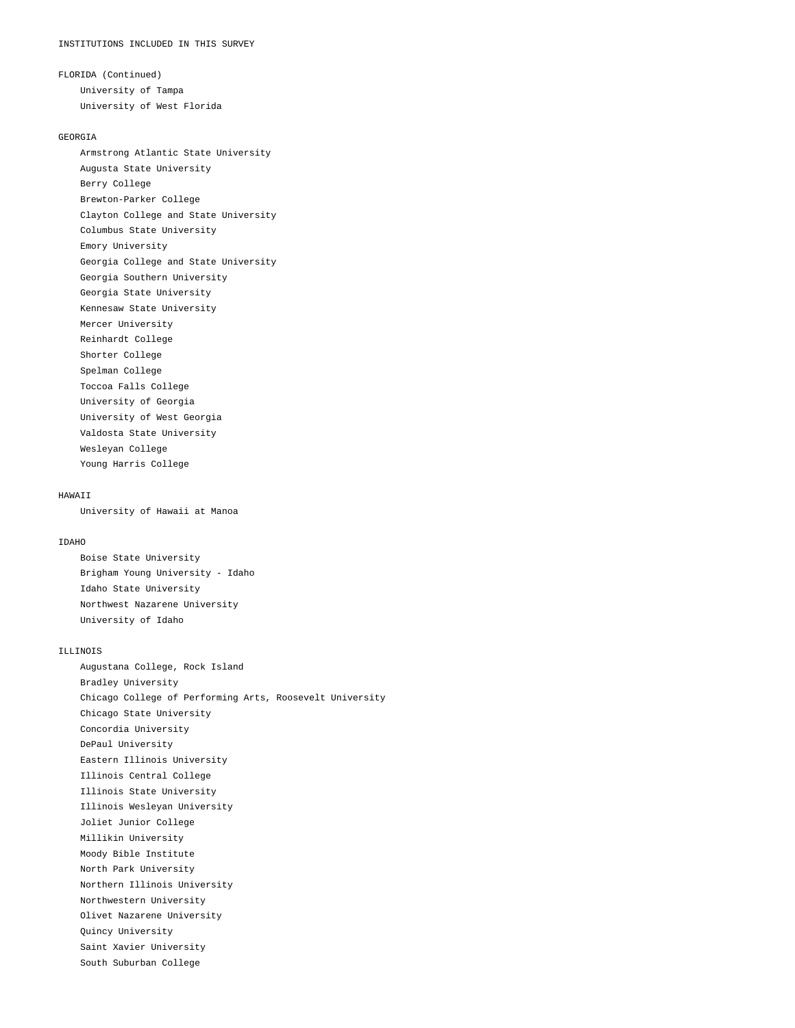# INSTITUTIONS INCLUDED IN THIS SURVEY

## FLORIDA (Continued)

- University of Tampa
- University of West Florida

## GEORGIA

- Armstrong Atlantic State University
- Augusta State University
- Berry College
- Brewton-Parker College
- Clayton College and State University
- Columbus State University
- Emory University
- Georgia College and State University
- Georgia Southern University
- Georgia State University
- Kennesaw State University
- Mercer University
- Reinhardt College
- Shorter College
- Spelman College
- Toccoa Falls College
- University of Georgia
- University of West Georgia
- Valdosta State University
- Wesleyan College
- Young Harris College

## HAWAII

- University of Hawaii at Manoa

## IDAHO

- Boise State University
- Brigham Young University - Idaho
- Idaho State University
- Northwest Nazarene University
- University of Idaho

## ILLINOIS

- Augustana College, Rock Island
- Bradley University
- Chicago College of Performing Arts, Roosevelt University
- Chicago State University
- Concordia University
- DePaul University
- Eastern Illinois University
- Illinois Central College
- Illinois State University
- Illinois Wesleyan University
- Joliet Junior College
- Millikin University
- Moody Bible Institute
- North Park University
- Northern Illinois University
- Northwestern University
- Olivet Nazarene University
- Quincy University
- Saint Xavier University
- South Suburban College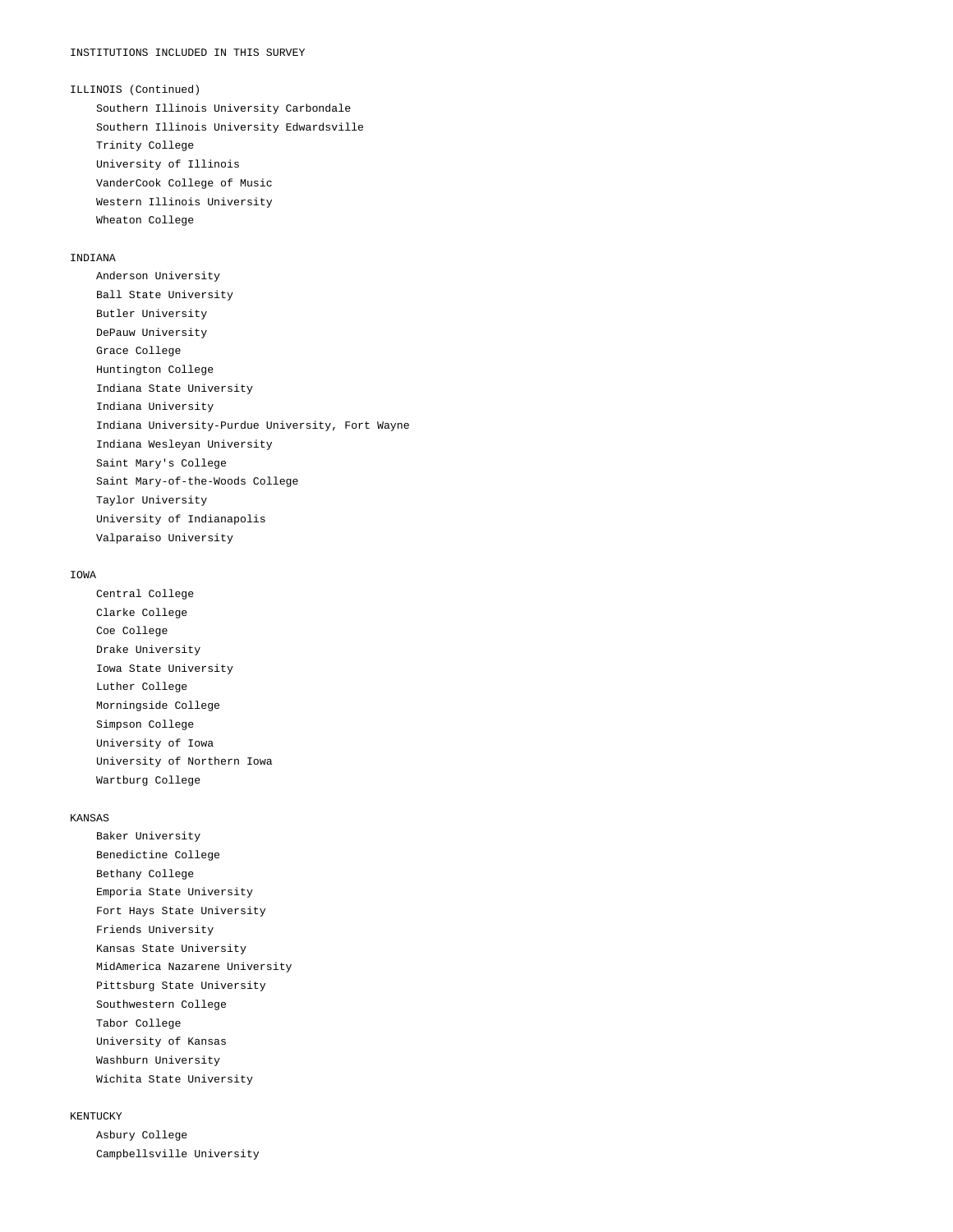INSTITUTIONS INCLUDED IN THIS SURVEY

ILLINOIS (Continued)

- Southern Illinois University Carbondale
- Southern Illinois University Edwardsville
- Trinity College
- University of Illinois
- VanderCook College of Music
- Western Illinois University
- Wheaton College

INDIANA

- Anderson University
- Ball State University
- Butler University
- DePauw University
- Grace College
- Huntington College
- Indiana State University
- Indiana University
- Indiana University-Purdue University, Fort Wayne
- Indiana Wesleyan University
- Saint Mary's College
- Saint Mary-of-the-Woods College
- Taylor University
- University of Indianapolis
- Valparaiso University

IOWA

- Central College
- Clarke College
- Coe College
- Drake University
- Iowa State University
- Luther College
- Morningside College
- Simpson College
- University of Iowa
- University of Northern Iowa
- Wartburg College

KANSAS

- Baker University
- Benedictine College
- Bethany College
- Emporia State University
- Fort Hays State University
- Friends University
- Kansas State University
- MidAmerica Nazarene University
- Pittsburg State University
- Southwestern College
- Tabor College
- University of Kansas
- Washburn University
- Wichita State University

KENTUCKY

- Asbury College
- Campbellsville University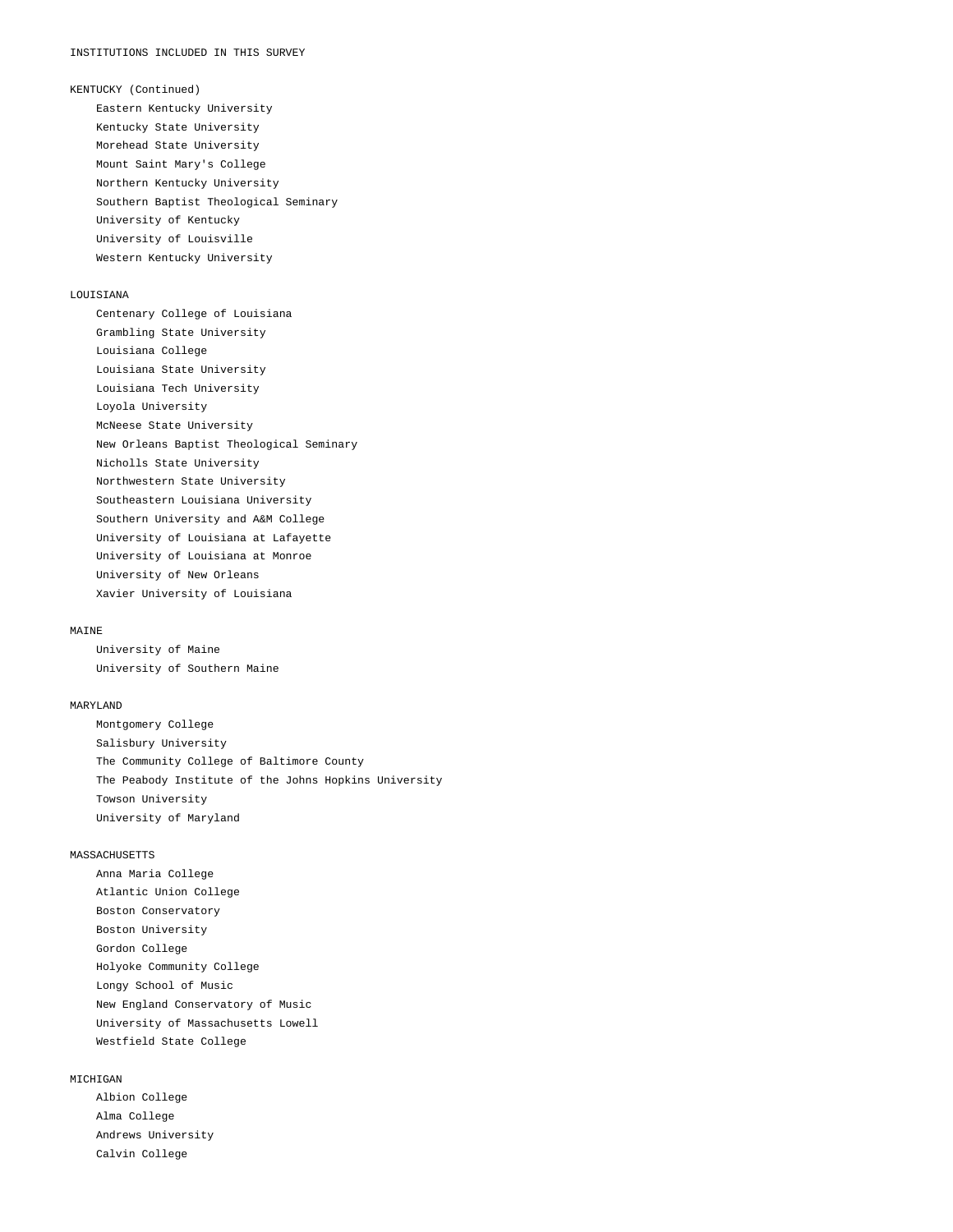INSTITUTIONS INCLUDED IN THIS SURVEY

KENTUCKY (Continued)

- Eastern Kentucky University
- Kentucky State University
- Morehead State University
- Mount Saint Mary's College
- Northern Kentucky University
- Southern Baptist Theological Seminary
- University of Kentucky
- University of Louisville
- Western Kentucky University

LOUISIANA

- Centenary College of Louisiana
- Grambling State University
- Louisiana College
- Louisiana State University
- Louisiana Tech University
- Loyola University
- McNeese State University
- New Orleans Baptist Theological Seminary
- Nicholls State University
- Northwestern State University
- Southeastern Louisiana University
- Southern University and A&M College
- University of Louisiana at Lafayette
- University of Louisiana at Monroe
- University of New Orleans
- Xavier University of Louisiana

MAINE

- University of Maine
- University of Southern Maine

MARYLAND

- Montgomery College
- Salisbury University
- The Community College of Baltimore County
- The Peabody Institute of the Johns Hopkins University
- Towson University
- University of Maryland

MASSACHUSETTS

- Anna Maria College
- Atlantic Union College
- Boston Conservatory
- Boston University
- Gordon College
- Holyoke Community College
- Longy School of Music
- New England Conservatory of Music
- University of Massachusetts Lowell
- Westfield State College

MICHIGAN

- Albion College
- Alma College
- Andrews University
- Calvin College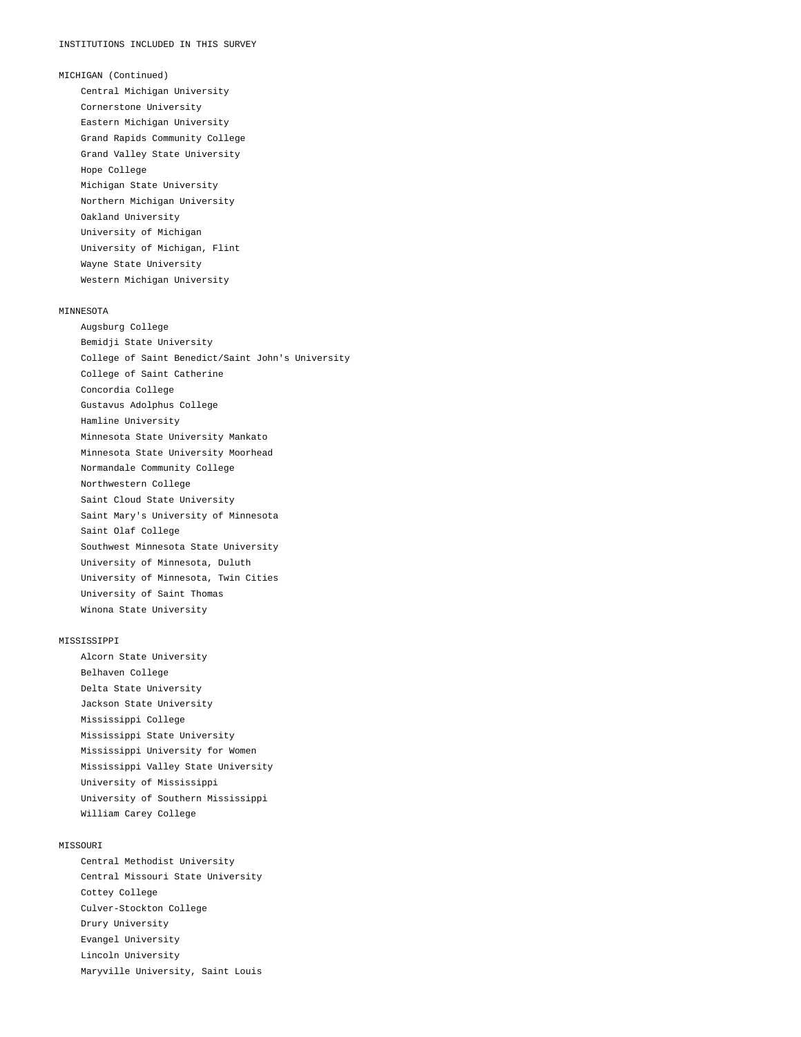INSTITUTIONS INCLUDED IN THIS SURVEY

MICHIGAN (Continued)

- Central Michigan University
- Cornerstone University
- Eastern Michigan University
- Grand Rapids Community College
- Grand Valley State University
- Hope College
- Michigan State University
- Northern Michigan University
- Oakland University
- University of Michigan
- University of Michigan, Flint
- Wayne State University
- Western Michigan University

MINNESOTA

- Augsburg College
- Bemidji State University
- College of Saint Benedict/Saint John's University
- College of Saint Catherine
- Concordia College
- Gustavus Adolphus College
- Hamline University
- Minnesota State University Mankato
- Minnesota State University Moorhead
- Normandale Community College
- Northwestern College
- Saint Cloud State University
- Saint Mary's University of Minnesota
- Saint Olaf College
- Southwest Minnesota State University
- University of Minnesota, Duluth
- University of Minnesota, Twin Cities
- University of Saint Thomas
- Winona State University

MISSISSIPPI

- Alcorn State University
- Belhaven College
- Delta State University
- Jackson State University
- Mississippi College
- Mississippi State University
- Mississippi University for Women
- Mississippi Valley State University
- University of Mississippi
- University of Southern Mississippi
- William Carey College

MISSOURI

- Central Methodist University
- Central Missouri State University
- Cottey College
- Culver-Stockton College
- Drury University
- Evangel University
- Lincoln University
- Maryville University, Saint Louis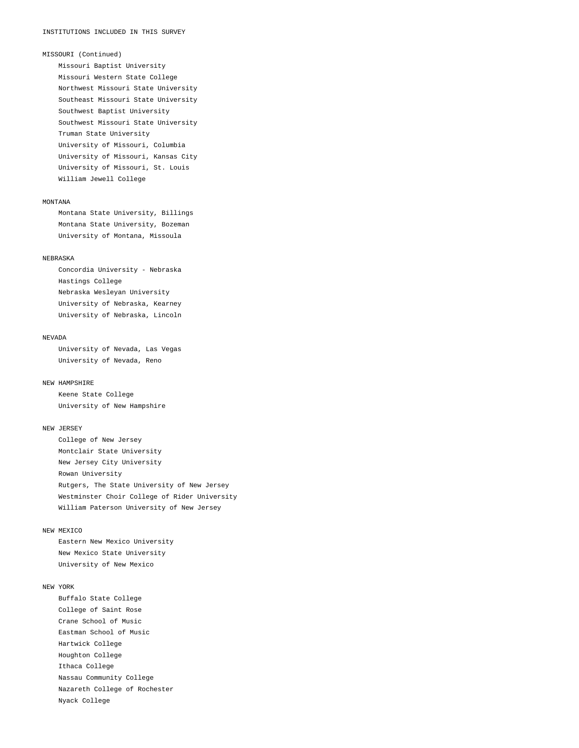INSTITUTIONS INCLUDED IN THIS SURVEY

MISSOURI (Continued)

- Missouri Baptist University
- Missouri Western State College
- Northwest Missouri State University
- Southeast Missouri State University
- Southwest Baptist University
- Southwest Missouri State University
- Truman State University
- University of Missouri, Columbia
- University of Missouri, Kansas City
- University of Missouri, St. Louis
- William Jewell College

MONTANA

- Montana State University, Billings
- Montana State University, Bozeman
- University of Montana, Missoula

NEBRASKA

- Concordia University - Nebraska
- Hastings College
- Nebraska Wesleyan University
- University of Nebraska, Kearney
- University of Nebraska, Lincoln

NEVADA

- University of Nevada, Las Vegas
- University of Nevada, Reno

NEW HAMPSHIRE

- Keene State College
- University of New Hampshire

NEW JERSEY

- College of New Jersey
- Montclair State University
- New Jersey City University
- Rowan University
- Rutgers, The State University of New Jersey
- Westminster Choir College of Rider University
- William Paterson University of New Jersey

NEW MEXICO

- Eastern New Mexico University
- New Mexico State University
- University of New Mexico

NEW YORK

- Buffalo State College
- College of Saint Rose
- Crane School of Music
- Eastman School of Music
- Hartwick College
- Houghton College
- Ithaca College
- Nassau Community College
- Nazareth College of Rochester
- Nyack College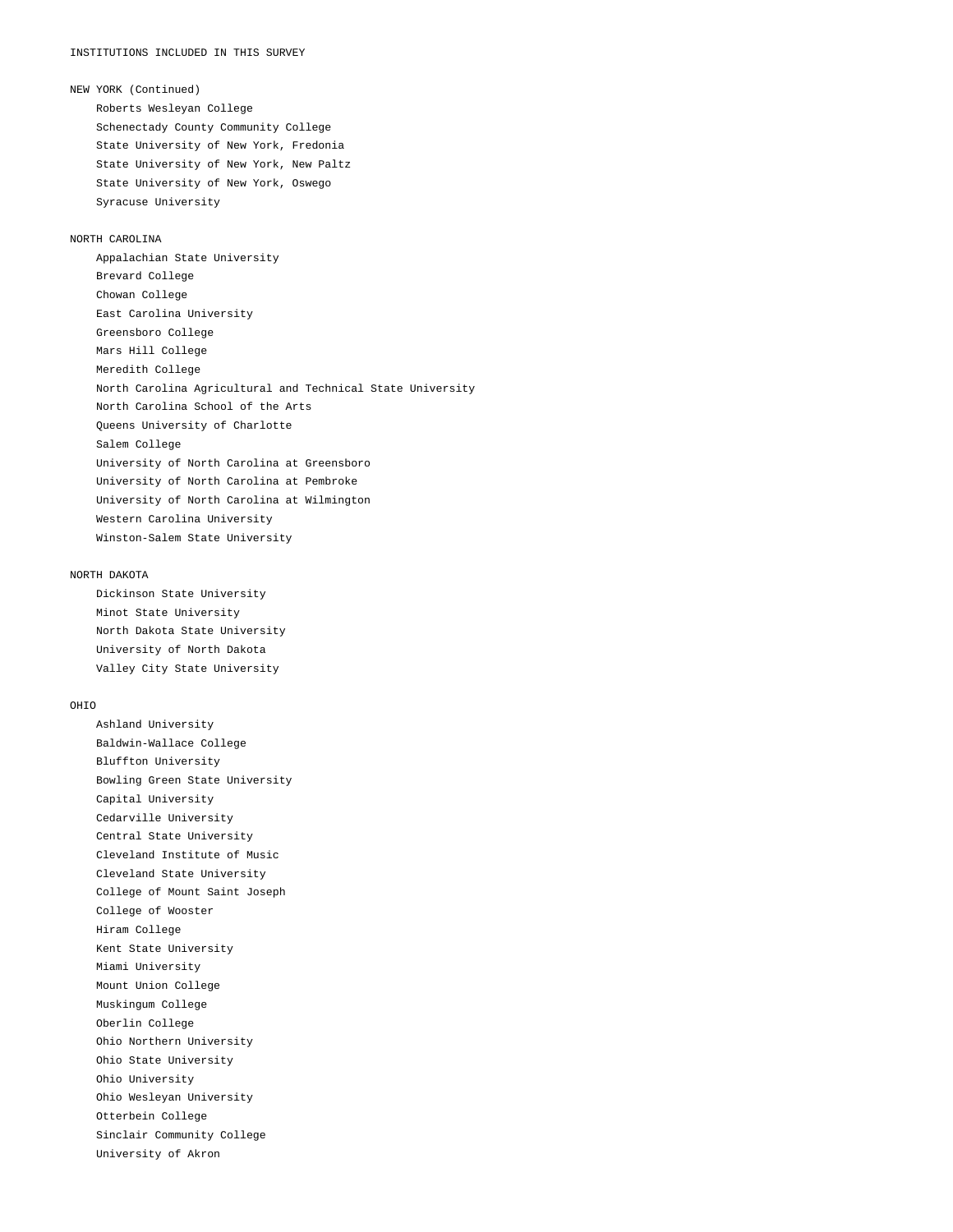INSTITUTIONS INCLUDED IN THIS SURVEY

NEW YORK (Continued)

- Roberts Wesleyan College
- Schenectady County Community College
- State University of New York, Fredonia
- State University of New York, New Paltz
- State University of New York, Oswego
- Syracuse University

NORTH CAROLINA

- Appalachian State University
- Brevard College
- Chowan College
- East Carolina University
- Greensboro College
- Mars Hill College
- Meredith College
- North Carolina Agricultural and Technical State University
- North Carolina School of the Arts
- Queens University of Charlotte
- Salem College
- University of North Carolina at Greensboro
- University of North Carolina at Pembroke
- University of North Carolina at Wilmington
- Western Carolina University
- Winston-Salem State University

NORTH DAKOTA

- Dickinson State University
- Minot State University
- North Dakota State University
- University of North Dakota
- Valley City State University

OHIO

- Ashland University
- Baldwin-Wallace College
- Bluffton University
- Bowling Green State University
- Capital University
- Cedarville University
- Central State University
- Cleveland Institute of Music
- Cleveland State University
- College of Mount Saint Joseph
- College of Wooster
- Hiram College
- Kent State University
- Miami University
- Mount Union College
- Muskingum College
- Oberlin College
- Ohio Northern University
- Ohio State University
- Ohio University
- Ohio Wesleyan University
- Otterbein College
- Sinclair Community College
- University of Akron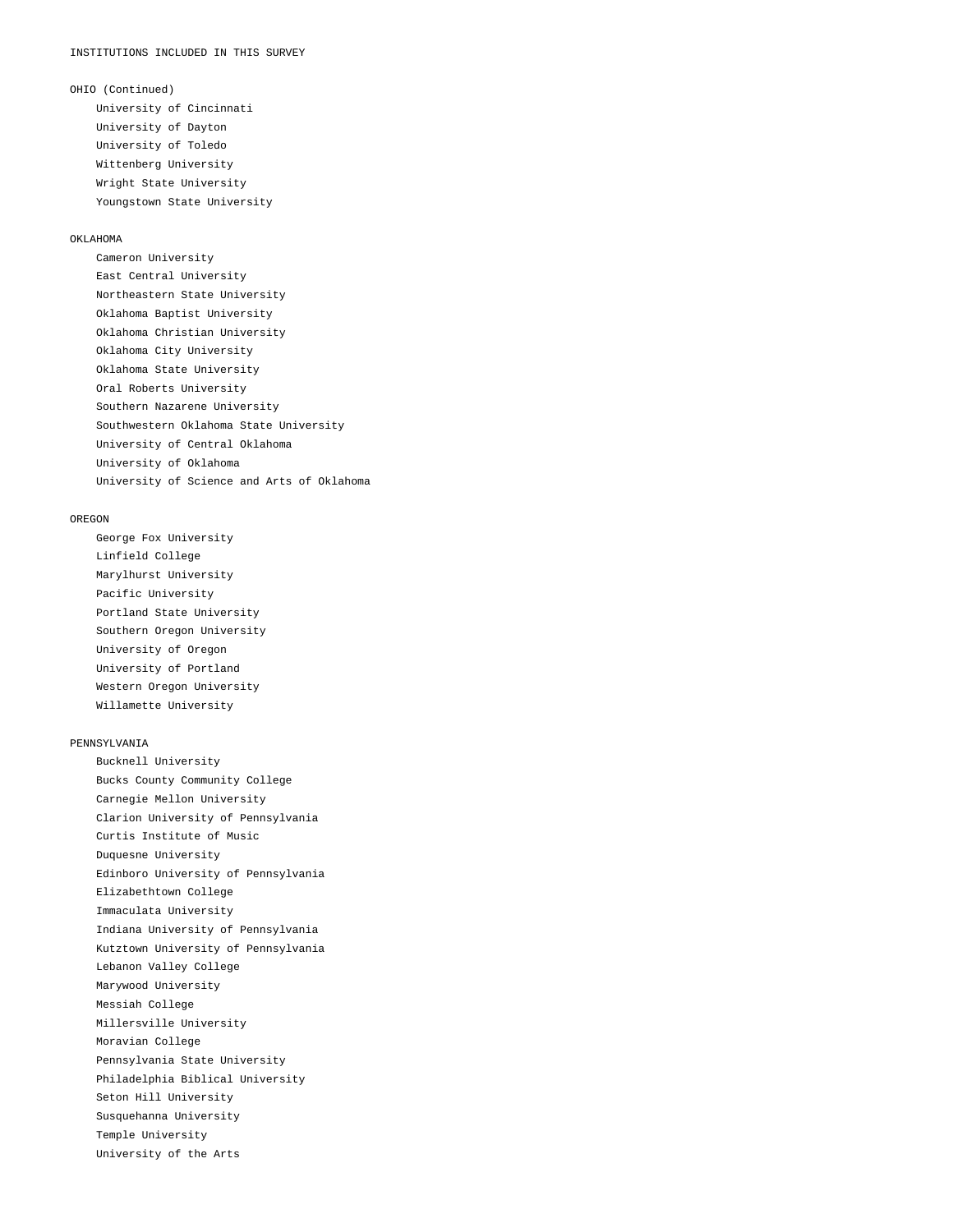INSTITUTIONS INCLUDED IN THIS SURVEY

OHIO (Continued)

- University of Cincinnati
- University of Dayton
- University of Toledo
- Wittenberg University
- Wright State University
- Youngstown State University

OKLAHOMA

- Cameron University
- East Central University
- Northeastern State University
- Oklahoma Baptist University
- Oklahoma Christian University
- Oklahoma City University
- Oklahoma State University
- Oral Roberts University
- Southern Nazarene University
- Southwestern Oklahoma State University
- University of Central Oklahoma
- University of Oklahoma
- University of Science and Arts of Oklahoma

OREGON

- George Fox University
- Linfield College
- Marylhurst University
- Pacific University
- Portland State University
- Southern Oregon University
- University of Oregon
- University of Portland
- Western Oregon University
- Willamette University

PENNSYLVANIA

- Bucknell University
- Bucks County Community College
- Carnegie Mellon University
- Clarion University of Pennsylvania
- Curtis Institute of Music
- Duquesne University
- Edinboro University of Pennsylvania
- Elizabethtown College
- Immaculata University
- Indiana University of Pennsylvania
- Kutztown University of Pennsylvania
- Lebanon Valley College
- Marywood University
- Messiah College
- Millersville University
- Moravian College
- Pennsylvania State University
- Philadelphia Biblical University
- Seton Hill University
- Susquehanna University
- Temple University
- University of the Arts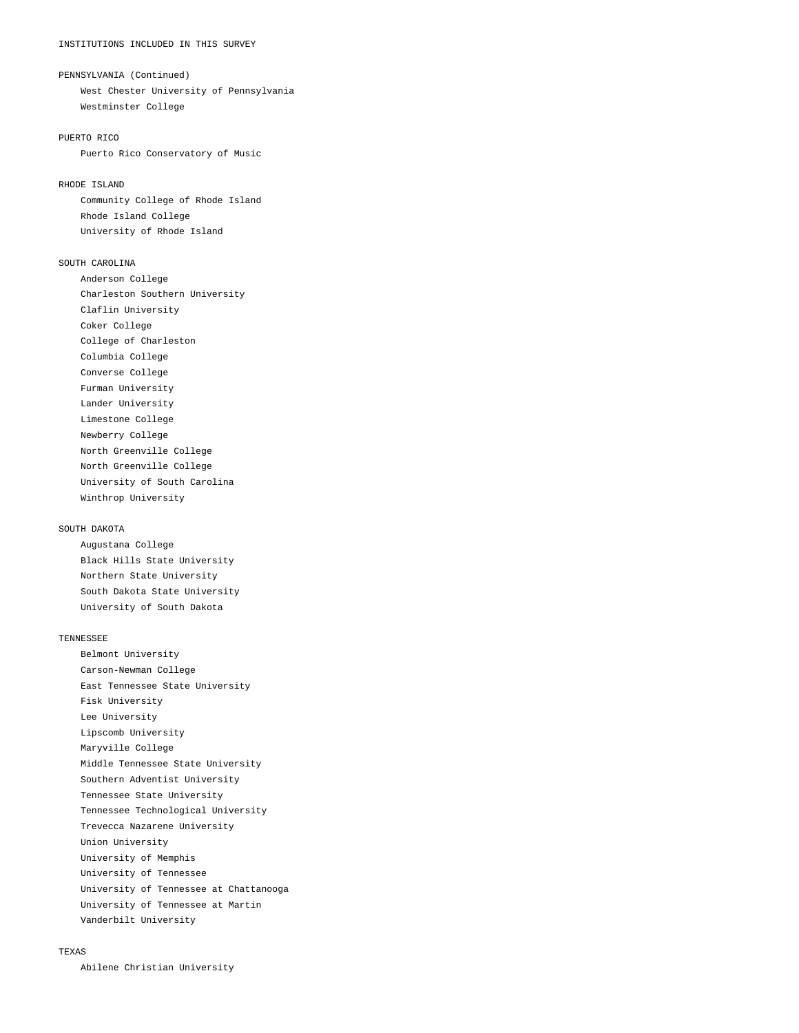INSTITUTIONS INCLUDED IN THIS SURVEY

PENNSYLVANIA (Continued)

- West Chester University of Pennsylvania
- Westminster College

PUERTO RICO

- Puerto Rico Conservatory of Music

RHODE ISLAND

- Community College of Rhode Island
- Rhode Island College
- University of Rhode Island

SOUTH CAROLINA

- Anderson College
- Charleston Southern University
- Claflin University
- Coker College
- College of Charleston
- Columbia College
- Converse College
- Furman University
- Lander University
- Limestone College
- Newberry College
- North Greenville College
- North Greenville College
- University of South Carolina
- Winthrop University

SOUTH DAKOTA

- Augustana College
- Black Hills State University
- Northern State University
- South Dakota State University
- University of South Dakota

TENNESSEE

- Belmont University
- Carson-Newman College
- East Tennessee State University
- Fisk University
- Lee University
- Lipscomb University
- Maryville College
- Middle Tennessee State University
- Southern Adventist University
- Tennessee State University
- Tennessee Technological University
- Trevecca Nazarene University
- Union University
- University of Memphis
- University of Tennessee
- University of Tennessee at Chattanooga
- University of Tennessee at Martin
- Vanderbilt University

TEXAS

- Abilene Christian University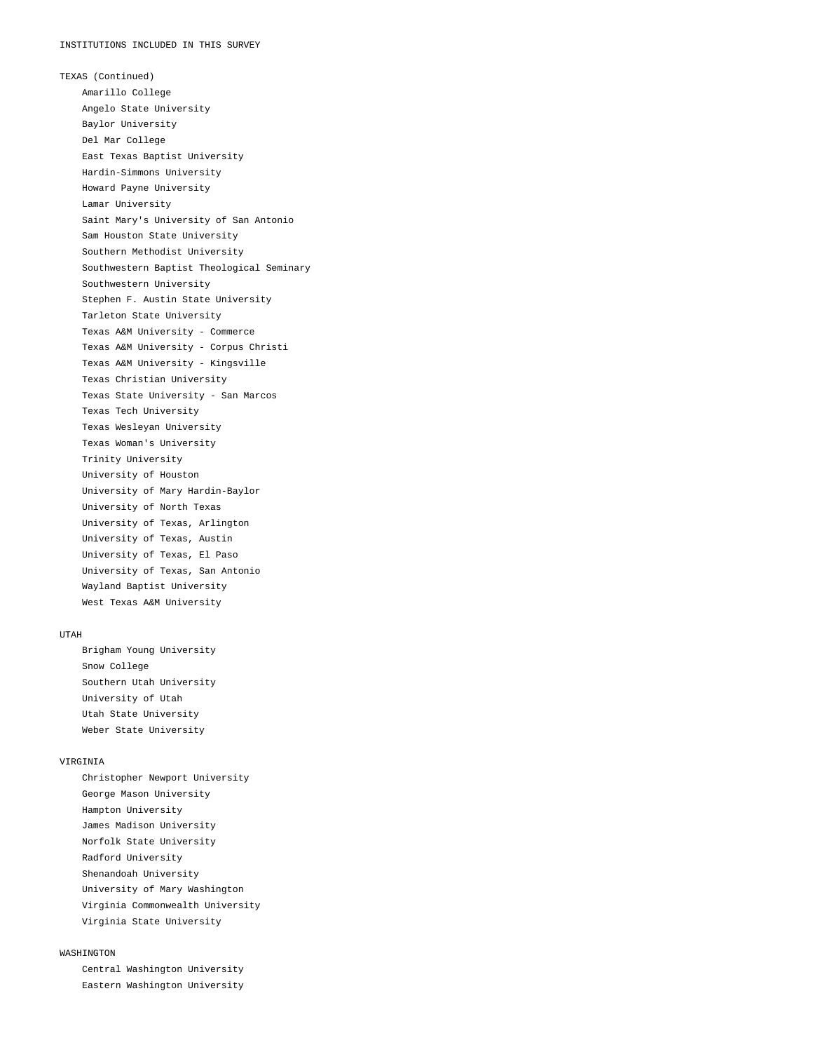INSTITUTIONS INCLUDED IN THIS SURVEY

TEXAS (Continued)

- Amarillo College
- Angelo State University
- Baylor University
- Del Mar College
- East Texas Baptist University
- Hardin-Simmons University
- Howard Payne University
- Lamar University
- Saint Mary's University of San Antonio
- Sam Houston State University
- Southern Methodist University
- Southwestern Baptist Theological Seminary
- Southwestern University
- Stephen F. Austin State University
- Tarleton State University
- Texas A&M University - Commerce
- Texas A&M University - Corpus Christi
- Texas A&M University - Kingsville
- Texas Christian University
- Texas State University - San Marcos
- Texas Tech University
- Texas Wesleyan University
- Texas Woman's University
- Trinity University
- University of Houston
- University of Mary Hardin-Baylor
- University of North Texas
- University of Texas, Arlington
- University of Texas, Austin
- University of Texas, El Paso
- University of Texas, San Antonio
- Wayland Baptist University
- West Texas A&M University

UTAH

- Brigham Young University
- Snow College
- Southern Utah University
- University of Utah
- Utah State University
- Weber State University

VIRGINIA

- Christopher Newport University
- George Mason University
- Hampton University
- James Madison University
- Norfolk State University
- Radford University
- Shenandoah University
- University of Mary Washington
- Virginia Commonwealth University
- Virginia State University

WASHINGTON

- Central Washington University
- Eastern Washington University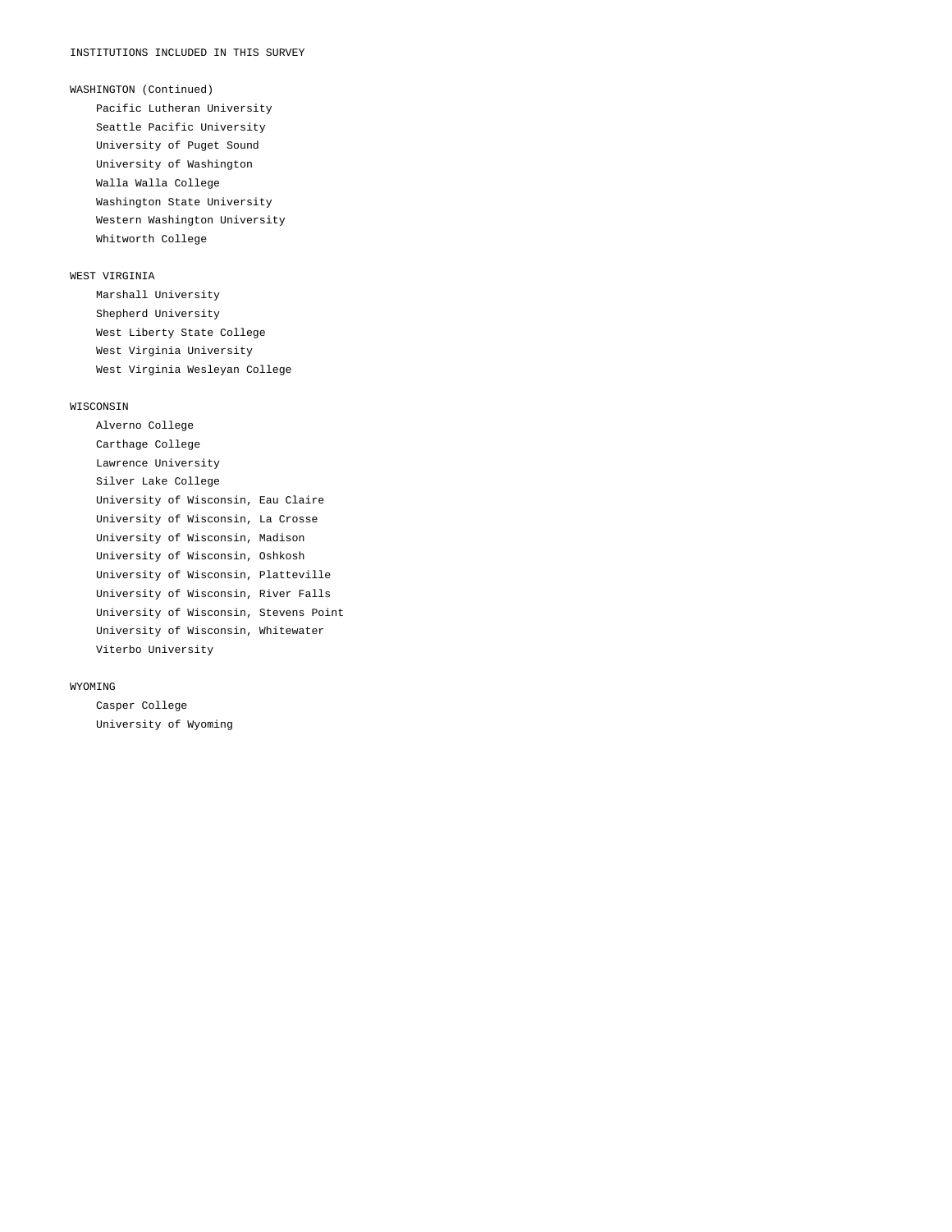INSTITUTIONS INCLUDED IN THIS SURVEY

WASHINGTON (Continued)

- Pacific Lutheran University
- Seattle Pacific University
- University of Puget Sound
- University of Washington
- Walla Walla College
- Washington State University
- Western Washington University
- Whitworth College

WEST VIRGINIA

- Marshall University
- Shepherd University
- West Liberty State College
- West Virginia University
- West Virginia Wesleyan College

WISCONSIN

- Alverno College
- Carthage College
- Lawrence University
- Silver Lake College
- University of Wisconsin, Eau Claire
- University of Wisconsin, La Crosse
- University of Wisconsin, Madison
- University of Wisconsin, Oshkosh
- University of Wisconsin, Platteville
- University of Wisconsin, River Falls
- University of Wisconsin, Stevens Point
- University of Wisconsin, Whitewater
- Viterbo University

WYOMING

- Casper College
- University of Wyoming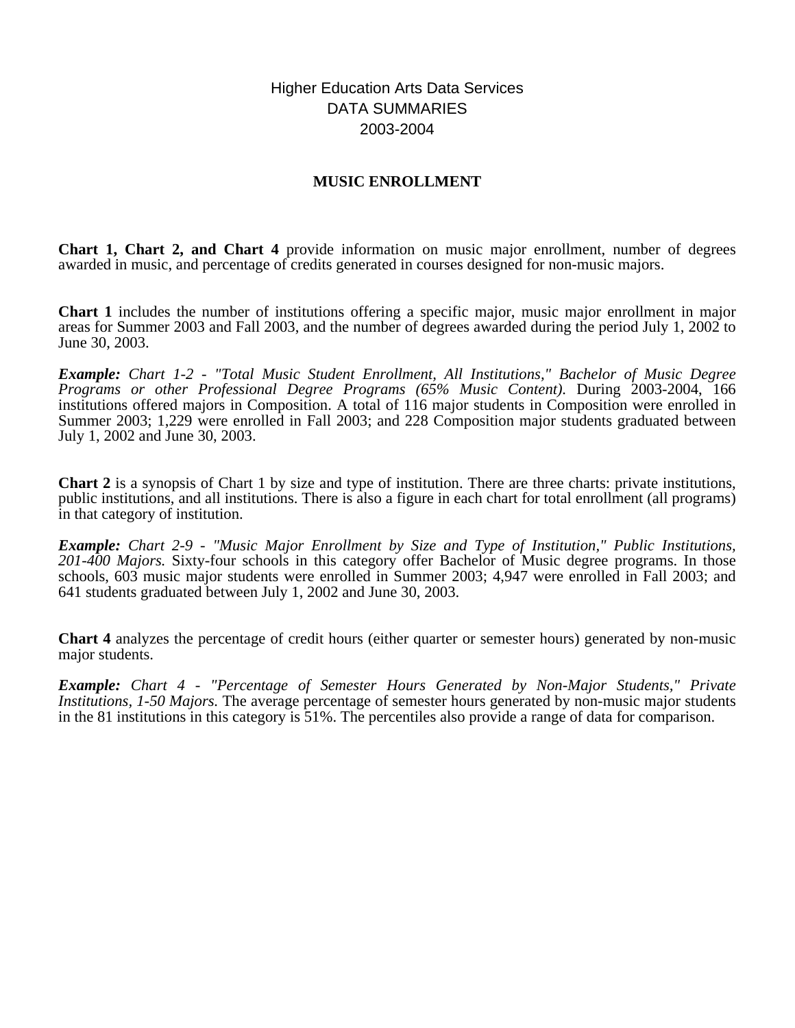Higher Education Arts Data Services
DATA SUMMARIES
2003-2004

## MUSIC ENROLLMENT

**Chart 1, Chart 2, and Chart 4** provide information on music major enrollment, number of degrees awarded in music, and percentage of credits generated in courses designed for non-music majors.

**Chart 1** includes the number of institutions offering a specific major, music major enrollment in major areas for Summer 2003 and Fall 2003, and the number of degrees awarded during the period July 1, 2002 to June 30, 2003.

***Example:*** *Chart 1-2 - "Total Music Student Enrollment, All Institutions," Bachelor of Music Degree Programs or other Professional Degree Programs (65% Music Content).* During 2003-2004, 166 institutions offered majors in Composition. A total of 116 major students in Composition were enrolled in Summer 2003; 1,229 were enrolled in Fall 2003; and 228 Composition major students graduated between July 1, 2002 and June 30, 2003.

**Chart 2** is a synopsis of Chart 1 by size and type of institution. There are three charts: private institutions, public institutions, and all institutions. There is also a figure in each chart for total enrollment (all programs) in that category of institution.

***Example:*** *Chart 2-9 - "Music Major Enrollment by Size and Type of Institution," Public Institutions, 201-400 Majors.* Sixty-four schools in this category offer Bachelor of Music degree programs. In those schools, 603 music major students were enrolled in Summer 2003; 4,947 were enrolled in Fall 2003; and 641 students graduated between July 1, 2002 and June 30, 2003.

**Chart 4** analyzes the percentage of credit hours (either quarter or semester hours) generated by non-music major students.

***Example:*** *Chart 4 - "Percentage of Semester Hours Generated by Non-Major Students," Private Institutions, 1-50 Majors.* The average percentage of semester hours generated by non-music major students in the 81 institutions in this category is 51%. The percentiles also provide a range of data for comparison.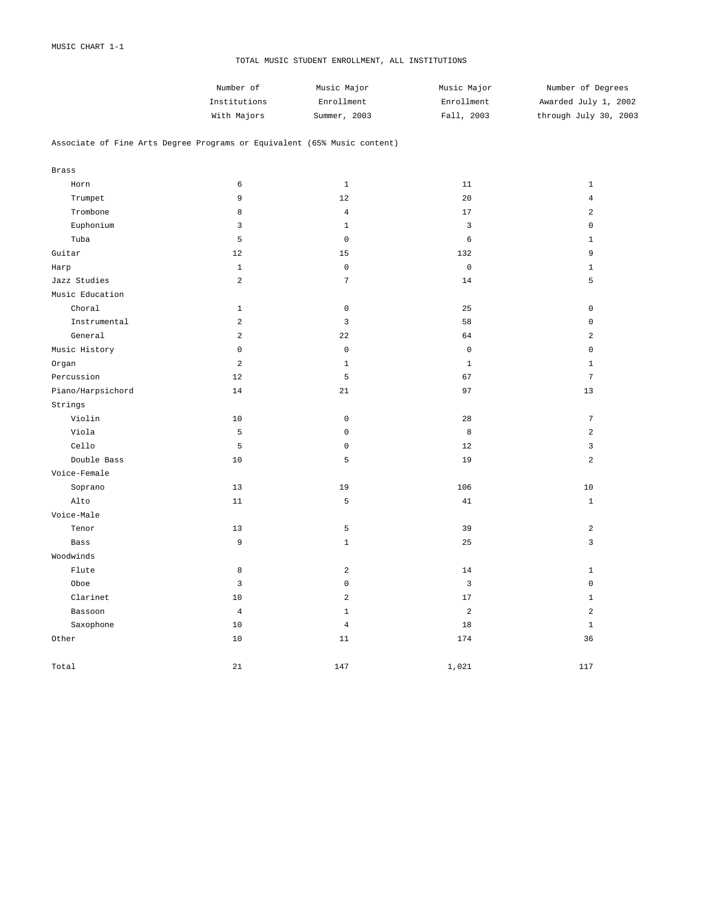MUSIC CHART 1-1

# TOTAL MUSIC STUDENT ENROLLMENT, ALL INSTITUTIONS

| | Number of Institutions With Majors | Music Major Enrollment Summer, 2003 | Music Major Enrollment Fall, 2003 | Number of Degrees Awarded July 1, 2002 through July 30, 2003 |
|---|---|---|---|---|
| **Associate of Fine Arts Degree Programs or Equivalent (65% Music content)** | | | | |
| Brass | | | | |
| Horn | 6 | 1 | 11 | 1 |
| Trumpet | 9 | 12 | 20 | 4 |
| Trombone | 8 | 4 | 17 | 2 |
| Euphonium | 3 | 1 | 3 | 0 |
| Tuba | 5 | 0 | 6 | 1 |
| Guitar | 12 | 15 | 132 | 9 |
| Harp | 1 | 0 | 0 | 1 |
| Jazz Studies | 2 | 7 | 14 | 5 |
| Music Education | | | | |
| Choral | 1 | 0 | 25 | 0 |
| Instrumental | 2 | 3 | 58 | 0 |
| General | 2 | 22 | 64 | 2 |
| Music History | 0 | 0 | 0 | 0 |
| Organ | 2 | 1 | 1 | 1 |
| Percussion | 12 | 5 | 67 | 7 |
| Piano/Harpsichord | 14 | 21 | 97 | 13 |
| Strings | | | | |
| Violin | 10 | 0 | 28 | 7 |
| Viola | 5 | 0 | 8 | 2 |
| Cello | 5 | 0 | 12 | 3 |
| Double Bass | 10 | 5 | 19 | 2 |
| Voice-Female | | | | |
| Soprano | 13 | 19 | 106 | 10 |
| Alto | 11 | 5 | 41 | 1 |
| Voice-Male | | | | |
| Tenor | 13 | 5 | 39 | 2 |
| Bass | 9 | 1 | 25 | 3 |
| Woodwinds | | | | |
| Flute | 8 | 2 | 14 | 1 |
| Oboe | 3 | 0 | 3 | 0 |
| Clarinet | 10 | 2 | 17 | 1 |
| Bassoon | 4 | 1 | 2 | 2 |
| Saxophone | 10 | 4 | 18 | 1 |
| Other | 10 | 11 | 174 | 36 |
| Total | 21 | 147 | 1,021 | 117 |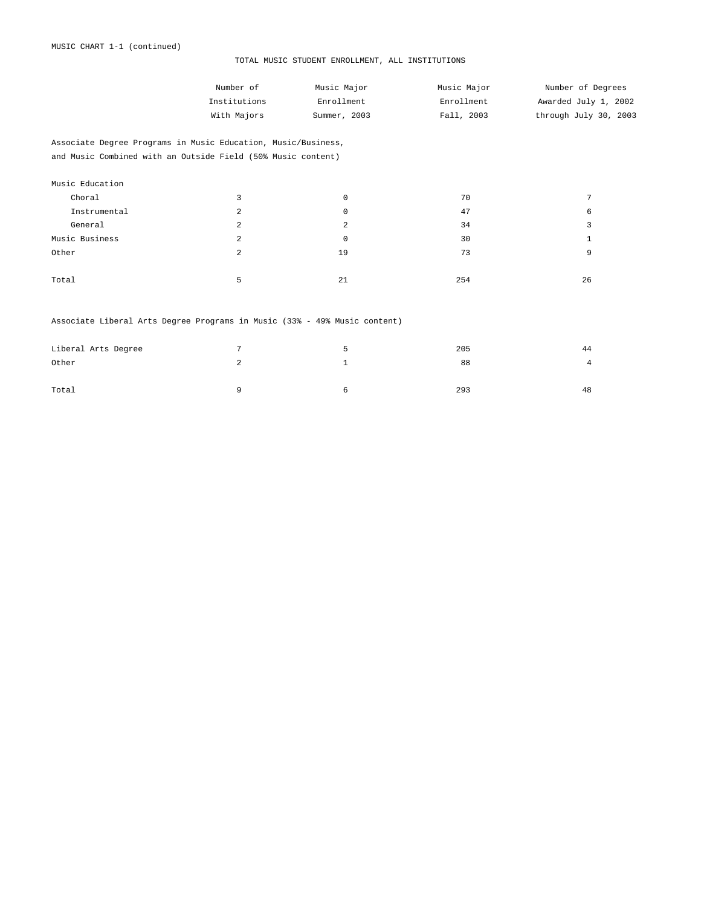MUSIC CHART 1-1 (continued)

## TOTAL MUSIC STUDENT ENROLLMENT, ALL INSTITUTIONS

| | Number of Institutions With Majors | Music Major Enrollment Summer, 2003 | Music Major Enrollment Fall, 2003 | Number of Degrees Awarded July 1, 2002 through July 30, 2003 |
|---|---|---|---|---|
| **Associate Degree Programs in Music Education, Music/Business, and Music Combined with an Outside Field (50% Music content)** | | | | |
| Music Education | | | | |
| Choral | 3 | 0 | 70 | 7 |
| Instrumental | 2 | 0 | 47 | 6 |
| General | 2 | 2 | 34 | 3 |
| Music Business | 2 | 0 | 30 | 1 |
| Other | 2 | 19 | 73 | 9 |
| Total | 5 | 21 | 254 | 26 |
| **Associate Liberal Arts Degree Programs in Music (33% - 49% Music content)** | | | | |
| Liberal Arts Degree | 7 | 5 | 205 | 44 |
| Other | 2 | 1 | 88 | 4 |
| Total | 9 | 6 | 293 | 48 |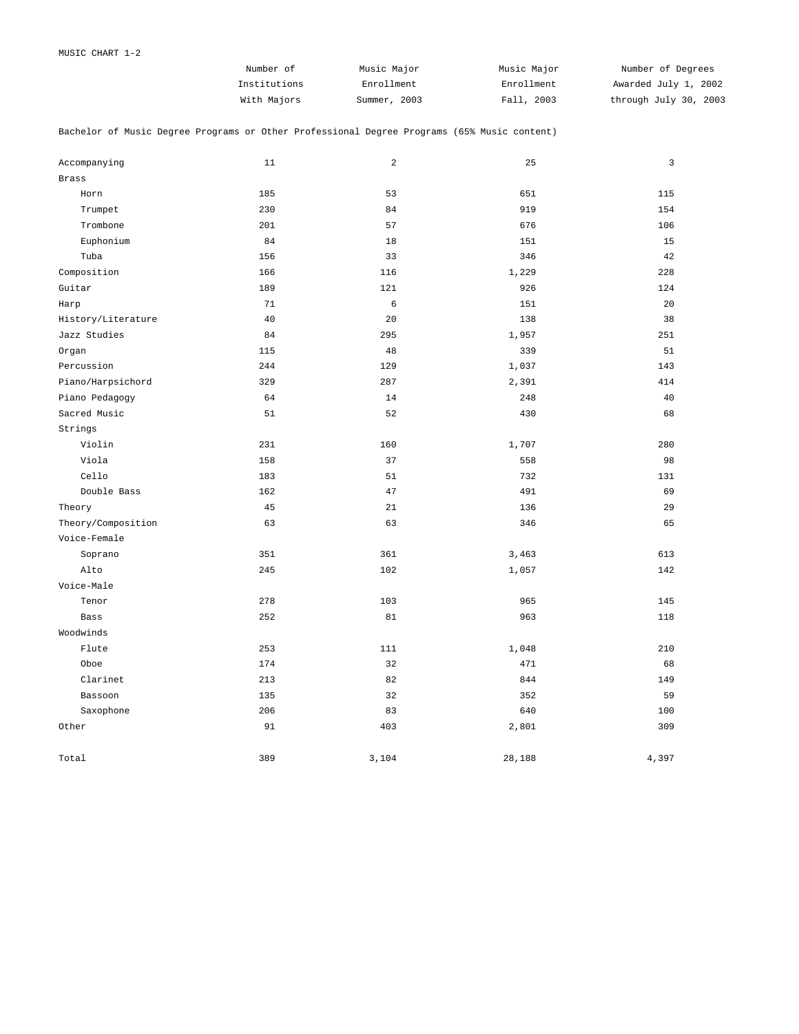MUSIC CHART 1-2

| | Number of Institutions With Majors | Music Major Enrollment Summer, 2003 | Music Major Enrollment Fall, 2003 | Number of Degrees Awarded July 1, 2002 through July 30, 2003 |
|---|---|---|---|---|
| **Bachelor of Music Degree Programs or Other Professional Degree Programs (65% Music content)** | | | | |
| Accompanying | 11 | 2 | 25 | 3 |
| Brass | | | | |
| Horn | 185 | 53 | 651 | 115 |
| Trumpet | 230 | 84 | 919 | 154 |
| Trombone | 201 | 57 | 676 | 106 |
| Euphonium | 84 | 18 | 151 | 15 |
| Tuba | 156 | 33 | 346 | 42 |
| Composition | 166 | 116 | 1,229 | 228 |
| Guitar | 189 | 121 | 926 | 124 |
| Harp | 71 | 6 | 151 | 20 |
| History/Literature | 40 | 20 | 138 | 38 |
| Jazz Studies | 84 | 295 | 1,957 | 251 |
| Organ | 115 | 48 | 339 | 51 |
| Percussion | 244 | 129 | 1,037 | 143 |
| Piano/Harpsichord | 329 | 287 | 2,391 | 414 |
| Piano Pedagogy | 64 | 14 | 248 | 40 |
| Sacred Music | 51 | 52 | 430 | 68 |
| Strings | | | | |
| Violin | 231 | 160 | 1,707 | 280 |
| Viola | 158 | 37 | 558 | 98 |
| Cello | 183 | 51 | 732 | 131 |
| Double Bass | 162 | 47 | 491 | 69 |
| Theory | 45 | 21 | 136 | 29 |
| Theory/Composition | 63 | 63 | 346 | 65 |
| Voice-Female | | | | |
| Soprano | 351 | 361 | 3,463 | 613 |
| Alto | 245 | 102 | 1,057 | 142 |
| Voice-Male | | | | |
| Tenor | 278 | 103 | 965 | 145 |
| Bass | 252 | 81 | 963 | 118 |
| Woodwinds | | | | |
| Flute | 253 | 111 | 1,048 | 210 |
| Oboe | 174 | 32 | 471 | 68 |
| Clarinet | 213 | 82 | 844 | 149 |
| Bassoon | 135 | 32 | 352 | 59 |
| Saxophone | 206 | 83 | 640 | 100 |
| Other | 91 | 403 | 2,801 | 309 |
| Total | 389 | 3,104 | 28,188 | 4,397 |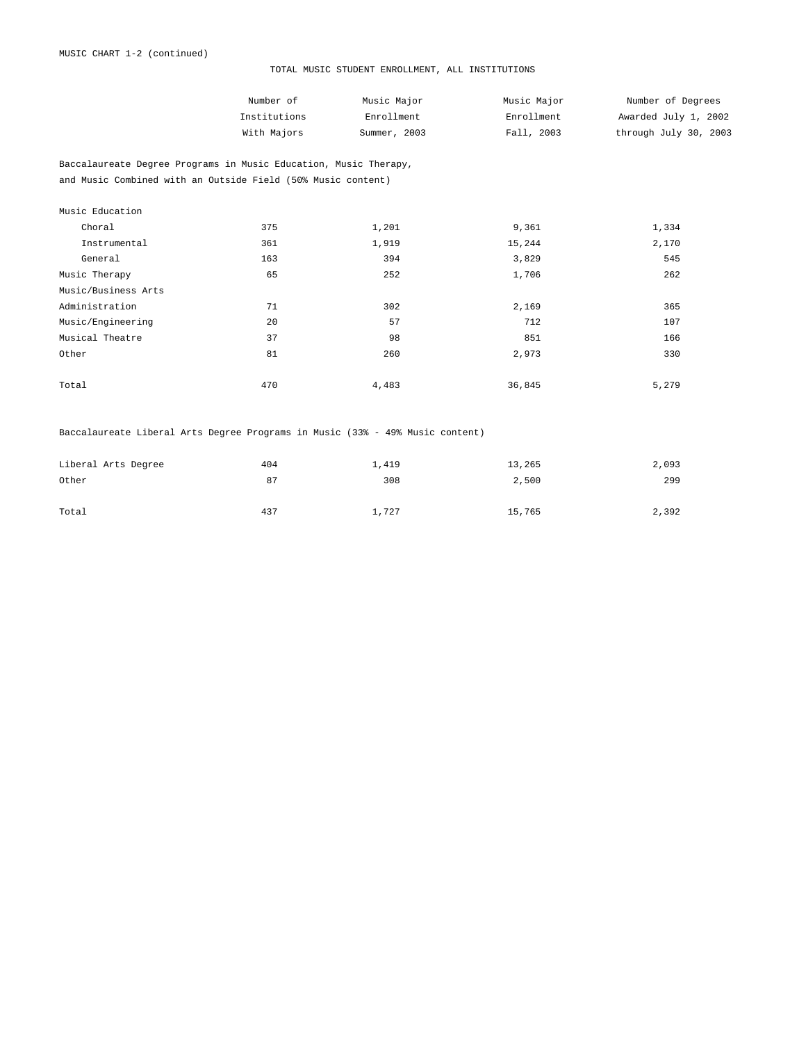MUSIC CHART 1-2 (continued)

## TOTAL MUSIC STUDENT ENROLLMENT, ALL INSTITUTIONS

| | Number of Institutions With Majors | Music Major Enrollment Summer, 2003 | Music Major Enrollment Fall, 2003 | Number of Degrees Awarded July 1, 2002 through July 30, 2003 |
|---|---|---|---|---|
| **Baccalaureate Degree Programs in Music Education, Music Therapy, and Music Combined with an Outside Field (50% Music content)** | | | | |
| Music Education | | | | |
| Choral | 375 | 1,201 | 9,361 | 1,334 |
| Instrumental | 361 | 1,919 | 15,244 | 2,170 |
| General | 163 | 394 | 3,829 | 545 |
| Music Therapy | 65 | 252 | 1,706 | 262 |
| Music/Business Arts | | | | |
| Administration | 71 | 302 | 2,169 | 365 |
| Music/Engineering | 20 | 57 | 712 | 107 |
| Musical Theatre | 37 | 98 | 851 | 166 |
| Other | 81 | 260 | 2,973 | 330 |
| Total | 470 | 4,483 | 36,845 | 5,279 |
| **Baccalaureate Liberal Arts Degree Programs in Music (33% - 49% Music content)** | | | | |
| Liberal Arts Degree | 404 | 1,419 | 13,265 | 2,093 |
| Other | 87 | 308 | 2,500 | 299 |
| Total | 437 | 1,727 | 15,765 | 2,392 |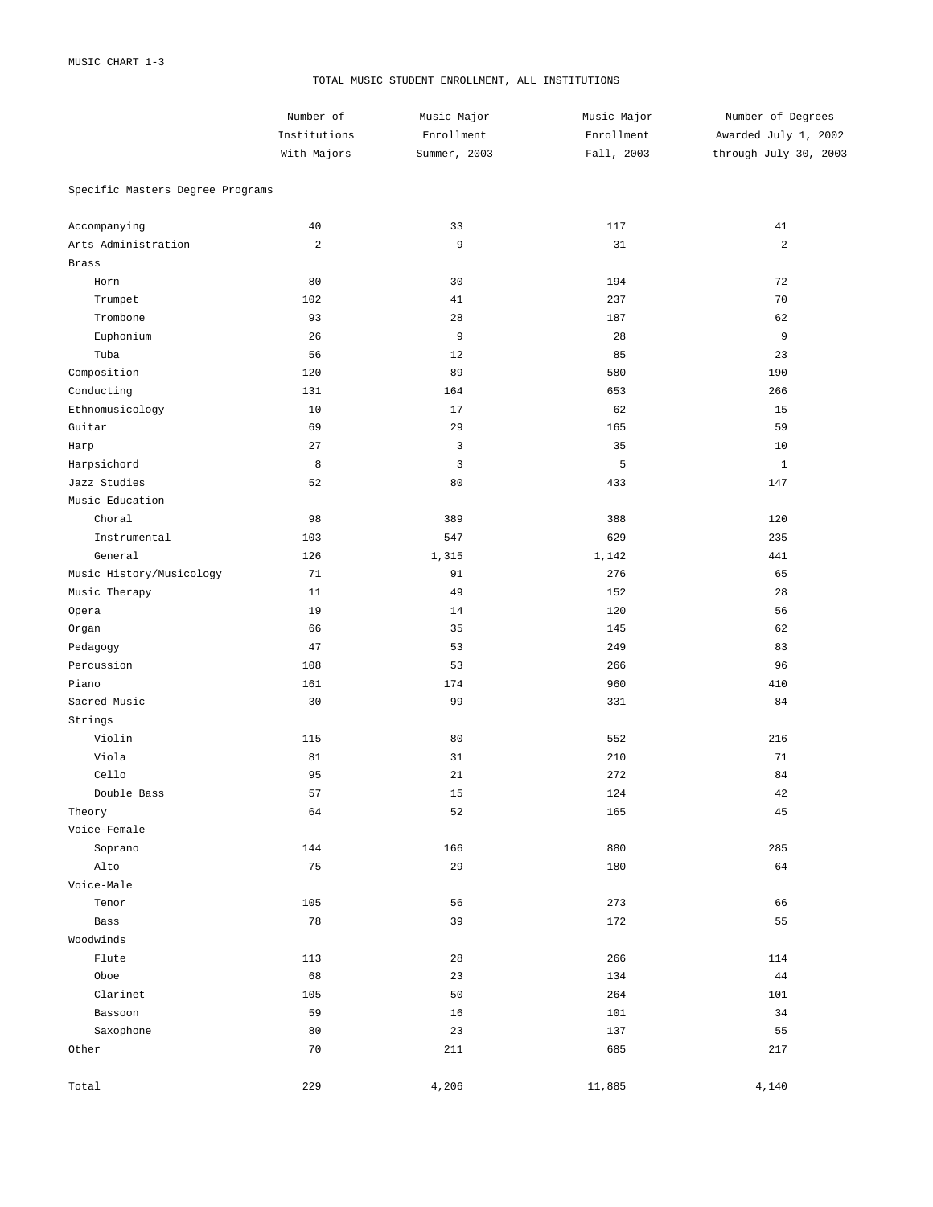MUSIC CHART 1-3

# TOTAL MUSIC STUDENT ENROLLMENT, ALL INSTITUTIONS

| | Number of Institutions With Majors | Music Major Enrollment Summer, 2003 | Music Major Enrollment Fall, 2003 | Number of Degrees Awarded July 1, 2002 through July 30, 2003 |
|---|---|---|---|---|
| Specific Masters Degree Programs | | | | |
| Accompanying | 40 | 33 | 117 | 41 |
| Arts Administration | 2 | 9 | 31 | 2 |
| Brass | | | | |
| Horn | 80 | 30 | 194 | 72 |
| Trumpet | 102 | 41 | 237 | 70 |
| Trombone | 93 | 28 | 187 | 62 |
| Euphonium | 26 | 9 | 28 | 9 |
| Tuba | 56 | 12 | 85 | 23 |
| Composition | 120 | 89 | 580 | 190 |
| Conducting | 131 | 164 | 653 | 266 |
| Ethnomusicology | 10 | 17 | 62 | 15 |
| Guitar | 69 | 29 | 165 | 59 |
| Harp | 27 | 3 | 35 | 10 |
| Harpsichord | 8 | 3 | 5 | 1 |
| Jazz Studies | 52 | 80 | 433 | 147 |
| Music Education | | | | |
| Choral | 98 | 389 | 388 | 120 |
| Instrumental | 103 | 547 | 629 | 235 |
| General | 126 | 1,315 | 1,142 | 441 |
| Music History/Musicology | 71 | 91 | 276 | 65 |
| Music Therapy | 11 | 49 | 152 | 28 |
| Opera | 19 | 14 | 120 | 56 |
| Organ | 66 | 35 | 145 | 62 |
| Pedagogy | 47 | 53 | 249 | 83 |
| Percussion | 108 | 53 | 266 | 96 |
| Piano | 161 | 174 | 960 | 410 |
| Sacred Music | 30 | 99 | 331 | 84 |
| Strings | | | | |
| Violin | 115 | 80 | 552 | 216 |
| Viola | 81 | 31 | 210 | 71 |
| Cello | 95 | 21 | 272 | 84 |
| Double Bass | 57 | 15 | 124 | 42 |
| Theory | 64 | 52 | 165 | 45 |
| Voice-Female | | | | |
| Soprano | 144 | 166 | 880 | 285 |
| Alto | 75 | 29 | 180 | 64 |
| Voice-Male | | | | |
| Tenor | 105 | 56 | 273 | 66 |
| Bass | 78 | 39 | 172 | 55 |
| Woodwinds | | | | |
| Flute | 113 | 28 | 266 | 114 |
| Oboe | 68 | 23 | 134 | 44 |
| Clarinet | 105 | 50 | 264 | 101 |
| Bassoon | 59 | 16 | 101 | 34 |
| Saxophone | 80 | 23 | 137 | 55 |
| Other | 70 | 211 | 685 | 217 |
| Total | 229 | 4,206 | 11,885 | 4,140 |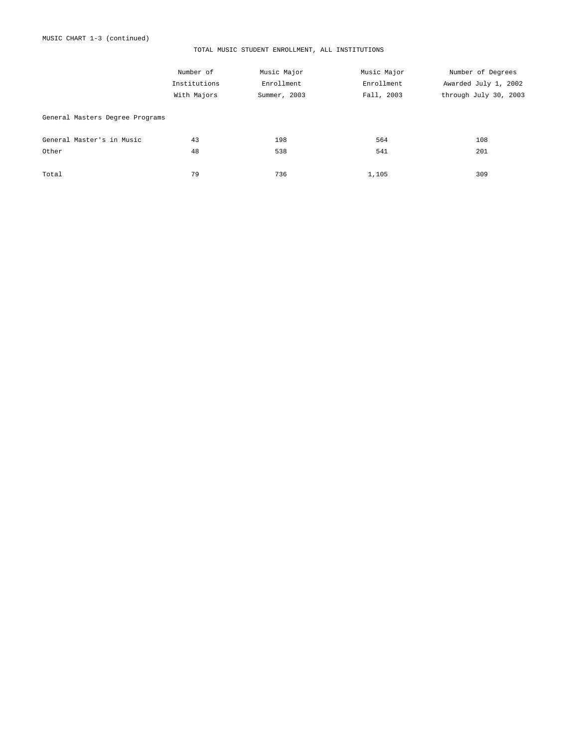MUSIC CHART 1-3 (continued)

TOTAL MUSIC STUDENT ENROLLMENT, ALL INSTITUTIONS

| | Number of Institutions With Majors | Music Major Enrollment Summer, 2003 | Music Major Enrollment Fall, 2003 | Number of Degrees Awarded July 1, 2002 through July 30, 2003 |
|---|---|---|---|---|
| General Masters Degree Programs | | | | |
| General Master's in Music | 43 | 198 | 564 | 108 |
| Other | 48 | 538 | 541 | 201 |
| Total | 79 | 736 | 1,105 | 309 |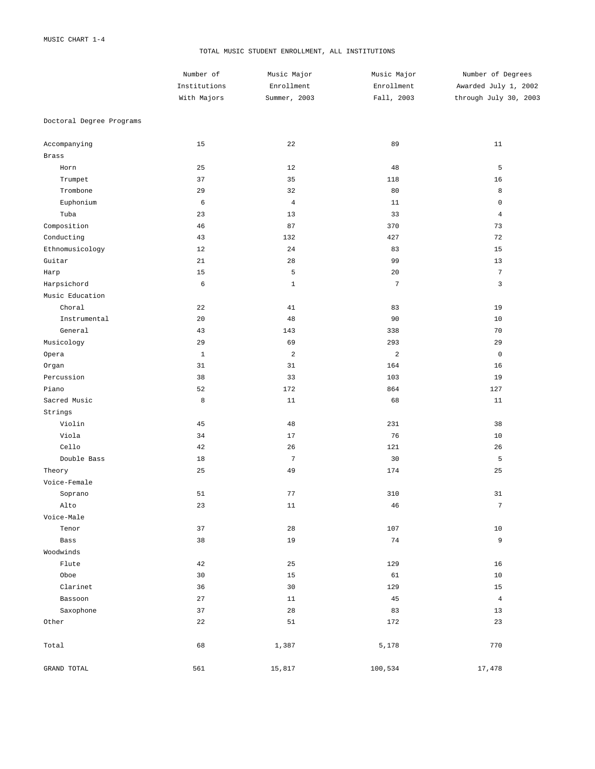MUSIC CHART 1-4

# TOTAL MUSIC STUDENT ENROLLMENT, ALL INSTITUTIONS

| | Number of Institutions With Majors | Music Major Enrollment Summer, 2003 | Music Major Enrollment Fall, 2003 | Number of Degrees Awarded July 1, 2002 through July 30, 2003 |
|---|---|---|---|---|
| **Doctoral Degree Programs** | | | | |
| Accompanying | 15 | 22 | 89 | 11 |
| Brass | | | | |
| Horn | 25 | 12 | 48 | 5 |
| Trumpet | 37 | 35 | 118 | 16 |
| Trombone | 29 | 32 | 80 | 8 |
| Euphonium | 6 | 4 | 11 | 0 |
| Tuba | 23 | 13 | 33 | 4 |
| Composition | 46 | 87 | 370 | 73 |
| Conducting | 43 | 132 | 427 | 72 |
| Ethnomusicology | 12 | 24 | 83 | 15 |
| Guitar | 21 | 28 | 99 | 13 |
| Harp | 15 | 5 | 20 | 7 |
| Harpsichord | 6 | 1 | 7 | 3 |
| Music Education | | | | |
| Choral | 22 | 41 | 83 | 19 |
| Instrumental | 20 | 48 | 90 | 10 |
| General | 43 | 143 | 338 | 70 |
| Musicology | 29 | 69 | 293 | 29 |
| Opera | 1 | 2 | 2 | 0 |
| Organ | 31 | 31 | 164 | 16 |
| Percussion | 38 | 33 | 103 | 19 |
| Piano | 52 | 172 | 864 | 127 |
| Sacred Music | 8 | 11 | 68 | 11 |
| Strings | | | | |
| Violin | 45 | 48 | 231 | 38 |
| Viola | 34 | 17 | 76 | 10 |
| Cello | 42 | 26 | 121 | 26 |
| Double Bass | 18 | 7 | 30 | 5 |
| Theory | 25 | 49 | 174 | 25 |
| Voice-Female | | | | |
| Soprano | 51 | 77 | 310 | 31 |
| Alto | 23 | 11 | 46 | 7 |
| Voice-Male | | | | |
| Tenor | 37 | 28 | 107 | 10 |
| Bass | 38 | 19 | 74 | 9 |
| Woodwinds | | | | |
| Flute | 42 | 25 | 129 | 16 |
| Oboe | 30 | 15 | 61 | 10 |
| Clarinet | 36 | 30 | 129 | 15 |
| Bassoon | 27 | 11 | 45 | 4 |
| Saxophone | 37 | 28 | 83 | 13 |
| Other | 22 | 51 | 172 | 23 |
| Total | 68 | 1,387 | 5,178 | 770 |
| GRAND TOTAL | 561 | 15,817 | 100,534 | 17,478 |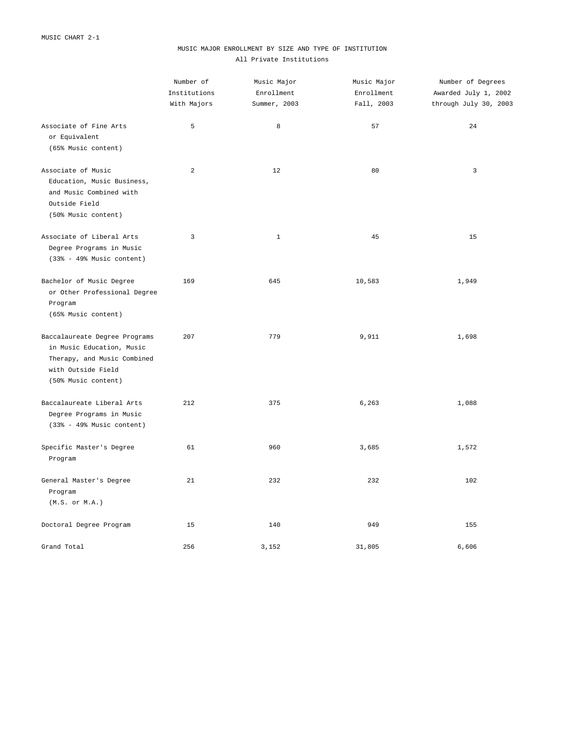MUSIC CHART 2-1

MUSIC MAJOR ENROLLMENT BY SIZE AND TYPE OF INSTITUTION

All Private Institutions

| | Number of Institutions With Majors | Music Major Enrollment Summer, 2003 | Music Major Enrollment Fall, 2003 | Number of Degrees Awarded July 1, 2002 through July 30, 2003 |
|---|---|---|---|---|
| Associate of Fine Arts or Equivalent (65% Music content) | 5 | 8 | 57 | 24 |
| Associate of Music Education, Music Business, and Music Combined with Outside Field (50% Music content) | 2 | 12 | 80 | 3 |
| Associate of Liberal Arts Degree Programs in Music (33% - 49% Music content) | 3 | 1 | 45 | 15 |
| Bachelor of Music Degree or Other Professional Degree Program (65% Music content) | 169 | 645 | 10,583 | 1,949 |
| Baccalaureate Degree Programs in Music Education, Music Therapy, and Music Combined with Outside Field (50% Music content) | 207 | 779 | 9,911 | 1,698 |
| Baccalaureate Liberal Arts Degree Programs in Music (33% - 49% Music content) | 212 | 375 | 6,263 | 1,088 |
| Specific Master's Degree Program | 61 | 960 | 3,685 | 1,572 |
| General Master's Degree Program (M.S. or M.A.) | 21 | 232 | 232 | 102 |
| Doctoral Degree Program | 15 | 140 | 949 | 155 |
| Grand Total | 256 | 3,152 | 31,805 | 6,606 |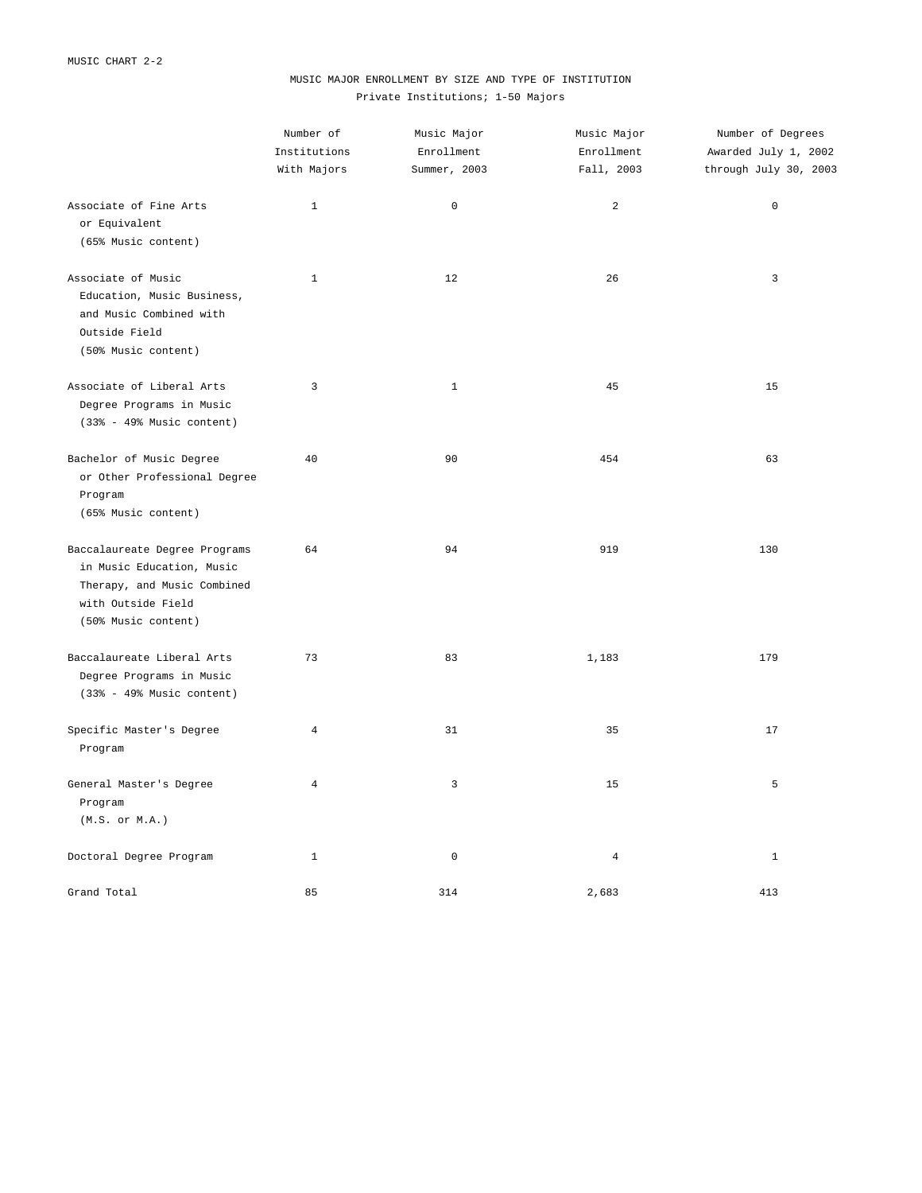MUSIC CHART 2-2

## MUSIC MAJOR ENROLLMENT BY SIZE AND TYPE OF INSTITUTION

Private Institutions; 1-50 Majors

| | Number of Institutions With Majors | Music Major Enrollment Summer, 2003 | Music Major Enrollment Fall, 2003 | Number of Degrees Awarded July 1, 2002 through July 30, 2003 |
|---|---|---|---|---|
| Associate of Fine Arts or Equivalent (65% Music content) | 1 | 0 | 2 | 0 |
| Associate of Music Education, Music Business, and Music Combined with Outside Field (50% Music content) | 1 | 12 | 26 | 3 |
| Associate of Liberal Arts Degree Programs in Music (33% - 49% Music content) | 3 | 1 | 45 | 15 |
| Bachelor of Music Degree or Other Professional Degree Program (65% Music content) | 40 | 90 | 454 | 63 |
| Baccalaureate Degree Programs in Music Education, Music Therapy, and Music Combined with Outside Field (50% Music content) | 64 | 94 | 919 | 130 |
| Baccalaureate Liberal Arts Degree Programs in Music (33% - 49% Music content) | 73 | 83 | 1,183 | 179 |
| Specific Master's Degree Program | 4 | 31 | 35 | 17 |
| General Master's Degree Program (M.S. or M.A.) | 4 | 3 | 15 | 5 |
| Doctoral Degree Program | 1 | 0 | 4 | 1 |
| Grand Total | 85 | 314 | 2,683 | 413 |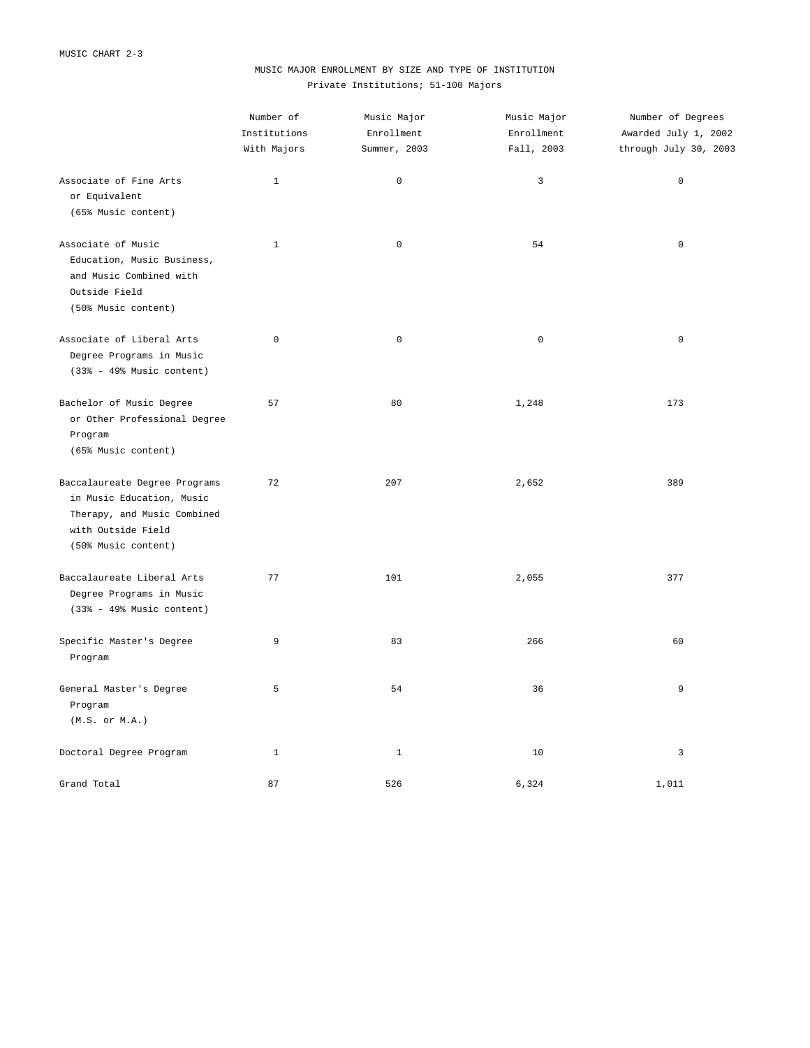MUSIC CHART 2-3

MUSIC MAJOR ENROLLMENT BY SIZE AND TYPE OF INSTITUTION

Private Institutions; 51-100 Majors

| | Number of Institutions With Majors | Music Major Enrollment Summer, 2003 | Music Major Enrollment Fall, 2003 | Number of Degrees Awarded July 1, 2002 through July 30, 2003 |
|---|---|---|---|---|
| Associate of Fine Arts or Equivalent (65% Music content) | 1 | 0 | 3 | 0 |
| Associate of Music Education, Music Business, and Music Combined with Outside Field (50% Music content) | 1 | 0 | 54 | 0 |
| Associate of Liberal Arts Degree Programs in Music (33% - 49% Music content) | 0 | 0 | 0 | 0 |
| Bachelor of Music Degree or Other Professional Degree Program (65% Music content) | 57 | 80 | 1,248 | 173 |
| Baccalaureate Degree Programs in Music Education, Music Therapy, and Music Combined with Outside Field (50% Music content) | 72 | 207 | 2,652 | 389 |
| Baccalaureate Liberal Arts Degree Programs in Music (33% - 49% Music content) | 77 | 101 | 2,055 | 377 |
| Specific Master's Degree Program | 9 | 83 | 266 | 60 |
| General Master's Degree Program (M.S. or M.A.) | 5 | 54 | 36 | 9 |
| Doctoral Degree Program | 1 | 1 | 10 | 3 |
| Grand Total | 87 | 526 | 6,324 | 1,011 |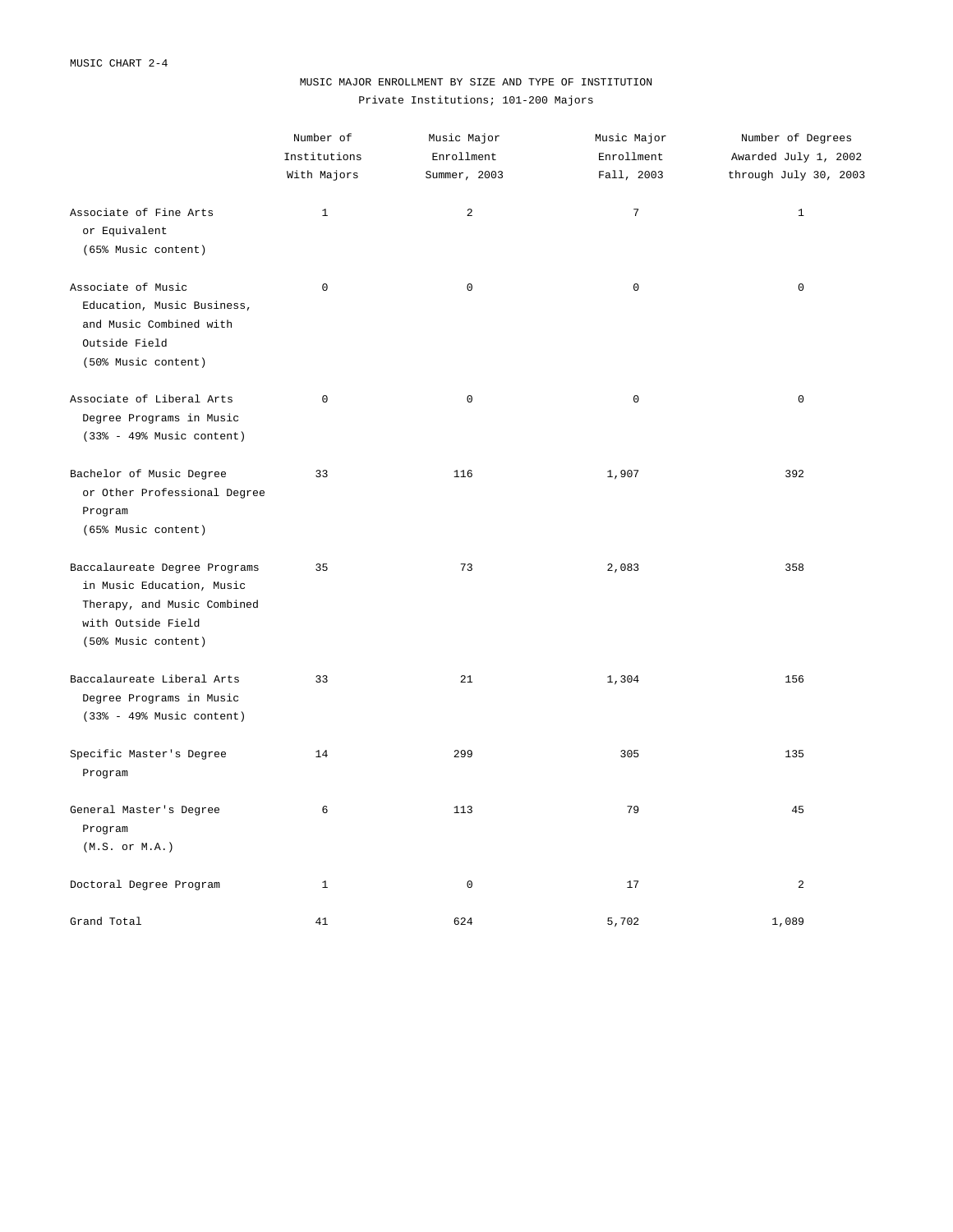MUSIC CHART 2-4

# MUSIC MAJOR ENROLLMENT BY SIZE AND TYPE OF INSTITUTION

## Private Institutions; 101-200 Majors

| | Number of Institutions With Majors | Music Major Enrollment Summer, 2003 | Music Major Enrollment Fall, 2003 | Number of Degrees Awarded July 1, 2002 through July 30, 2003 |
|---|---|---|---|---|
| Associate of Fine Arts or Equivalent (65% Music content) | 1 | 2 | 7 | 1 |
| Associate of Music Education, Music Business, and Music Combined with Outside Field (50% Music content) | 0 | 0 | 0 | 0 |
| Associate of Liberal Arts Degree Programs in Music (33% - 49% Music content) | 0 | 0 | 0 | 0 |
| Bachelor of Music Degree or Other Professional Degree Program (65% Music content) | 33 | 116 | 1,907 | 392 |
| Baccalaureate Degree Programs in Music Education, Music Therapy, and Music Combined with Outside Field (50% Music content) | 35 | 73 | 2,083 | 358 |
| Baccalaureate Liberal Arts Degree Programs in Music (33% - 49% Music content) | 33 | 21 | 1,304 | 156 |
| Specific Master's Degree Program | 14 | 299 | 305 | 135 |
| General Master's Degree Program (M.S. or M.A.) | 6 | 113 | 79 | 45 |
| Doctoral Degree Program | 1 | 0 | 17 | 2 |
| Grand Total | 41 | 624 | 5,702 | 1,089 |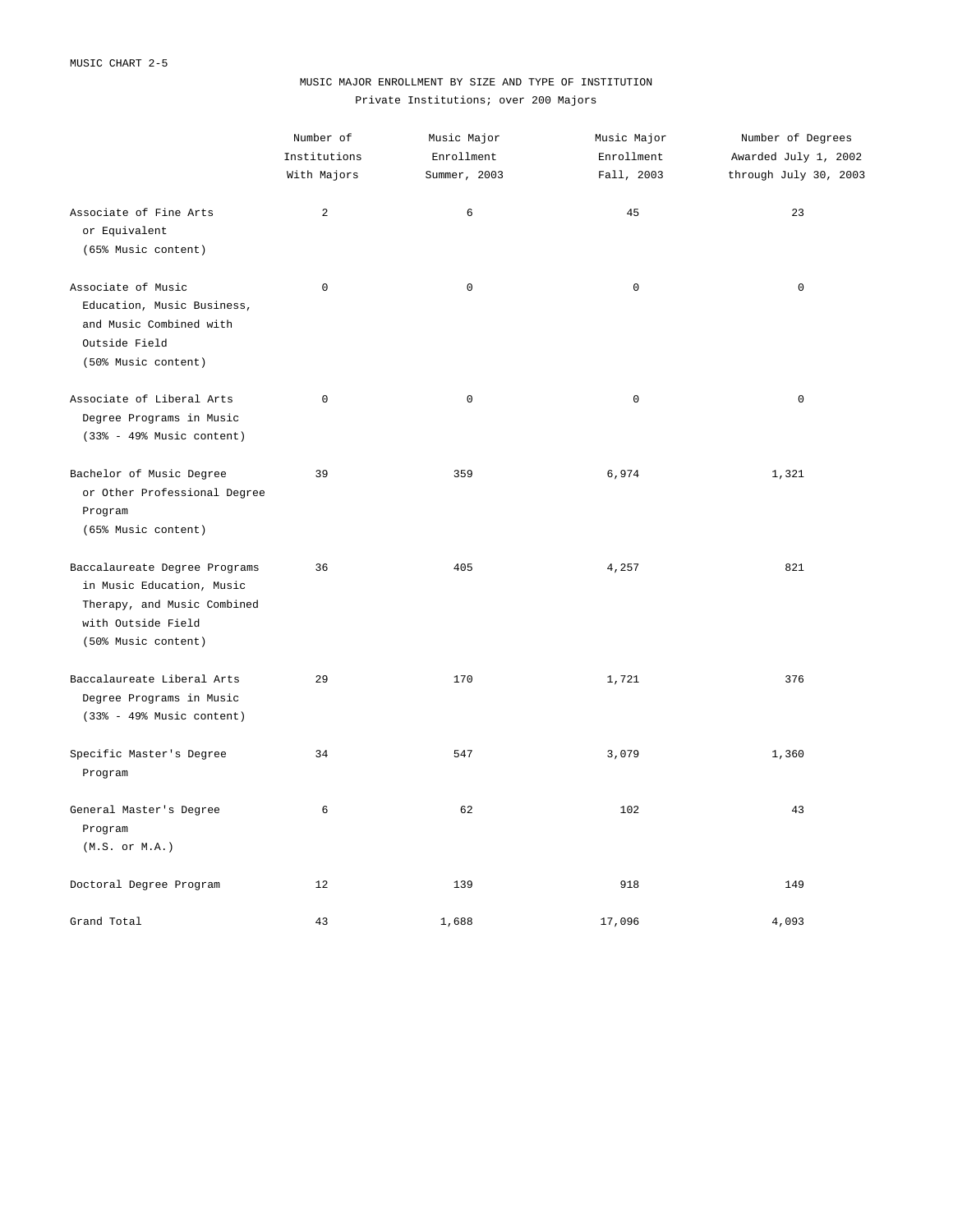MUSIC CHART 2-5

MUSIC MAJOR ENROLLMENT BY SIZE AND TYPE OF INSTITUTION

Private Institutions; over 200 Majors

| | Number of Institutions With Majors | Music Major Enrollment Summer, 2003 | Music Major Enrollment Fall, 2003 | Number of Degrees Awarded July 1, 2002 through July 30, 2003 |
|---|---|---|---|---|
| Associate of Fine Arts or Equivalent (65% Music content) | 2 | 6 | 45 | 23 |
| Associate of Music Education, Music Business, and Music Combined with Outside Field (50% Music content) | 0 | 0 | 0 | 0 |
| Associate of Liberal Arts Degree Programs in Music (33% - 49% Music content) | 0 | 0 | 0 | 0 |
| Bachelor of Music Degree or Other Professional Degree Program (65% Music content) | 39 | 359 | 6,974 | 1,321 |
| Baccalaureate Degree Programs in Music Education, Music Therapy, and Music Combined with Outside Field (50% Music content) | 36 | 405 | 4,257 | 821 |
| Baccalaureate Liberal Arts Degree Programs in Music (33% - 49% Music content) | 29 | 170 | 1,721 | 376 |
| Specific Master's Degree Program | 34 | 547 | 3,079 | 1,360 |
| General Master's Degree Program (M.S. or M.A.) | 6 | 62 | 102 | 43 |
| Doctoral Degree Program | 12 | 139 | 918 | 149 |
| Grand Total | 43 | 1,688 | 17,096 | 4,093 |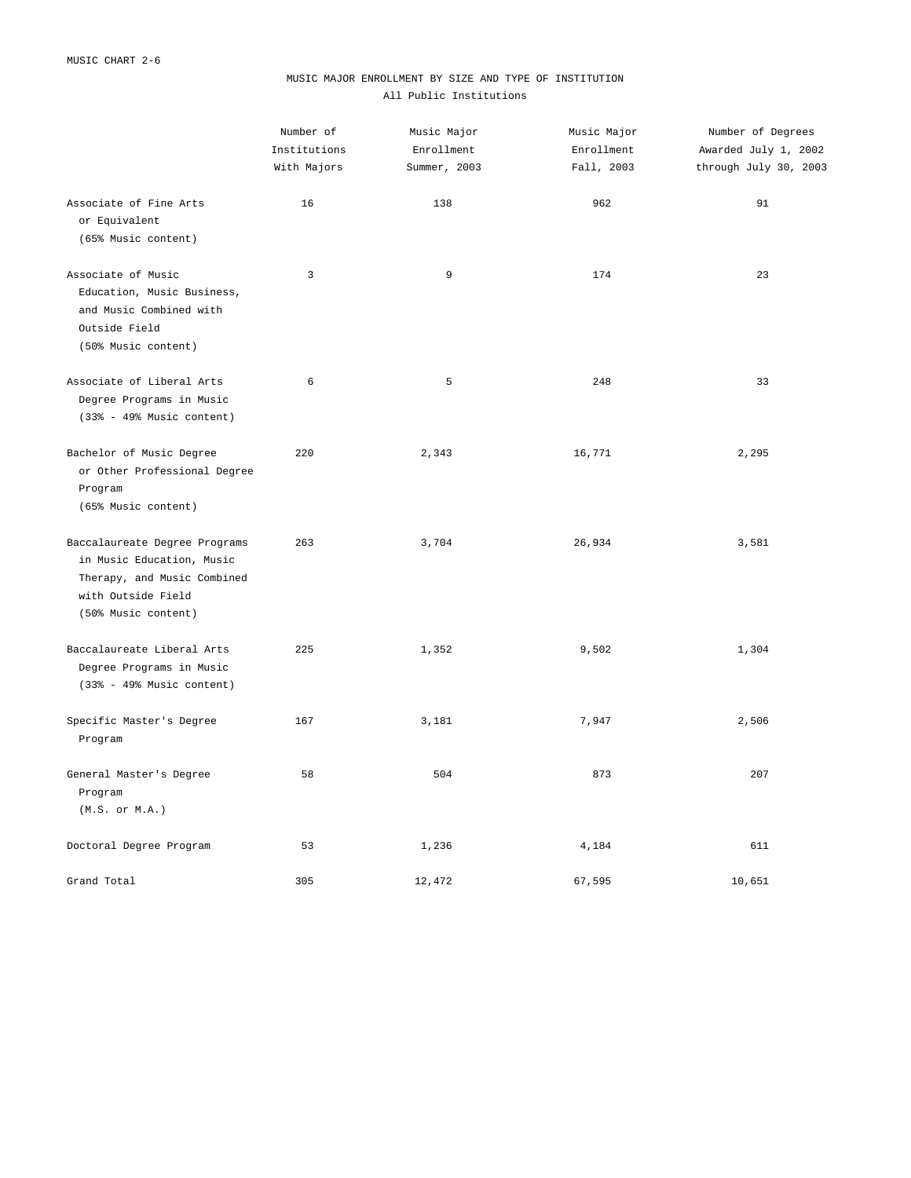MUSIC CHART 2-6

## MUSIC MAJOR ENROLLMENT BY SIZE AND TYPE OF INSTITUTION

All Public Institutions

| | Number of Institutions With Majors | Music Major Enrollment Summer, 2003 | Music Major Enrollment Fall, 2003 | Number of Degrees Awarded July 1, 2002 through July 30, 2003 |
|---|---|---|---|---|
| Associate of Fine Arts or Equivalent (65% Music content) | 16 | 138 | 962 | 91 |
| Associate of Music Education, Music Business, and Music Combined with Outside Field (50% Music content) | 3 | 9 | 174 | 23 |
| Associate of Liberal Arts Degree Programs in Music (33% - 49% Music content) | 6 | 5 | 248 | 33 |
| Bachelor of Music Degree or Other Professional Degree Program (65% Music content) | 220 | 2,343 | 16,771 | 2,295 |
| Baccalaureate Degree Programs in Music Education, Music Therapy, and Music Combined with Outside Field (50% Music content) | 263 | 3,704 | 26,934 | 3,581 |
| Baccalaureate Liberal Arts Degree Programs in Music (33% - 49% Music content) | 225 | 1,352 | 9,502 | 1,304 |
| Specific Master's Degree Program | 167 | 3,181 | 7,947 | 2,506 |
| General Master's Degree Program (M.S. or M.A.) | 58 | 504 | 873 | 207 |
| Doctoral Degree Program | 53 | 1,236 | 4,184 | 611 |
| Grand Total | 305 | 12,472 | 67,595 | 10,651 |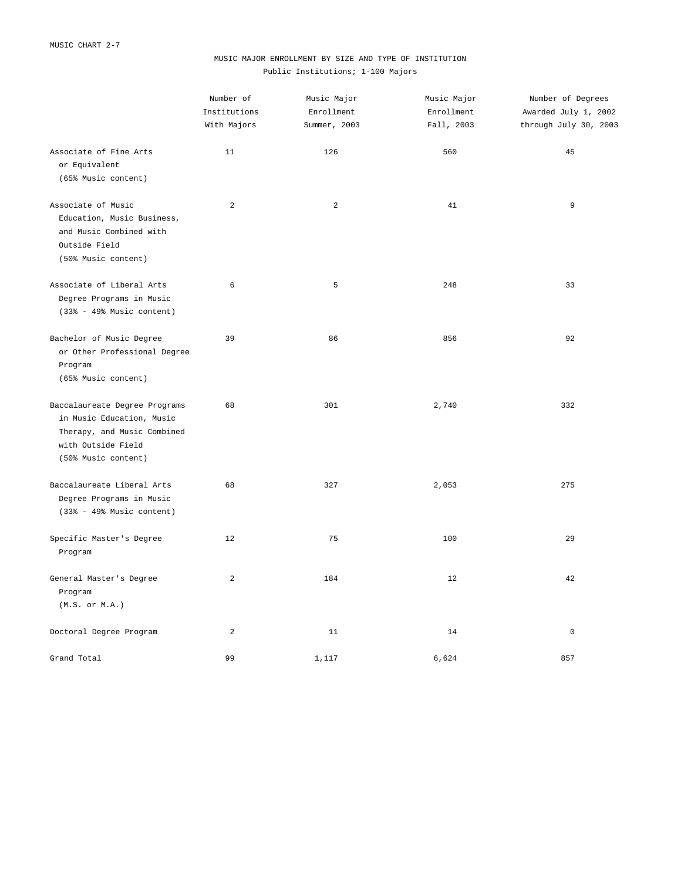MUSIC CHART 2-7

MUSIC MAJOR ENROLLMENT BY SIZE AND TYPE OF INSTITUTION

Public Institutions; 1-100 Majors

| | Number of Institutions With Majors | Music Major Enrollment Summer, 2003 | Music Major Enrollment Fall, 2003 | Number of Degrees Awarded July 1, 2002 through July 30, 2003 |
|---|---|---|---|---|
| Associate of Fine Arts or Equivalent (65% Music content) | 11 | 126 | 560 | 45 |
| Associate of Music Education, Music Business, and Music Combined with Outside Field (50% Music content) | 2 | 2 | 41 | 9 |
| Associate of Liberal Arts Degree Programs in Music (33% - 49% Music content) | 6 | 5 | 248 | 33 |
| Bachelor of Music Degree or Other Professional Degree Program (65% Music content) | 39 | 86 | 856 | 92 |
| Baccalaureate Degree Programs in Music Education, Music Therapy, and Music Combined with Outside Field (50% Music content) | 68 | 301 | 2,740 | 332 |
| Baccalaureate Liberal Arts Degree Programs in Music (33% - 49% Music content) | 68 | 327 | 2,053 | 275 |
| Specific Master's Degree Program | 12 | 75 | 100 | 29 |
| General Master's Degree Program (M.S. or M.A.) | 2 | 184 | 12 | 42 |
| Doctoral Degree Program | 2 | 11 | 14 | 0 |
| Grand Total | 99 | 1,117 | 6,624 | 857 |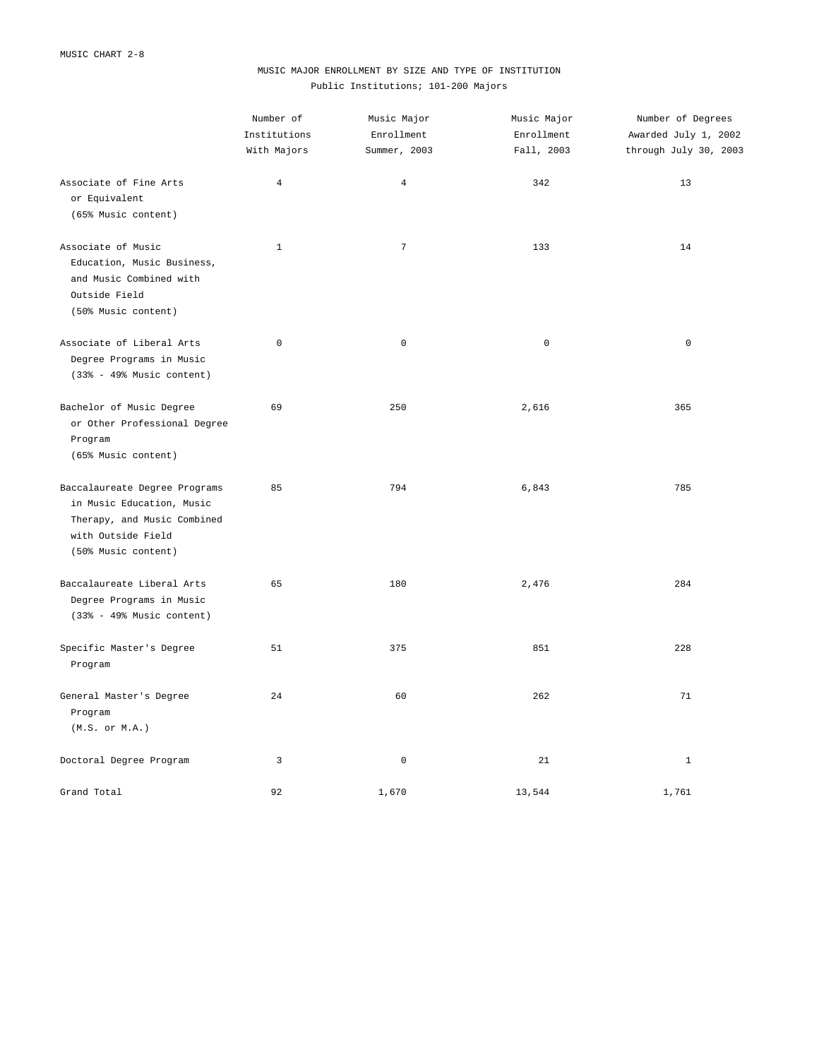MUSIC CHART 2-8

## MUSIC MAJOR ENROLLMENT BY SIZE AND TYPE OF INSTITUTION

### Public Institutions; 101-200 Majors

| | Number of Institutions With Majors | Music Major Enrollment Summer, 2003 | Music Major Enrollment Fall, 2003 | Number of Degrees Awarded July 1, 2002 through July 30, 2003 |
|---|---|---|---|---|
| Associate of Fine Arts or Equivalent (65% Music content) | 4 | 4 | 342 | 13 |
| Associate of Music Education, Music Business, and Music Combined with Outside Field (50% Music content) | 1 | 7 | 133 | 14 |
| Associate of Liberal Arts Degree Programs in Music (33% - 49% Music content) | 0 | 0 | 0 | 0 |
| Bachelor of Music Degree or Other Professional Degree Program (65% Music content) | 69 | 250 | 2,616 | 365 |
| Baccalaureate Degree Programs in Music Education, Music Therapy, and Music Combined with Outside Field (50% Music content) | 85 | 794 | 6,843 | 785 |
| Baccalaureate Liberal Arts Degree Programs in Music (33% - 49% Music content) | 65 | 180 | 2,476 | 284 |
| Specific Master's Degree Program | 51 | 375 | 851 | 228 |
| General Master's Degree Program (M.S. or M.A.) | 24 | 60 | 262 | 71 |
| Doctoral Degree Program | 3 | 0 | 21 | 1 |
| Grand Total | 92 | 1,670 | 13,544 | 1,761 |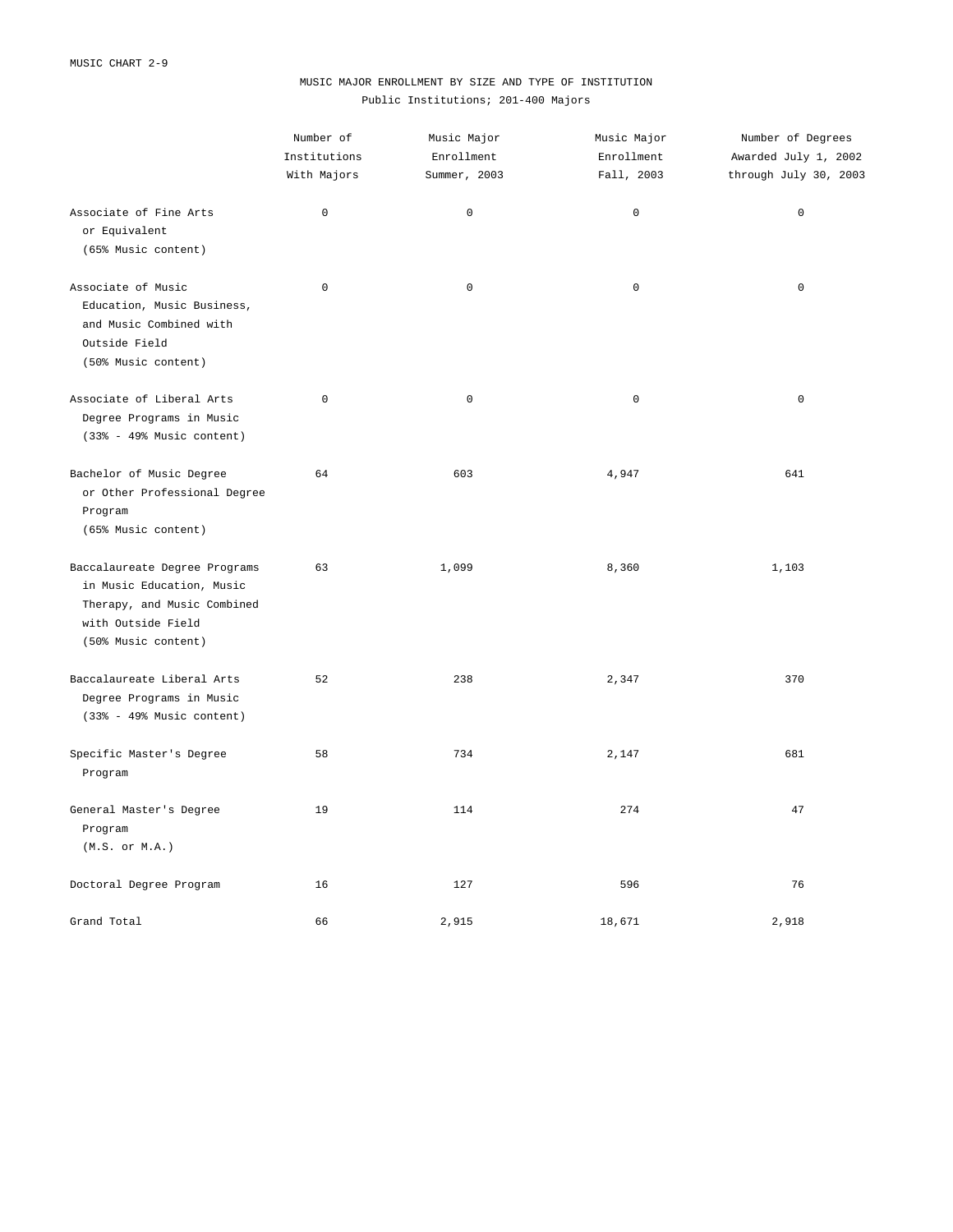MUSIC CHART 2-9

# MUSIC MAJOR ENROLLMENT BY SIZE AND TYPE OF INSTITUTION

## Public Institutions; 201-400 Majors

| | Number of Institutions With Majors | Music Major Enrollment Summer, 2003 | Music Major Enrollment Fall, 2003 | Number of Degrees Awarded July 1, 2002 through July 30, 2003 |
|---|---|---|---|---|
| Associate of Fine Arts or Equivalent (65% Music content) | 0 | 0 | 0 | 0 |
| Associate of Music Education, Music Business, and Music Combined with Outside Field (50% Music content) | 0 | 0 | 0 | 0 |
| Associate of Liberal Arts Degree Programs in Music (33% - 49% Music content) | 0 | 0 | 0 | 0 |
| Bachelor of Music Degree or Other Professional Degree Program (65% Music content) | 64 | 603 | 4,947 | 641 |
| Baccalaureate Degree Programs in Music Education, Music Therapy, and Music Combined with Outside Field (50% Music content) | 63 | 1,099 | 8,360 | 1,103 |
| Baccalaureate Liberal Arts Degree Programs in Music (33% - 49% Music content) | 52 | 238 | 2,347 | 370 |
| Specific Master's Degree Program | 58 | 734 | 2,147 | 681 |
| General Master's Degree Program (M.S. or M.A.) | 19 | 114 | 274 | 47 |
| Doctoral Degree Program | 16 | 127 | 596 | 76 |
| Grand Total | 66 | 2,915 | 18,671 | 2,918 |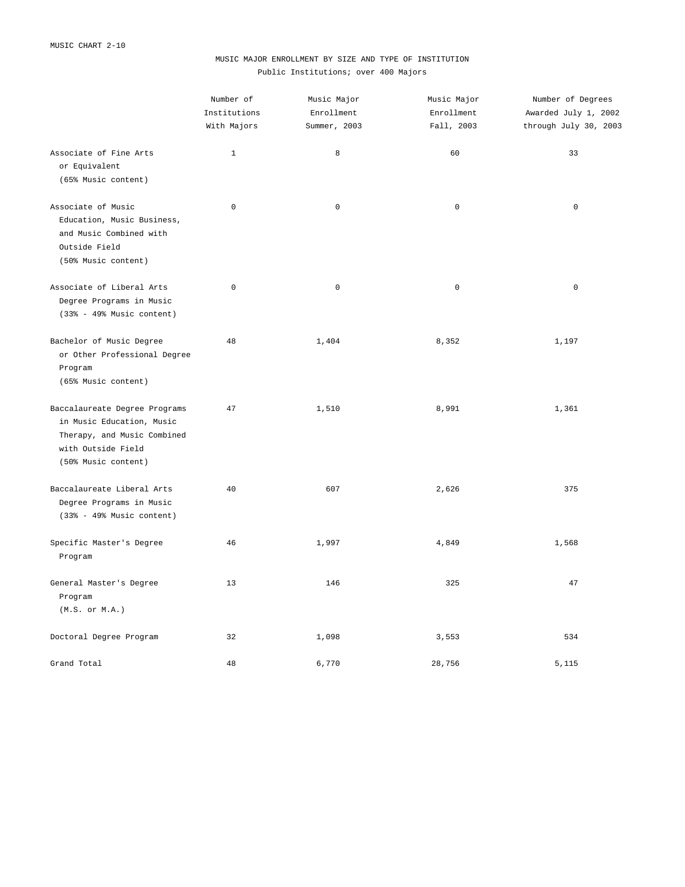MUSIC CHART 2-10

# MUSIC MAJOR ENROLLMENT BY SIZE AND TYPE OF INSTITUTION

## Public Institutions; over 400 Majors

| | Number of Institutions With Majors | Music Major Enrollment Summer, 2003 | Music Major Enrollment Fall, 2003 | Number of Degrees Awarded July 1, 2002 through July 30, 2003 |
|---|---|---|---|---|
| Associate of Fine Arts or Equivalent (65% Music content) | 1 | 8 | 60 | 33 |
| Associate of Music Education, Music Business, and Music Combined with Outside Field (50% Music content) | 0 | 0 | 0 | 0 |
| Associate of Liberal Arts Degree Programs in Music (33% - 49% Music content) | 0 | 0 | 0 | 0 |
| Bachelor of Music Degree or Other Professional Degree Program (65% Music content) | 48 | 1,404 | 8,352 | 1,197 |
| Baccalaureate Degree Programs in Music Education, Music Therapy, and Music Combined with Outside Field (50% Music content) | 47 | 1,510 | 8,991 | 1,361 |
| Baccalaureate Liberal Arts Degree Programs in Music (33% - 49% Music content) | 40 | 607 | 2,626 | 375 |
| Specific Master's Degree Program | 46 | 1,997 | 4,849 | 1,568 |
| General Master's Degree Program (M.S. or M.A.) | 13 | 146 | 325 | 47 |
| Doctoral Degree Program | 32 | 1,098 | 3,553 | 534 |
| Grand Total | 48 | 6,770 | 28,756 | 5,115 |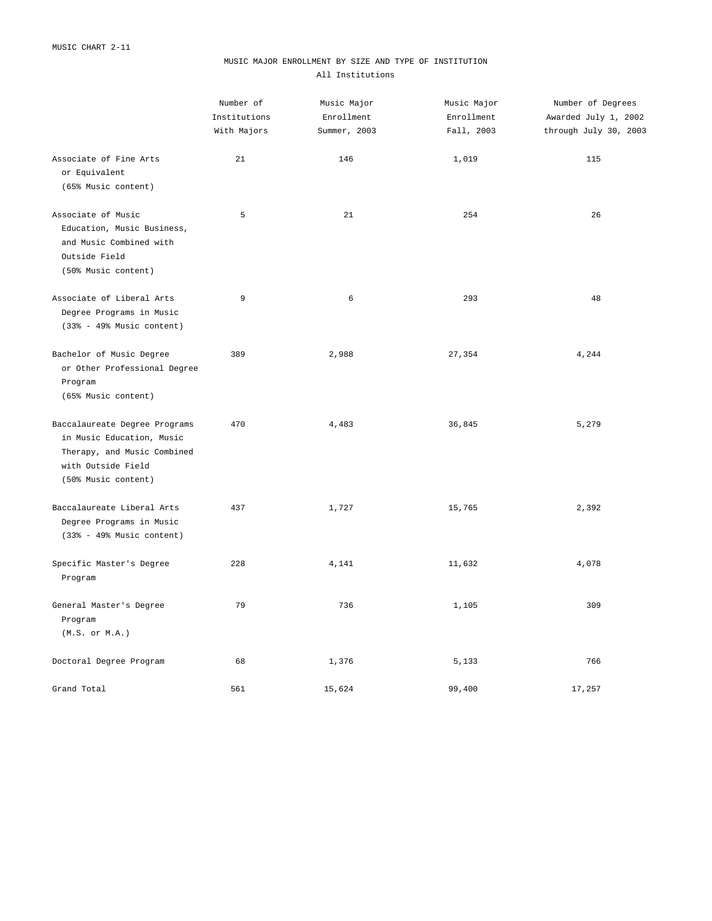MUSIC CHART 2-11

# MUSIC MAJOR ENROLLMENT BY SIZE AND TYPE OF INSTITUTION

## All Institutions

| | Number of Institutions With Majors | Music Major Enrollment Summer, 2003 | Music Major Enrollment Fall, 2003 | Number of Degrees Awarded July 1, 2002 through July 30, 2003 |
|---|---|---|---|---|
| Associate of Fine Arts or Equivalent (65% Music content) | 21 | 146 | 1,019 | 115 |
| Associate of Music Education, Music Business, and Music Combined with Outside Field (50% Music content) | 5 | 21 | 254 | 26 |
| Associate of Liberal Arts Degree Programs in Music (33% - 49% Music content) | 9 | 6 | 293 | 48 |
| Bachelor of Music Degree or Other Professional Degree Program (65% Music content) | 389 | 2,988 | 27,354 | 4,244 |
| Baccalaureate Degree Programs in Music Education, Music Therapy, and Music Combined with Outside Field (50% Music content) | 470 | 4,483 | 36,845 | 5,279 |
| Baccalaureate Liberal Arts Degree Programs in Music (33% - 49% Music content) | 437 | 1,727 | 15,765 | 2,392 |
| Specific Master's Degree Program | 228 | 4,141 | 11,632 | 4,078 |
| General Master's Degree Program (M.S. or M.A.) | 79 | 736 | 1,105 | 309 |
| Doctoral Degree Program | 68 | 1,376 | 5,133 | 766 |
| Grand Total | 561 | 15,624 | 99,400 | 17,257 |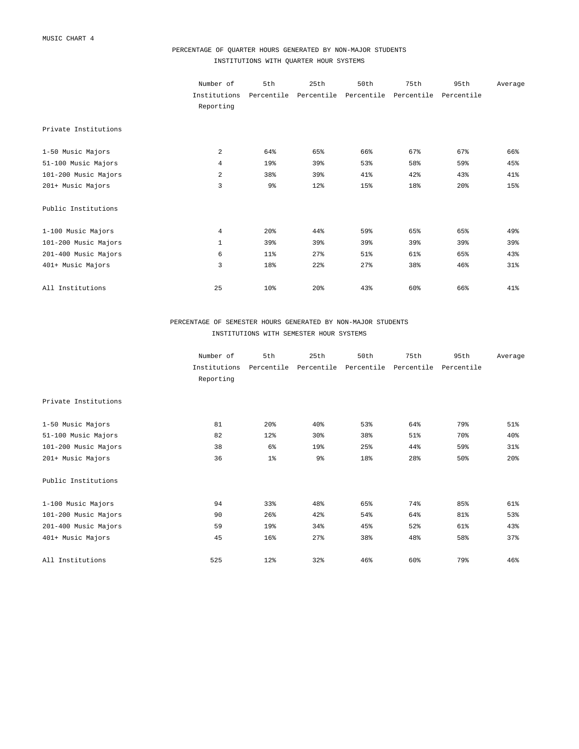MUSIC CHART 4

## PERCENTAGE OF QUARTER HOURS GENERATED BY NON-MAJOR STUDENTS
### INSTITUTIONS WITH QUARTER HOUR SYSTEMS

| | Number of Institutions Reporting | 5th Percentile | 25th Percentile | 50th Percentile | 75th Percentile | 95th Percentile | Average |
|---|---|---|---|---|---|---|---|
| Private Institutions | | | | | | | |
| 1-50 Music Majors | 2 | 64% | 65% | 66% | 67% | 67% | 66% |
| 51-100 Music Majors | 4 | 19% | 39% | 53% | 58% | 59% | 45% |
| 101-200 Music Majors | 2 | 38% | 39% | 41% | 42% | 43% | 41% |
| 201+ Music Majors | 3 | 9% | 12% | 15% | 18% | 20% | 15% |
| Public Institutions | | | | | | | |
| 1-100 Music Majors | 4 | 20% | 44% | 59% | 65% | 65% | 49% |
| 101-200 Music Majors | 1 | 39% | 39% | 39% | 39% | 39% | 39% |
| 201-400 Music Majors | 6 | 11% | 27% | 51% | 61% | 65% | 43% |
| 401+ Music Majors | 3 | 18% | 22% | 27% | 38% | 46% | 31% |
| All Institutions | 25 | 10% | 20% | 43% | 60% | 66% | 41% |

## PERCENTAGE OF SEMESTER HOURS GENERATED BY NON-MAJOR STUDENTS
### INSTITUTIONS WITH SEMESTER HOUR SYSTEMS

| | Number of Institutions Reporting | 5th Percentile | 25th Percentile | 50th Percentile | 75th Percentile | 95th Percentile | Average |
|---|---|---|---|---|---|---|---|
| Private Institutions | | | | | | | |
| 1-50 Music Majors | 81 | 20% | 40% | 53% | 64% | 79% | 51% |
| 51-100 Music Majors | 82 | 12% | 30% | 38% | 51% | 70% | 40% |
| 101-200 Music Majors | 38 | 6% | 19% | 25% | 44% | 59% | 31% |
| 201+ Music Majors | 36 | 1% | 9% | 18% | 28% | 50% | 20% |
| Public Institutions | | | | | | | |
| 1-100 Music Majors | 94 | 33% | 48% | 65% | 74% | 85% | 61% |
| 101-200 Music Majors | 90 | 26% | 42% | 54% | 64% | 81% | 53% |
| 201-400 Music Majors | 59 | 19% | 34% | 45% | 52% | 61% | 43% |
| 401+ Music Majors | 45 | 16% | 27% | 38% | 48% | 58% | 37% |
| All Institutions | 525 | 12% | 32% | 46% | 60% | 79% | 46% |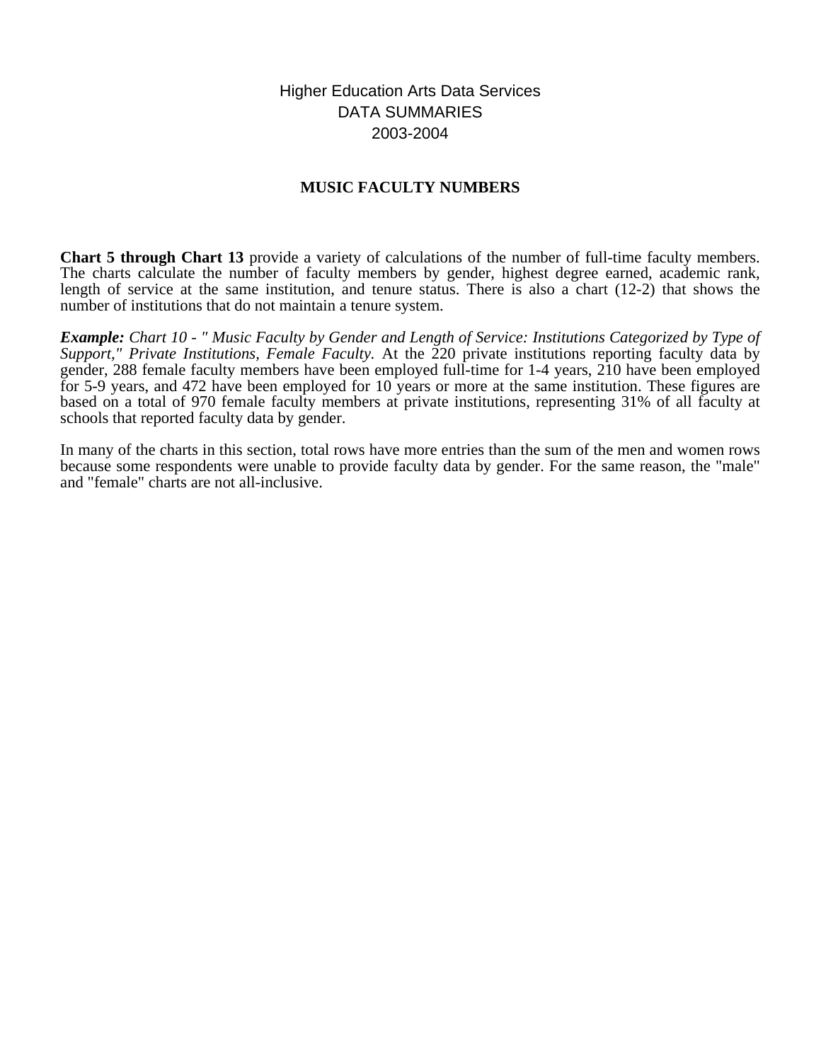Higher Education Arts Data Services
DATA SUMMARIES
2003-2004

## MUSIC FACULTY NUMBERS

**Chart 5 through Chart 13** provide a variety of calculations of the number of full-time faculty members. The charts calculate the number of faculty members by gender, highest degree earned, academic rank, length of service at the same institution, and tenure status. There is also a chart (12-2) that shows the number of institutions that do not maintain a tenure system.

***Example:*** *Chart 10 - " Music Faculty by Gender and Length of Service: Institutions Categorized by Type of Support," Private Institutions, Female Faculty.* At the 220 private institutions reporting faculty data by gender, 288 female faculty members have been employed full-time for 1-4 years, 210 have been employed for 5-9 years, and 472 have been employed for 10 years or more at the same institution. These figures are based on a total of 970 female faculty members at private institutions, representing 31% of all faculty at schools that reported faculty data by gender.

In many of the charts in this section, total rows have more entries than the sum of the men and women rows because some respondents were unable to provide faculty data by gender. For the same reason, the "male" and "female" charts are not all-inclusive.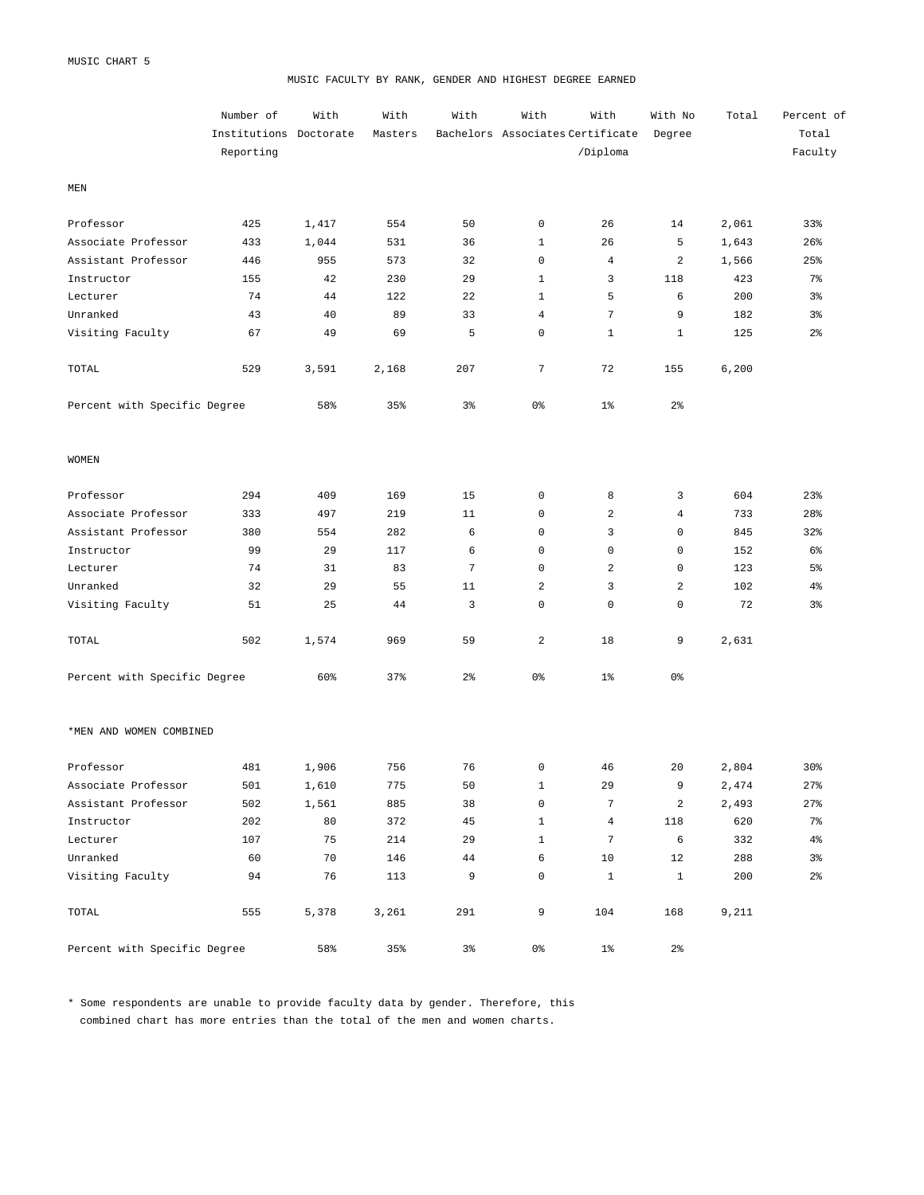MUSIC CHART 5

## MUSIC FACULTY BY RANK, GENDER AND HIGHEST DEGREE EARNED

| | Number of Institutions Reporting | With Doctorate | With Masters | With Bachelors | With Associates | With Certificate /Diploma | With No Degree | Total | Percent of Total Faculty |
|---|---|---|---|---|---|---|---|---|---|
| **MEN** | | | | | | | | | |
| Professor | 425 | 1,417 | 554 | 50 | 0 | 26 | 14 | 2,061 | 33% |
| Associate Professor | 433 | 1,044 | 531 | 36 | 1 | 26 | 5 | 1,643 | 26% |
| Assistant Professor | 446 | 955 | 573 | 32 | 0 | 4 | 2 | 1,566 | 25% |
| Instructor | 155 | 42 | 230 | 29 | 1 | 3 | 118 | 423 | 7% |
| Lecturer | 74 | 44 | 122 | 22 | 1 | 5 | 6 | 200 | 3% |
| Unranked | 43 | 40 | 89 | 33 | 4 | 7 | 9 | 182 | 3% |
| Visiting Faculty | 67 | 49 | 69 | 5 | 0 | 1 | 1 | 125 | 2% |
| TOTAL | 529 | 3,591 | 2,168 | 207 | 7 | 72 | 155 | 6,200 | |
| Percent with Specific Degree | | 58% | 35% | 3% | 0% | 1% | 2% | | |
| **WOMEN** | | | | | | | | | |
| Professor | 294 | 409 | 169 | 15 | 0 | 8 | 3 | 604 | 23% |
| Associate Professor | 333 | 497 | 219 | 11 | 0 | 2 | 4 | 733 | 28% |
| Assistant Professor | 380 | 554 | 282 | 6 | 0 | 3 | 0 | 845 | 32% |
| Instructor | 99 | 29 | 117 | 6 | 0 | 0 | 0 | 152 | 6% |
| Lecturer | 74 | 31 | 83 | 7 | 0 | 2 | 0 | 123 | 5% |
| Unranked | 32 | 29 | 55 | 11 | 2 | 3 | 2 | 102 | 4% |
| Visiting Faculty | 51 | 25 | 44 | 3 | 0 | 0 | 0 | 72 | 3% |
| TOTAL | 502 | 1,574 | 969 | 59 | 2 | 18 | 9 | 2,631 | |
| Percent with Specific Degree | | 60% | 37% | 2% | 0% | 1% | 0% | | |
| ***MEN AND WOMEN COMBINED** | | | | | | | | | |
| Professor | 481 | 1,906 | 756 | 76 | 0 | 46 | 20 | 2,804 | 30% |
| Associate Professor | 501 | 1,610 | 775 | 50 | 1 | 29 | 9 | 2,474 | 27% |
| Assistant Professor | 502 | 1,561 | 885 | 38 | 0 | 7 | 2 | 2,493 | 27% |
| Instructor | 202 | 80 | 372 | 45 | 1 | 4 | 118 | 620 | 7% |
| Lecturer | 107 | 75 | 214 | 29 | 1 | 7 | 6 | 332 | 4% |
| Unranked | 60 | 70 | 146 | 44 | 6 | 10 | 12 | 288 | 3% |
| Visiting Faculty | 94 | 76 | 113 | 9 | 0 | 1 | 1 | 200 | 2% |
| TOTAL | 555 | 5,378 | 3,261 | 291 | 9 | 104 | 168 | 9,211 | |
| Percent with Specific Degree | | 58% | 35% | 3% | 0% | 1% | 2% | | |

* Some respondents are unable to provide faculty data by gender. Therefore, this combined chart has more entries than the total of the men and women charts.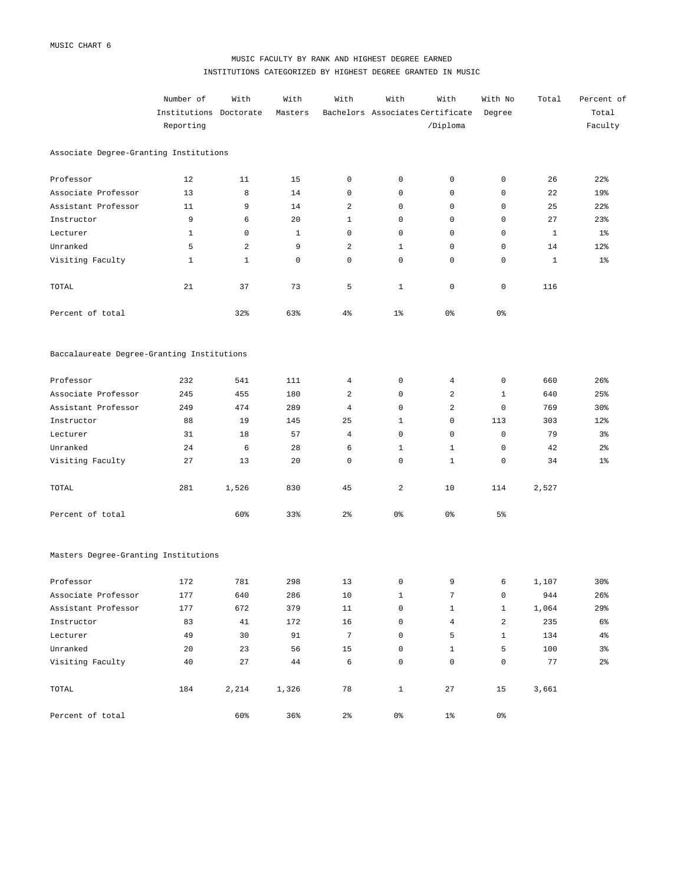MUSIC CHART 6

# MUSIC FACULTY BY RANK AND HIGHEST DEGREE EARNED

## INSTITUTIONS CATEGORIZED BY HIGHEST DEGREE GRANTED IN MUSIC

| | Number of Institutions Reporting | With Doctorate | With Masters | With Bachelors | With Associates | With Certificate /Diploma | With No Degree | Total | Percent of Total Faculty |
|---|---|---|---|---|---|---|---|---|---|
| **Associate Degree-Granting Institutions** | | | | | | | | | |
| Professor | 12 | 11 | 15 | 0 | 0 | 0 | 0 | 26 | 22% |
| Associate Professor | 13 | 8 | 14 | 0 | 0 | 0 | 0 | 22 | 19% |
| Assistant Professor | 11 | 9 | 14 | 2 | 0 | 0 | 0 | 25 | 22% |
| Instructor | 9 | 6 | 20 | 1 | 0 | 0 | 0 | 27 | 23% |
| Lecturer | 1 | 0 | 1 | 0 | 0 | 0 | 0 | 1 | 1% |
| Unranked | 5 | 2 | 9 | 2 | 1 | 0 | 0 | 14 | 12% |
| Visiting Faculty | 1 | 1 | 0 | 0 | 0 | 0 | 0 | 1 | 1% |
| TOTAL | 21 | 37 | 73 | 5 | 1 | 0 | 0 | 116 | |
| Percent of total | | 32% | 63% | 4% | 1% | 0% | 0% | | |
| **Baccalaureate Degree-Granting Institutions** | | | | | | | | | |
| Professor | 232 | 541 | 111 | 4 | 0 | 4 | 0 | 660 | 26% |
| Associate Professor | 245 | 455 | 180 | 2 | 0 | 2 | 1 | 640 | 25% |
| Assistant Professor | 249 | 474 | 289 | 4 | 0 | 2 | 0 | 769 | 30% |
| Instructor | 88 | 19 | 145 | 25 | 1 | 0 | 113 | 303 | 12% |
| Lecturer | 31 | 18 | 57 | 4 | 0 | 0 | 0 | 79 | 3% |
| Unranked | 24 | 6 | 28 | 6 | 1 | 1 | 0 | 42 | 2% |
| Visiting Faculty | 27 | 13 | 20 | 0 | 0 | 1 | 0 | 34 | 1% |
| TOTAL | 281 | 1,526 | 830 | 45 | 2 | 10 | 114 | 2,527 | |
| Percent of total | | 60% | 33% | 2% | 0% | 0% | 5% | | |
| **Masters Degree-Granting Institutions** | | | | | | | | | |
| Professor | 172 | 781 | 298 | 13 | 0 | 9 | 6 | 1,107 | 30% |
| Associate Professor | 177 | 640 | 286 | 10 | 1 | 7 | 0 | 944 | 26% |
| Assistant Professor | 177 | 672 | 379 | 11 | 0 | 1 | 1 | 1,064 | 29% |
| Instructor | 83 | 41 | 172 | 16 | 0 | 4 | 2 | 235 | 6% |
| Lecturer | 49 | 30 | 91 | 7 | 0 | 5 | 1 | 134 | 4% |
| Unranked | 20 | 23 | 56 | 15 | 0 | 1 | 5 | 100 | 3% |
| Visiting Faculty | 40 | 27 | 44 | 6 | 0 | 0 | 0 | 77 | 2% |
| TOTAL | 184 | 2,214 | 1,326 | 78 | 1 | 27 | 15 | 3,661 | |
| Percent of total | | 60% | 36% | 2% | 0% | 1% | 0% | | |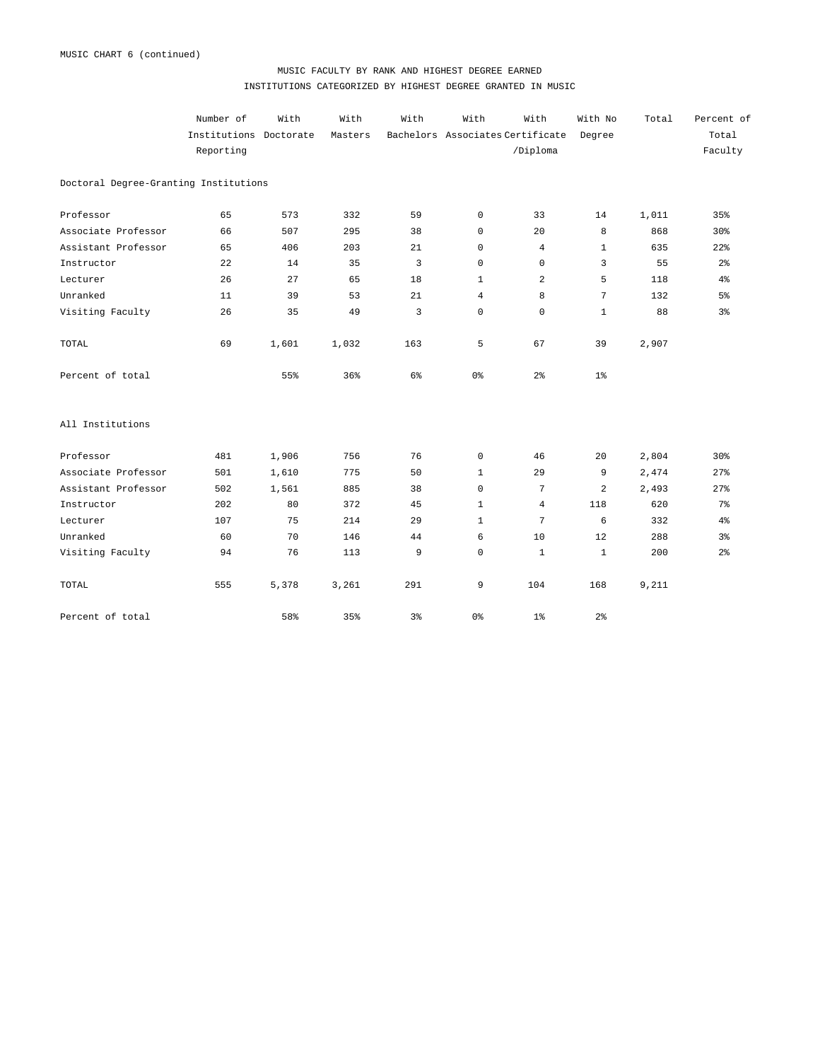MUSIC CHART 6 (continued)

## MUSIC FACULTY BY RANK AND HIGHEST DEGREE EARNED

### INSTITUTIONS CATEGORIZED BY HIGHEST DEGREE GRANTED IN MUSIC

| | Number of Institutions Reporting | With Doctorate | With Masters | With Bachelors | With Associates | With Certificate /Diploma | With No Degree | Total | Percent of Total Faculty |
|---|---|---|---|---|---|---|---|---|---|
| **Doctoral Degree-Granting Institutions** | | | | | | | | | |
| Professor | 65 | 573 | 332 | 59 | 0 | 33 | 14 | 1,011 | 35% |
| Associate Professor | 66 | 507 | 295 | 38 | 0 | 20 | 8 | 868 | 30% |
| Assistant Professor | 65 | 406 | 203 | 21 | 0 | 4 | 1 | 635 | 22% |
| Instructor | 22 | 14 | 35 | 3 | 0 | 0 | 3 | 55 | 2% |
| Lecturer | 26 | 27 | 65 | 18 | 1 | 2 | 5 | 118 | 4% |
| Unranked | 11 | 39 | 53 | 21 | 4 | 8 | 7 | 132 | 5% |
| Visiting Faculty | 26 | 35 | 49 | 3 | 0 | 0 | 1 | 88 | 3% |
| TOTAL | 69 | 1,601 | 1,032 | 163 | 5 | 67 | 39 | 2,907 | |
| Percent of total | | 55% | 36% | 6% | 0% | 2% | 1% | | |
| **All Institutions** | | | | | | | | | |
| Professor | 481 | 1,906 | 756 | 76 | 0 | 46 | 20 | 2,804 | 30% |
| Associate Professor | 501 | 1,610 | 775 | 50 | 1 | 29 | 9 | 2,474 | 27% |
| Assistant Professor | 502 | 1,561 | 885 | 38 | 0 | 7 | 2 | 2,493 | 27% |
| Instructor | 202 | 80 | 372 | 45 | 1 | 4 | 118 | 620 | 7% |
| Lecturer | 107 | 75 | 214 | 29 | 1 | 7 | 6 | 332 | 4% |
| Unranked | 60 | 70 | 146 | 44 | 6 | 10 | 12 | 288 | 3% |
| Visiting Faculty | 94 | 76 | 113 | 9 | 0 | 1 | 1 | 200 | 2% |
| TOTAL | 555 | 5,378 | 3,261 | 291 | 9 | 104 | 168 | 9,211 | |
| Percent of total | | 58% | 35% | 3% | 0% | 1% | 2% | | |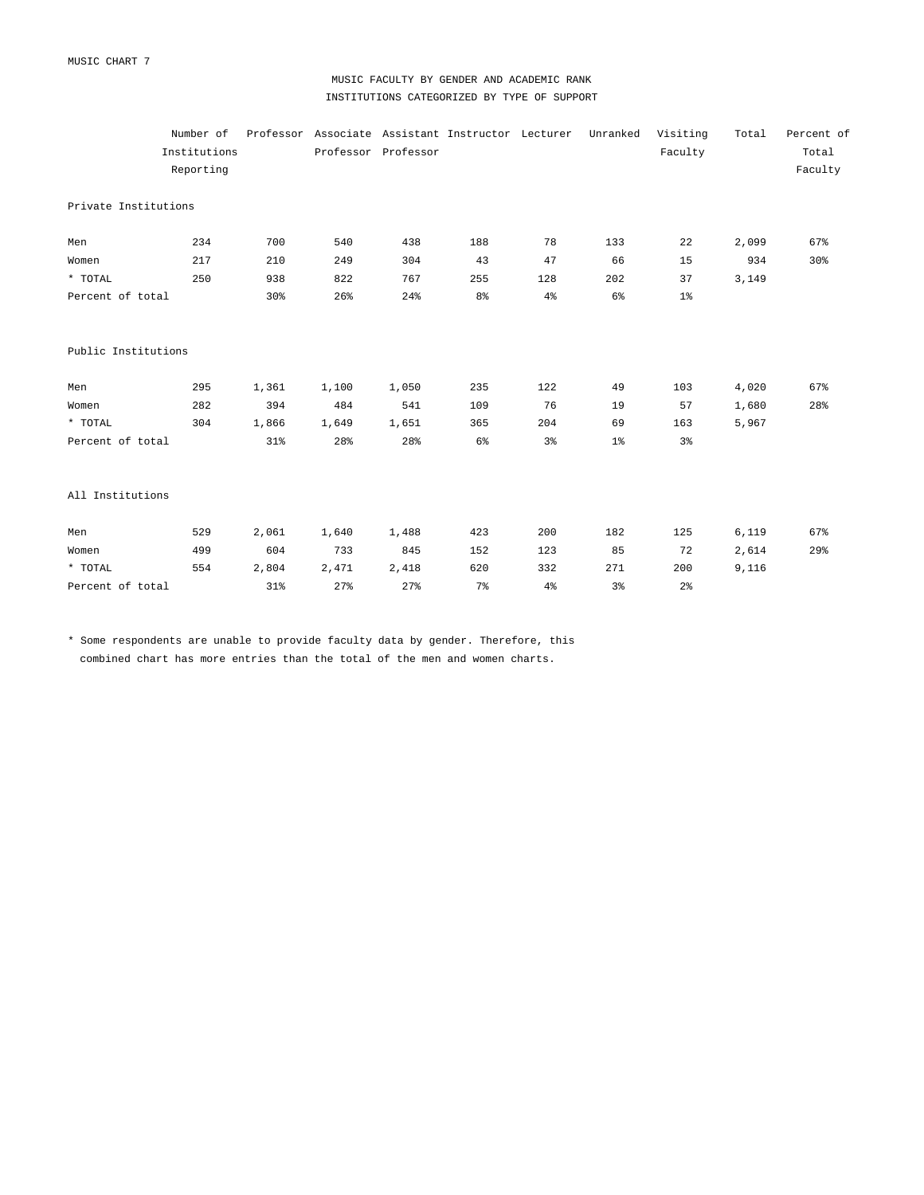MUSIC CHART 7

## MUSIC FACULTY BY GENDER AND ACADEMIC RANK
## INSTITUTIONS CATEGORIZED BY TYPE OF SUPPORT

| | Number of Institutions Reporting | Professor | Associate Professor | Assistant Professor | Instructor | Lecturer | Unranked | Visiting Faculty | Total | Percent of Total Faculty |
|---|---|---|---|---|---|---|---|---|---|---|
| **Private Institutions** | | | | | | | | | | |
| Men | 234 | 700 | 540 | 438 | 188 | 78 | 133 | 22 | 2,099 | 67% |
| Women | 217 | 210 | 249 | 304 | 43 | 47 | 66 | 15 | 934 | 30% |
| * TOTAL | 250 | 938 | 822 | 767 | 255 | 128 | 202 | 37 | 3,149 | |
| Percent of total | | 30% | 26% | 24% | 8% | 4% | 6% | 1% | | |
| **Public Institutions** | | | | | | | | | | |
| Men | 295 | 1,361 | 1,100 | 1,050 | 235 | 122 | 49 | 103 | 4,020 | 67% |
| Women | 282 | 394 | 484 | 541 | 109 | 76 | 19 | 57 | 1,680 | 28% |
| * TOTAL | 304 | 1,866 | 1,649 | 1,651 | 365 | 204 | 69 | 163 | 5,967 | |
| Percent of total | | 31% | 28% | 28% | 6% | 3% | 1% | 3% | | |
| **All Institutions** | | | | | | | | | | |
| Men | 529 | 2,061 | 1,640 | 1,488 | 423 | 200 | 182 | 125 | 6,119 | 67% |
| Women | 499 | 604 | 733 | 845 | 152 | 123 | 85 | 72 | 2,614 | 29% |
| * TOTAL | 554 | 2,804 | 2,471 | 2,418 | 620 | 332 | 271 | 200 | 9,116 | |
| Percent of total | | 31% | 27% | 27% | 7% | 4% | 3% | 2% | | |

* Some respondents are unable to provide faculty data by gender. Therefore, this combined chart has more entries than the total of the men and women charts.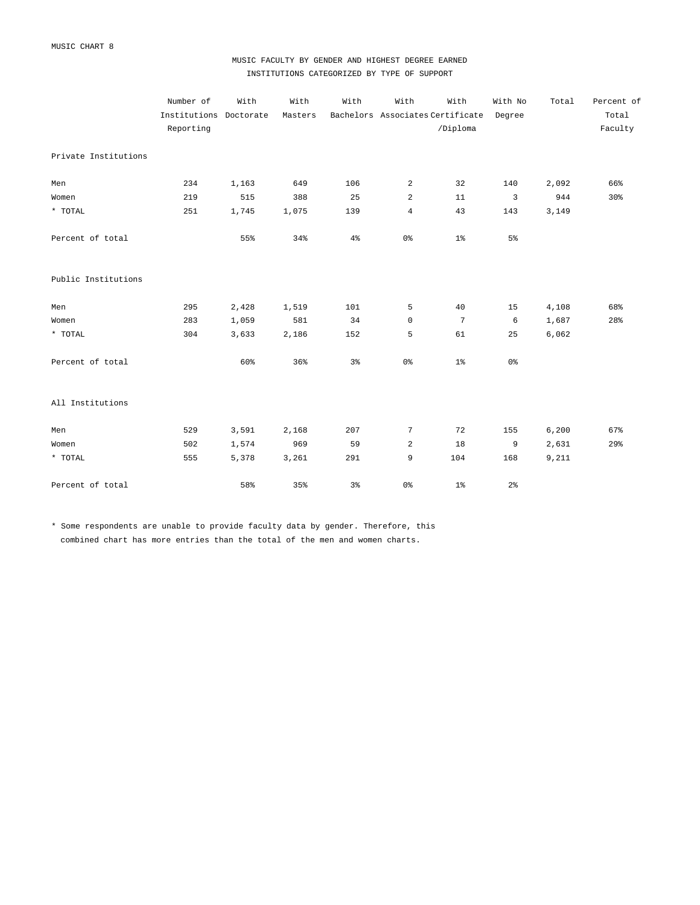MUSIC CHART 8

## MUSIC FACULTY BY GENDER AND HIGHEST DEGREE EARNED
## INSTITUTIONS CATEGORIZED BY TYPE OF SUPPORT

| | Number of Institutions Reporting | With Doctorate | With Masters | With Bachelors | With Associates | With Certificate /Diploma | With No Degree | Total | Percent of Total Faculty |
|---|---|---|---|---|---|---|---|---|---|
| **Private Institutions** | | | | | | | | | |
| Men | 234 | 1,163 | 649 | 106 | 2 | 32 | 140 | 2,092 | 66% |
| Women | 219 | 515 | 388 | 25 | 2 | 11 | 3 | 944 | 30% |
| * TOTAL | 251 | 1,745 | 1,075 | 139 | 4 | 43 | 143 | 3,149 | |
| Percent of total | | 55% | 34% | 4% | 0% | 1% | 5% | | |
| **Public Institutions** | | | | | | | | | |
| Men | 295 | 2,428 | 1,519 | 101 | 5 | 40 | 15 | 4,108 | 68% |
| Women | 283 | 1,059 | 581 | 34 | 0 | 7 | 6 | 1,687 | 28% |
| * TOTAL | 304 | 3,633 | 2,186 | 152 | 5 | 61 | 25 | 6,062 | |
| Percent of total | | 60% | 36% | 3% | 0% | 1% | 0% | | |
| **All Institutions** | | | | | | | | | |
| Men | 529 | 3,591 | 2,168 | 207 | 7 | 72 | 155 | 6,200 | 67% |
| Women | 502 | 1,574 | 969 | 59 | 2 | 18 | 9 | 2,631 | 29% |
| * TOTAL | 555 | 5,378 | 3,261 | 291 | 9 | 104 | 168 | 9,211 | |
| Percent of total | | 58% | 35% | 3% | 0% | 1% | 2% | | |

* Some respondents are unable to provide faculty data by gender. Therefore, this combined chart has more entries than the total of the men and women charts.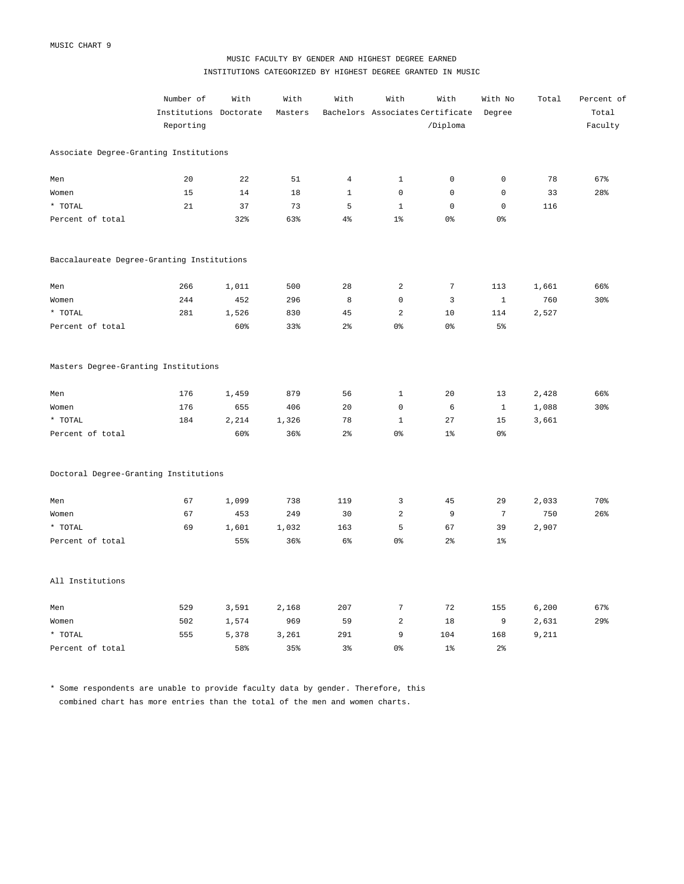MUSIC CHART 9

## MUSIC FACULTY BY GENDER AND HIGHEST DEGREE EARNED
### INSTITUTIONS CATEGORIZED BY HIGHEST DEGREE GRANTED IN MUSIC

| | Number of Institutions Reporting | With Doctorate | With Masters | With Bachelors | With Associates | With Certificate /Diploma | With No Degree | Total | Percent of Total Faculty |
|---|---|---|---|---|---|---|---|---|---|
| **Associate Degree-Granting Institutions** | | | | | | | | | |
| Men | 20 | 22 | 51 | 4 | 1 | 0 | 0 | 78 | 67% |
| Women | 15 | 14 | 18 | 1 | 0 | 0 | 0 | 33 | 28% |
| * TOTAL | 21 | 37 | 73 | 5 | 1 | 0 | 0 | 116 | |
| Percent of total | | 32% | 63% | 4% | 1% | 0% | 0% | | |
| **Baccalaureate Degree-Granting Institutions** | | | | | | | | | |
| Men | 266 | 1,011 | 500 | 28 | 2 | 7 | 113 | 1,661 | 66% |
| Women | 244 | 452 | 296 | 8 | 0 | 3 | 1 | 760 | 30% |
| * TOTAL | 281 | 1,526 | 830 | 45 | 2 | 10 | 114 | 2,527 | |
| Percent of total | | 60% | 33% | 2% | 0% | 0% | 5% | | |
| **Masters Degree-Granting Institutions** | | | | | | | | | |
| Men | 176 | 1,459 | 879 | 56 | 1 | 20 | 13 | 2,428 | 66% |
| Women | 176 | 655 | 406 | 20 | 0 | 6 | 1 | 1,088 | 30% |
| * TOTAL | 184 | 2,214 | 1,326 | 78 | 1 | 27 | 15 | 3,661 | |
| Percent of total | | 60% | 36% | 2% | 0% | 1% | 0% | | |
| **Doctoral Degree-Granting Institutions** | | | | | | | | | |
| Men | 67 | 1,099 | 738 | 119 | 3 | 45 | 29 | 2,033 | 70% |
| Women | 67 | 453 | 249 | 30 | 2 | 9 | 7 | 750 | 26% |
| * TOTAL | 69 | 1,601 | 1,032 | 163 | 5 | 67 | 39 | 2,907 | |
| Percent of total | | 55% | 36% | 6% | 0% | 2% | 1% | | |
| **All Institutions** | | | | | | | | | |
| Men | 529 | 3,591 | 2,168 | 207 | 7 | 72 | 155 | 6,200 | 67% |
| Women | 502 | 1,574 | 969 | 59 | 2 | 18 | 9 | 2,631 | 29% |
| * TOTAL | 555 | 5,378 | 3,261 | 291 | 9 | 104 | 168 | 9,211 | |
| Percent of total | | 58% | 35% | 3% | 0% | 1% | 2% | | |

* Some respondents are unable to provide faculty data by gender. Therefore, this combined chart has more entries than the total of the men and women charts.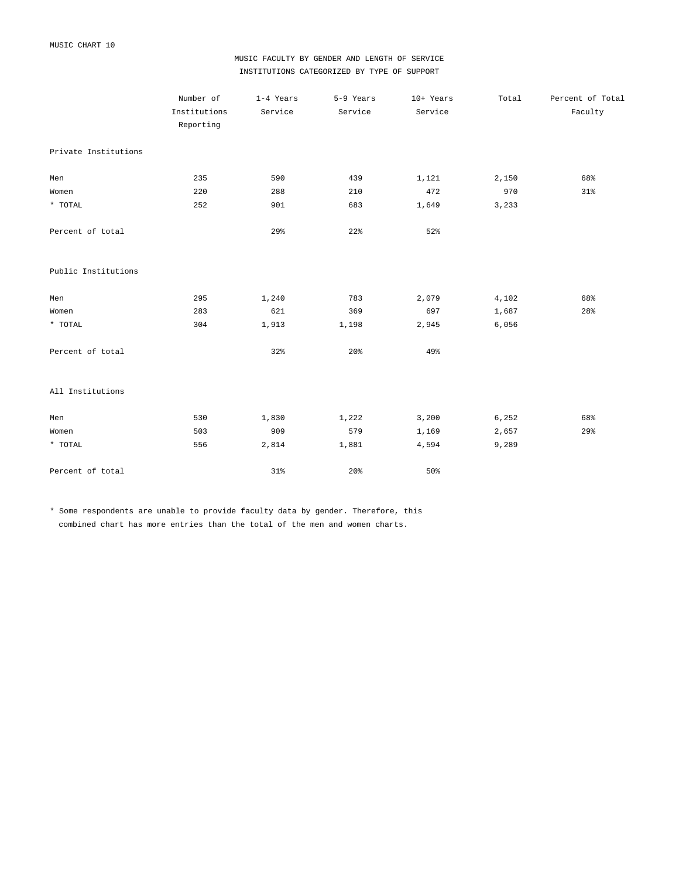MUSIC CHART 10

## MUSIC FACULTY BY GENDER AND LENGTH OF SERVICE
## INSTITUTIONS CATEGORIZED BY TYPE OF SUPPORT

| | Number of Institutions Reporting | 1-4 Years Service | 5-9 Years Service | 10+ Years Service | Total | Percent of Total Faculty |
|---|---|---|---|---|---|---|
| **Private Institutions** | | | | | | |
| Men | 235 | 590 | 439 | 1,121 | 2,150 | 68% |
| Women | 220 | 288 | 210 | 472 | 970 | 31% |
| * TOTAL | 252 | 901 | 683 | 1,649 | 3,233 | |
| Percent of total | | 29% | 22% | 52% | | |
| **Public Institutions** | | | | | | |
| Men | 295 | 1,240 | 783 | 2,079 | 4,102 | 68% |
| Women | 283 | 621 | 369 | 697 | 1,687 | 28% |
| * TOTAL | 304 | 1,913 | 1,198 | 2,945 | 6,056 | |
| Percent of total | | 32% | 20% | 49% | | |
| **All Institutions** | | | | | | |
| Men | 530 | 1,830 | 1,222 | 3,200 | 6,252 | 68% |
| Women | 503 | 909 | 579 | 1,169 | 2,657 | 29% |
| * TOTAL | 556 | 2,814 | 1,881 | 4,594 | 9,289 | |
| Percent of total | | 31% | 20% | 50% | | |

* Some respondents are unable to provide faculty data by gender. Therefore, this combined chart has more entries than the total of the men and women charts.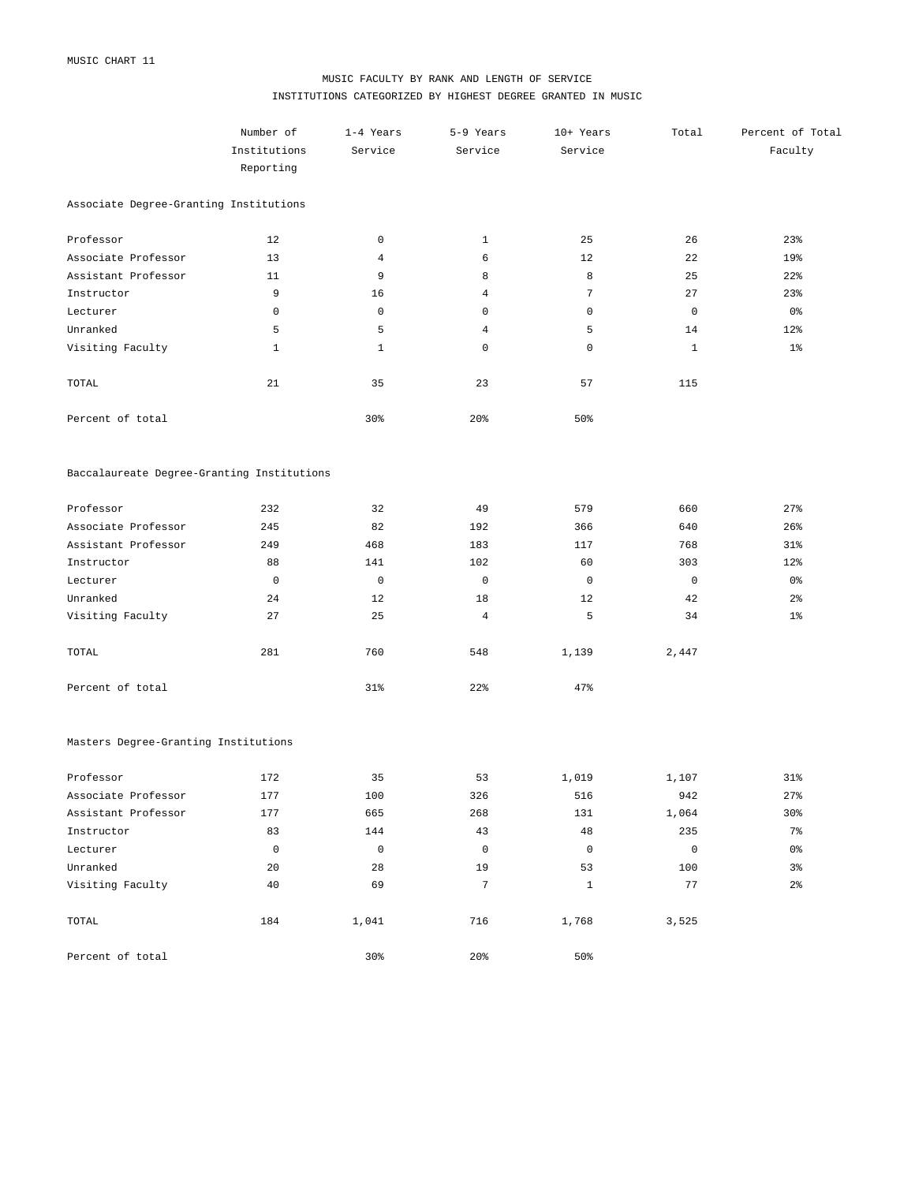MUSIC CHART 11

## MUSIC FACULTY BY RANK AND LENGTH OF SERVICE

## INSTITUTIONS CATEGORIZED BY HIGHEST DEGREE GRANTED IN MUSIC

| | Number of Institutions Reporting | 1-4 Years Service | 5-9 Years Service | 10+ Years Service | Total | Percent of Total Faculty |
|---|---|---|---|---|---|---|
| **Associate Degree-Granting Institutions** | | | | | | |
| Professor | 12 | 0 | 1 | 25 | 26 | 23% |
| Associate Professor | 13 | 4 | 6 | 12 | 22 | 19% |
| Assistant Professor | 11 | 9 | 8 | 8 | 25 | 22% |
| Instructor | 9 | 16 | 4 | 7 | 27 | 23% |
| Lecturer | 0 | 0 | 0 | 0 | 0 | 0% |
| Unranked | 5 | 5 | 4 | 5 | 14 | 12% |
| Visiting Faculty | 1 | 1 | 0 | 0 | 1 | 1% |
| TOTAL | 21 | 35 | 23 | 57 | 115 | |
| Percent of total | | 30% | 20% | 50% | | |
| **Baccalaureate Degree-Granting Institutions** | | | | | | |
| Professor | 232 | 32 | 49 | 579 | 660 | 27% |
| Associate Professor | 245 | 82 | 192 | 366 | 640 | 26% |
| Assistant Professor | 249 | 468 | 183 | 117 | 768 | 31% |
| Instructor | 88 | 141 | 102 | 60 | 303 | 12% |
| Lecturer | 0 | 0 | 0 | 0 | 0 | 0% |
| Unranked | 24 | 12 | 18 | 12 | 42 | 2% |
| Visiting Faculty | 27 | 25 | 4 | 5 | 34 | 1% |
| TOTAL | 281 | 760 | 548 | 1,139 | 2,447 | |
| Percent of total | | 31% | 22% | 47% | | |
| **Masters Degree-Granting Institutions** | | | | | | |
| Professor | 172 | 35 | 53 | 1,019 | 1,107 | 31% |
| Associate Professor | 177 | 100 | 326 | 516 | 942 | 27% |
| Assistant Professor | 177 | 665 | 268 | 131 | 1,064 | 30% |
| Instructor | 83 | 144 | 43 | 48 | 235 | 7% |
| Lecturer | 0 | 0 | 0 | 0 | 0 | 0% |
| Unranked | 20 | 28 | 19 | 53 | 100 | 3% |
| Visiting Faculty | 40 | 69 | 7 | 1 | 77 | 2% |
| TOTAL | 184 | 1,041 | 716 | 1,768 | 3,525 | |
| Percent of total | | 30% | 20% | 50% | | |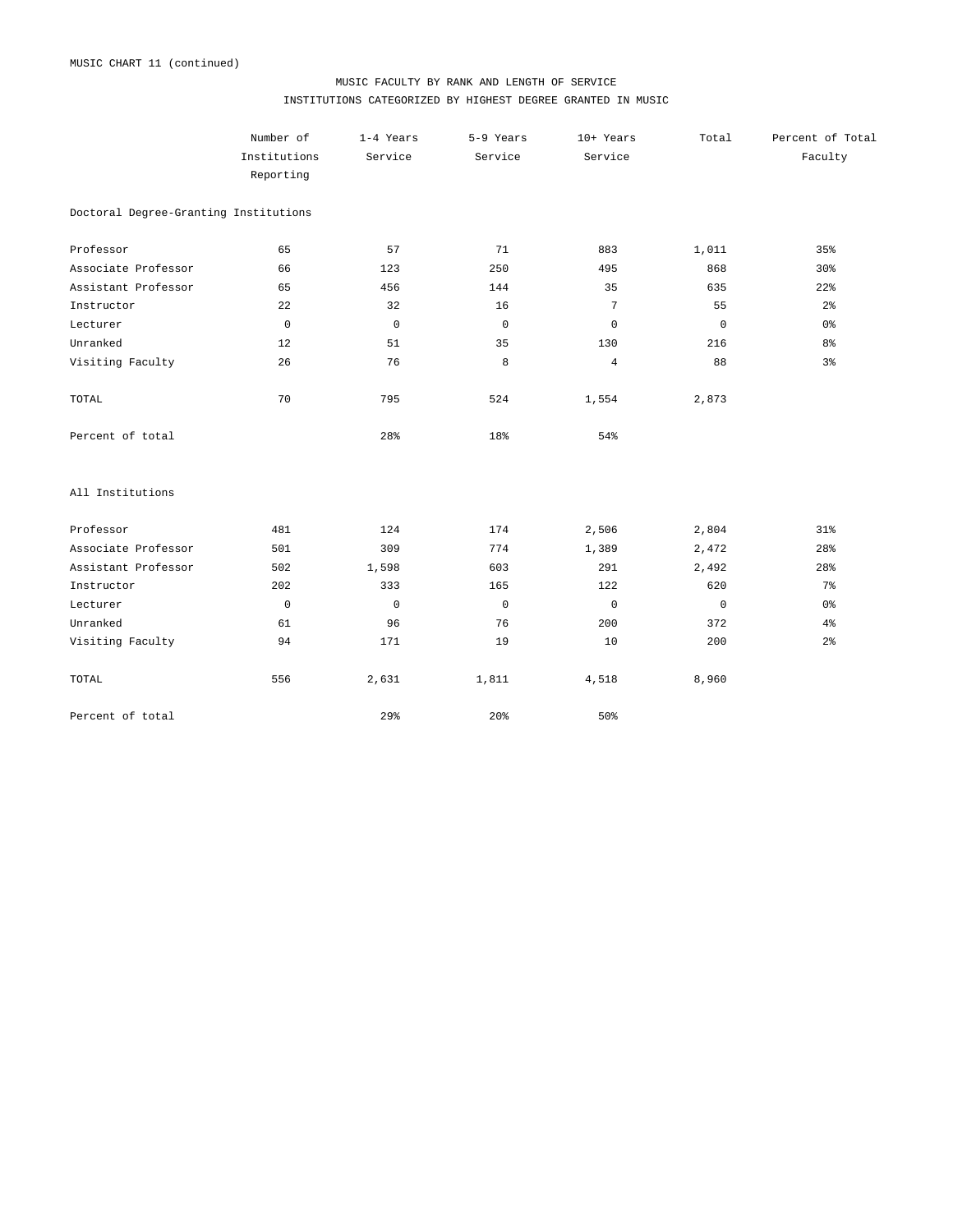MUSIC CHART 11 (continued)

# MUSIC FACULTY BY RANK AND LENGTH OF SERVICE

## INSTITUTIONS CATEGORIZED BY HIGHEST DEGREE GRANTED IN MUSIC

| | Number of Institutions Reporting | 1-4 Years Service | 5-9 Years Service | 10+ Years Service | Total | Percent of Total Faculty |
|---|---|---|---|---|---|---|
| **Doctoral Degree-Granting Institutions** | | | | | | |
| Professor | 65 | 57 | 71 | 883 | 1,011 | 35% |
| Associate Professor | 66 | 123 | 250 | 495 | 868 | 30% |
| Assistant Professor | 65 | 456 | 144 | 35 | 635 | 22% |
| Instructor | 22 | 32 | 16 | 7 | 55 | 2% |
| Lecturer | 0 | 0 | 0 | 0 | 0 | 0% |
| Unranked | 12 | 51 | 35 | 130 | 216 | 8% |
| Visiting Faculty | 26 | 76 | 8 | 4 | 88 | 3% |
| TOTAL | 70 | 795 | 524 | 1,554 | 2,873 | |
| Percent of total | | 28% | 18% | 54% | | |
| **All Institutions** | | | | | | |
| Professor | 481 | 124 | 174 | 2,506 | 2,804 | 31% |
| Associate Professor | 501 | 309 | 774 | 1,389 | 2,472 | 28% |
| Assistant Professor | 502 | 1,598 | 603 | 291 | 2,492 | 28% |
| Instructor | 202 | 333 | 165 | 122 | 620 | 7% |
| Lecturer | 0 | 0 | 0 | 0 | 0 | 0% |
| Unranked | 61 | 96 | 76 | 200 | 372 | 4% |
| Visiting Faculty | 94 | 171 | 19 | 10 | 200 | 2% |
| TOTAL | 556 | 2,631 | 1,811 | 4,518 | 8,960 | |
| Percent of total | | 29% | 20% | 50% | | |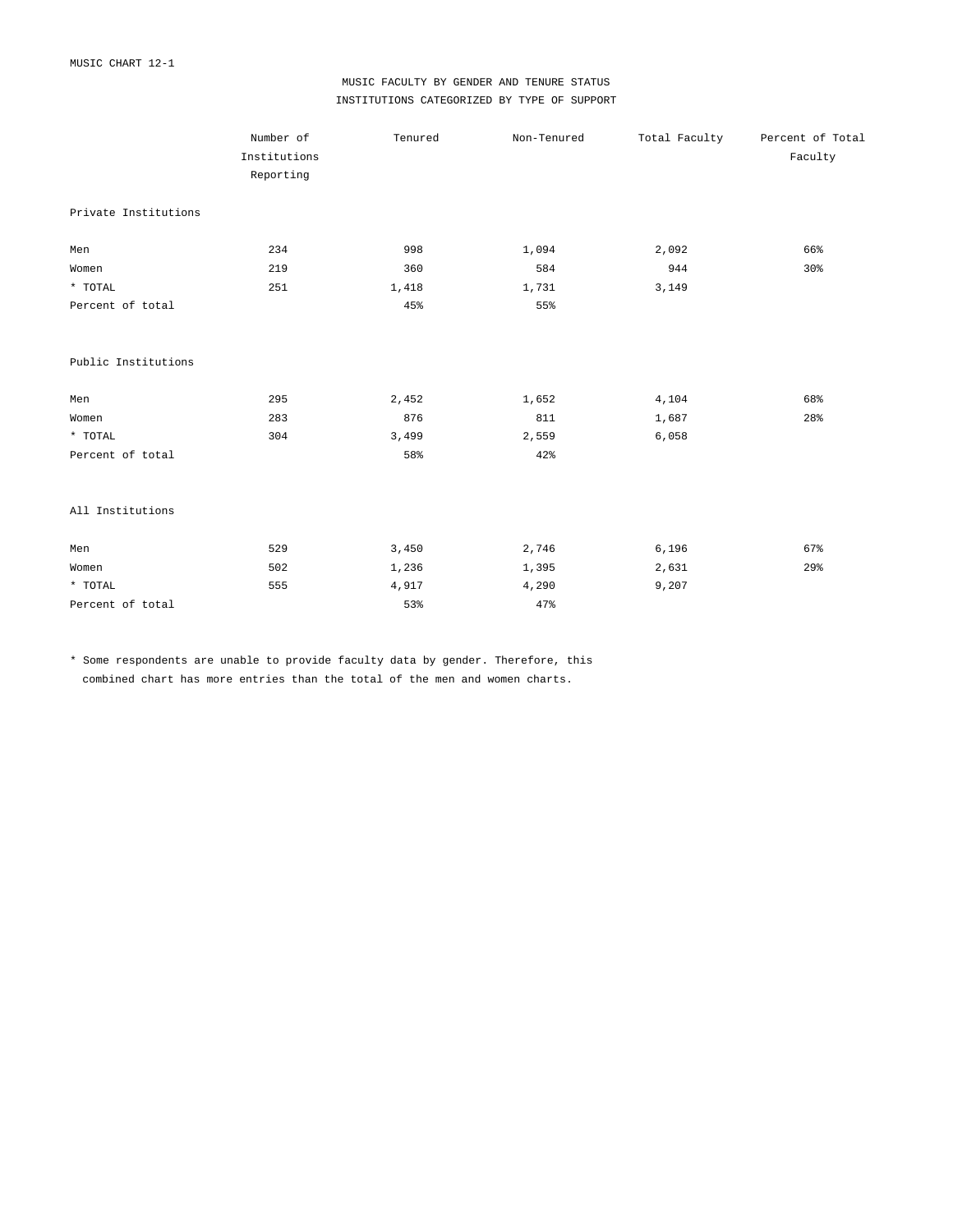MUSIC CHART 12-1

## MUSIC FACULTY BY GENDER AND TENURE STATUS
## INSTITUTIONS CATEGORIZED BY TYPE OF SUPPORT

| | Number of Institutions Reporting | Tenured | Non-Tenured | Total Faculty | Percent of Total Faculty |
|---|---|---|---|---|---|
| **Private Institutions** | | | | | |
| Men | 234 | 998 | 1,094 | 2,092 | 66% |
| Women | 219 | 360 | 584 | 944 | 30% |
| * TOTAL | 251 | 1,418 | 1,731 | 3,149 | |
| Percent of total | | 45% | 55% | | |
| **Public Institutions** | | | | | |
| Men | 295 | 2,452 | 1,652 | 4,104 | 68% |
| Women | 283 | 876 | 811 | 1,687 | 28% |
| * TOTAL | 304 | 3,499 | 2,559 | 6,058 | |
| Percent of total | | 58% | 42% | | |
| **All Institutions** | | | | | |
| Men | 529 | 3,450 | 2,746 | 6,196 | 67% |
| Women | 502 | 1,236 | 1,395 | 2,631 | 29% |
| * TOTAL | 555 | 4,917 | 4,290 | 9,207 | |
| Percent of total | | 53% | 47% | | |

* Some respondents are unable to provide faculty data by gender. Therefore, this combined chart has more entries than the total of the men and women charts.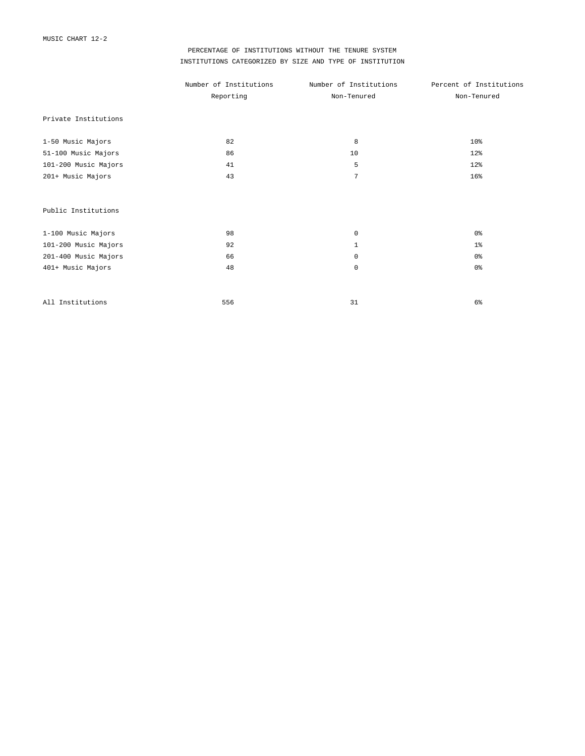MUSIC CHART 12-2

PERCENTAGE OF INSTITUTIONS WITHOUT THE TENURE SYSTEM
INSTITUTIONS CATEGORIZED BY SIZE AND TYPE OF INSTITUTION

| | Number of Institutions Reporting | Number of Institutions Non-Tenured | Percent of Institutions Non-Tenured |
|---|---|---|---|
| Private Institutions | | | |
| 1-50 Music Majors | 82 | 8 | 10% |
| 51-100 Music Majors | 86 | 10 | 12% |
| 101-200 Music Majors | 41 | 5 | 12% |
| 201+ Music Majors | 43 | 7 | 16% |
| Public Institutions | | | |
| 1-100 Music Majors | 98 | 0 | 0% |
| 101-200 Music Majors | 92 | 1 | 1% |
| 201-400 Music Majors | 66 | 0 | 0% |
| 401+ Music Majors | 48 | 0 | 0% |
| All Institutions | 556 | 31 | 6% |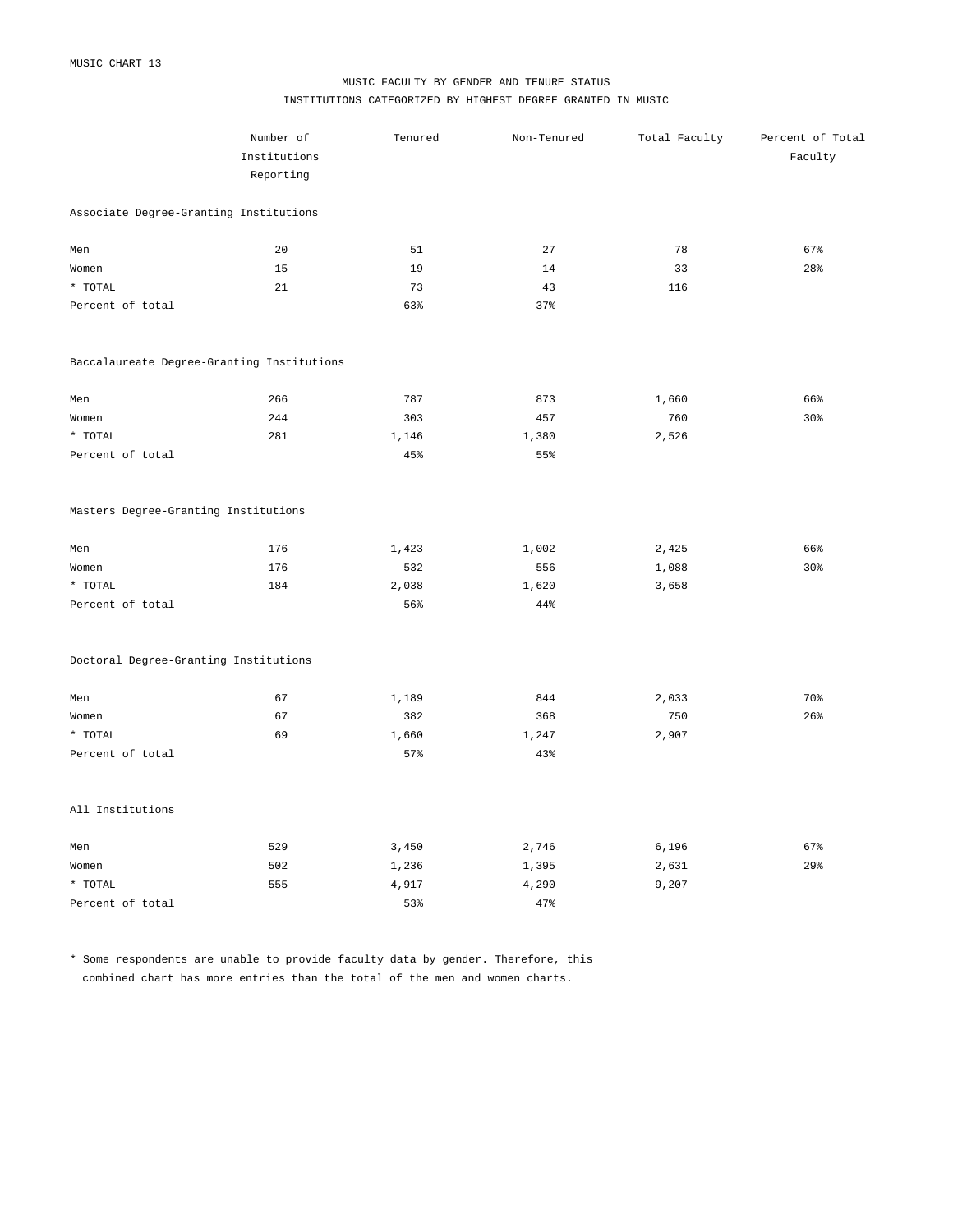MUSIC CHART 13

## MUSIC FACULTY BY GENDER AND TENURE STATUS

### INSTITUTIONS CATEGORIZED BY HIGHEST DEGREE GRANTED IN MUSIC

| | Number of Institutions Reporting | Tenured | Non-Tenured | Total Faculty | Percent of Total Faculty |
|---|---|---|---|---|---|
| **Associate Degree-Granting Institutions** | | | | | |
| Men | 20 | 51 | 27 | 78 | 67% |
| Women | 15 | 19 | 14 | 33 | 28% |
| * TOTAL | 21 | 73 | 43 | 116 | |
| Percent of total | | 63% | 37% | | |
| **Baccalaureate Degree-Granting Institutions** | | | | | |
| Men | 266 | 787 | 873 | 1,660 | 66% |
| Women | 244 | 303 | 457 | 760 | 30% |
| * TOTAL | 281 | 1,146 | 1,380 | 2,526 | |
| Percent of total | | 45% | 55% | | |
| **Masters Degree-Granting Institutions** | | | | | |
| Men | 176 | 1,423 | 1,002 | 2,425 | 66% |
| Women | 176 | 532 | 556 | 1,088 | 30% |
| * TOTAL | 184 | 2,038 | 1,620 | 3,658 | |
| Percent of total | | 56% | 44% | | |
| **Doctoral Degree-Granting Institutions** | | | | | |
| Men | 67 | 1,189 | 844 | 2,033 | 70% |
| Women | 67 | 382 | 368 | 750 | 26% |
| * TOTAL | 69 | 1,660 | 1,247 | 2,907 | |
| Percent of total | | 57% | 43% | | |
| **All Institutions** | | | | | |
| Men | 529 | 3,450 | 2,746 | 6,196 | 67% |
| Women | 502 | 1,236 | 1,395 | 2,631 | 29% |
| * TOTAL | 555 | 4,917 | 4,290 | 9,207 | |
| Percent of total | | 53% | 47% | | |

* Some respondents are unable to provide faculty data by gender. Therefore, this combined chart has more entries than the total of the men and women charts.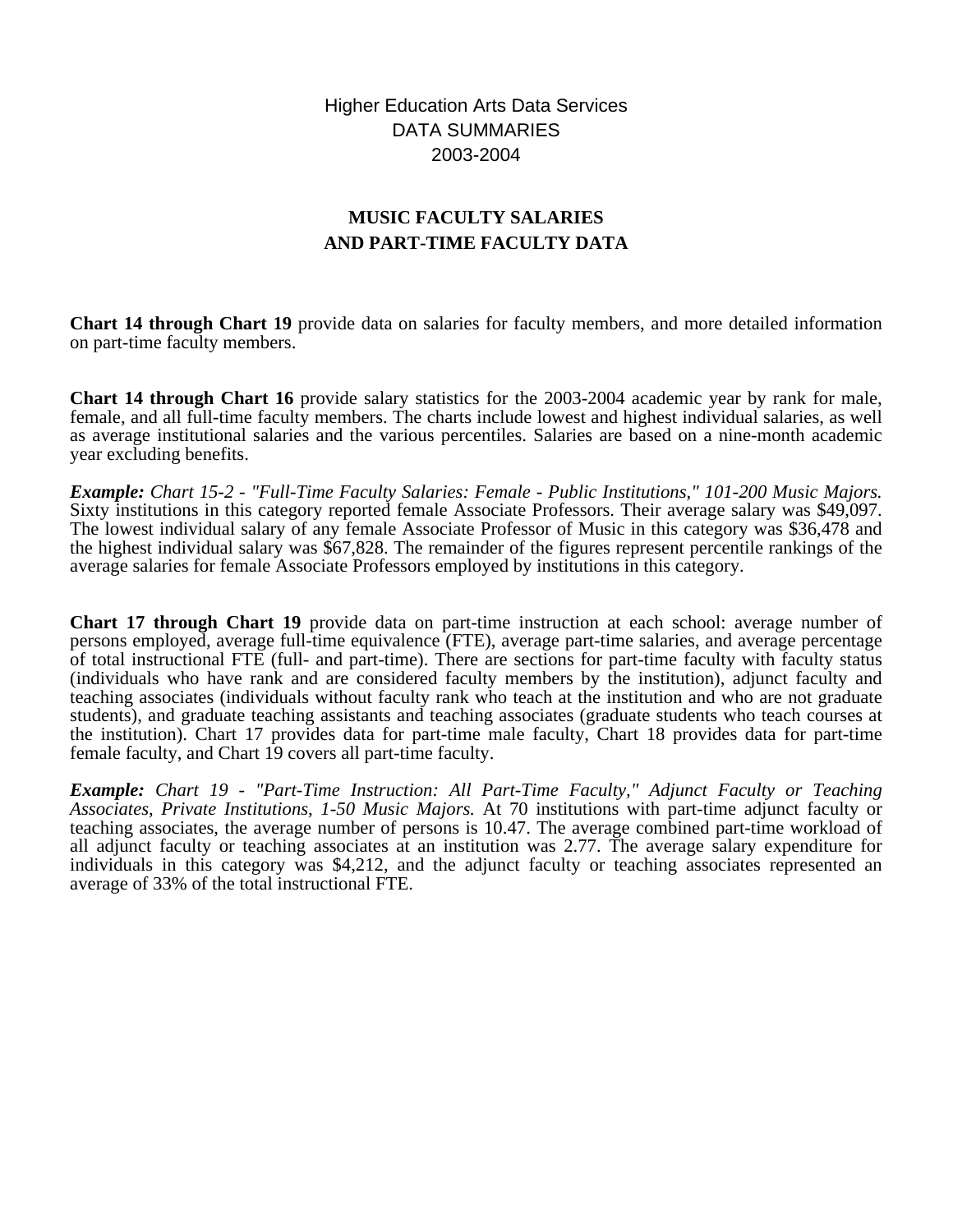Higher Education Arts Data Services
DATA SUMMARIES
2003-2004

# MUSIC FACULTY SALARIES AND PART-TIME FACULTY DATA

**Chart 14 through Chart 19** provide data on salaries for faculty members, and more detailed information on part-time faculty members.

**Chart 14 through Chart 16** provide salary statistics for the 2003-2004 academic year by rank for male, female, and all full-time faculty members. The charts include lowest and highest individual salaries, as well as average institutional salaries and the various percentiles. Salaries are based on a nine-month academic year excluding benefits.

***Example:*** *Chart 15-2 - "Full-Time Faculty Salaries: Female - Public Institutions," 101-200 Music Majors.* Sixty institutions in this category reported female Associate Professors. Their average salary was $49,097. The lowest individual salary of any female Associate Professor of Music in this category was $36,478 and the highest individual salary was $67,828. The remainder of the figures represent percentile rankings of the average salaries for female Associate Professors employed by institutions in this category.

**Chart 17 through Chart 19** provide data on part-time instruction at each school: average number of persons employed, average full-time equivalence (FTE), average part-time salaries, and average percentage of total instructional FTE (full- and part-time). There are sections for part-time faculty with faculty status (individuals who have rank and are considered faculty members by the institution), adjunct faculty and teaching associates (individuals without faculty rank who teach at the institution and who are not graduate students), and graduate teaching assistants and teaching associates (graduate students who teach courses at the institution). Chart 17 provides data for part-time male faculty, Chart 18 provides data for part-time female faculty, and Chart 19 covers all part-time faculty.

***Example:*** *Chart 19 - "Part-Time Instruction: All Part-Time Faculty," Adjunct Faculty or Teaching Associates, Private Institutions, 1-50 Music Majors.* At 70 institutions with part-time adjunct faculty or teaching associates, the average number of persons is 10.47. The average combined part-time workload of all adjunct faculty or teaching associates at an institution was 2.77. The average salary expenditure for individuals in this category was $4,212, and the adjunct faculty or teaching associates represented an average of 33% of the total instructional FTE.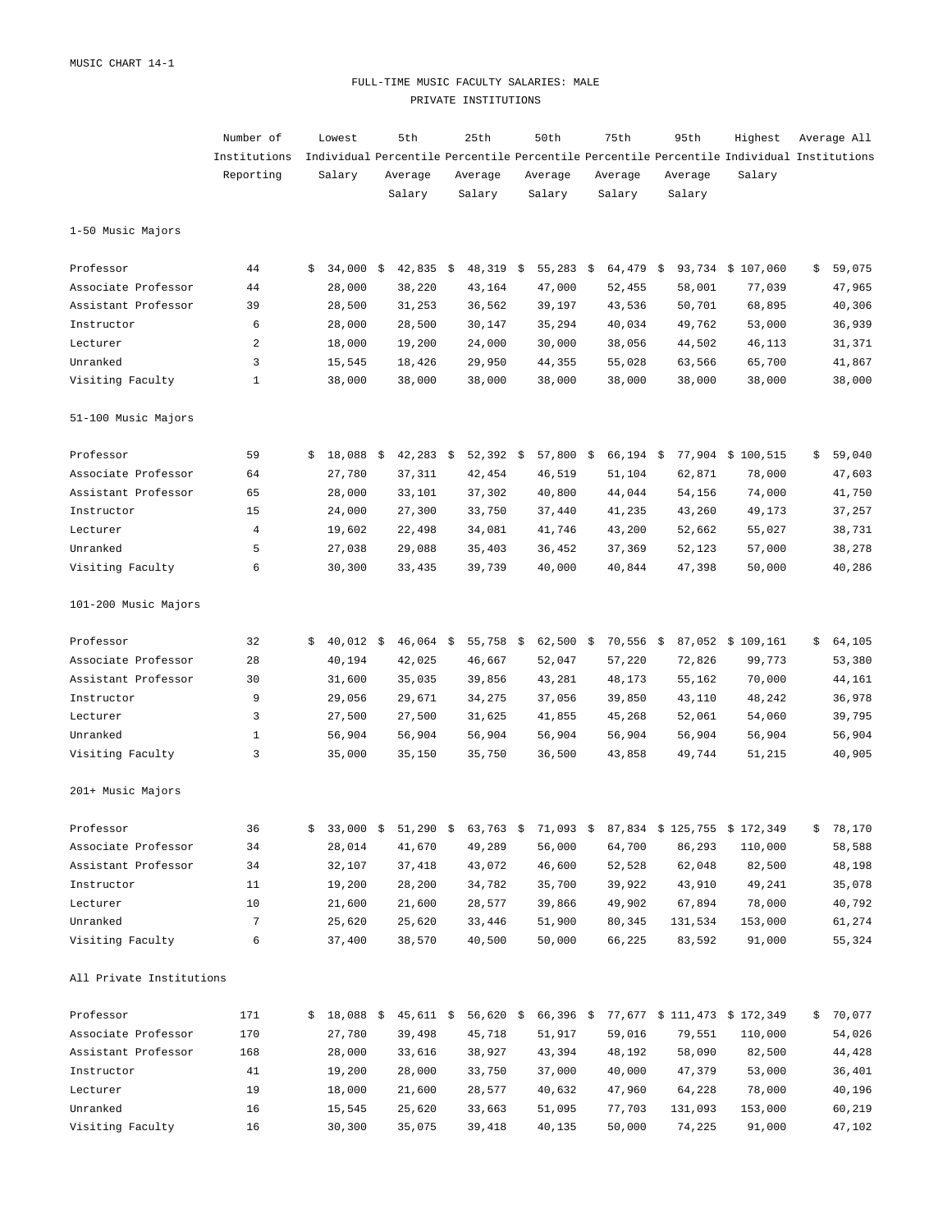MUSIC CHART 14-1

# FULL-TIME MUSIC FACULTY SALARIES: MALE
## PRIVATE INSTITUTIONS

| | Number of Institutions Reporting | Lowest Individual Salary | 5th Percentile Average Salary | 25th Percentile Average Salary | 50th Percentile Average Salary | 75th Percentile Average Salary | 95th Percentile Average Salary | Highest Individual Salary | Average All Institutions |
|---|---|---|---|---|---|---|---|---|---|
| **1-50 Music Majors** | | | | | | | | | |
| Professor | 44 | $ 34,000 | $ 42,835 | $ 48,319 | $ 55,283 | $ 64,479 | $ 93,734 | $ 107,060 | $ 59,075 |
| Associate Professor | 44 | 28,000 | 38,220 | 43,164 | 47,000 | 52,455 | 58,001 | 77,039 | 47,965 |
| Assistant Professor | 39 | 28,500 | 31,253 | 36,562 | 39,197 | 43,536 | 50,701 | 68,895 | 40,306 |
| Instructor | 6 | 28,000 | 28,500 | 30,147 | 35,294 | 40,034 | 49,762 | 53,000 | 36,939 |
| Lecturer | 2 | 18,000 | 19,200 | 24,000 | 30,000 | 38,056 | 44,502 | 46,113 | 31,371 |
| Unranked | 3 | 15,545 | 18,426 | 29,950 | 44,355 | 55,028 | 63,566 | 65,700 | 41,867 |
| Visiting Faculty | 1 | 38,000 | 38,000 | 38,000 | 38,000 | 38,000 | 38,000 | 38,000 | 38,000 |
| **51-100 Music Majors** | | | | | | | | | |
| Professor | 59 | $ 18,088 | $ 42,283 | $ 52,392 | $ 57,800 | $ 66,194 | $ 77,904 | $ 100,515 | $ 59,040 |
| Associate Professor | 64 | 27,780 | 37,311 | 42,454 | 46,519 | 51,104 | 62,871 | 78,000 | 47,603 |
| Assistant Professor | 65 | 28,000 | 33,101 | 37,302 | 40,800 | 44,044 | 54,156 | 74,000 | 41,750 |
| Instructor | 15 | 24,000 | 27,300 | 33,750 | 37,440 | 41,235 | 43,260 | 49,173 | 37,257 |
| Lecturer | 4 | 19,602 | 22,498 | 34,081 | 41,746 | 43,200 | 52,662 | 55,027 | 38,731 |
| Unranked | 5 | 27,038 | 29,088 | 35,403 | 36,452 | 37,369 | 52,123 | 57,000 | 38,278 |
| Visiting Faculty | 6 | 30,300 | 33,435 | 39,739 | 40,000 | 40,844 | 47,398 | 50,000 | 40,286 |
| **101-200 Music Majors** | | | | | | | | | |
| Professor | 32 | $ 40,012 | $ 46,064 | $ 55,758 | $ 62,500 | $ 70,556 | $ 87,052 | $ 109,161 | $ 64,105 |
| Associate Professor | 28 | 40,194 | 42,025 | 46,667 | 52,047 | 57,220 | 72,826 | 99,773 | 53,380 |
| Assistant Professor | 30 | 31,600 | 35,035 | 39,856 | 43,281 | 48,173 | 55,162 | 70,000 | 44,161 |
| Instructor | 9 | 29,056 | 29,671 | 34,275 | 37,056 | 39,850 | 43,110 | 48,242 | 36,978 |
| Lecturer | 3 | 27,500 | 27,500 | 31,625 | 41,855 | 45,268 | 52,061 | 54,060 | 39,795 |
| Unranked | 1 | 56,904 | 56,904 | 56,904 | 56,904 | 56,904 | 56,904 | 56,904 | 56,904 |
| Visiting Faculty | 3 | 35,000 | 35,150 | 35,750 | 36,500 | 43,858 | 49,744 | 51,215 | 40,905 |
| **201+ Music Majors** | | | | | | | | | |
| Professor | 36 | $ 33,000 | $ 51,290 | $ 63,763 | $ 71,093 | $ 87,834 | $ 125,755 | $ 172,349 | $ 78,170 |
| Associate Professor | 34 | 28,014 | 41,670 | 49,289 | 56,000 | 64,700 | 86,293 | 110,000 | 58,588 |
| Assistant Professor | 34 | 32,107 | 37,418 | 43,072 | 46,600 | 52,528 | 62,048 | 82,500 | 48,198 |
| Instructor | 11 | 19,200 | 28,200 | 34,782 | 35,700 | 39,922 | 43,910 | 49,241 | 35,078 |
| Lecturer | 10 | 21,600 | 21,600 | 28,577 | 39,866 | 49,902 | 67,894 | 78,000 | 40,792 |
| Unranked | 7 | 25,620 | 25,620 | 33,446 | 51,900 | 80,345 | 131,534 | 153,000 | 61,274 |
| Visiting Faculty | 6 | 37,400 | 38,570 | 40,500 | 50,000 | 66,225 | 83,592 | 91,000 | 55,324 |
| **All Private Institutions** | | | | | | | | | |
| Professor | 171 | $ 18,088 | $ 45,611 | $ 56,620 | $ 66,396 | $ 77,677 | $ 111,473 | $ 172,349 | $ 70,077 |
| Associate Professor | 170 | 27,780 | 39,498 | 45,718 | 51,917 | 59,016 | 79,551 | 110,000 | 54,026 |
| Assistant Professor | 168 | 28,000 | 33,616 | 38,927 | 43,394 | 48,192 | 58,090 | 82,500 | 44,428 |
| Instructor | 41 | 19,200 | 28,000 | 33,750 | 37,000 | 40,000 | 47,379 | 53,000 | 36,401 |
| Lecturer | 19 | 18,000 | 21,600 | 28,577 | 40,632 | 47,960 | 64,228 | 78,000 | 40,196 |
| Unranked | 16 | 15,545 | 25,620 | 33,663 | 51,095 | 77,703 | 131,093 | 153,000 | 60,219 |
| Visiting Faculty | 16 | 30,300 | 35,075 | 39,418 | 40,135 | 50,000 | 74,225 | 91,000 | 47,102 |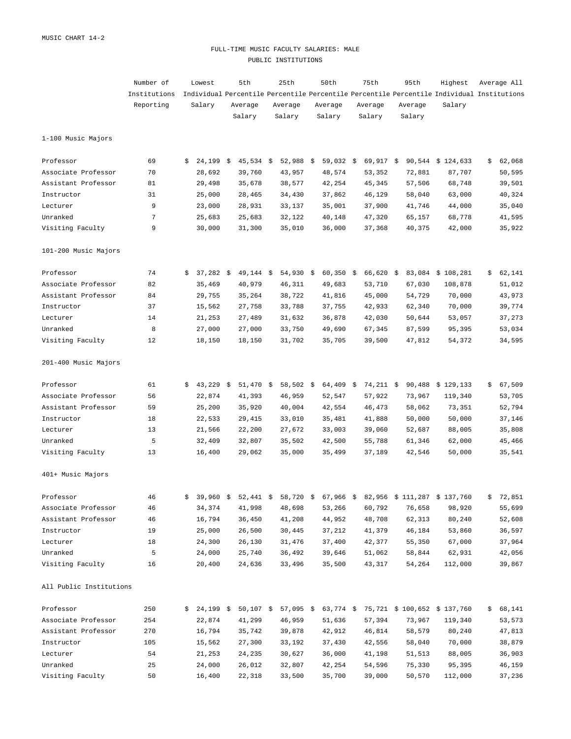MUSIC CHART 14-2

## FULL-TIME MUSIC FACULTY SALARIES: MALE
## PUBLIC INSTITUTIONS

| | Number of Institutions Reporting | Lowest Individual Salary | 5th Percentile Average Salary | 25th Percentile Average Salary | 50th Percentile Average Salary | 75th Percentile Average Salary | 95th Percentile Average Salary | Highest Individual Salary | Average All Institutions |
|---|---|---|---|---|---|---|---|---|---|
| **1-100 Music Majors** | | | | | | | | | |
| Professor | 69 | $ 24,199 | $ 45,534 | $ 52,988 | $ 59,032 | $ 69,917 | $ 90,544 | $ 124,633 | $ 62,068 |
| Associate Professor | 70 | 28,692 | 39,760 | 43,957 | 48,574 | 53,352 | 72,881 | 87,707 | 50,595 |
| Assistant Professor | 81 | 29,498 | 35,678 | 38,577 | 42,254 | 45,345 | 57,506 | 68,748 | 39,501 |
| Instructor | 31 | 25,000 | 28,465 | 34,430 | 37,862 | 46,129 | 58,040 | 63,000 | 40,324 |
| Lecturer | 9 | 23,000 | 28,931 | 33,137 | 35,001 | 37,900 | 41,746 | 44,000 | 35,040 |
| Unranked | 7 | 25,683 | 25,683 | 32,122 | 40,148 | 47,320 | 65,157 | 68,778 | 41,595 |
| Visiting Faculty | 9 | 30,000 | 31,300 | 35,010 | 36,000 | 37,368 | 40,375 | 42,000 | 35,922 |
| **101-200 Music Majors** | | | | | | | | | |
| Professor | 74 | $ 37,282 | $ 49,144 | $ 54,930 | $ 60,350 | $ 66,620 | $ 83,084 | $ 108,281 | $ 62,141 |
| Associate Professor | 82 | 35,469 | 40,979 | 46,311 | 49,683 | 53,710 | 67,030 | 108,878 | 51,012 |
| Assistant Professor | 84 | 29,755 | 35,264 | 38,722 | 41,816 | 45,000 | 54,729 | 70,000 | 43,973 |
| Instructor | 37 | 15,562 | 27,758 | 33,788 | 37,755 | 42,933 | 62,340 | 70,000 | 39,774 |
| Lecturer | 14 | 21,253 | 27,489 | 31,632 | 36,878 | 42,030 | 50,644 | 53,057 | 37,273 |
| Unranked | 8 | 27,000 | 27,000 | 33,750 | 49,690 | 67,345 | 87,599 | 95,395 | 53,034 |
| Visiting Faculty | 12 | 18,150 | 18,150 | 31,702 | 35,705 | 39,500 | 47,812 | 54,372 | 34,595 |
| **201-400 Music Majors** | | | | | | | | | |
| Professor | 61 | $ 43,229 | $ 51,470 | $ 58,502 | $ 64,409 | $ 74,211 | $ 90,488 | $ 129,133 | $ 67,509 |
| Associate Professor | 56 | 22,874 | 41,393 | 46,959 | 52,547 | 57,922 | 73,967 | 119,340 | 53,705 |
| Assistant Professor | 59 | 25,200 | 35,920 | 40,004 | 42,554 | 46,473 | 58,062 | 73,351 | 52,794 |
| Instructor | 18 | 22,533 | 29,415 | 33,010 | 35,481 | 41,888 | 50,000 | 50,000 | 37,146 |
| Lecturer | 13 | 21,566 | 22,200 | 27,672 | 33,003 | 39,060 | 52,687 | 88,005 | 35,808 |
| Unranked | 5 | 32,409 | 32,807 | 35,502 | 42,500 | 55,788 | 61,346 | 62,000 | 45,466 |
| Visiting Faculty | 13 | 16,400 | 29,062 | 35,000 | 35,499 | 37,189 | 42,546 | 50,000 | 35,541 |
| **401+ Music Majors** | | | | | | | | | |
| Professor | 46 | $ 39,960 | $ 52,441 | $ 58,720 | $ 67,966 | $ 82,956 | $ 111,287 | $ 137,760 | $ 72,851 |
| Associate Professor | 46 | 34,374 | 41,998 | 48,698 | 53,266 | 60,792 | 76,658 | 98,920 | 55,699 |
| Assistant Professor | 46 | 16,794 | 36,450 | 41,208 | 44,952 | 48,708 | 62,313 | 80,240 | 52,608 |
| Instructor | 19 | 25,000 | 26,500 | 30,445 | 37,212 | 41,379 | 46,184 | 53,860 | 36,597 |
| Lecturer | 18 | 24,300 | 26,130 | 31,476 | 37,400 | 42,377 | 55,350 | 67,000 | 37,964 |
| Unranked | 5 | 24,000 | 25,740 | 36,492 | 39,646 | 51,062 | 58,844 | 62,931 | 42,056 |
| Visiting Faculty | 16 | 20,400 | 24,636 | 33,496 | 35,500 | 43,317 | 54,264 | 112,000 | 39,867 |
| **All Public Institutions** | | | | | | | | | |
| Professor | 250 | $ 24,199 | $ 50,107 | $ 57,095 | $ 63,774 | $ 75,721 | $ 100,652 | $ 137,760 | $ 68,141 |
| Associate Professor | 254 | 22,874 | 41,299 | 46,959 | 51,636 | 57,394 | 73,967 | 119,340 | 53,573 |
| Assistant Professor | 270 | 16,794 | 35,742 | 39,878 | 42,912 | 46,814 | 58,579 | 80,240 | 47,813 |
| Instructor | 105 | 15,562 | 27,300 | 33,192 | 37,430 | 42,556 | 58,040 | 70,000 | 38,879 |
| Lecturer | 54 | 21,253 | 24,235 | 30,627 | 36,000 | 41,198 | 51,513 | 88,005 | 36,903 |
| Unranked | 25 | 24,000 | 26,012 | 32,807 | 42,254 | 54,596 | 75,330 | 95,395 | 46,159 |
| Visiting Faculty | 50 | 16,400 | 22,318 | 33,500 | 35,700 | 39,000 | 50,570 | 112,000 | 37,236 |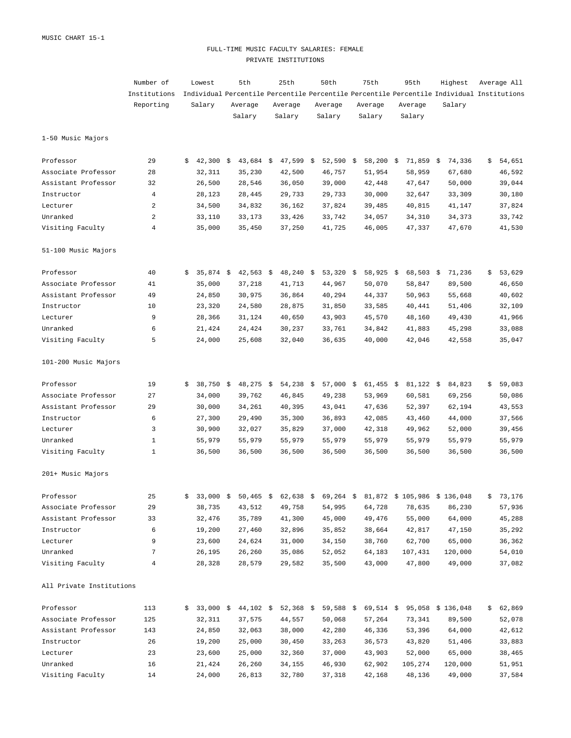MUSIC CHART 15-1

## FULL-TIME MUSIC FACULTY SALARIES: FEMALE
## PRIVATE INSTITUTIONS

| | Number of Institutions Reporting | Lowest Individual Salary | 5th Percentile Average Salary | 25th Percentile Average Salary | 50th Percentile Average Salary | 75th Percentile Average Salary | 95th Percentile Average Salary | Highest Individual Salary | Average All Institutions |
|---|---|---|---|---|---|---|---|---|---|
| **1-50 Music Majors** | | | | | | | | | |
| Professor | 29 | $ 42,300 | $ 43,684 | $ 47,599 | $ 52,590 | $ 58,200 | $ 71,859 | $ 74,336 | $ 54,651 |
| Associate Professor | 28 | 32,311 | 35,230 | 42,500 | 46,757 | 51,954 | 58,959 | 67,680 | 46,592 |
| Assistant Professor | 32 | 26,500 | 28,546 | 36,050 | 39,000 | 42,448 | 47,647 | 50,000 | 39,044 |
| Instructor | 4 | 28,123 | 28,445 | 29,733 | 29,733 | 30,000 | 32,647 | 33,309 | 30,180 |
| Lecturer | 2 | 34,500 | 34,832 | 36,162 | 37,824 | 39,485 | 40,815 | 41,147 | 37,824 |
| Unranked | 2 | 33,110 | 33,173 | 33,426 | 33,742 | 34,057 | 34,310 | 34,373 | 33,742 |
| Visiting Faculty | 4 | 35,000 | 35,450 | 37,250 | 41,725 | 46,005 | 47,337 | 47,670 | 41,530 |
| **51-100 Music Majors** | | | | | | | | | |
| Professor | 40 | $ 35,874 | $ 42,563 | $ 48,240 | $ 53,320 | $ 58,925 | $ 68,503 | $ 71,236 | $ 53,629 |
| Associate Professor | 41 | 35,000 | 37,218 | 41,713 | 44,967 | 50,070 | 58,847 | 89,500 | 46,650 |
| Assistant Professor | 49 | 24,850 | 30,975 | 36,864 | 40,294 | 44,337 | 50,963 | 55,668 | 40,602 |
| Instructor | 10 | 23,320 | 24,580 | 28,875 | 31,850 | 33,585 | 40,441 | 51,406 | 32,109 |
| Lecturer | 9 | 28,366 | 31,124 | 40,650 | 43,903 | 45,570 | 48,160 | 49,430 | 41,966 |
| Unranked | 6 | 21,424 | 24,424 | 30,237 | 33,761 | 34,842 | 41,883 | 45,298 | 33,088 |
| Visiting Faculty | 5 | 24,000 | 25,608 | 32,040 | 36,635 | 40,000 | 42,046 | 42,558 | 35,047 |
| **101-200 Music Majors** | | | | | | | | | |
| Professor | 19 | $ 38,750 | $ 48,275 | $ 54,238 | $ 57,000 | $ 61,455 | $ 81,122 | $ 84,823 | $ 59,083 |
| Associate Professor | 27 | 34,000 | 39,762 | 46,845 | 49,238 | 53,969 | 60,581 | 69,256 | 50,086 |
| Assistant Professor | 29 | 30,000 | 34,261 | 40,395 | 43,041 | 47,636 | 52,397 | 62,194 | 43,553 |
| Instructor | 6 | 27,300 | 29,490 | 35,300 | 36,893 | 42,085 | 43,460 | 44,000 | 37,566 |
| Lecturer | 3 | 30,900 | 32,027 | 35,829 | 37,000 | 42,318 | 49,962 | 52,000 | 39,456 |
| Unranked | 1 | 55,979 | 55,979 | 55,979 | 55,979 | 55,979 | 55,979 | 55,979 | 55,979 |
| Visiting Faculty | 1 | 36,500 | 36,500 | 36,500 | 36,500 | 36,500 | 36,500 | 36,500 | 36,500 |
| **201+ Music Majors** | | | | | | | | | |
| Professor | 25 | $ 33,000 | $ 50,465 | $ 62,638 | $ 69,264 | $ 81,872 | $ 105,986 | $ 136,048 | $ 73,176 |
| Associate Professor | 29 | 38,735 | 43,512 | 49,758 | 54,995 | 64,728 | 78,635 | 86,230 | 57,936 |
| Assistant Professor | 33 | 32,476 | 35,789 | 41,300 | 45,000 | 49,476 | 55,000 | 64,000 | 45,288 |
| Instructor | 6 | 19,200 | 27,460 | 32,896 | 35,852 | 38,664 | 42,817 | 47,150 | 35,292 |
| Lecturer | 9 | 23,600 | 24,624 | 31,000 | 34,150 | 38,760 | 62,700 | 65,000 | 36,362 |
| Unranked | 7 | 26,195 | 26,260 | 35,086 | 52,052 | 64,183 | 107,431 | 120,000 | 54,010 |
| Visiting Faculty | 4 | 28,328 | 28,579 | 29,582 | 35,500 | 43,000 | 47,800 | 49,000 | 37,082 |
| **All Private Institutions** | | | | | | | | | |
| Professor | 113 | $ 33,000 | $ 44,102 | $ 52,368 | $ 59,588 | $ 69,514 | $ 95,058 | $ 136,048 | $ 62,869 |
| Associate Professor | 125 | 32,311 | 37,575 | 44,557 | 50,068 | 57,264 | 73,341 | 89,500 | 52,078 |
| Assistant Professor | 143 | 24,850 | 32,063 | 38,000 | 42,280 | 46,336 | 53,396 | 64,000 | 42,612 |
| Instructor | 26 | 19,200 | 25,000 | 30,450 | 33,263 | 36,573 | 43,820 | 51,406 | 33,883 |
| Lecturer | 23 | 23,600 | 25,000 | 32,360 | 37,000 | 43,903 | 52,000 | 65,000 | 38,465 |
| Unranked | 16 | 21,424 | 26,260 | 34,155 | 46,930 | 62,902 | 105,274 | 120,000 | 51,951 |
| Visiting Faculty | 14 | 24,000 | 26,813 | 32,780 | 37,318 | 42,168 | 48,136 | 49,000 | 37,584 |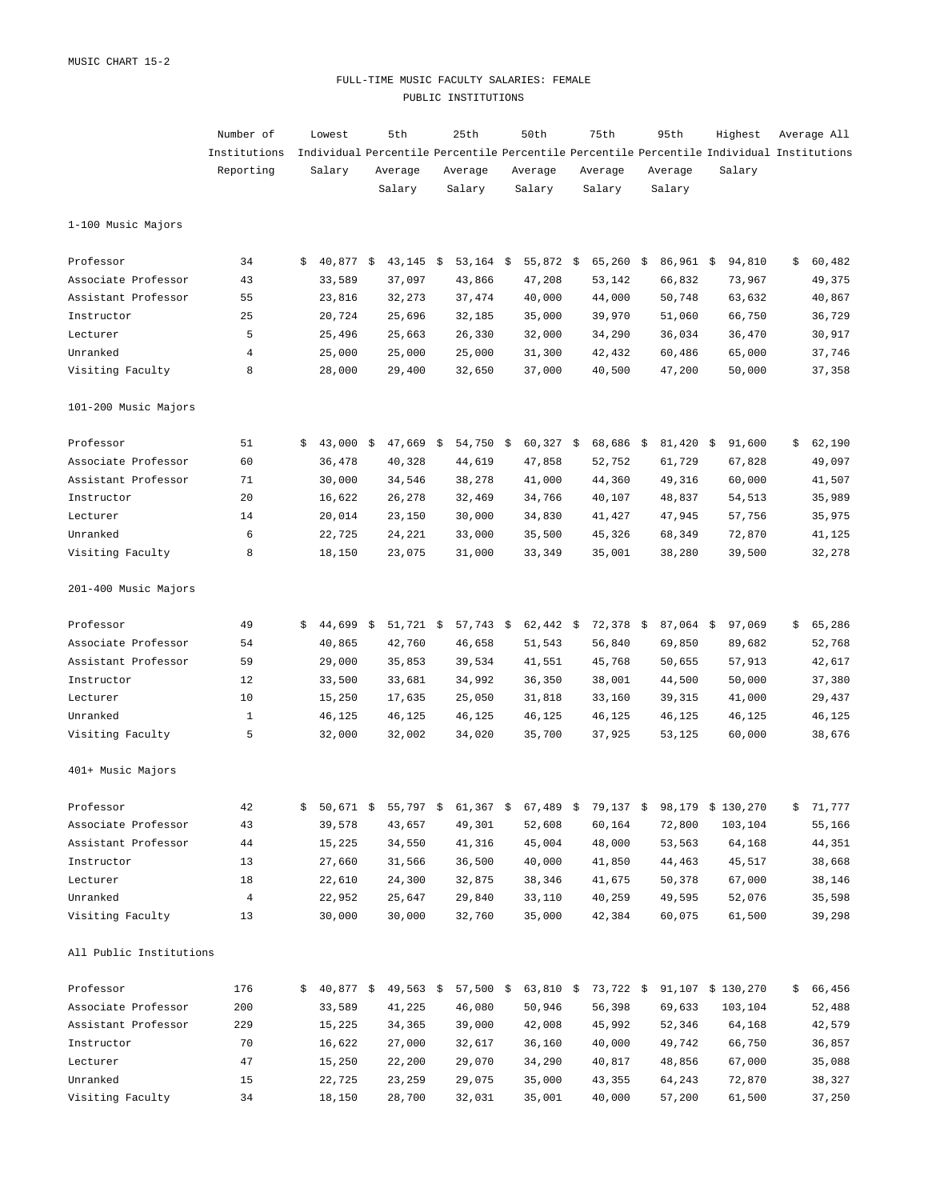MUSIC CHART 15-2

## FULL-TIME MUSIC FACULTY SALARIES: FEMALE

### PUBLIC INSTITUTIONS

| | Number of Institutions Reporting | Lowest Individual Salary | 5th Percentile Average Salary | 25th Percentile Average Salary | 50th Percentile Average Salary | 75th Percentile Average Salary | 95th Percentile Average Salary | Highest Individual Salary | Average All Institutions |
|---|---|---|---|---|---|---|---|---|---|
| **1-100 Music Majors** | | | | | | | | | |
| Professor | 34 | $ 40,877 | $ 43,145 | $ 53,164 | $ 55,872 | $ 65,260 | $ 86,961 | $ 94,810 | $ 60,482 |
| Associate Professor | 43 | 33,589 | 37,097 | 43,866 | 47,208 | 53,142 | 66,832 | 73,967 | 49,375 |
| Assistant Professor | 55 | 23,816 | 32,273 | 37,474 | 40,000 | 44,000 | 50,748 | 63,632 | 40,867 |
| Instructor | 25 | 20,724 | 25,696 | 32,185 | 35,000 | 39,970 | 51,060 | 66,750 | 36,729 |
| Lecturer | 5 | 25,496 | 25,663 | 26,330 | 32,000 | 34,290 | 36,034 | 36,470 | 30,917 |
| Unranked | 4 | 25,000 | 25,000 | 25,000 | 31,300 | 42,432 | 60,486 | 65,000 | 37,746 |
| Visiting Faculty | 8 | 28,000 | 29,400 | 32,650 | 37,000 | 40,500 | 47,200 | 50,000 | 37,358 |
| **101-200 Music Majors** | | | | | | | | | |
| Professor | 51 | $ 43,000 | $ 47,669 | $ 54,750 | $ 60,327 | $ 68,686 | $ 81,420 | $ 91,600 | $ 62,190 |
| Associate Professor | 60 | 36,478 | 40,328 | 44,619 | 47,858 | 52,752 | 61,729 | 67,828 | 49,097 |
| Assistant Professor | 71 | 30,000 | 34,546 | 38,278 | 41,000 | 44,360 | 49,316 | 60,000 | 41,507 |
| Instructor | 20 | 16,622 | 26,278 | 32,469 | 34,766 | 40,107 | 48,837 | 54,513 | 35,989 |
| Lecturer | 14 | 20,014 | 23,150 | 30,000 | 34,830 | 41,427 | 47,945 | 57,756 | 35,975 |
| Unranked | 6 | 22,725 | 24,221 | 33,000 | 35,500 | 45,326 | 68,349 | 72,870 | 41,125 |
| Visiting Faculty | 8 | 18,150 | 23,075 | 31,000 | 33,349 | 35,001 | 38,280 | 39,500 | 32,278 |
| **201-400 Music Majors** | | | | | | | | | |
| Professor | 49 | $ 44,699 | $ 51,721 | $ 57,743 | $ 62,442 | $ 72,378 | $ 87,064 | $ 97,069 | $ 65,286 |
| Associate Professor | 54 | 40,865 | 42,760 | 46,658 | 51,543 | 56,840 | 69,850 | 89,682 | 52,768 |
| Assistant Professor | 59 | 29,000 | 35,853 | 39,534 | 41,551 | 45,768 | 50,655 | 57,913 | 42,617 |
| Instructor | 12 | 33,500 | 33,681 | 34,992 | 36,350 | 38,001 | 44,500 | 50,000 | 37,380 |
| Lecturer | 10 | 15,250 | 17,635 | 25,050 | 31,818 | 33,160 | 39,315 | 41,000 | 29,437 |
| Unranked | 1 | 46,125 | 46,125 | 46,125 | 46,125 | 46,125 | 46,125 | 46,125 | 46,125 |
| Visiting Faculty | 5 | 32,000 | 32,002 | 34,020 | 35,700 | 37,925 | 53,125 | 60,000 | 38,676 |
| **401+ Music Majors** | | | | | | | | | |
| Professor | 42 | $ 50,671 | $ 55,797 | $ 61,367 | $ 67,489 | $ 79,137 | $ 98,179 | $ 130,270 | $ 71,777 |
| Associate Professor | 43 | 39,578 | 43,657 | 49,301 | 52,608 | 60,164 | 72,800 | 103,104 | 55,166 |
| Assistant Professor | 44 | 15,225 | 34,550 | 41,316 | 45,004 | 48,000 | 53,563 | 64,168 | 44,351 |
| Instructor | 13 | 27,660 | 31,566 | 36,500 | 40,000 | 41,850 | 44,463 | 45,517 | 38,668 |
| Lecturer | 18 | 22,610 | 24,300 | 32,875 | 38,346 | 41,675 | 50,378 | 67,000 | 38,146 |
| Unranked | 4 | 22,952 | 25,647 | 29,840 | 33,110 | 40,259 | 49,595 | 52,076 | 35,598 |
| Visiting Faculty | 13 | 30,000 | 30,000 | 32,760 | 35,000 | 42,384 | 60,075 | 61,500 | 39,298 |
| **All Public Institutions** | | | | | | | | | |
| Professor | 176 | $ 40,877 | $ 49,563 | $ 57,500 | $ 63,810 | $ 73,722 | $ 91,107 | $ 130,270 | $ 66,456 |
| Associate Professor | 200 | 33,589 | 41,225 | 46,080 | 50,946 | 56,398 | 69,633 | 103,104 | 52,488 |
| Assistant Professor | 229 | 15,225 | 34,365 | 39,000 | 42,008 | 45,992 | 52,346 | 64,168 | 42,579 |
| Instructor | 70 | 16,622 | 27,000 | 32,617 | 36,160 | 40,000 | 49,742 | 66,750 | 36,857 |
| Lecturer | 47 | 15,250 | 22,200 | 29,070 | 34,290 | 40,817 | 48,856 | 67,000 | 35,088 |
| Unranked | 15 | 22,725 | 23,259 | 29,075 | 35,000 | 43,355 | 64,243 | 72,870 | 38,327 |
| Visiting Faculty | 34 | 18,150 | 28,700 | 32,031 | 35,001 | 40,000 | 57,200 | 61,500 | 37,250 |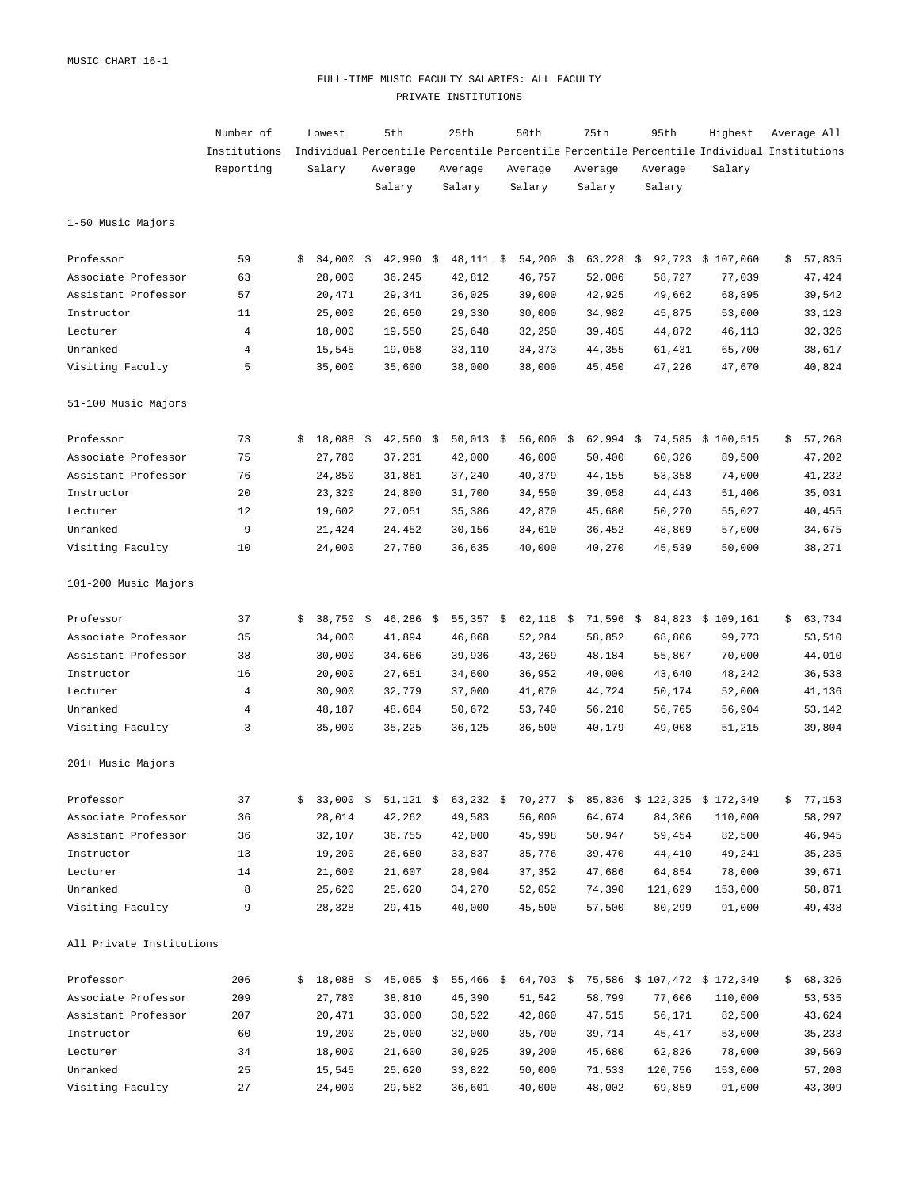MUSIC CHART 16-1

## FULL-TIME MUSIC FACULTY SALARIES: ALL FACULTY
## PRIVATE INSTITUTIONS

| | Number of Institutions Reporting | Lowest Individual Salary | 5th Percentile Average Salary | 25th Percentile Average Salary | 50th Percentile Average Salary | 75th Percentile Average Salary | 95th Percentile Average Salary | Highest Individual Salary | Average All Institutions |
|---|---|---|---|---|---|---|---|---|---|
| **1-50 Music Majors** | | | | | | | | | |
| Professor | 59 | $ 34,000 | $ 42,990 | $ 48,111 | $ 54,200 | $ 63,228 | $ 92,723 | $ 107,060 | $ 57,835 |
| Associate Professor | 63 | 28,000 | 36,245 | 42,812 | 46,757 | 52,006 | 58,727 | 77,039 | 47,424 |
| Assistant Professor | 57 | 20,471 | 29,341 | 36,025 | 39,000 | 42,925 | 49,662 | 68,895 | 39,542 |
| Instructor | 11 | 25,000 | 26,650 | 29,330 | 30,000 | 34,982 | 45,875 | 53,000 | 33,128 |
| Lecturer | 4 | 18,000 | 19,550 | 25,648 | 32,250 | 39,485 | 44,872 | 46,113 | 32,326 |
| Unranked | 4 | 15,545 | 19,058 | 33,110 | 34,373 | 44,355 | 61,431 | 65,700 | 38,617 |
| Visiting Faculty | 5 | 35,000 | 35,600 | 38,000 | 38,000 | 45,450 | 47,226 | 47,670 | 40,824 |
| **51-100 Music Majors** | | | | | | | | | |
| Professor | 73 | $ 18,088 | $ 42,560 | $ 50,013 | $ 56,000 | $ 62,994 | $ 74,585 | $ 100,515 | $ 57,268 |
| Associate Professor | 75 | 27,780 | 37,231 | 42,000 | 46,000 | 50,400 | 60,326 | 89,500 | 47,202 |
| Assistant Professor | 76 | 24,850 | 31,861 | 37,240 | 40,379 | 44,155 | 53,358 | 74,000 | 41,232 |
| Instructor | 20 | 23,320 | 24,800 | 31,700 | 34,550 | 39,058 | 44,443 | 51,406 | 35,031 |
| Lecturer | 12 | 19,602 | 27,051 | 35,386 | 42,870 | 45,680 | 50,270 | 55,027 | 40,455 |
| Unranked | 9 | 21,424 | 24,452 | 30,156 | 34,610 | 36,452 | 48,809 | 57,000 | 34,675 |
| Visiting Faculty | 10 | 24,000 | 27,780 | 36,635 | 40,000 | 40,270 | 45,539 | 50,000 | 38,271 |
| **101-200 Music Majors** | | | | | | | | | |
| Professor | 37 | $ 38,750 | $ 46,286 | $ 55,357 | $ 62,118 | $ 71,596 | $ 84,823 | $ 109,161 | $ 63,734 |
| Associate Professor | 35 | 34,000 | 41,894 | 46,868 | 52,284 | 58,852 | 68,806 | 99,773 | 53,510 |
| Assistant Professor | 38 | 30,000 | 34,666 | 39,936 | 43,269 | 48,184 | 55,807 | 70,000 | 44,010 |
| Instructor | 16 | 20,000 | 27,651 | 34,600 | 36,952 | 40,000 | 43,640 | 48,242 | 36,538 |
| Lecturer | 4 | 30,900 | 32,779 | 37,000 | 41,070 | 44,724 | 50,174 | 52,000 | 41,136 |
| Unranked | 4 | 48,187 | 48,684 | 50,672 | 53,740 | 56,210 | 56,765 | 56,904 | 53,142 |
| Visiting Faculty | 3 | 35,000 | 35,225 | 36,125 | 36,500 | 40,179 | 49,008 | 51,215 | 39,804 |
| **201+ Music Majors** | | | | | | | | | |
| Professor | 37 | $ 33,000 | $ 51,121 | $ 63,232 | $ 70,277 | $ 85,836 | $ 122,325 | $ 172,349 | $ 77,153 |
| Associate Professor | 36 | 28,014 | 42,262 | 49,583 | 56,000 | 64,674 | 84,306 | 110,000 | 58,297 |
| Assistant Professor | 36 | 32,107 | 36,755 | 42,000 | 45,998 | 50,947 | 59,454 | 82,500 | 46,945 |
| Instructor | 13 | 19,200 | 26,680 | 33,837 | 35,776 | 39,470 | 44,410 | 49,241 | 35,235 |
| Lecturer | 14 | 21,600 | 21,607 | 28,904 | 37,352 | 47,686 | 64,854 | 78,000 | 39,671 |
| Unranked | 8 | 25,620 | 25,620 | 34,270 | 52,052 | 74,390 | 121,629 | 153,000 | 58,871 |
| Visiting Faculty | 9 | 28,328 | 29,415 | 40,000 | 45,500 | 57,500 | 80,299 | 91,000 | 49,438 |
| **All Private Institutions** | | | | | | | | | |
| Professor | 206 | $ 18,088 | $ 45,065 | $ 55,466 | $ 64,703 | $ 75,586 | $ 107,472 | $ 172,349 | $ 68,326 |
| Associate Professor | 209 | 27,780 | 38,810 | 45,390 | 51,542 | 58,799 | 77,606 | 110,000 | 53,535 |
| Assistant Professor | 207 | 20,471 | 33,000 | 38,522 | 42,860 | 47,515 | 56,171 | 82,500 | 43,624 |
| Instructor | 60 | 19,200 | 25,000 | 32,000 | 35,700 | 39,714 | 45,417 | 53,000 | 35,233 |
| Lecturer | 34 | 18,000 | 21,600 | 30,925 | 39,200 | 45,680 | 62,826 | 78,000 | 39,569 |
| Unranked | 25 | 15,545 | 25,620 | 33,822 | 50,000 | 71,533 | 120,756 | 153,000 | 57,208 |
| Visiting Faculty | 27 | 24,000 | 29,582 | 36,601 | 40,000 | 48,002 | 69,859 | 91,000 | 43,309 |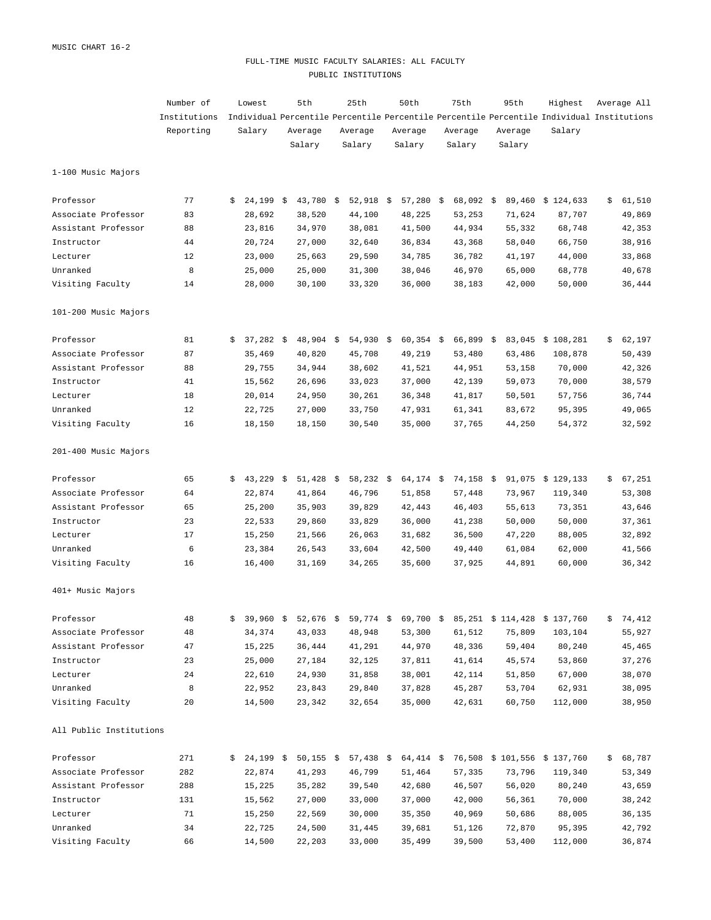MUSIC CHART 16-2

# FULL-TIME MUSIC FACULTY SALARIES: ALL FACULTY

## PUBLIC INSTITUTIONS

| | Number of Institutions Reporting | Lowest Individual Salary | 5th Percentile Average Salary | 25th Percentile Average Salary | 50th Percentile Average Salary | 75th Percentile Average Salary | 95th Percentile Average Salary | Highest Individual Salary | Average All Institutions |
|---|---|---|---|---|---|---|---|---|---|
| **1-100 Music Majors** | | | | | | | | | |
| Professor | 77 | $ 24,199 | $ 43,780 | $ 52,918 | $ 57,280 | $ 68,092 | $ 89,460 | $ 124,633 | $ 61,510 |
| Associate Professor | 83 | 28,692 | 38,520 | 44,100 | 48,225 | 53,253 | 71,624 | 87,707 | 49,869 |
| Assistant Professor | 88 | 23,816 | 34,970 | 38,081 | 41,500 | 44,934 | 55,332 | 68,748 | 42,353 |
| Instructor | 44 | 20,724 | 27,000 | 32,640 | 36,834 | 43,368 | 58,040 | 66,750 | 38,916 |
| Lecturer | 12 | 23,000 | 25,663 | 29,590 | 34,785 | 36,782 | 41,197 | 44,000 | 33,868 |
| Unranked | 8 | 25,000 | 25,000 | 31,300 | 38,046 | 46,970 | 65,000 | 68,778 | 40,678 |
| Visiting Faculty | 14 | 28,000 | 30,100 | 33,320 | 36,000 | 38,183 | 42,000 | 50,000 | 36,444 |
| **101-200 Music Majors** | | | | | | | | | |
| Professor | 81 | $ 37,282 | $ 48,904 | $ 54,930 | $ 60,354 | $ 66,899 | $ 83,045 | $ 108,281 | $ 62,197 |
| Associate Professor | 87 | 35,469 | 40,820 | 45,708 | 49,219 | 53,480 | 63,486 | 108,878 | 50,439 |
| Assistant Professor | 88 | 29,755 | 34,944 | 38,602 | 41,521 | 44,951 | 53,158 | 70,000 | 42,326 |
| Instructor | 41 | 15,562 | 26,696 | 33,023 | 37,000 | 42,139 | 59,073 | 70,000 | 38,579 |
| Lecturer | 18 | 20,014 | 24,950 | 30,261 | 36,348 | 41,817 | 50,501 | 57,756 | 36,744 |
| Unranked | 12 | 22,725 | 27,000 | 33,750 | 47,931 | 61,341 | 83,672 | 95,395 | 49,065 |
| Visiting Faculty | 16 | 18,150 | 18,150 | 30,540 | 35,000 | 37,765 | 44,250 | 54,372 | 32,592 |
| **201-400 Music Majors** | | | | | | | | | |
| Professor | 65 | $ 43,229 | $ 51,428 | $ 58,232 | $ 64,174 | $ 74,158 | $ 91,075 | $ 129,133 | $ 67,251 |
| Associate Professor | 64 | 22,874 | 41,864 | 46,796 | 51,858 | 57,448 | 73,967 | 119,340 | 53,308 |
| Assistant Professor | 65 | 25,200 | 35,903 | 39,829 | 42,443 | 46,403 | 55,613 | 73,351 | 43,646 |
| Instructor | 23 | 22,533 | 29,860 | 33,829 | 36,000 | 41,238 | 50,000 | 50,000 | 37,361 |
| Lecturer | 17 | 15,250 | 21,566 | 26,063 | 31,682 | 36,500 | 47,220 | 88,005 | 32,892 |
| Unranked | 6 | 23,384 | 26,543 | 33,604 | 42,500 | 49,440 | 61,084 | 62,000 | 41,566 |
| Visiting Faculty | 16 | 16,400 | 31,169 | 34,265 | 35,600 | 37,925 | 44,891 | 60,000 | 36,342 |
| **401+ Music Majors** | | | | | | | | | |
| Professor | 48 | $ 39,960 | $ 52,676 | $ 59,774 | $ 69,700 | $ 85,251 | $ 114,428 | $ 137,760 | $ 74,412 |
| Associate Professor | 48 | 34,374 | 43,033 | 48,948 | 53,300 | 61,512 | 75,809 | 103,104 | 55,927 |
| Assistant Professor | 47 | 15,225 | 36,444 | 41,291 | 44,970 | 48,336 | 59,404 | 80,240 | 45,465 |
| Instructor | 23 | 25,000 | 27,184 | 32,125 | 37,811 | 41,614 | 45,574 | 53,860 | 37,276 |
| Lecturer | 24 | 22,610 | 24,930 | 31,858 | 38,001 | 42,114 | 51,850 | 67,000 | 38,070 |
| Unranked | 8 | 22,952 | 23,843 | 29,840 | 37,828 | 45,287 | 53,704 | 62,931 | 38,095 |
| Visiting Faculty | 20 | 14,500 | 23,342 | 32,654 | 35,000 | 42,631 | 60,750 | 112,000 | 38,950 |
| **All Public Institutions** | | | | | | | | | |
| Professor | 271 | $ 24,199 | $ 50,155 | $ 57,438 | $ 64,414 | $ 76,508 | $ 101,556 | $ 137,760 | $ 68,787 |
| Associate Professor | 282 | 22,874 | 41,293 | 46,799 | 51,464 | 57,335 | 73,796 | 119,340 | 53,349 |
| Assistant Professor | 288 | 15,225 | 35,282 | 39,540 | 42,680 | 46,507 | 56,020 | 80,240 | 43,659 |
| Instructor | 131 | 15,562 | 27,000 | 33,000 | 37,000 | 42,000 | 56,361 | 70,000 | 38,242 |
| Lecturer | 71 | 15,250 | 22,569 | 30,000 | 35,350 | 40,969 | 50,686 | 88,005 | 36,135 |
| Unranked | 34 | 22,725 | 24,500 | 31,445 | 39,681 | 51,126 | 72,870 | 95,395 | 42,792 |
| Visiting Faculty | 66 | 14,500 | 22,203 | 33,000 | 35,499 | 39,500 | 53,400 | 112,000 | 36,874 |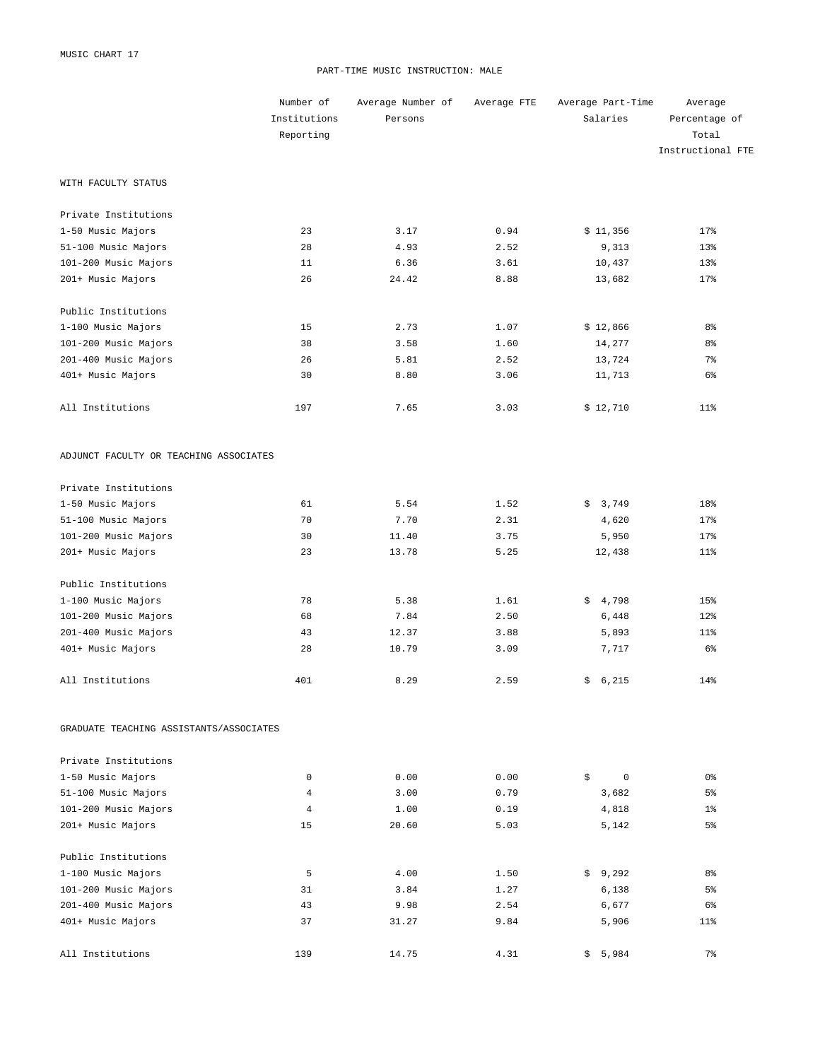MUSIC CHART 17

## PART-TIME MUSIC INSTRUCTION: MALE

| | Number of Institutions Reporting | Average Number of Persons | Average FTE | Average Part-Time Salaries | Average Percentage of Total Instructional FTE |
|---|---|---|---|---|---|
| **WITH FACULTY STATUS** | | | | | |
| Private Institutions | | | | | |
| 1-50 Music Majors | 23 | 3.17 | 0.94 | $ 11,356 | 17% |
| 51-100 Music Majors | 28 | 4.93 | 2.52 | 9,313 | 13% |
| 101-200 Music Majors | 11 | 6.36 | 3.61 | 10,437 | 13% |
| 201+ Music Majors | 26 | 24.42 | 8.88 | 13,682 | 17% |
| Public Institutions | | | | | |
| 1-100 Music Majors | 15 | 2.73 | 1.07 | $ 12,866 | 8% |
| 101-200 Music Majors | 38 | 3.58 | 1.60 | 14,277 | 8% |
| 201-400 Music Majors | 26 | 5.81 | 2.52 | 13,724 | 7% |
| 401+ Music Majors | 30 | 8.80 | 3.06 | 11,713 | 6% |
| All Institutions | 197 | 7.65 | 3.03 | $ 12,710 | 11% |
| **ADJUNCT FACULTY OR TEACHING ASSOCIATES** | | | | | |
| Private Institutions | | | | | |
| 1-50 Music Majors | 61 | 5.54 | 1.52 | $ 3,749 | 18% |
| 51-100 Music Majors | 70 | 7.70 | 2.31 | 4,620 | 17% |
| 101-200 Music Majors | 30 | 11.40 | 3.75 | 5,950 | 17% |
| 201+ Music Majors | 23 | 13.78 | 5.25 | 12,438 | 11% |
| Public Institutions | | | | | |
| 1-100 Music Majors | 78 | 5.38 | 1.61 | $ 4,798 | 15% |
| 101-200 Music Majors | 68 | 7.84 | 2.50 | 6,448 | 12% |
| 201-400 Music Majors | 43 | 12.37 | 3.88 | 5,893 | 11% |
| 401+ Music Majors | 28 | 10.79 | 3.09 | 7,717 | 6% |
| All Institutions | 401 | 8.29 | 2.59 | $ 6,215 | 14% |
| **GRADUATE TEACHING ASSISTANTS/ASSOCIATES** | | | | | |
| Private Institutions | | | | | |
| 1-50 Music Majors | 0 | 0.00 | 0.00 | $ 0 | 0% |
| 51-100 Music Majors | 4 | 3.00 | 0.79 | 3,682 | 5% |
| 101-200 Music Majors | 4 | 1.00 | 0.19 | 4,818 | 1% |
| 201+ Music Majors | 15 | 20.60 | 5.03 | 5,142 | 5% |
| Public Institutions | | | | | |
| 1-100 Music Majors | 5 | 4.00 | 1.50 | $ 9,292 | 8% |
| 101-200 Music Majors | 31 | 3.84 | 1.27 | 6,138 | 5% |
| 201-400 Music Majors | 43 | 9.98 | 2.54 | 6,677 | 6% |
| 401+ Music Majors | 37 | 31.27 | 9.84 | 5,906 | 11% |
| All Institutions | 139 | 14.75 | 4.31 | $ 5,984 | 7% |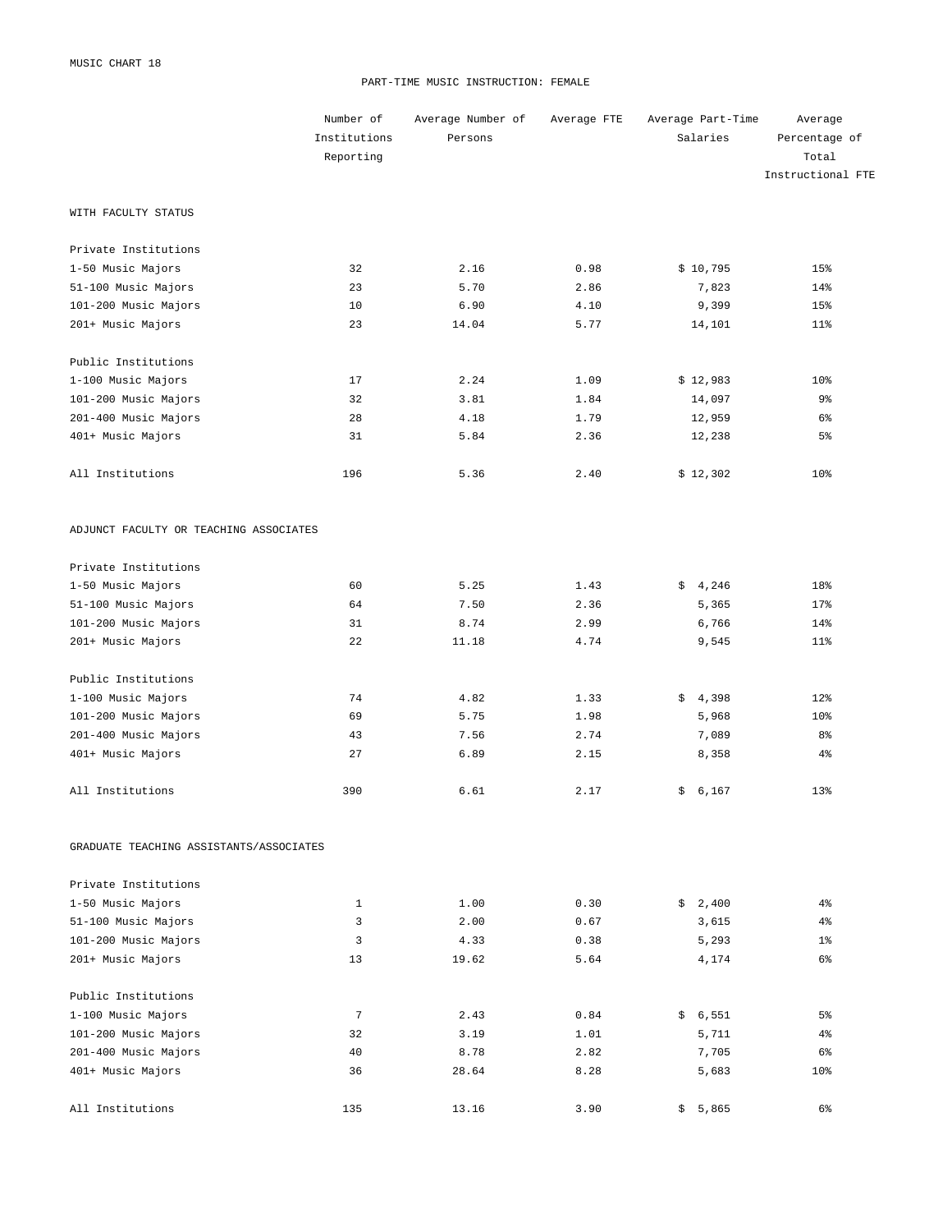MUSIC CHART 18

# PART-TIME MUSIC INSTRUCTION: FEMALE

| | Number of Institutions Reporting | Average Number of Persons | Average FTE | Average Part-Time Salaries | Average Percentage of Total Instructional FTE |
|---|---|---|---|---|---|
| **WITH FACULTY STATUS** | | | | | |
| Private Institutions | | | | | |
| 1-50 Music Majors | 32 | 2.16 | 0.98 | $ 10,795 | 15% |
| 51-100 Music Majors | 23 | 5.70 | 2.86 | 7,823 | 14% |
| 101-200 Music Majors | 10 | 6.90 | 4.10 | 9,399 | 15% |
| 201+ Music Majors | 23 | 14.04 | 5.77 | 14,101 | 11% |
| Public Institutions | | | | | |
| 1-100 Music Majors | 17 | 2.24 | 1.09 | $ 12,983 | 10% |
| 101-200 Music Majors | 32 | 3.81 | 1.84 | 14,097 | 9% |
| 201-400 Music Majors | 28 | 4.18 | 1.79 | 12,959 | 6% |
| 401+ Music Majors | 31 | 5.84 | 2.36 | 12,238 | 5% |
| All Institutions | 196 | 5.36 | 2.40 | $ 12,302 | 10% |
| **ADJUNCT FACULTY OR TEACHING ASSOCIATES** | | | | | |
| Private Institutions | | | | | |
| 1-50 Music Majors | 60 | 5.25 | 1.43 | $ 4,246 | 18% |
| 51-100 Music Majors | 64 | 7.50 | 2.36 | 5,365 | 17% |
| 101-200 Music Majors | 31 | 8.74 | 2.99 | 6,766 | 14% |
| 201+ Music Majors | 22 | 11.18 | 4.74 | 9,545 | 11% |
| Public Institutions | | | | | |
| 1-100 Music Majors | 74 | 4.82 | 1.33 | $ 4,398 | 12% |
| 101-200 Music Majors | 69 | 5.75 | 1.98 | 5,968 | 10% |
| 201-400 Music Majors | 43 | 7.56 | 2.74 | 7,089 | 8% |
| 401+ Music Majors | 27 | 6.89 | 2.15 | 8,358 | 4% |
| All Institutions | 390 | 6.61 | 2.17 | $ 6,167 | 13% |
| **GRADUATE TEACHING ASSISTANTS/ASSOCIATES** | | | | | |
| Private Institutions | | | | | |
| 1-50 Music Majors | 1 | 1.00 | 0.30 | $ 2,400 | 4% |
| 51-100 Music Majors | 3 | 2.00 | 0.67 | 3,615 | 4% |
| 101-200 Music Majors | 3 | 4.33 | 0.38 | 5,293 | 1% |
| 201+ Music Majors | 13 | 19.62 | 5.64 | 4,174 | 6% |
| Public Institutions | | | | | |
| 1-100 Music Majors | 7 | 2.43 | 0.84 | $ 6,551 | 5% |
| 101-200 Music Majors | 32 | 3.19 | 1.01 | 5,711 | 4% |
| 201-400 Music Majors | 40 | 8.78 | 2.82 | 7,705 | 6% |
| 401+ Music Majors | 36 | 28.64 | 8.28 | 5,683 | 10% |
| All Institutions | 135 | 13.16 | 3.90 | $ 5,865 | 6% |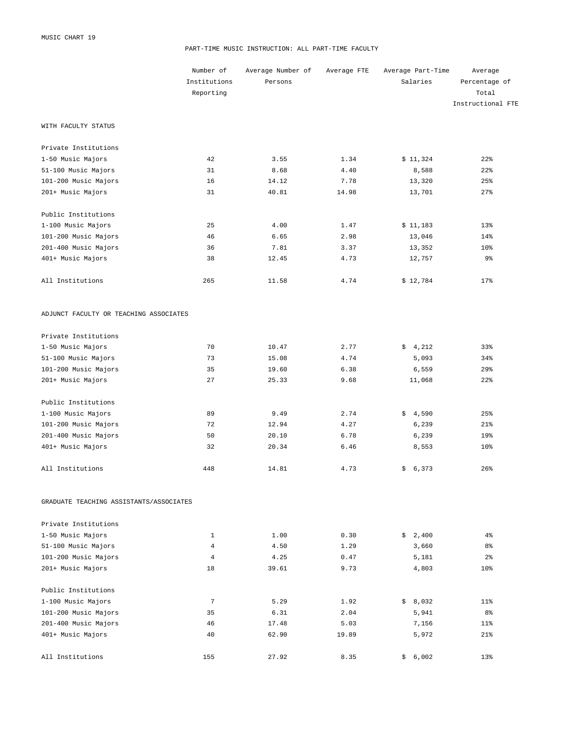MUSIC CHART 19

## PART-TIME MUSIC INSTRUCTION: ALL PART-TIME FACULTY

| | Number of Institutions Reporting | Average Number of Persons | Average FTE | Average Part-Time Salaries | Average Percentage of Total Instructional FTE |
|---|---|---|---|---|---|
| **WITH FACULTY STATUS** | | | | | |
| Private Institutions | | | | | |
| 1-50 Music Majors | 42 | 3.55 | 1.34 | $ 11,324 | 22% |
| 51-100 Music Majors | 31 | 8.68 | 4.40 | 8,588 | 22% |
| 101-200 Music Majors | 16 | 14.12 | 7.78 | 13,320 | 25% |
| 201+ Music Majors | 31 | 40.81 | 14.98 | 13,701 | 27% |
| Public Institutions | | | | | |
| 1-100 Music Majors | 25 | 4.00 | 1.47 | $ 11,183 | 13% |
| 101-200 Music Majors | 46 | 6.65 | 2.98 | 13,046 | 14% |
| 201-400 Music Majors | 36 | 7.81 | 3.37 | 13,352 | 10% |
| 401+ Music Majors | 38 | 12.45 | 4.73 | 12,757 | 9% |
| All Institutions | 265 | 11.58 | 4.74 | $ 12,784 | 17% |
| **ADJUNCT FACULTY OR TEACHING ASSOCIATES** | | | | | |
| Private Institutions | | | | | |
| 1-50 Music Majors | 70 | 10.47 | 2.77 | $ 4,212 | 33% |
| 51-100 Music Majors | 73 | 15.08 | 4.74 | 5,093 | 34% |
| 101-200 Music Majors | 35 | 19.60 | 6.38 | 6,559 | 29% |
| 201+ Music Majors | 27 | 25.33 | 9.68 | 11,068 | 22% |
| Public Institutions | | | | | |
| 1-100 Music Majors | 89 | 9.49 | 2.74 | $ 4,590 | 25% |
| 101-200 Music Majors | 72 | 12.94 | 4.27 | 6,239 | 21% |
| 201-400 Music Majors | 50 | 20.10 | 6.78 | 6,239 | 19% |
| 401+ Music Majors | 32 | 20.34 | 6.46 | 8,553 | 10% |
| All Institutions | 448 | 14.81 | 4.73 | $ 6,373 | 26% |
| **GRADUATE TEACHING ASSISTANTS/ASSOCIATES** | | | | | |
| Private Institutions | | | | | |
| 1-50 Music Majors | 1 | 1.00 | 0.30 | $ 2,400 | 4% |
| 51-100 Music Majors | 4 | 4.50 | 1.29 | 3,660 | 8% |
| 101-200 Music Majors | 4 | 4.25 | 0.47 | 5,181 | 2% |
| 201+ Music Majors | 18 | 39.61 | 9.73 | 4,803 | 10% |
| Public Institutions | | | | | |
| 1-100 Music Majors | 7 | 5.29 | 1.92 | $ 8,032 | 11% |
| 101-200 Music Majors | 35 | 6.31 | 2.04 | 5,941 | 8% |
| 201-400 Music Majors | 46 | 17.48 | 5.03 | 7,156 | 11% |
| 401+ Music Majors | 40 | 62.90 | 19.89 | 5,972 | 21% |
| All Institutions | 155 | 27.92 | 8.35 | $ 6,002 | 13% |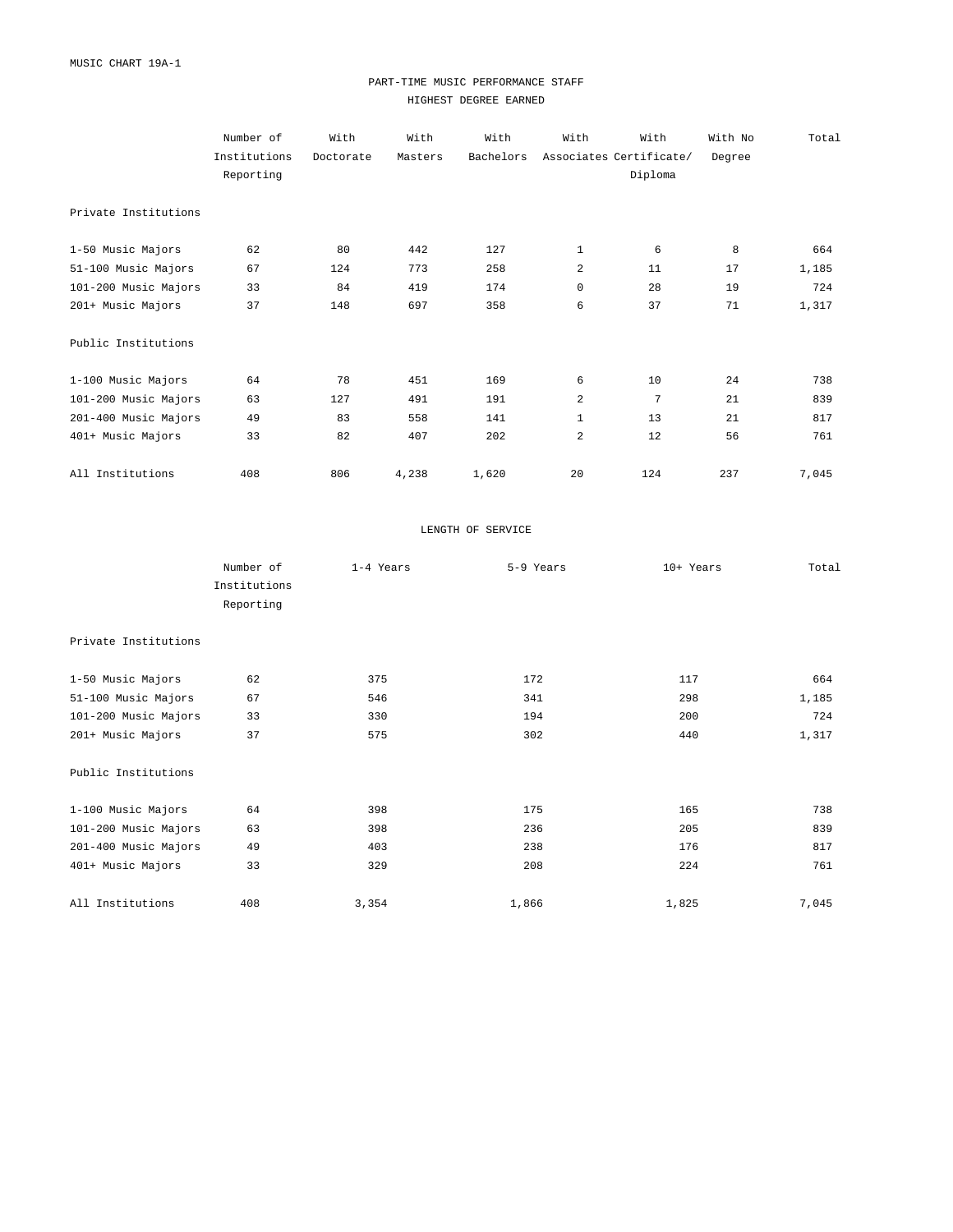MUSIC CHART 19A-1

## PART-TIME MUSIC PERFORMANCE STAFF

### HIGHEST DEGREE EARNED

| | Number of Institutions Reporting | With Doctorate | With Masters | With Bachelors | With Associates | With Certificate/ Diploma | With No Degree | Total |
|---|---|---|---|---|---|---|---|---|
| **Private Institutions** | | | | | | | | |
| 1-50 Music Majors | 62 | 80 | 442 | 127 | 1 | 6 | 8 | 664 |
| 51-100 Music Majors | 67 | 124 | 773 | 258 | 2 | 11 | 17 | 1,185 |
| 101-200 Music Majors | 33 | 84 | 419 | 174 | 0 | 28 | 19 | 724 |
| 201+ Music Majors | 37 | 148 | 697 | 358 | 6 | 37 | 71 | 1,317 |
| **Public Institutions** | | | | | | | | |
| 1-100 Music Majors | 64 | 78 | 451 | 169 | 6 | 10 | 24 | 738 |
| 101-200 Music Majors | 63 | 127 | 491 | 191 | 2 | 7 | 21 | 839 |
| 201-400 Music Majors | 49 | 83 | 558 | 141 | 1 | 13 | 21 | 817 |
| 401+ Music Majors | 33 | 82 | 407 | 202 | 2 | 12 | 56 | 761 |
| All Institutions | 408 | 806 | 4,238 | 1,620 | 20 | 124 | 237 | 7,045 |

### LENGTH OF SERVICE

| | Number of Institutions Reporting | 1-4 Years | 5-9 Years | 10+ Years | Total |
|---|---|---|---|---|---|
| **Private Institutions** | | | | | |
| 1-50 Music Majors | 62 | 375 | 172 | 117 | 664 |
| 51-100 Music Majors | 67 | 546 | 341 | 298 | 1,185 |
| 101-200 Music Majors | 33 | 330 | 194 | 200 | 724 |
| 201+ Music Majors | 37 | 575 | 302 | 440 | 1,317 |
| **Public Institutions** | | | | | |
| 1-100 Music Majors | 64 | 398 | 175 | 165 | 738 |
| 101-200 Music Majors | 63 | 398 | 236 | 205 | 839 |
| 201-400 Music Majors | 49 | 403 | 238 | 176 | 817 |
| 401+ Music Majors | 33 | 329 | 208 | 224 | 761 |
| All Institutions | 408 | 3,354 | 1,866 | 1,825 | 7,045 |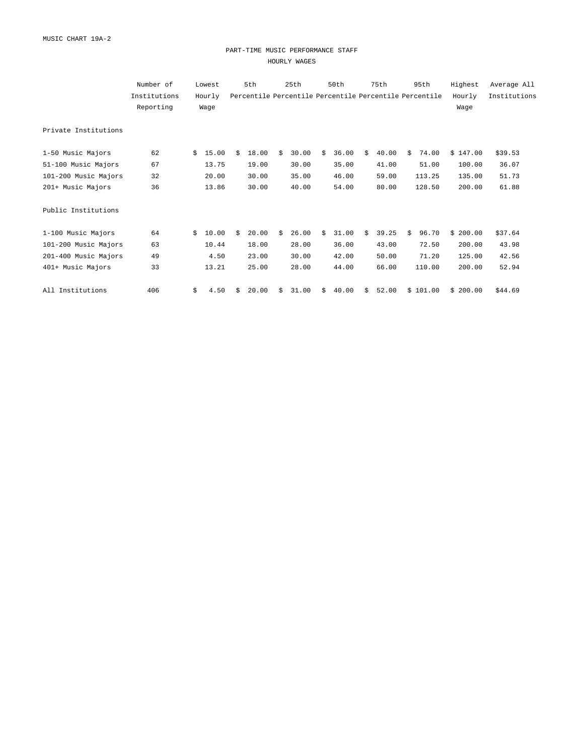MUSIC CHART 19A-2

# PART-TIME MUSIC PERFORMANCE STAFF

## HOURLY WAGES

| | Number of Institutions Reporting | Lowest Hourly Wage | 5th Percentile | 25th Percentile | 50th Percentile | 75th Percentile | 95th Percentile | Highest Hourly Wage | Average All Institutions |
|---|---|---|---|---|---|---|---|---|---|
| **Private Institutions** | | | | | | | | | |
| 1-50 Music Majors | 62 | $ 15.00 | $ 18.00 | $ 30.00 | $ 36.00 | $ 40.00 | $ 74.00 | $ 147.00 | $39.53 |
| 51-100 Music Majors | 67 | 13.75 | 19.00 | 30.00 | 35.00 | 41.00 | 51.00 | 100.00 | 36.07 |
| 101-200 Music Majors | 32 | 20.00 | 30.00 | 35.00 | 46.00 | 59.00 | 113.25 | 135.00 | 51.73 |
| 201+ Music Majors | 36 | 13.86 | 30.00 | 40.00 | 54.00 | 80.00 | 128.50 | 200.00 | 61.88 |
| **Public Institutions** | | | | | | | | | |
| 1-100 Music Majors | 64 | $ 10.00 | $ 20.00 | $ 26.00 | $ 31.00 | $ 39.25 | $ 96.70 | $ 200.00 | $37.64 |
| 101-200 Music Majors | 63 | 10.44 | 18.00 | 28.00 | 36.00 | 43.00 | 72.50 | 200.00 | 43.98 |
| 201-400 Music Majors | 49 | 4.50 | 23.00 | 30.00 | 42.00 | 50.00 | 71.20 | 125.00 | 42.56 |
| 401+ Music Majors | 33 | 13.21 | 25.00 | 28.00 | 44.00 | 66.00 | 110.00 | 200.00 | 52.94 |
| All Institutions | 406 | $ 4.50 | $ 20.00 | $ 31.00 | $ 40.00 | $ 52.00 | $ 101.00 | $ 200.00 | $44.69 |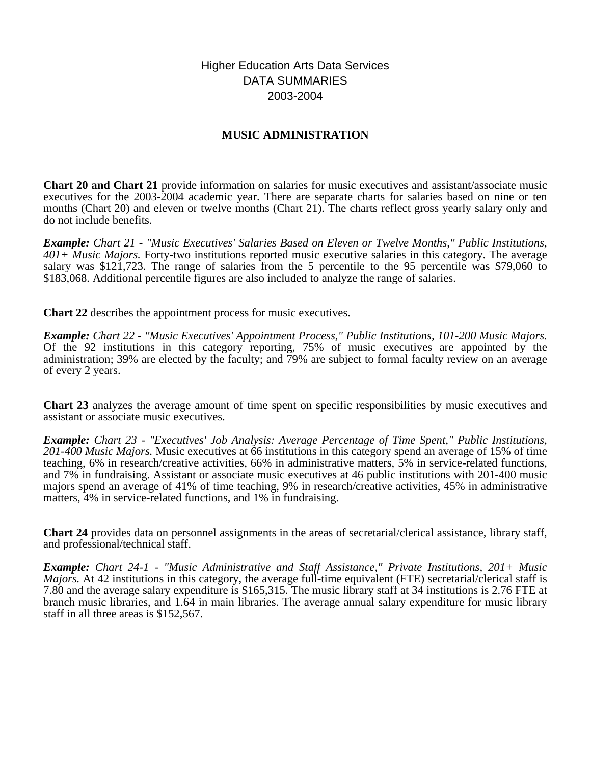Higher Education Arts Data Services
DATA SUMMARIES
2003-2004

## MUSIC ADMINISTRATION

**Chart 20 and Chart 21** provide information on salaries for music executives and assistant/associate music executives for the 2003-2004 academic year. There are separate charts for salaries based on nine or ten months (Chart 20) and eleven or twelve months (Chart 21). The charts reflect gross yearly salary only and do not include benefits.

***Example:*** *Chart 21 - "Music Executives' Salaries Based on Eleven or Twelve Months," Public Institutions, 401+ Music Majors.* Forty-two institutions reported music executive salaries in this category. The average salary was $121,723. The range of salaries from the 5 percentile to the 95 percentile was $79,060 to $183,068. Additional percentile figures are also included to analyze the range of salaries.

**Chart 22** describes the appointment process for music executives.

***Example:*** *Chart 22 - "Music Executives' Appointment Process," Public Institutions, 101-200 Music Majors.* Of the 92 institutions in this category reporting, 75% of music executives are appointed by the administration; 39% are elected by the faculty; and 79% are subject to formal faculty review on an average of every 2 years.

**Chart 23** analyzes the average amount of time spent on specific responsibilities by music executives and assistant or associate music executives.

***Example:*** *Chart 23 - "Executives' Job Analysis: Average Percentage of Time Spent," Public Institutions, 201-400 Music Majors.* Music executives at 66 institutions in this category spend an average of 15% of time teaching, 6% in research/creative activities, 66% in administrative matters, 5% in service-related functions, and 7% in fundraising. Assistant or associate music executives at 46 public institutions with 201-400 music majors spend an average of 41% of time teaching, 9% in research/creative activities, 45% in administrative matters, 4% in service-related functions, and 1% in fundraising.

**Chart 24** provides data on personnel assignments in the areas of secretarial/clerical assistance, library staff, and professional/technical staff.

***Example:*** *Chart 24-1 - "Music Administrative and Staff Assistance," Private Institutions, 201+ Music Majors.* At 42 institutions in this category, the average full-time equivalent (FTE) secretarial/clerical staff is 7.80 and the average salary expenditure is $165,315. The music library staff at 34 institutions is 2.76 FTE at branch music libraries, and 1.64 in main libraries. The average annual salary expenditure for music library staff in all three areas is $152,567.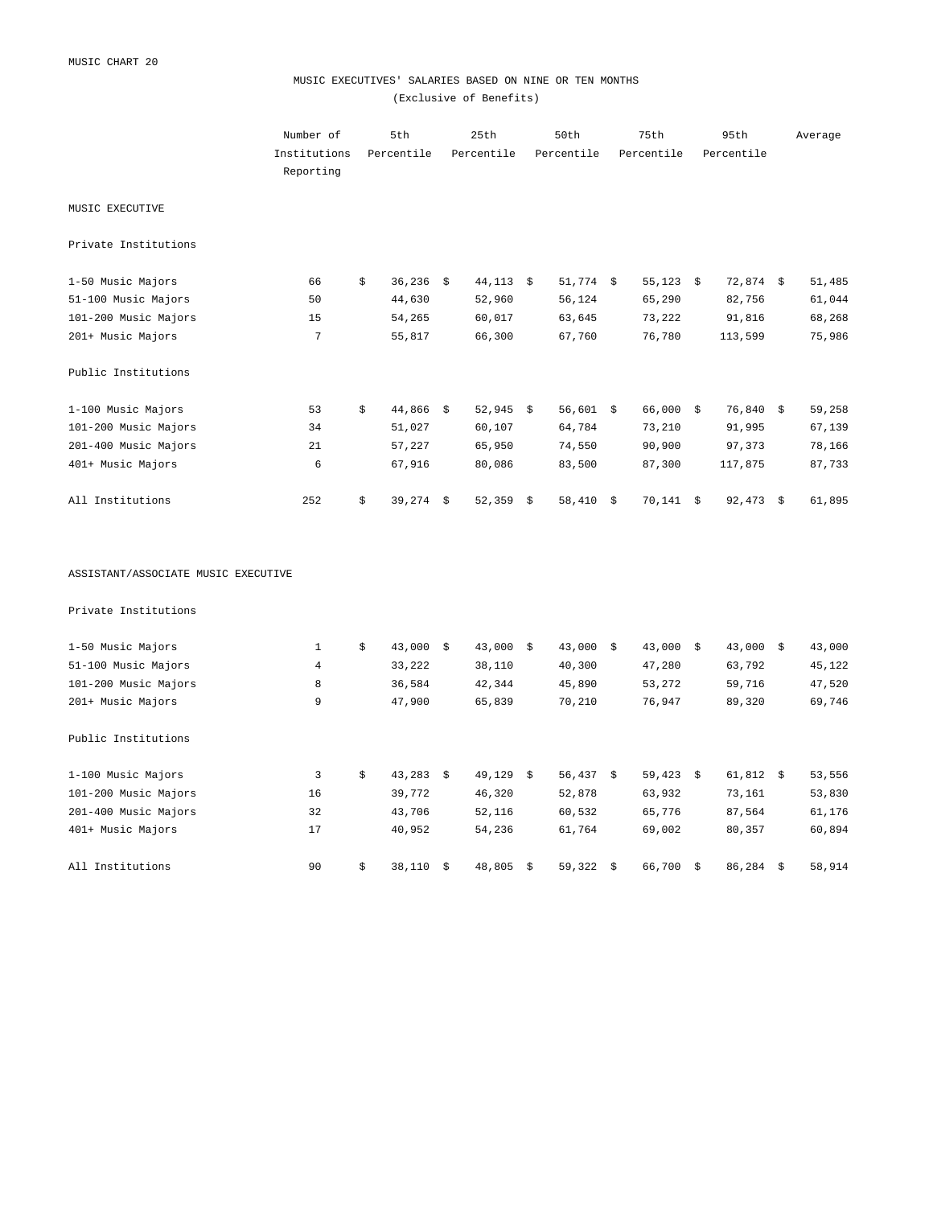MUSIC CHART 20

## MUSIC EXECUTIVES' SALARIES BASED ON NINE OR TEN MONTHS

(Exclusive of Benefits)

| | Number of Institutions Reporting | 5th Percentile | 25th Percentile | 50th Percentile | 75th Percentile | 95th Percentile | Average |
|---|---|---|---|---|---|---|---|
| **MUSIC EXECUTIVE** | | | | | | | |
| Private Institutions | | | | | | | |
| 1-50 Music Majors | 66 | $ 36,236 | $ 44,113 | $ 51,774 | $ 55,123 | $ 72,874 | $ 51,485 |
| 51-100 Music Majors | 50 | 44,630 | 52,960 | 56,124 | 65,290 | 82,756 | 61,044 |
| 101-200 Music Majors | 15 | 54,265 | 60,017 | 63,645 | 73,222 | 91,816 | 68,268 |
| 201+ Music Majors | 7 | 55,817 | 66,300 | 67,760 | 76,780 | 113,599 | 75,986 |
| Public Institutions | | | | | | | |
| 1-100 Music Majors | 53 | $ 44,866 | $ 52,945 | $ 56,601 | $ 66,000 | $ 76,840 | $ 59,258 |
| 101-200 Music Majors | 34 | 51,027 | 60,107 | 64,784 | 73,210 | 91,995 | 67,139 |
| 201-400 Music Majors | 21 | 57,227 | 65,950 | 74,550 | 90,900 | 97,373 | 78,166 |
| 401+ Music Majors | 6 | 67,916 | 80,086 | 83,500 | 87,300 | 117,875 | 87,733 |
| All Institutions | 252 | $ 39,274 | $ 52,359 | $ 58,410 | $ 70,141 | $ 92,473 | $ 61,895 |
| **ASSISTANT/ASSOCIATE MUSIC EXECUTIVE** | | | | | | | |
| Private Institutions | | | | | | | |
| 1-50 Music Majors | 1 | $ 43,000 | $ 43,000 | $ 43,000 | $ 43,000 | $ 43,000 | $ 43,000 |
| 51-100 Music Majors | 4 | 33,222 | 38,110 | 40,300 | 47,280 | 63,792 | 45,122 |
| 101-200 Music Majors | 8 | 36,584 | 42,344 | 45,890 | 53,272 | 59,716 | 47,520 |
| 201+ Music Majors | 9 | 47,900 | 65,839 | 70,210 | 76,947 | 89,320 | 69,746 |
| Public Institutions | | | | | | | |
| 1-100 Music Majors | 3 | $ 43,283 | $ 49,129 | $ 56,437 | $ 59,423 | $ 61,812 | $ 53,556 |
| 101-200 Music Majors | 16 | 39,772 | 46,320 | 52,878 | 63,932 | 73,161 | 53,830 |
| 201-400 Music Majors | 32 | 43,706 | 52,116 | 60,532 | 65,776 | 87,564 | 61,176 |
| 401+ Music Majors | 17 | 40,952 | 54,236 | 61,764 | 69,002 | 80,357 | 60,894 |
| All Institutions | 90 | $ 38,110 | $ 48,805 | $ 59,322 | $ 66,700 | $ 86,284 | $ 58,914 |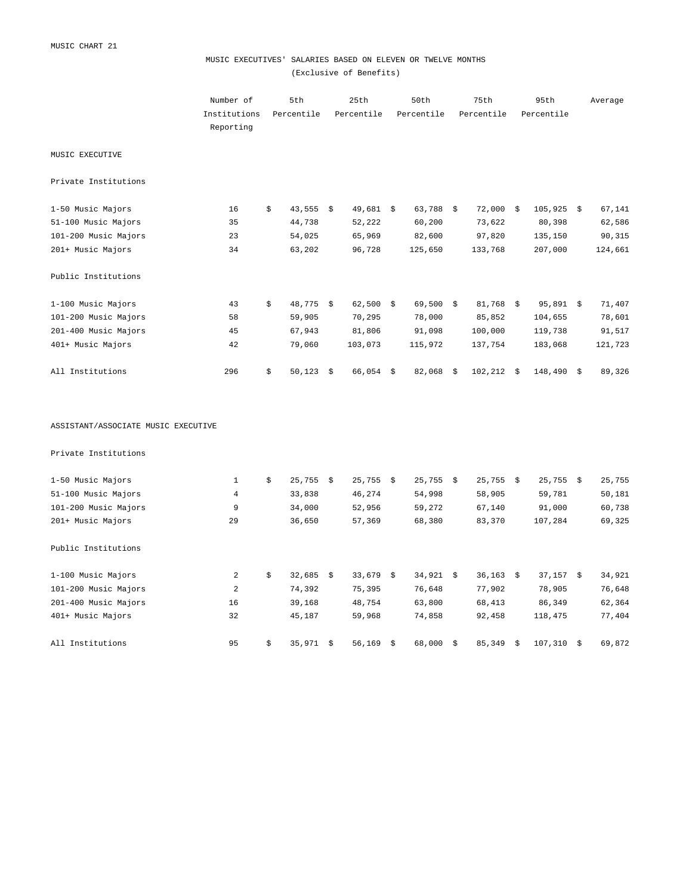MUSIC CHART 21

## MUSIC EXECUTIVES' SALARIES BASED ON ELEVEN OR TWELVE MONTHS

(Exclusive of Benefits)

| | Number of Institutions Reporting | 5th Percentile | 25th Percentile | 50th Percentile | 75th Percentile | 95th Percentile | Average |
|---|---|---|---|---|---|---|---|
| **MUSIC EXECUTIVE** | | | | | | | |
| Private Institutions | | | | | | | |
| 1-50 Music Majors | 16 | $ 43,555 | $ 49,681 | $ 63,788 | $ 72,000 | $ 105,925 | $ 67,141 |
| 51-100 Music Majors | 35 | 44,738 | 52,222 | 60,200 | 73,622 | 80,398 | 62,586 |
| 101-200 Music Majors | 23 | 54,025 | 65,969 | 82,600 | 97,820 | 135,150 | 90,315 |
| 201+ Music Majors | 34 | 63,202 | 96,728 | 125,650 | 133,768 | 207,000 | 124,661 |
| Public Institutions | | | | | | | |
| 1-100 Music Majors | 43 | $ 48,775 | $ 62,500 | $ 69,500 | $ 81,768 | $ 95,891 | $ 71,407 |
| 101-200 Music Majors | 58 | 59,905 | 70,295 | 78,000 | 85,852 | 104,655 | 78,601 |
| 201-400 Music Majors | 45 | 67,943 | 81,806 | 91,098 | 100,000 | 119,738 | 91,517 |
| 401+ Music Majors | 42 | 79,060 | 103,073 | 115,972 | 137,754 | 183,068 | 121,723 |
| All Institutions | 296 | $ 50,123 | $ 66,054 | $ 82,068 | $ 102,212 | $ 148,490 | $ 89,326 |
| **ASSISTANT/ASSOCIATE MUSIC EXECUTIVE** | | | | | | | |
| Private Institutions | | | | | | | |
| 1-50 Music Majors | 1 | $ 25,755 | $ 25,755 | $ 25,755 | $ 25,755 | $ 25,755 | $ 25,755 |
| 51-100 Music Majors | 4 | 33,838 | 46,274 | 54,998 | 58,905 | 59,781 | 50,181 |
| 101-200 Music Majors | 9 | 34,000 | 52,956 | 59,272 | 67,140 | 91,000 | 60,738 |
| 201+ Music Majors | 29 | 36,650 | 57,369 | 68,380 | 83,370 | 107,284 | 69,325 |
| Public Institutions | | | | | | | |
| 1-100 Music Majors | 2 | $ 32,685 | $ 33,679 | $ 34,921 | $ 36,163 | $ 37,157 | $ 34,921 |
| 101-200 Music Majors | 2 | 74,392 | 75,395 | 76,648 | 77,902 | 78,905 | 76,648 |
| 201-400 Music Majors | 16 | 39,168 | 48,754 | 63,800 | 68,413 | 86,349 | 62,364 |
| 401+ Music Majors | 32 | 45,187 | 59,968 | 74,858 | 92,458 | 118,475 | 77,404 |
| All Institutions | 95 | $ 35,971 | $ 56,169 | $ 68,000 | $ 85,349 | $ 107,310 | $ 69,872 |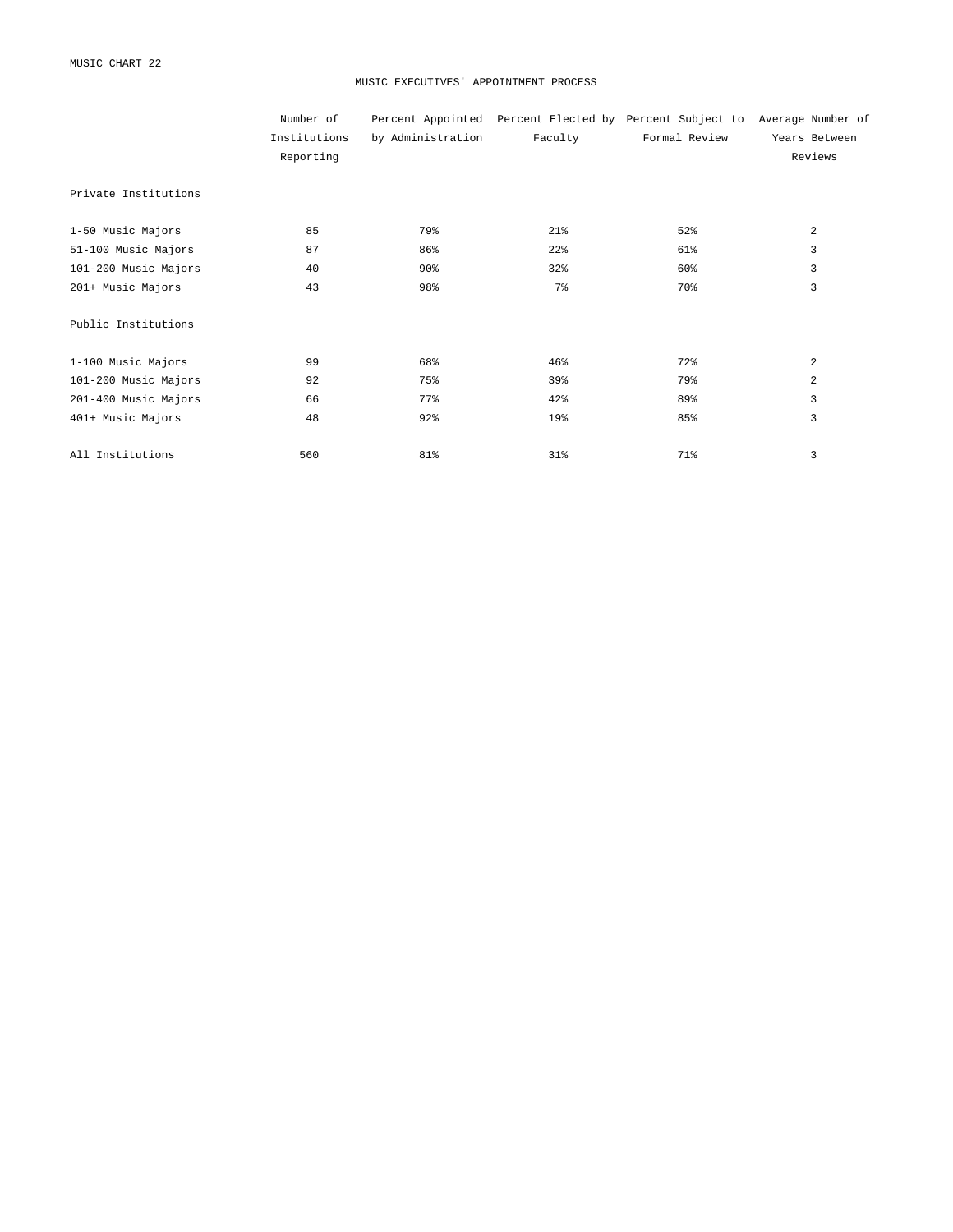MUSIC CHART 22

# MUSIC EXECUTIVES' APPOINTMENT PROCESS

| | Number of Institutions Reporting | Percent Appointed by Administration | Percent Elected by Faculty | Percent Subject to Formal Review | Average Number of Years Between Reviews |
|---|---|---|---|---|---|
| Private Institutions | | | | | |
| 1-50 Music Majors | 85 | 79% | 21% | 52% | 2 |
| 51-100 Music Majors | 87 | 86% | 22% | 61% | 3 |
| 101-200 Music Majors | 40 | 90% | 32% | 60% | 3 |
| 201+ Music Majors | 43 | 98% | 7% | 70% | 3 |
| Public Institutions | | | | | |
| 1-100 Music Majors | 99 | 68% | 46% | 72% | 2 |
| 101-200 Music Majors | 92 | 75% | 39% | 79% | 2 |
| 201-400 Music Majors | 66 | 77% | 42% | 89% | 3 |
| 401+ Music Majors | 48 | 92% | 19% | 85% | 3 |
| All Institutions | 560 | 81% | 31% | 71% | 3 |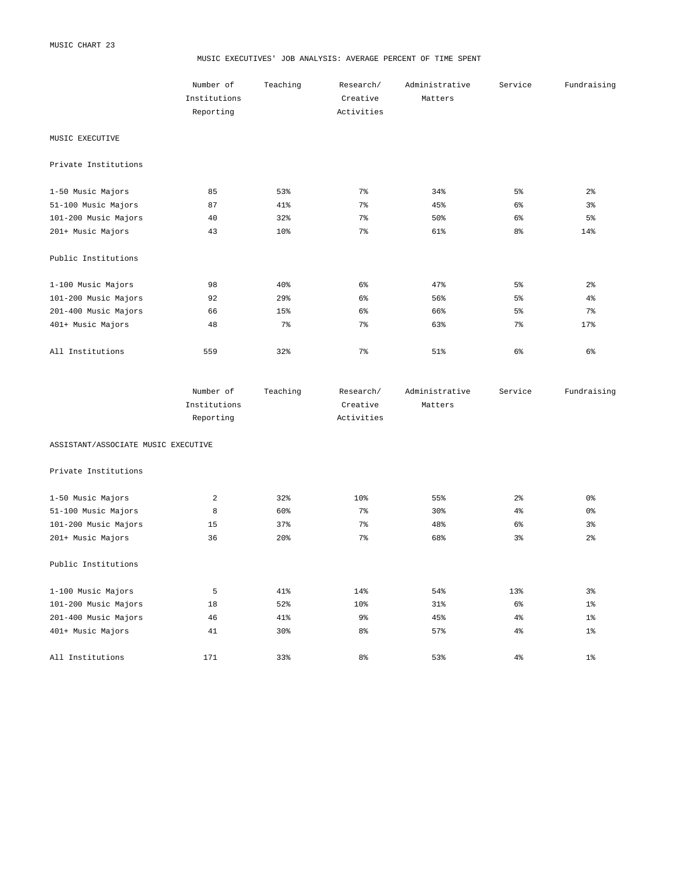MUSIC CHART 23

## MUSIC EXECUTIVES' JOB ANALYSIS: AVERAGE PERCENT OF TIME SPENT

| | Number of Institutions Reporting | Teaching | Research/ Creative Activities | Administrative Matters | Service | Fundraising |
|---|---|---|---|---|---|---|
| **MUSIC EXECUTIVE** | | | | | | |
| Private Institutions | | | | | | |
| 1-50 Music Majors | 85 | 53% | 7% | 34% | 5% | 2% |
| 51-100 Music Majors | 87 | 41% | 7% | 45% | 6% | 3% |
| 101-200 Music Majors | 40 | 32% | 7% | 50% | 6% | 5% |
| 201+ Music Majors | 43 | 10% | 7% | 61% | 8% | 14% |
| Public Institutions | | | | | | |
| 1-100 Music Majors | 98 | 40% | 6% | 47% | 5% | 2% |
| 101-200 Music Majors | 92 | 29% | 6% | 56% | 5% | 4% |
| 201-400 Music Majors | 66 | 15% | 6% | 66% | 5% | 7% |
| 401+ Music Majors | 48 | 7% | 7% | 63% | 7% | 17% |
| All Institutions | 559 | 32% | 7% | 51% | 6% | 6% |

| | Number of Institutions Reporting | Teaching | Research/ Creative Activities | Administrative Matters | Service | Fundraising |
|---|---|---|---|---|---|---|
| **ASSISTANT/ASSOCIATE MUSIC EXECUTIVE** | | | | | | |
| Private Institutions | | | | | | |
| 1-50 Music Majors | 2 | 32% | 10% | 55% | 2% | 0% |
| 51-100 Music Majors | 8 | 60% | 7% | 30% | 4% | 0% |
| 101-200 Music Majors | 15 | 37% | 7% | 48% | 6% | 3% |
| 201+ Music Majors | 36 | 20% | 7% | 68% | 3% | 2% |
| Public Institutions | | | | | | |
| 1-100 Music Majors | 5 | 41% | 14% | 54% | 13% | 3% |
| 101-200 Music Majors | 18 | 52% | 10% | 31% | 6% | 1% |
| 201-400 Music Majors | 46 | 41% | 9% | 45% | 4% | 1% |
| 401+ Music Majors | 41 | 30% | 8% | 57% | 4% | 1% |
| All Institutions | 171 | 33% | 8% | 53% | 4% | 1% |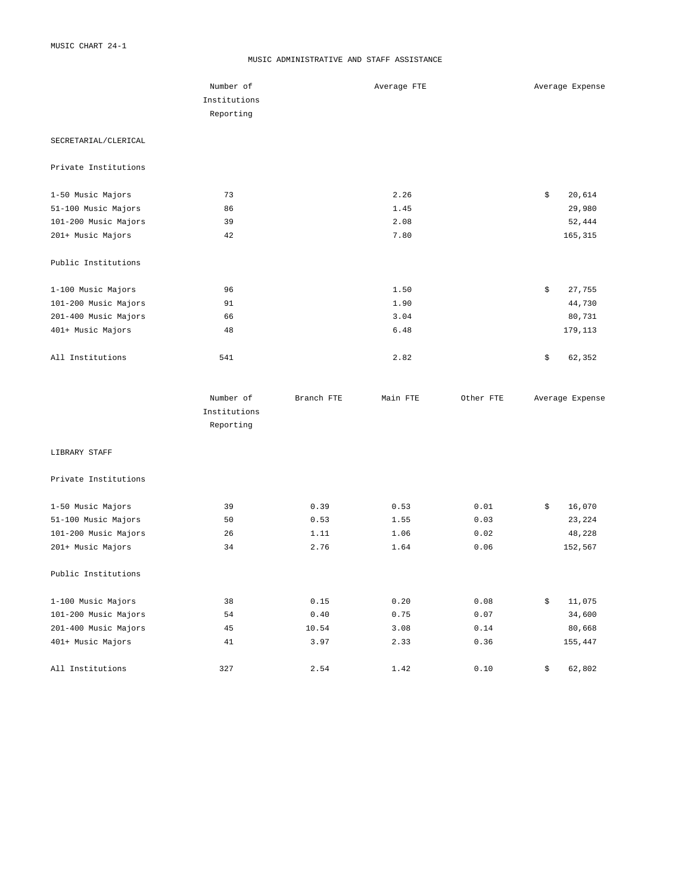MUSIC CHART 24-1

## MUSIC ADMINISTRATIVE AND STAFF ASSISTANCE

| | Number of Institutions Reporting | Average FTE | Average Expense |
|---|---|---|---|
| **SECRETARIAL/CLERICAL** | | | |
| **Private Institutions** | | | |
| 1-50 Music Majors | 73 | 2.26 | $ 20,614 |
| 51-100 Music Majors | 86 | 1.45 | 29,980 |
| 101-200 Music Majors | 39 | 2.08 | 52,444 |
| 201+ Music Majors | 42 | 7.80 | 165,315 |
| **Public Institutions** | | | |
| 1-100 Music Majors | 96 | 1.50 | $ 27,755 |
| 101-200 Music Majors | 91 | 1.90 | 44,730 |
| 201-400 Music Majors | 66 | 3.04 | 80,731 |
| 401+ Music Majors | 48 | 6.48 | 179,113 |
| All Institutions | 541 | 2.82 | $ 62,352 |

| | Number of Institutions Reporting | Branch FTE | Main FTE | Other FTE | Average Expense |
|---|---|---|---|---|---|
| **LIBRARY STAFF** | | | | | |
| **Private Institutions** | | | | | |
| 1-50 Music Majors | 39 | 0.39 | 0.53 | 0.01 | $ 16,070 |
| 51-100 Music Majors | 50 | 0.53 | 1.55 | 0.03 | 23,224 |
| 101-200 Music Majors | 26 | 1.11 | 1.06 | 0.02 | 48,228 |
| 201+ Music Majors | 34 | 2.76 | 1.64 | 0.06 | 152,567 |
| **Public Institutions** | | | | | |
| 1-100 Music Majors | 38 | 0.15 | 0.20 | 0.08 | $ 11,075 |
| 101-200 Music Majors | 54 | 0.40 | 0.75 | 0.07 | 34,600 |
| 201-400 Music Majors | 45 | 10.54 | 3.08 | 0.14 | 80,668 |
| 401+ Music Majors | 41 | 3.97 | 2.33 | 0.36 | 155,447 |
| All Institutions | 327 | 2.54 | 1.42 | 0.10 | $ 62,802 |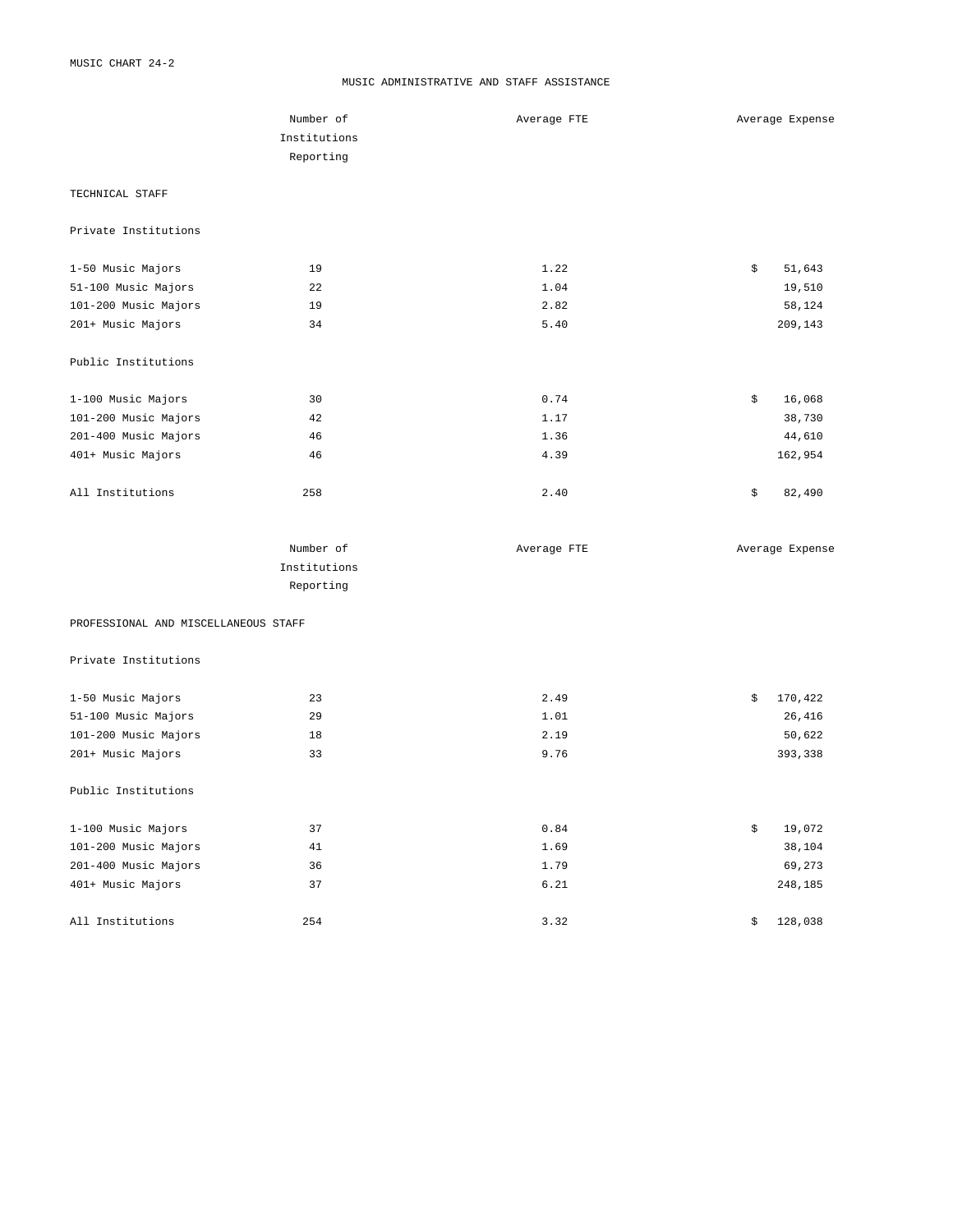MUSIC CHART 24-2

## MUSIC ADMINISTRATIVE AND STAFF ASSISTANCE

| | Number of Institutions Reporting | Average FTE | Average Expense |
|---|---|---|---|
| **TECHNICAL STAFF** | | | |
| Private Institutions | | | |
| 1-50 Music Majors | 19 | 1.22 | $ 51,643 |
| 51-100 Music Majors | 22 | 1.04 | 19,510 |
| 101-200 Music Majors | 19 | 2.82 | 58,124 |
| 201+ Music Majors | 34 | 5.40 | 209,143 |
| Public Institutions | | | |
| 1-100 Music Majors | 30 | 0.74 | $ 16,068 |
| 101-200 Music Majors | 42 | 1.17 | 38,730 |
| 201-400 Music Majors | 46 | 1.36 | 44,610 |
| 401+ Music Majors | 46 | 4.39 | 162,954 |
| All Institutions | 258 | 2.40 | $ 82,490 |

| | Number of Institutions Reporting | Average FTE | Average Expense |
|---|---|---|---|
| **PROFESSIONAL AND MISCELLANEOUS STAFF** | | | |
| Private Institutions | | | |
| 1-50 Music Majors | 23 | 2.49 | $ 170,422 |
| 51-100 Music Majors | 29 | 1.01 | 26,416 |
| 101-200 Music Majors | 18 | 2.19 | 50,622 |
| 201+ Music Majors | 33 | 9.76 | 393,338 |
| Public Institutions | | | |
| 1-100 Music Majors | 37 | 0.84 | $ 19,072 |
| 101-200 Music Majors | 41 | 1.69 | 38,104 |
| 201-400 Music Majors | 36 | 1.79 | 69,273 |
| 401+ Music Majors | 37 | 6.21 | 248,185 |
| All Institutions | 254 | 3.32 | $ 128,038 |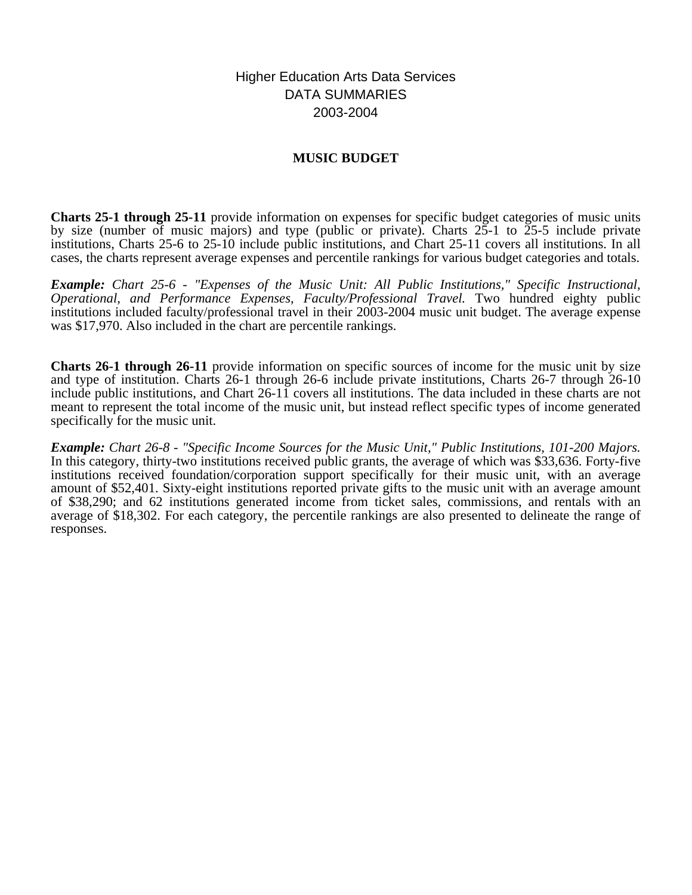Higher Education Arts Data Services
DATA SUMMARIES
2003-2004

## MUSIC BUDGET

**Charts 25-1 through 25-11** provide information on expenses for specific budget categories of music units by size (number of music majors) and type (public or private). Charts 25-1 to 25-5 include private institutions, Charts 25-6 to 25-10 include public institutions, and Chart 25-11 covers all institutions. In all cases, the charts represent average expenses and percentile rankings for various budget categories and totals.

***Example:*** *Chart 25-6 - "Expenses of the Music Unit: All Public Institutions," Specific Instructional, Operational, and Performance Expenses, Faculty/Professional Travel.* Two hundred eighty public institutions included faculty/professional travel in their 2003-2004 music unit budget. The average expense was $17,970. Also included in the chart are percentile rankings.

**Charts 26-1 through 26-11** provide information on specific sources of income for the music unit by size and type of institution. Charts 26-1 through 26-6 include private institutions, Charts 26-7 through 26-10 include public institutions, and Chart 26-11 covers all institutions. The data included in these charts are not meant to represent the total income of the music unit, but instead reflect specific types of income generated specifically for the music unit.

***Example:*** *Chart 26-8 - "Specific Income Sources for the Music Unit," Public Institutions, 101-200 Majors.* In this category, thirty-two institutions received public grants, the average of which was $33,636. Forty-five institutions received foundation/corporation support specifically for their music unit, with an average amount of $52,401. Sixty-eight institutions reported private gifts to the music unit with an average amount of $38,290; and 62 institutions generated income from ticket sales, commissions, and rentals with an average of $18,302. For each category, the percentile rankings are also presented to delineate the range of responses.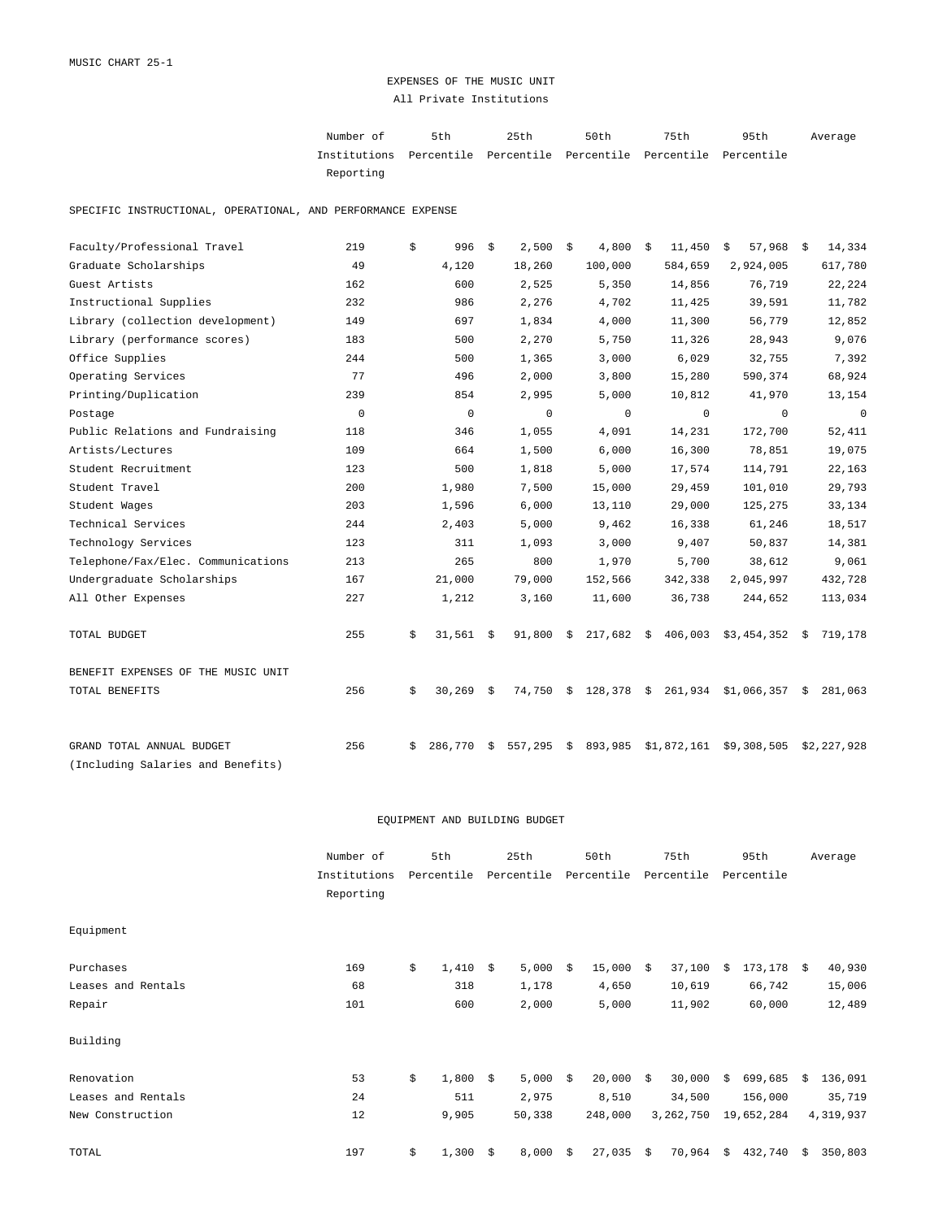MUSIC CHART 25-1

# EXPENSES OF THE MUSIC UNIT

All Private Institutions

| | Number of Institutions Reporting | 5th Percentile | 25th Percentile | 50th Percentile | 75th Percentile | 95th Percentile | Average |
|---|---|---|---|---|---|---|---|
| **SPECIFIC INSTRUCTIONAL, OPERATIONAL, AND PERFORMANCE EXPENSE** | | | | | | | |
| Faculty/Professional Travel | 219 | $ 996 | $ 2,500 | $ 4,800 | $ 11,450 | $ 57,968 | $ 14,334 |
| Graduate Scholarships | 49 | 4,120 | 18,260 | 100,000 | 584,659 | 2,924,005 | 617,780 |
| Guest Artists | 162 | 600 | 2,525 | 5,350 | 14,856 | 76,719 | 22,224 |
| Instructional Supplies | 232 | 986 | 2,276 | 4,702 | 11,425 | 39,591 | 11,782 |
| Library (collection development) | 149 | 697 | 1,834 | 4,000 | 11,300 | 56,779 | 12,852 |
| Library (performance scores) | 183 | 500 | 2,270 | 5,750 | 11,326 | 28,943 | 9,076 |
| Office Supplies | 244 | 500 | 1,365 | 3,000 | 6,029 | 32,755 | 7,392 |
| Operating Services | 77 | 496 | 2,000 | 3,800 | 15,280 | 590,374 | 68,924 |
| Printing/Duplication | 239 | 854 | 2,995 | 5,000 | 10,812 | 41,970 | 13,154 |
| Postage | 0 | 0 | 0 | 0 | 0 | 0 | 0 |
| Public Relations and Fundraising | 118 | 346 | 1,055 | 4,091 | 14,231 | 172,700 | 52,411 |
| Artists/Lectures | 109 | 664 | 1,500 | 6,000 | 16,300 | 78,851 | 19,075 |
| Student Recruitment | 123 | 500 | 1,818 | 5,000 | 17,574 | 114,791 | 22,163 |
| Student Travel | 200 | 1,980 | 7,500 | 15,000 | 29,459 | 101,010 | 29,793 |
| Student Wages | 203 | 1,596 | 6,000 | 13,110 | 29,000 | 125,275 | 33,134 |
| Technical Services | 244 | 2,403 | 5,000 | 9,462 | 16,338 | 61,246 | 18,517 |
| Technology Services | 123 | 311 | 1,093 | 3,000 | 9,407 | 50,837 | 14,381 |
| Telephone/Fax/Elec. Communications | 213 | 265 | 800 | 1,970 | 5,700 | 38,612 | 9,061 |
| Undergraduate Scholarships | 167 | 21,000 | 79,000 | 152,566 | 342,338 | 2,045,997 | 432,728 |
| All Other Expenses | 227 | 1,212 | 3,160 | 11,600 | 36,738 | 244,652 | 113,034 |
| TOTAL BUDGET | 255 | $ 31,561 | $ 91,800 | $ 217,682 | $ 406,003 | $3,454,352 | $ 719,178 |
| **BENEFIT EXPENSES OF THE MUSIC UNIT** | | | | | | | |
| TOTAL BENEFITS | 256 | $ 30,269 | $ 74,750 | $ 128,378 | $ 261,934 | $1,066,357 | $ 281,063 |
| GRAND TOTAL ANNUAL BUDGET (Including Salaries and Benefits) | 256 | $ 286,770 | $ 557,295 | $ 893,985 | $1,872,161 | $9,308,505 | $2,227,928 |

# EQUIPMENT AND BUILDING BUDGET

| | Number of Institutions Reporting | 5th Percentile | 25th Percentile | 50th Percentile | 75th Percentile | 95th Percentile | Average |
|---|---|---|---|---|---|---|---|
| **Equipment** | | | | | | | |
| Purchases | 169 | $ 1,410 | $ 5,000 | $ 15,000 | $ 37,100 | $ 173,178 | $ 40,930 |
| Leases and Rentals | 68 | 318 | 1,178 | 4,650 | 10,619 | 66,742 | 15,006 |
| Repair | 101 | 600 | 2,000 | 5,000 | 11,902 | 60,000 | 12,489 |
| **Building** | | | | | | | |
| Renovation | 53 | $ 1,800 | $ 5,000 | $ 20,000 | $ 30,000 | $ 699,685 | $ 136,091 |
| Leases and Rentals | 24 | 511 | 2,975 | 8,510 | 34,500 | 156,000 | 35,719 |
| New Construction | 12 | 9,905 | 50,338 | 248,000 | 3,262,750 | 19,652,284 | 4,319,937 |
| TOTAL | 197 | $ 1,300 | $ 8,000 | $ 27,035 | $ 70,964 | $ 432,740 | $ 350,803 |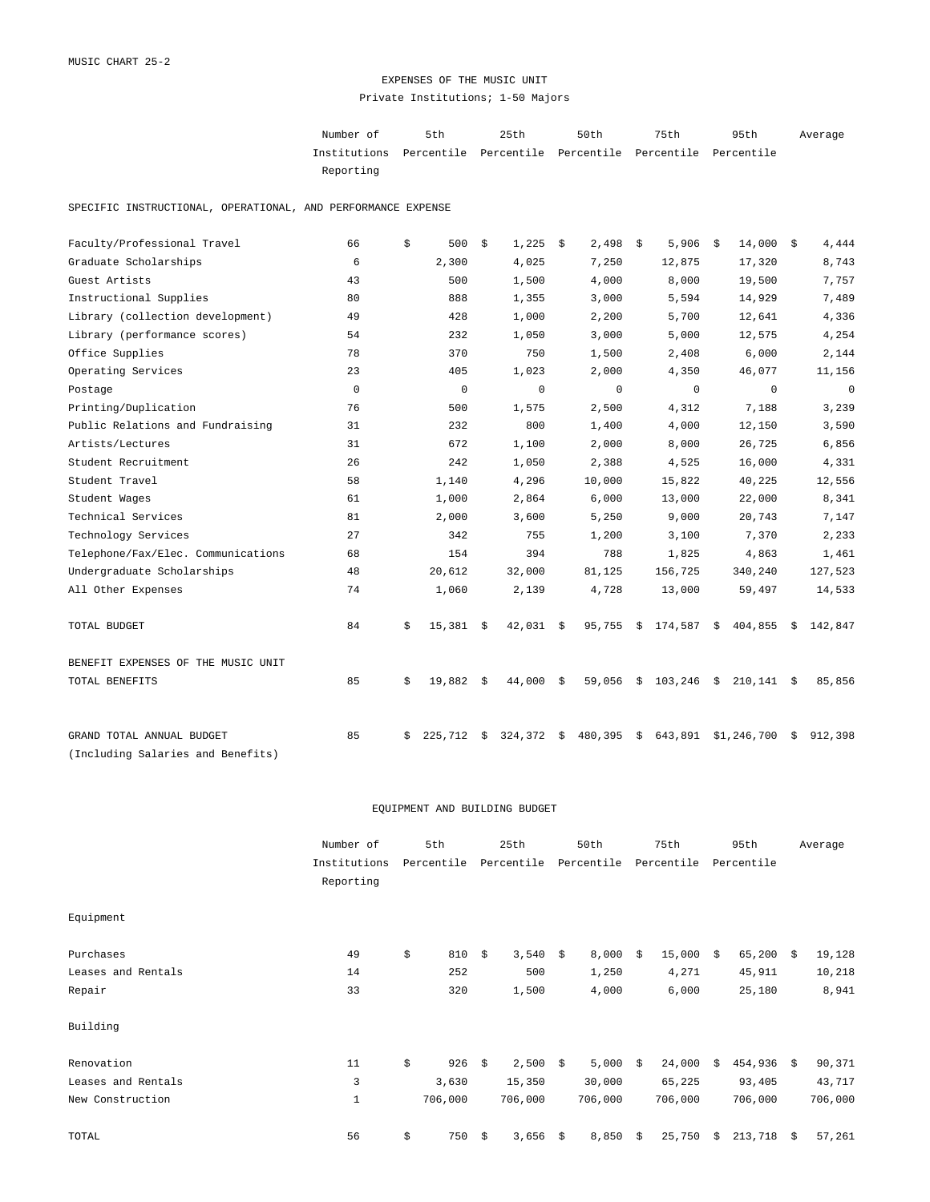MUSIC CHART 25-2

# EXPENSES OF THE MUSIC UNIT

Private Institutions; 1-50 Majors

| | Number of Institutions Reporting | 5th Percentile | 25th Percentile | 50th Percentile | 75th Percentile | 95th Percentile | Average |
|---|---|---|---|---|---|---|---|
| **SPECIFIC INSTRUCTIONAL, OPERATIONAL, AND PERFORMANCE EXPENSE** | | | | | | | |
| Faculty/Professional Travel | 66 | $ 500 | $ 1,225 | $ 2,498 | $ 5,906 | $ 14,000 | $ 4,444 |
| Graduate Scholarships | 6 | 2,300 | 4,025 | 7,250 | 12,875 | 17,320 | 8,743 |
| Guest Artists | 43 | 500 | 1,500 | 4,000 | 8,000 | 19,500 | 7,757 |
| Instructional Supplies | 80 | 888 | 1,355 | 3,000 | 5,594 | 14,929 | 7,489 |
| Library (collection development) | 49 | 428 | 1,000 | 2,200 | 5,700 | 12,641 | 4,336 |
| Library (performance scores) | 54 | 232 | 1,050 | 3,000 | 5,000 | 12,575 | 4,254 |
| Office Supplies | 78 | 370 | 750 | 1,500 | 2,408 | 6,000 | 2,144 |
| Operating Services | 23 | 405 | 1,023 | 2,000 | 4,350 | 46,077 | 11,156 |
| Postage | 0 | 0 | 0 | 0 | 0 | 0 | 0 |
| Printing/Duplication | 76 | 500 | 1,575 | 2,500 | 4,312 | 7,188 | 3,239 |
| Public Relations and Fundraising | 31 | 232 | 800 | 1,400 | 4,000 | 12,150 | 3,590 |
| Artists/Lectures | 31 | 672 | 1,100 | 2,000 | 8,000 | 26,725 | 6,856 |
| Student Recruitment | 26 | 242 | 1,050 | 2,388 | 4,525 | 16,000 | 4,331 |
| Student Travel | 58 | 1,140 | 4,296 | 10,000 | 15,822 | 40,225 | 12,556 |
| Student Wages | 61 | 1,000 | 2,864 | 6,000 | 13,000 | 22,000 | 8,341 |
| Technical Services | 81 | 2,000 | 3,600 | 5,250 | 9,000 | 20,743 | 7,147 |
| Technology Services | 27 | 342 | 755 | 1,200 | 3,100 | 7,370 | 2,233 |
| Telephone/Fax/Elec. Communications | 68 | 154 | 394 | 788 | 1,825 | 4,863 | 1,461 |
| Undergraduate Scholarships | 48 | 20,612 | 32,000 | 81,125 | 156,725 | 340,240 | 127,523 |
| All Other Expenses | 74 | 1,060 | 2,139 | 4,728 | 13,000 | 59,497 | 14,533 |
| TOTAL BUDGET | 84 | $ 15,381 | $ 42,031 | $ 95,755 | $ 174,587 | $ 404,855 | $ 142,847 |
| **BENEFIT EXPENSES OF THE MUSIC UNIT** | | | | | | | |
| TOTAL BENEFITS | 85 | $ 19,882 | $ 44,000 | $ 59,056 | $ 103,246 | $ 210,141 | $ 85,856 |
| GRAND TOTAL ANNUAL BUDGET (Including Salaries and Benefits) | 85 | $ 225,712 | $ 324,372 | $ 480,395 | $ 643,891 | $1,246,700 | $ 912,398 |

## EQUIPMENT AND BUILDING BUDGET

| | Number of Institutions Reporting | 5th Percentile | 25th Percentile | 50th Percentile | 75th Percentile | 95th Percentile | Average |
|---|---|---|---|---|---|---|---|
| **Equipment** | | | | | | | |
| Purchases | 49 | $ 810 | $ 3,540 | $ 8,000 | $ 15,000 | $ 65,200 | $ 19,128 |
| Leases and Rentals | 14 | 252 | 500 | 1,250 | 4,271 | 45,911 | 10,218 |
| Repair | 33 | 320 | 1,500 | 4,000 | 6,000 | 25,180 | 8,941 |
| **Building** | | | | | | | |
| Renovation | 11 | $ 926 | $ 2,500 | $ 5,000 | $ 24,000 | $ 454,936 | $ 90,371 |
| Leases and Rentals | 3 | 3,630 | 15,350 | 30,000 | 65,225 | 93,405 | 43,717 |
| New Construction | 1 | 706,000 | 706,000 | 706,000 | 706,000 | 706,000 | 706,000 |
| TOTAL | 56 | $ 750 | $ 3,656 | $ 8,850 | $ 25,750 | $ 213,718 | $ 57,261 |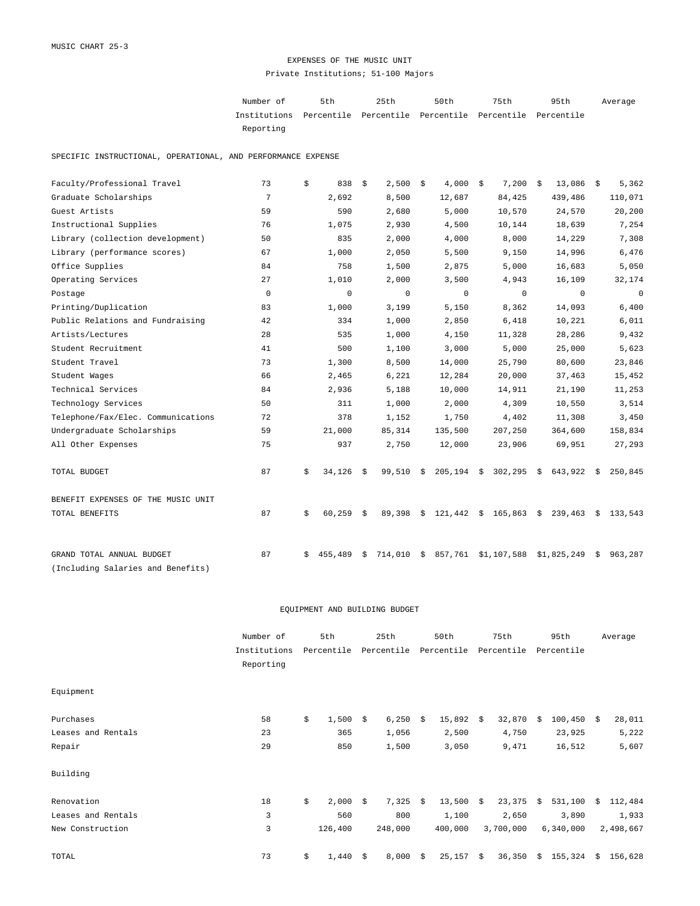MUSIC CHART 25-3

## EXPENSES OF THE MUSIC UNIT

Private Institutions; 51-100 Majors

| | Number of Institutions Reporting | 5th Percentile | 25th Percentile | 50th Percentile | 75th Percentile | 95th Percentile | Average |
|---|---|---|---|---|---|---|---|
| **SPECIFIC INSTRUCTIONAL, OPERATIONAL, AND PERFORMANCE EXPENSE** | | | | | | | |
| Faculty/Professional Travel | 73 | $ 838 | $ 2,500 | $ 4,000 | $ 7,200 | $ 13,086 | $ 5,362 |
| Graduate Scholarships | 7 | 2,692 | 8,500 | 12,687 | 84,425 | 439,486 | 110,071 |
| Guest Artists | 59 | 590 | 2,680 | 5,000 | 10,570 | 24,570 | 20,200 |
| Instructional Supplies | 76 | 1,075 | 2,930 | 4,500 | 10,144 | 18,639 | 7,254 |
| Library (collection development) | 50 | 835 | 2,000 | 4,000 | 8,000 | 14,229 | 7,308 |
| Library (performance scores) | 67 | 1,000 | 2,050 | 5,500 | 9,150 | 14,996 | 6,476 |
| Office Supplies | 84 | 758 | 1,500 | 2,875 | 5,000 | 16,683 | 5,050 |
| Operating Services | 27 | 1,010 | 2,000 | 3,500 | 4,943 | 16,109 | 32,174 |
| Postage | 0 | 0 | 0 | 0 | 0 | 0 | 0 |
| Printing/Duplication | 83 | 1,000 | 3,199 | 5,150 | 8,362 | 14,093 | 6,400 |
| Public Relations and Fundraising | 42 | 334 | 1,000 | 2,850 | 6,418 | 10,221 | 6,011 |
| Artists/Lectures | 28 | 535 | 1,000 | 4,150 | 11,328 | 28,286 | 9,432 |
| Student Recruitment | 41 | 500 | 1,100 | 3,000 | 5,000 | 25,000 | 5,623 |
| Student Travel | 73 | 1,300 | 8,500 | 14,000 | 25,790 | 80,600 | 23,846 |
| Student Wages | 66 | 2,465 | 6,221 | 12,284 | 20,000 | 37,463 | 15,452 |
| Technical Services | 84 | 2,936 | 5,188 | 10,000 | 14,911 | 21,190 | 11,253 |
| Technology Services | 50 | 311 | 1,000 | 2,000 | 4,309 | 10,550 | 3,514 |
| Telephone/Fax/Elec. Communications | 72 | 378 | 1,152 | 1,750 | 4,402 | 11,308 | 3,450 |
| Undergraduate Scholarships | 59 | 21,000 | 85,314 | 135,500 | 207,250 | 364,600 | 158,834 |
| All Other Expenses | 75 | 937 | 2,750 | 12,000 | 23,906 | 69,951 | 27,293 |
| TOTAL BUDGET | 87 | $ 34,126 | $ 99,510 | $ 205,194 | $ 302,295 | $ 643,922 | $ 250,845 |
| **BENEFIT EXPENSES OF THE MUSIC UNIT** | | | | | | | |
| TOTAL BENEFITS | 87 | $ 60,259 | $ 89,398 | $ 121,442 | $ 165,863 | $ 239,463 | $ 133,543 |
| GRAND TOTAL ANNUAL BUDGET (Including Salaries and Benefits) | 87 | $ 455,489 | $ 714,010 | $ 857,761 | $1,107,588 | $1,825,249 | $ 963,287 |

## EQUIPMENT AND BUILDING BUDGET

| | Number of Institutions Reporting | 5th Percentile | 25th Percentile | 50th Percentile | 75th Percentile | 95th Percentile | Average |
|---|---|---|---|---|---|---|---|
| **Equipment** | | | | | | | |
| Purchases | 58 | $ 1,500 | $ 6,250 | $ 15,892 | $ 32,870 | $ 100,450 | $ 28,011 |
| Leases and Rentals | 23 | 365 | 1,056 | 2,500 | 4,750 | 23,925 | 5,222 |
| Repair | 29 | 850 | 1,500 | 3,050 | 9,471 | 16,512 | 5,607 |
| **Building** | | | | | | | |
| Renovation | 18 | $ 2,000 | $ 7,325 | $ 13,500 | $ 23,375 | $ 531,100 | $ 112,484 |
| Leases and Rentals | 3 | 560 | 800 | 1,100 | 2,650 | 3,890 | 1,933 |
| New Construction | 3 | 126,400 | 248,000 | 400,000 | 3,700,000 | 6,340,000 | 2,498,667 |
| TOTAL | 73 | $ 1,440 | $ 8,000 | $ 25,157 | $ 36,350 | $ 155,324 | $ 156,628 |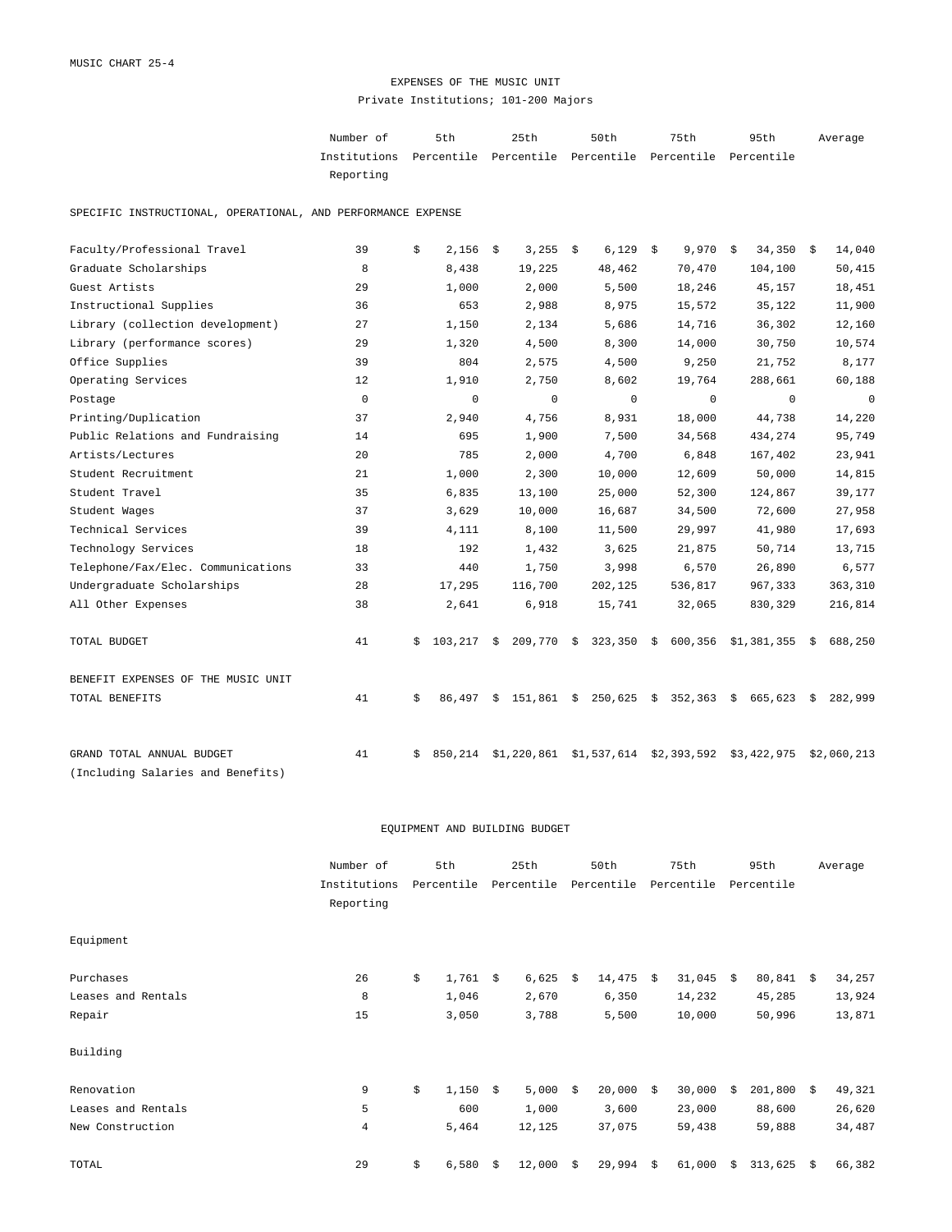MUSIC CHART 25-4

# EXPENSES OF THE MUSIC UNIT

## Private Institutions; 101-200 Majors

| | Number of Institutions Reporting | 5th Percentile | 25th Percentile | 50th Percentile | 75th Percentile | 95th Percentile | Average |
|---|---|---|---|---|---|---|---|
| **SPECIFIC INSTRUCTIONAL, OPERATIONAL, AND PERFORMANCE EXPENSE** | | | | | | | |
| Faculty/Professional Travel | 39 | $ 2,156 | $ 3,255 | $ 6,129 | $ 9,970 | $ 34,350 | $ 14,040 |
| Graduate Scholarships | 8 | 8,438 | 19,225 | 48,462 | 70,470 | 104,100 | 50,415 |
| Guest Artists | 29 | 1,000 | 2,000 | 5,500 | 18,246 | 45,157 | 18,451 |
| Instructional Supplies | 36 | 653 | 2,988 | 8,975 | 15,572 | 35,122 | 11,900 |
| Library (collection development) | 27 | 1,150 | 2,134 | 5,686 | 14,716 | 36,302 | 12,160 |
| Library (performance scores) | 29 | 1,320 | 4,500 | 8,300 | 14,000 | 30,750 | 10,574 |
| Office Supplies | 39 | 804 | 2,575 | 4,500 | 9,250 | 21,752 | 8,177 |
| Operating Services | 12 | 1,910 | 2,750 | 8,602 | 19,764 | 288,661 | 60,188 |
| Postage | 0 | 0 | 0 | 0 | 0 | 0 | 0 |
| Printing/Duplication | 37 | 2,940 | 4,756 | 8,931 | 18,000 | 44,738 | 14,220 |
| Public Relations and Fundraising | 14 | 695 | 1,900 | 7,500 | 34,568 | 434,274 | 95,749 |
| Artists/Lectures | 20 | 785 | 2,000 | 4,700 | 6,848 | 167,402 | 23,941 |
| Student Recruitment | 21 | 1,000 | 2,300 | 10,000 | 12,609 | 50,000 | 14,815 |
| Student Travel | 35 | 6,835 | 13,100 | 25,000 | 52,300 | 124,867 | 39,177 |
| Student Wages | 37 | 3,629 | 10,000 | 16,687 | 34,500 | 72,600 | 27,958 |
| Technical Services | 39 | 4,111 | 8,100 | 11,500 | 29,997 | 41,980 | 17,693 |
| Technology Services | 18 | 192 | 1,432 | 3,625 | 21,875 | 50,714 | 13,715 |
| Telephone/Fax/Elec. Communications | 33 | 440 | 1,750 | 3,998 | 6,570 | 26,890 | 6,577 |
| Undergraduate Scholarships | 28 | 17,295 | 116,700 | 202,125 | 536,817 | 967,333 | 363,310 |
| All Other Expenses | 38 | 2,641 | 6,918 | 15,741 | 32,065 | 830,329 | 216,814 |
| TOTAL BUDGET | 41 | $ 103,217 | $ 209,770 | $ 323,350 | $ 600,356 | $1,381,355 | $ 688,250 |
| **BENEFIT EXPENSES OF THE MUSIC UNIT** | | | | | | | |
| TOTAL BENEFITS | 41 | $ 86,497 | $ 151,861 | $ 250,625 | $ 352,363 | $ 665,623 | $ 282,999 |
| GRAND TOTAL ANNUAL BUDGET (Including Salaries and Benefits) | 41 | $ 850,214 | $1,220,861 | $1,537,614 | $2,393,592 | $3,422,975 | $2,060,213 |

## EQUIPMENT AND BUILDING BUDGET

| | Number of Institutions Reporting | 5th Percentile | 25th Percentile | 50th Percentile | 75th Percentile | 95th Percentile | Average |
|---|---|---|---|---|---|---|---|
| **Equipment** | | | | | | | |
| Purchases | 26 | $ 1,761 | $ 6,625 | $ 14,475 | $ 31,045 | $ 80,841 | $ 34,257 |
| Leases and Rentals | 8 | 1,046 | 2,670 | 6,350 | 14,232 | 45,285 | 13,924 |
| Repair | 15 | 3,050 | 3,788 | 5,500 | 10,000 | 50,996 | 13,871 |
| **Building** | | | | | | | |
| Renovation | 9 | $ 1,150 | $ 5,000 | $ 20,000 | $ 30,000 | $ 201,800 | $ 49,321 |
| Leases and Rentals | 5 | 600 | 1,000 | 3,600 | 23,000 | 88,600 | 26,620 |
| New Construction | 4 | 5,464 | 12,125 | 37,075 | 59,438 | 59,888 | 34,487 |
| TOTAL | 29 | $ 6,580 | $ 12,000 | $ 29,994 | $ 61,000 | $ 313,625 | $ 66,382 |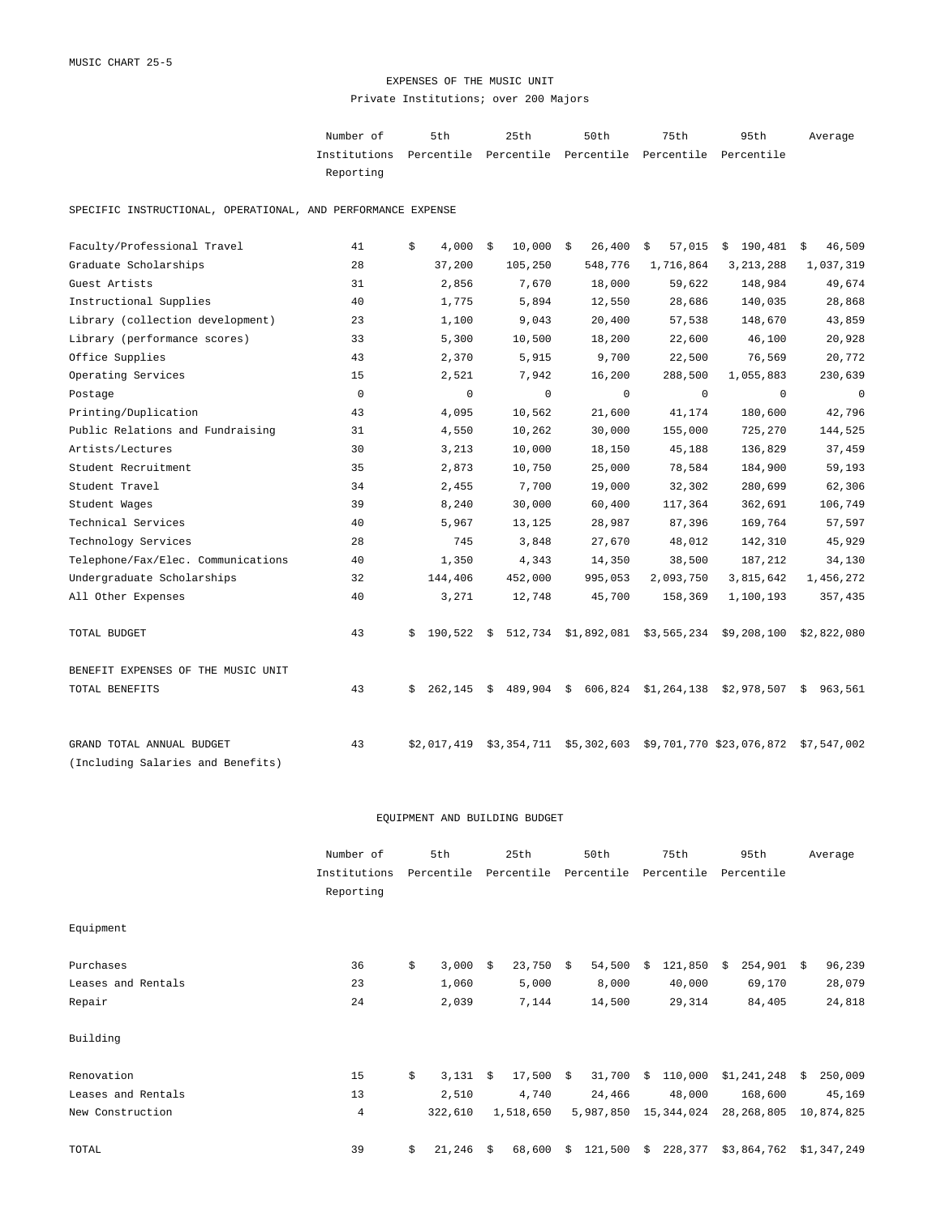MUSIC CHART 25-5

# EXPENSES OF THE MUSIC UNIT

## Private Institutions; over 200 Majors

| | Number of Institutions Reporting | 5th Percentile | 25th Percentile | 50th Percentile | 75th Percentile | 95th Percentile | Average |
|---|---|---|---|---|---|---|---|
| **SPECIFIC INSTRUCTIONAL, OPERATIONAL, AND PERFORMANCE EXPENSE** | | | | | | | |
| Faculty/Professional Travel | 41 | $ 4,000 | $ 10,000 | $ 26,400 | $ 57,015 | $ 190,481 | $ 46,509 |
| Graduate Scholarships | 28 | 37,200 | 105,250 | 548,776 | 1,716,864 | 3,213,288 | 1,037,319 |
| Guest Artists | 31 | 2,856 | 7,670 | 18,000 | 59,622 | 148,984 | 49,674 |
| Instructional Supplies | 40 | 1,775 | 5,894 | 12,550 | 28,686 | 140,035 | 28,868 |
| Library (collection development) | 23 | 1,100 | 9,043 | 20,400 | 57,538 | 148,670 | 43,859 |
| Library (performance scores) | 33 | 5,300 | 10,500 | 18,200 | 22,600 | 46,100 | 20,928 |
| Office Supplies | 43 | 2,370 | 5,915 | 9,700 | 22,500 | 76,569 | 20,772 |
| Operating Services | 15 | 2,521 | 7,942 | 16,200 | 288,500 | 1,055,883 | 230,639 |
| Postage | 0 | 0 | 0 | 0 | 0 | 0 | 0 |
| Printing/Duplication | 43 | 4,095 | 10,562 | 21,600 | 41,174 | 180,600 | 42,796 |
| Public Relations and Fundraising | 31 | 4,550 | 10,262 | 30,000 | 155,000 | 725,270 | 144,525 |
| Artists/Lectures | 30 | 3,213 | 10,000 | 18,150 | 45,188 | 136,829 | 37,459 |
| Student Recruitment | 35 | 2,873 | 10,750 | 25,000 | 78,584 | 184,900 | 59,193 |
| Student Travel | 34 | 2,455 | 7,700 | 19,000 | 32,302 | 280,699 | 62,306 |
| Student Wages | 39 | 8,240 | 30,000 | 60,400 | 117,364 | 362,691 | 106,749 |
| Technical Services | 40 | 5,967 | 13,125 | 28,987 | 87,396 | 169,764 | 57,597 |
| Technology Services | 28 | 745 | 3,848 | 27,670 | 48,012 | 142,310 | 45,929 |
| Telephone/Fax/Elec. Communications | 40 | 1,350 | 4,343 | 14,350 | 38,500 | 187,212 | 34,130 |
| Undergraduate Scholarships | 32 | 144,406 | 452,000 | 995,053 | 2,093,750 | 3,815,642 | 1,456,272 |
| All Other Expenses | 40 | 3,271 | 12,748 | 45,700 | 158,369 | 1,100,193 | 357,435 |
| TOTAL BUDGET | 43 | $ 190,522 | $ 512,734 | $1,892,081 | $3,565,234 | $9,208,100 | $2,822,080 |
| **BENEFIT EXPENSES OF THE MUSIC UNIT** | | | | | | | |
| TOTAL BENEFITS | 43 | $ 262,145 | $ 489,904 | $ 606,824 | $1,264,138 | $2,978,507 | $ 963,561 |
| GRAND TOTAL ANNUAL BUDGET (Including Salaries and Benefits) | 43 | $2,017,419 | $3,354,711 | $5,302,603 | $9,701,770 | $23,076,872 | $7,547,002 |

## EQUIPMENT AND BUILDING BUDGET

| | Number of Institutions Reporting | 5th Percentile | 25th Percentile | 50th Percentile | 75th Percentile | 95th Percentile | Average |
|---|---|---|---|---|---|---|---|
| **Equipment** | | | | | | | |
| Purchases | 36 | $ 3,000 | $ 23,750 | $ 54,500 | $ 121,850 | $ 254,901 | $ 96,239 |
| Leases and Rentals | 23 | 1,060 | 5,000 | 8,000 | 40,000 | 69,170 | 28,079 |
| Repair | 24 | 2,039 | 7,144 | 14,500 | 29,314 | 84,405 | 24,818 |
| **Building** | | | | | | | |
| Renovation | 15 | $ 3,131 | $ 17,500 | $ 31,700 | $ 110,000 | $1,241,248 | $ 250,009 |
| Leases and Rentals | 13 | 2,510 | 4,740 | 24,466 | 48,000 | 168,600 | 45,169 |
| New Construction | 4 | 322,610 | 1,518,650 | 5,987,850 | 15,344,024 | 28,268,805 | 10,874,825 |
| TOTAL | 39 | $ 21,246 | $ 68,600 | $ 121,500 | $ 228,377 | $3,864,762 | $1,347,249 |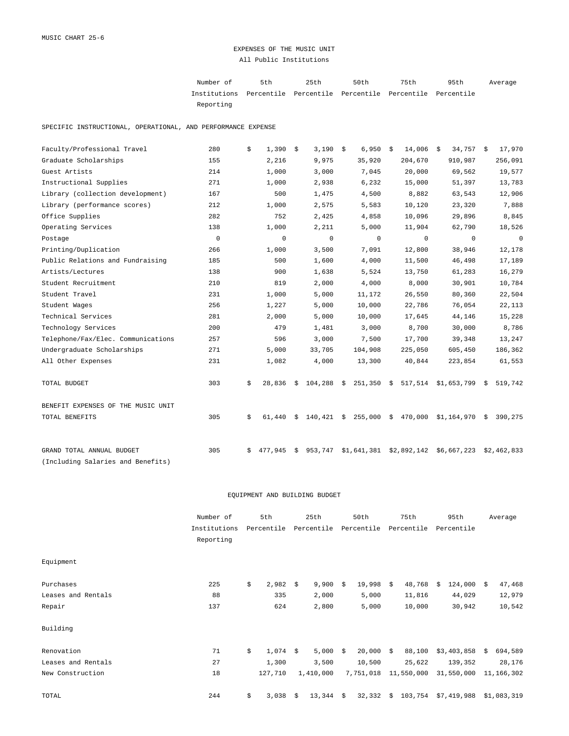MUSIC CHART 25-6

# EXPENSES OF THE MUSIC UNIT

All Public Institutions

| | Number of Institutions Reporting | 5th Percentile | 25th Percentile | 50th Percentile | 75th Percentile | 95th Percentile | Average |
|---|---|---|---|---|---|---|---|
| **SPECIFIC INSTRUCTIONAL, OPERATIONAL, AND PERFORMANCE EXPENSE** | | | | | | | |
| Faculty/Professional Travel | 280 | $ 1,390 | $ 3,190 | $ 6,950 | $ 14,006 | $ 34,757 | $ 17,970 |
| Graduate Scholarships | 155 | 2,216 | 9,975 | 35,920 | 204,670 | 910,987 | 256,091 |
| Guest Artists | 214 | 1,000 | 3,000 | 7,045 | 20,000 | 69,562 | 19,577 |
| Instructional Supplies | 271 | 1,000 | 2,938 | 6,232 | 15,000 | 51,397 | 13,783 |
| Library (collection development) | 167 | 500 | 1,475 | 4,500 | 8,882 | 63,543 | 12,906 |
| Library (performance scores) | 212 | 1,000 | 2,575 | 5,583 | 10,120 | 23,320 | 7,888 |
| Office Supplies | 282 | 752 | 2,425 | 4,858 | 10,096 | 29,896 | 8,845 |
| Operating Services | 138 | 1,000 | 2,211 | 5,000 | 11,904 | 62,790 | 18,526 |
| Postage | 0 | 0 | 0 | 0 | 0 | 0 | 0 |
| Printing/Duplication | 266 | 1,000 | 3,500 | 7,091 | 12,800 | 38,946 | 12,178 |
| Public Relations and Fundraising | 185 | 500 | 1,600 | 4,000 | 11,500 | 46,498 | 17,189 |
| Artists/Lectures | 138 | 900 | 1,638 | 5,524 | 13,750 | 61,283 | 16,279 |
| Student Recruitment | 210 | 819 | 2,000 | 4,000 | 8,000 | 30,901 | 10,784 |
| Student Travel | 231 | 1,000 | 5,000 | 11,172 | 26,550 | 80,360 | 22,504 |
| Student Wages | 256 | 1,227 | 5,000 | 10,000 | 22,786 | 76,054 | 22,113 |
| Technical Services | 281 | 2,000 | 5,000 | 10,000 | 17,645 | 44,146 | 15,228 |
| Technology Services | 200 | 479 | 1,481 | 3,000 | 8,700 | 30,000 | 8,786 |
| Telephone/Fax/Elec. Communications | 257 | 596 | 3,000 | 7,500 | 17,700 | 39,348 | 13,247 |
| Undergraduate Scholarships | 271 | 5,000 | 33,705 | 104,908 | 225,050 | 605,450 | 186,362 |
| All Other Expenses | 231 | 1,082 | 4,000 | 13,300 | 40,844 | 223,854 | 61,553 |
| TOTAL BUDGET | 303 | $ 28,836 | $ 104,288 | $ 251,350 | $ 517,514 | $1,653,799 | $ 519,742 |
| **BENEFIT EXPENSES OF THE MUSIC UNIT** | | | | | | | |
| TOTAL BENEFITS | 305 | $ 61,440 | $ 140,421 | $ 255,000 | $ 470,000 | $1,164,970 | $ 390,275 |
| GRAND TOTAL ANNUAL BUDGET (Including Salaries and Benefits) | 305 | $ 477,945 | $ 953,747 | $1,641,381 | $2,892,142 | $6,667,223 | $2,462,833 |

# EQUIPMENT AND BUILDING BUDGET

| | Number of Institutions Reporting | 5th Percentile | 25th Percentile | 50th Percentile | 75th Percentile | 95th Percentile | Average |
|---|---|---|---|---|---|---|---|
| **Equipment** | | | | | | | |
| Purchases | 225 | $ 2,982 | $ 9,900 | $ 19,998 | $ 48,768 | $ 124,000 | $ 47,468 |
| Leases and Rentals | 88 | 335 | 2,000 | 5,000 | 11,816 | 44,029 | 12,979 |
| Repair | 137 | 624 | 2,800 | 5,000 | 10,000 | 30,942 | 10,542 |
| **Building** | | | | | | | |
| Renovation | 71 | $ 1,074 | $ 5,000 | $ 20,000 | $ 88,100 | $3,403,858 | $ 694,589 |
| Leases and Rentals | 27 | 1,300 | 3,500 | 10,500 | 25,622 | 139,352 | 28,176 |
| New Construction | 18 | 127,710 | 1,410,000 | 7,751,018 | 11,550,000 | 31,550,000 | 11,166,302 |
| TOTAL | 244 | $ 3,038 | $ 13,344 | $ 32,332 | $ 103,754 | $7,419,988 | $1,083,319 |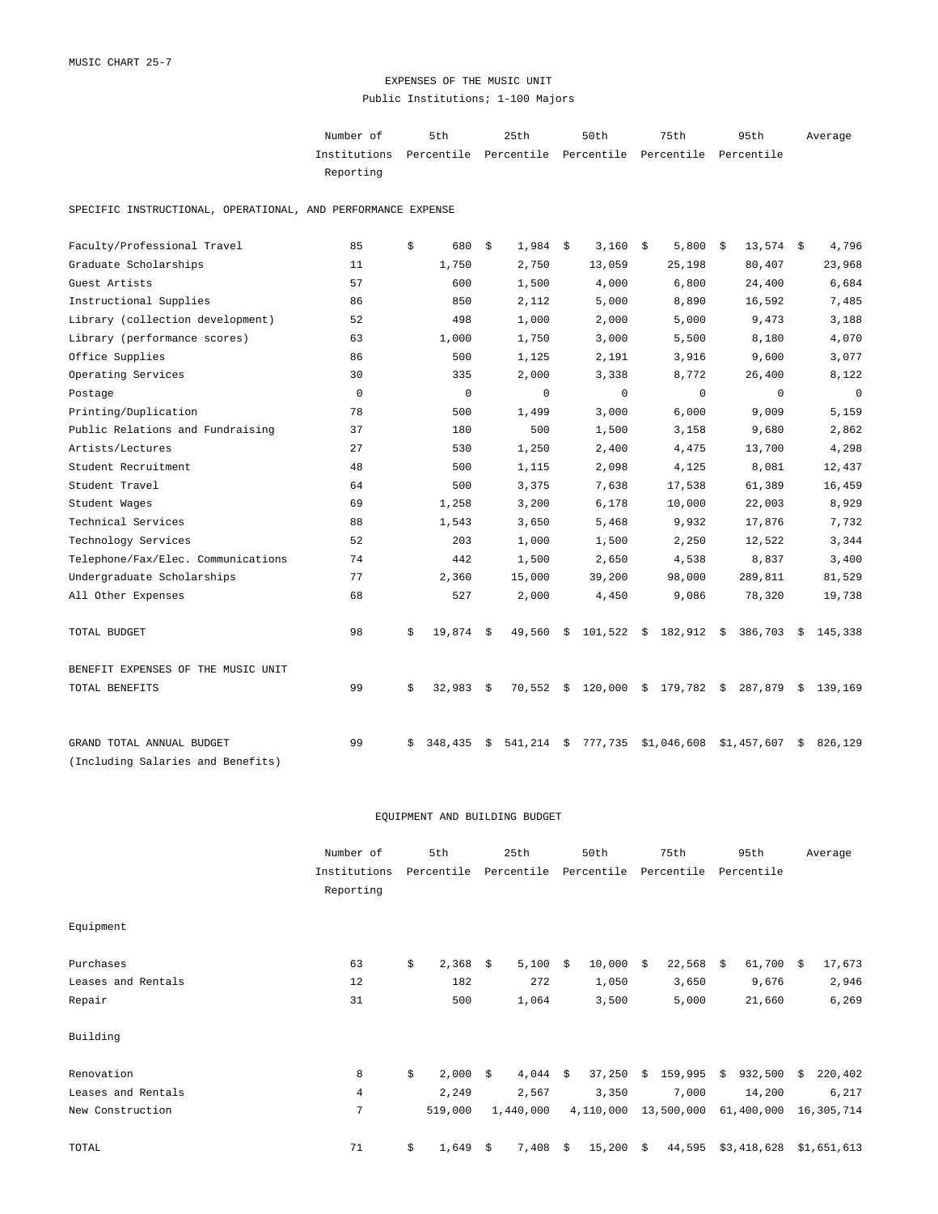MUSIC CHART 25-7

# EXPENSES OF THE MUSIC UNIT

Public Institutions; 1-100 Majors

| | Number of Institutions Reporting | 5th Percentile | 25th Percentile | 50th Percentile | 75th Percentile | 95th Percentile | Average |
|---|---|---|---|---|---|---|---|
| **SPECIFIC INSTRUCTIONAL, OPERATIONAL, AND PERFORMANCE EXPENSE** | | | | | | | |
| Faculty/Professional Travel | 85 | $ 680 | $ 1,984 | $ 3,160 | $ 5,800 | $ 13,574 | $ 4,796 |
| Graduate Scholarships | 11 | 1,750 | 2,750 | 13,059 | 25,198 | 80,407 | 23,968 |
| Guest Artists | 57 | 600 | 1,500 | 4,000 | 6,800 | 24,400 | 6,684 |
| Instructional Supplies | 86 | 850 | 2,112 | 5,000 | 8,890 | 16,592 | 7,485 |
| Library (collection development) | 52 | 498 | 1,000 | 2,000 | 5,000 | 9,473 | 3,188 |
| Library (performance scores) | 63 | 1,000 | 1,750 | 3,000 | 5,500 | 8,180 | 4,070 |
| Office Supplies | 86 | 500 | 1,125 | 2,191 | 3,916 | 9,600 | 3,077 |
| Operating Services | 30 | 335 | 2,000 | 3,338 | 8,772 | 26,400 | 8,122 |
| Postage | 0 | 0 | 0 | 0 | 0 | 0 | 0 |
| Printing/Duplication | 78 | 500 | 1,499 | 3,000 | 6,000 | 9,009 | 5,159 |
| Public Relations and Fundraising | 37 | 180 | 500 | 1,500 | 3,158 | 9,680 | 2,862 |
| Artists/Lectures | 27 | 530 | 1,250 | 2,400 | 4,475 | 13,700 | 4,298 |
| Student Recruitment | 48 | 500 | 1,115 | 2,098 | 4,125 | 8,081 | 12,437 |
| Student Travel | 64 | 500 | 3,375 | 7,638 | 17,538 | 61,389 | 16,459 |
| Student Wages | 69 | 1,258 | 3,200 | 6,178 | 10,000 | 22,003 | 8,929 |
| Technical Services | 88 | 1,543 | 3,650 | 5,468 | 9,932 | 17,876 | 7,732 |
| Technology Services | 52 | 203 | 1,000 | 1,500 | 2,250 | 12,522 | 3,344 |
| Telephone/Fax/Elec. Communications | 74 | 442 | 1,500 | 2,650 | 4,538 | 8,837 | 3,400 |
| Undergraduate Scholarships | 77 | 2,360 | 15,000 | 39,200 | 98,000 | 289,811 | 81,529 |
| All Other Expenses | 68 | 527 | 2,000 | 4,450 | 9,086 | 78,320 | 19,738 |
| TOTAL BUDGET | 98 | $ 19,874 | $ 49,560 | $ 101,522 | $ 182,912 | $ 386,703 | $ 145,338 |
| **BENEFIT EXPENSES OF THE MUSIC UNIT** | | | | | | | |
| TOTAL BENEFITS | 99 | $ 32,983 | $ 70,552 | $ 120,000 | $ 179,782 | $ 287,879 | $ 139,169 |
| GRAND TOTAL ANNUAL BUDGET (Including Salaries and Benefits) | 99 | $ 348,435 | $ 541,214 | $ 777,735 | $1,046,608 | $1,457,607 | $ 826,129 |

## EQUIPMENT AND BUILDING BUDGET

| | Number of Institutions Reporting | 5th Percentile | 25th Percentile | 50th Percentile | 75th Percentile | 95th Percentile | Average |
|---|---|---|---|---|---|---|---|
| **Equipment** | | | | | | | |
| Purchases | 63 | $ 2,368 | $ 5,100 | $ 10,000 | $ 22,568 | $ 61,700 | $ 17,673 |
| Leases and Rentals | 12 | 182 | 272 | 1,050 | 3,650 | 9,676 | 2,946 |
| Repair | 31 | 500 | 1,064 | 3,500 | 5,000 | 21,660 | 6,269 |
| **Building** | | | | | | | |
| Renovation | 8 | $ 2,000 | $ 4,044 | $ 37,250 | $ 159,995 | $ 932,500 | $ 220,402 |
| Leases and Rentals | 4 | 2,249 | 2,567 | 3,350 | 7,000 | 14,200 | 6,217 |
| New Construction | 7 | 519,000 | 1,440,000 | 4,110,000 | 13,500,000 | 61,400,000 | 16,305,714 |
| TOTAL | 71 | $ 1,649 | $ 7,408 | $ 15,200 | $ 44,595 | $3,418,628 | $1,651,613 |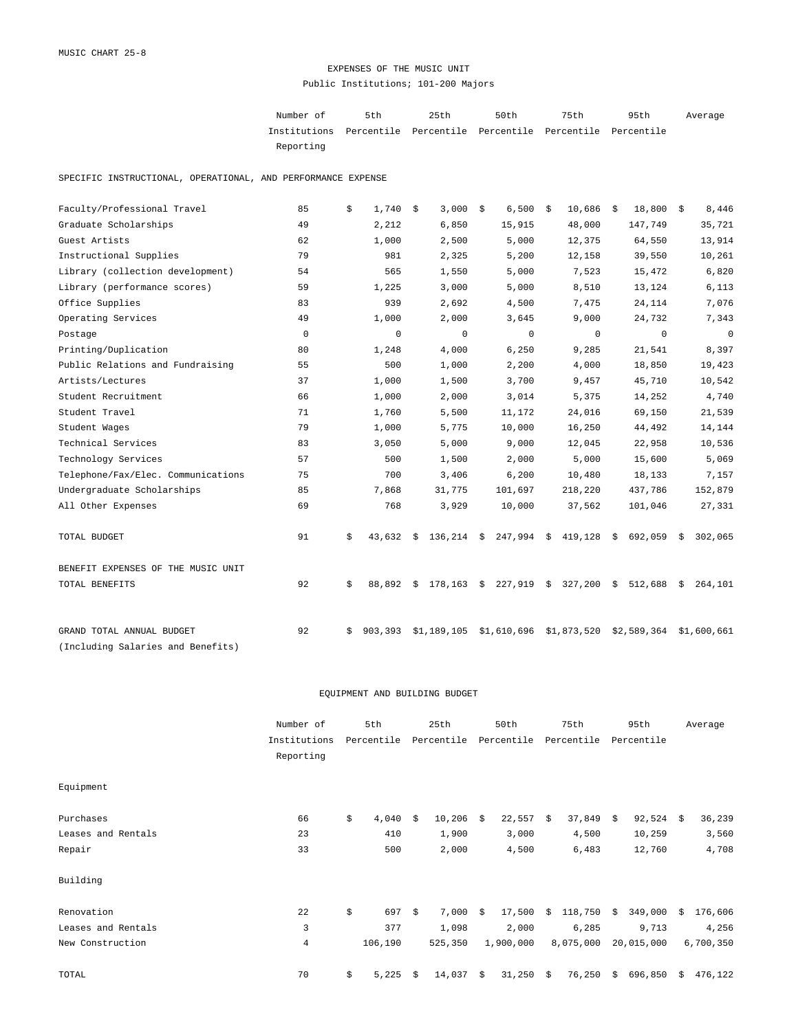MUSIC CHART 25-8

# EXPENSES OF THE MUSIC UNIT

Public Institutions; 101-200 Majors

| | Number of Institutions Reporting | 5th Percentile | 25th Percentile | 50th Percentile | 75th Percentile | 95th Percentile | Average |
|---|---|---|---|---|---|---|---|
| **SPECIFIC INSTRUCTIONAL, OPERATIONAL, AND PERFORMANCE EXPENSE** | | | | | | | |
| Faculty/Professional Travel | 85 | $ 1,740 | $ 3,000 | $ 6,500 | $ 10,686 | $ 18,800 | $ 8,446 |
| Graduate Scholarships | 49 | 2,212 | 6,850 | 15,915 | 48,000 | 147,749 | 35,721 |
| Guest Artists | 62 | 1,000 | 2,500 | 5,000 | 12,375 | 64,550 | 13,914 |
| Instructional Supplies | 79 | 981 | 2,325 | 5,200 | 12,158 | 39,550 | 10,261 |
| Library (collection development) | 54 | 565 | 1,550 | 5,000 | 7,523 | 15,472 | 6,820 |
| Library (performance scores) | 59 | 1,225 | 3,000 | 5,000 | 8,510 | 13,124 | 6,113 |
| Office Supplies | 83 | 939 | 2,692 | 4,500 | 7,475 | 24,114 | 7,076 |
| Operating Services | 49 | 1,000 | 2,000 | 3,645 | 9,000 | 24,732 | 7,343 |
| Postage | 0 | 0 | 0 | 0 | 0 | 0 | 0 |
| Printing/Duplication | 80 | 1,248 | 4,000 | 6,250 | 9,285 | 21,541 | 8,397 |
| Public Relations and Fundraising | 55 | 500 | 1,000 | 2,200 | 4,000 | 18,850 | 19,423 |
| Artists/Lectures | 37 | 1,000 | 1,500 | 3,700 | 9,457 | 45,710 | 10,542 |
| Student Recruitment | 66 | 1,000 | 2,000 | 3,014 | 5,375 | 14,252 | 4,740 |
| Student Travel | 71 | 1,760 | 5,500 | 11,172 | 24,016 | 69,150 | 21,539 |
| Student Wages | 79 | 1,000 | 5,775 | 10,000 | 16,250 | 44,492 | 14,144 |
| Technical Services | 83 | 3,050 | 5,000 | 9,000 | 12,045 | 22,958 | 10,536 |
| Technology Services | 57 | 500 | 1,500 | 2,000 | 5,000 | 15,600 | 5,069 |
| Telephone/Fax/Elec. Communications | 75 | 700 | 3,406 | 6,200 | 10,480 | 18,133 | 7,157 |
| Undergraduate Scholarships | 85 | 7,868 | 31,775 | 101,697 | 218,220 | 437,786 | 152,879 |
| All Other Expenses | 69 | 768 | 3,929 | 10,000 | 37,562 | 101,046 | 27,331 |
| TOTAL BUDGET | 91 | $ 43,632 | $ 136,214 | $ 247,994 | $ 419,128 | $ 692,059 | $ 302,065 |
| **BENEFIT EXPENSES OF THE MUSIC UNIT** | | | | | | | |
| TOTAL BENEFITS | 92 | $ 88,892 | $ 178,163 | $ 227,919 | $ 327,200 | $ 512,688 | $ 264,101 |
| GRAND TOTAL ANNUAL BUDGET (Including Salaries and Benefits) | 92 | $ 903,393 | $1,189,105 | $1,610,696 | $1,873,520 | $2,589,364 | $1,600,661 |

## EQUIPMENT AND BUILDING BUDGET

| | Number of Institutions Reporting | 5th Percentile | 25th Percentile | 50th Percentile | 75th Percentile | 95th Percentile | Average |
|---|---|---|---|---|---|---|---|
| **Equipment** | | | | | | | |
| Purchases | 66 | $ 4,040 | $ 10,206 | $ 22,557 | $ 37,849 | $ 92,524 | $ 36,239 |
| Leases and Rentals | 23 | 410 | 1,900 | 3,000 | 4,500 | 10,259 | 3,560 |
| Repair | 33 | 500 | 2,000 | 4,500 | 6,483 | 12,760 | 4,708 |
| **Building** | | | | | | | |
| Renovation | 22 | $ 697 | $ 7,000 | $ 17,500 | $ 118,750 | $ 349,000 | $ 176,606 |
| Leases and Rentals | 3 | 377 | 1,098 | 2,000 | 6,285 | 9,713 | 4,256 |
| New Construction | 4 | 106,190 | 525,350 | 1,900,000 | 8,075,000 | 20,015,000 | 6,700,350 |
| TOTAL | 70 | $ 5,225 | $ 14,037 | $ 31,250 | $ 76,250 | $ 696,850 | $ 476,122 |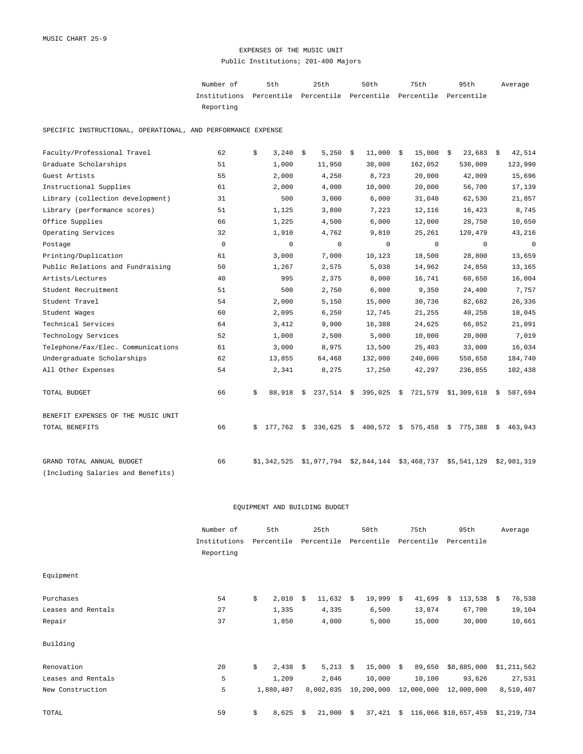MUSIC CHART 25-9

# EXPENSES OF THE MUSIC UNIT

## Public Institutions; 201-400 Majors

| | Number of Institutions Reporting | 5th Percentile | 25th Percentile | 50th Percentile | 75th Percentile | 95th Percentile | Average |
|---|---|---|---|---|---|---|---|
| **SPECIFIC INSTRUCTIONAL, OPERATIONAL, AND PERFORMANCE EXPENSE** | | | | | | | |
| Faculty/Professional Travel | 62 | $ 3,240 | $ 5,250 | $ 11,000 | $ 15,000 | $ 23,683 | $ 42,514 |
| Graduate Scholarships | 51 | 1,000 | 11,950 | 38,000 | 162,052 | 536,009 | 123,990 |
| Guest Artists | 55 | 2,000 | 4,250 | 8,723 | 20,000 | 42,009 | 15,696 |
| Instructional Supplies | 61 | 2,000 | 4,000 | 10,000 | 20,000 | 56,700 | 17,139 |
| Library (collection development) | 31 | 500 | 3,000 | 6,000 | 31,040 | 62,530 | 21,857 |
| Library (performance scores) | 51 | 1,125 | 3,800 | 7,223 | 12,116 | 16,423 | 8,745 |
| Office Supplies | 66 | 1,225 | 4,500 | 6,000 | 12,000 | 28,750 | 10,650 |
| Operating Services | 32 | 1,910 | 4,762 | 9,810 | 25,261 | 120,479 | 43,216 |
| Postage | 0 | 0 | 0 | 0 | 0 | 0 | 0 |
| Printing/Duplication | 61 | 3,000 | 7,000 | 10,123 | 18,500 | 28,800 | 13,659 |
| Public Relations and Fundraising | 50 | 1,267 | 2,575 | 5,038 | 14,962 | 24,850 | 13,165 |
| Artists/Lectures | 40 | 995 | 2,375 | 8,000 | 16,741 | 60,650 | 16,004 |
| Student Recruitment | 51 | 500 | 2,750 | 6,000 | 9,350 | 24,400 | 7,757 |
| Student Travel | 54 | 2,000 | 5,150 | 15,000 | 30,736 | 82,682 | 26,336 |
| Student Wages | 60 | 2,095 | 6,250 | 12,745 | 21,255 | 40,250 | 18,045 |
| Technical Services | 64 | 3,412 | 9,900 | 16,388 | 24,625 | 66,052 | 21,091 |
| Technology Services | 52 | 1,000 | 2,500 | 5,000 | 10,000 | 20,000 | 7,019 |
| Telephone/Fax/Elec. Communications | 61 | 3,000 | 8,975 | 13,500 | 25,403 | 33,000 | 16,034 |
| Undergraduate Scholarships | 62 | 13,855 | 64,468 | 132,000 | 240,000 | 550,658 | 184,740 |
| All Other Expenses | 54 | 2,341 | 8,275 | 17,250 | 42,297 | 236,855 | 102,438 |
| TOTAL BUDGET | 66 | $ 88,918 | $ 237,514 | $ 395,025 | $ 721,579 | $1,309,618 | $ 587,694 |
| **BENEFIT EXPENSES OF THE MUSIC UNIT** | | | | | | | |
| TOTAL BENEFITS | 66 | $ 177,762 | $ 336,625 | $ 400,572 | $ 575,458 | $ 775,388 | $ 463,943 |
| GRAND TOTAL ANNUAL BUDGET (Including Salaries and Benefits) | 66 | $1,342,525 | $1,977,794 | $2,844,144 | $3,468,737 | $5,541,129 | $2,981,319 |

## EQUIPMENT AND BUILDING BUDGET

| | Number of Institutions Reporting | 5th Percentile | 25th Percentile | 50th Percentile | 75th Percentile | 95th Percentile | Average |
|---|---|---|---|---|---|---|---|
| **Equipment** | | | | | | | |
| Purchases | 54 | $ 2,010 | $ 11,632 | $ 19,999 | $ 41,699 | $ 113,538 | $ 76,538 |
| Leases and Rentals | 27 | 1,335 | 4,335 | 6,500 | 13,874 | 67,700 | 19,104 |
| Repair | 37 | 1,850 | 4,000 | 5,000 | 15,000 | 30,000 | 10,661 |
| **Building** | | | | | | | |
| Renovation | 20 | $ 2,438 | $ 5,213 | $ 15,000 | $ 89,650 | $8,885,000 | $1,211,562 |
| Leases and Rentals | 5 | 1,209 | 2,046 | 10,000 | 10,100 | 93,626 | 27,531 |
| New Construction | 5 | 1,880,407 | 8,002,035 | 10,200,000 | 12,000,000 | 12,000,000 | 8,510,407 |
| TOTAL | 59 | $ 8,625 | $ 21,000 | $ 37,421 | $ 116,066 | $10,657,459 | $1,219,734 |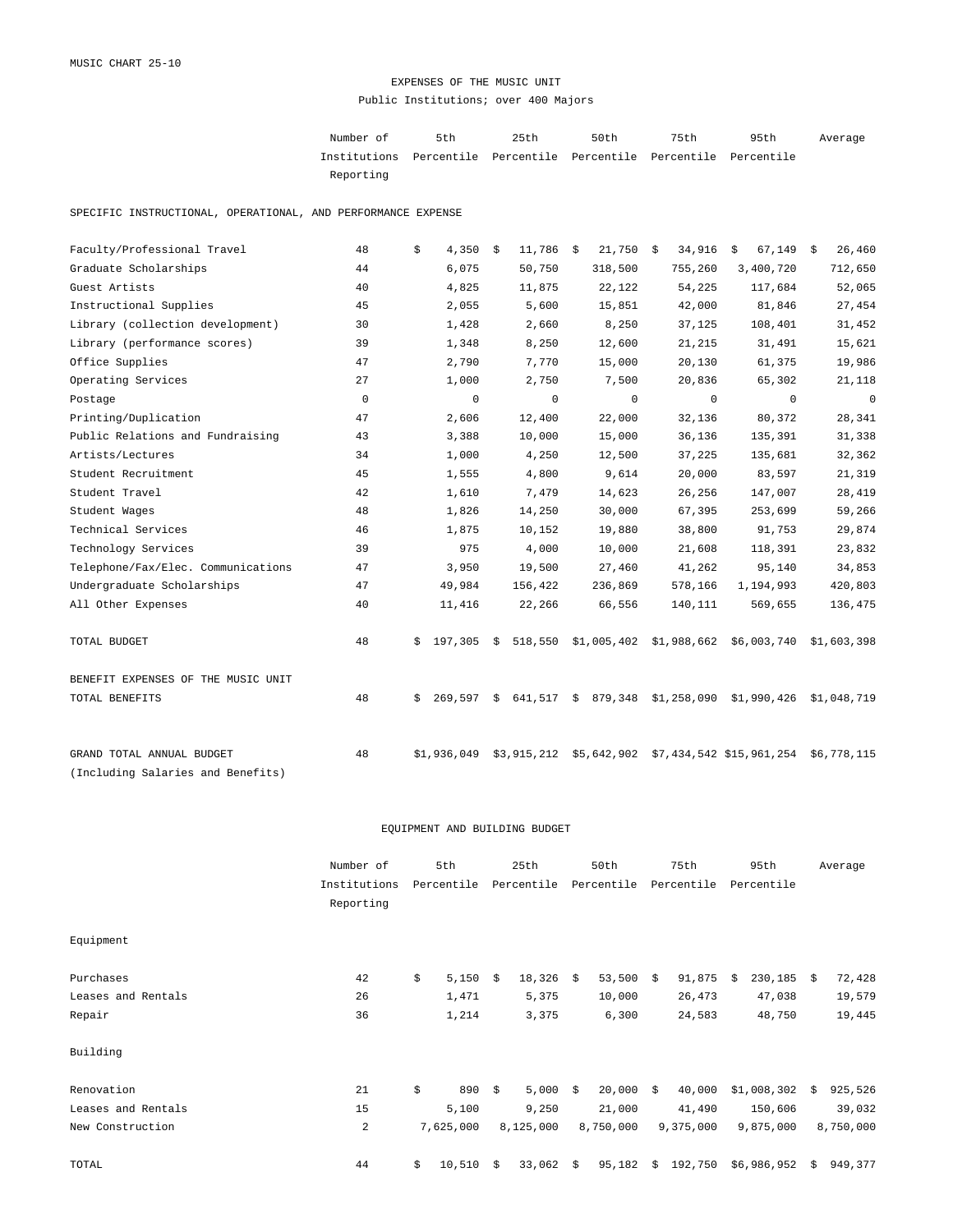MUSIC CHART 25-10

# EXPENSES OF THE MUSIC UNIT

## Public Institutions; over 400 Majors

| | Number of Institutions Reporting | 5th Percentile | 25th Percentile | 50th Percentile | 75th Percentile | 95th Percentile | Average |
|---|---|---|---|---|---|---|---|
| **SPECIFIC INSTRUCTIONAL, OPERATIONAL, AND PERFORMANCE EXPENSE** | | | | | | | |
| Faculty/Professional Travel | 48 | $ 4,350 | $ 11,786 | $ 21,750 | $ 34,916 | $ 67,149 | $ 26,460 |
| Graduate Scholarships | 44 | 6,075 | 50,750 | 318,500 | 755,260 | 3,400,720 | 712,650 |
| Guest Artists | 40 | 4,825 | 11,875 | 22,122 | 54,225 | 117,684 | 52,065 |
| Instructional Supplies | 45 | 2,055 | 5,600 | 15,851 | 42,000 | 81,846 | 27,454 |
| Library (collection development) | 30 | 1,428 | 2,660 | 8,250 | 37,125 | 108,401 | 31,452 |
| Library (performance scores) | 39 | 1,348 | 8,250 | 12,600 | 21,215 | 31,491 | 15,621 |
| Office Supplies | 47 | 2,790 | 7,770 | 15,000 | 20,130 | 61,375 | 19,986 |
| Operating Services | 27 | 1,000 | 2,750 | 7,500 | 20,836 | 65,302 | 21,118 |
| Postage | 0 | 0 | 0 | 0 | 0 | 0 | 0 |
| Printing/Duplication | 47 | 2,606 | 12,400 | 22,000 | 32,136 | 80,372 | 28,341 |
| Public Relations and Fundraising | 43 | 3,388 | 10,000 | 15,000 | 36,136 | 135,391 | 31,338 |
| Artists/Lectures | 34 | 1,000 | 4,250 | 12,500 | 37,225 | 135,681 | 32,362 |
| Student Recruitment | 45 | 1,555 | 4,800 | 9,614 | 20,000 | 83,597 | 21,319 |
| Student Travel | 42 | 1,610 | 7,479 | 14,623 | 26,256 | 147,007 | 28,419 |
| Student Wages | 48 | 1,826 | 14,250 | 30,000 | 67,395 | 253,699 | 59,266 |
| Technical Services | 46 | 1,875 | 10,152 | 19,880 | 38,800 | 91,753 | 29,874 |
| Technology Services | 39 | 975 | 4,000 | 10,000 | 21,608 | 118,391 | 23,832 |
| Telephone/Fax/Elec. Communications | 47 | 3,950 | 19,500 | 27,460 | 41,262 | 95,140 | 34,853 |
| Undergraduate Scholarships | 47 | 49,984 | 156,422 | 236,869 | 578,166 | 1,194,993 | 420,803 |
| All Other Expenses | 40 | 11,416 | 22,266 | 66,556 | 140,111 | 569,655 | 136,475 |
| TOTAL BUDGET | 48 | $ 197,305 | $ 518,550 | $1,005,402 | $1,988,662 | $6,003,740 | $1,603,398 |
| **BENEFIT EXPENSES OF THE MUSIC UNIT** | | | | | | | |
| TOTAL BENEFITS | 48 | $ 269,597 | $ 641,517 | $ 879,348 | $1,258,090 | $1,990,426 | $1,048,719 |
| GRAND TOTAL ANNUAL BUDGET (Including Salaries and Benefits) | 48 | $1,936,049 | $3,915,212 | $5,642,902 | $7,434,542 | $15,961,254 | $6,778,115 |

## EQUIPMENT AND BUILDING BUDGET

| | Number of Institutions Reporting | 5th Percentile | 25th Percentile | 50th Percentile | 75th Percentile | 95th Percentile | Average |
|---|---|---|---|---|---|---|---|
| **Equipment** | | | | | | | |
| Purchases | 42 | $ 5,150 | $ 18,326 | $ 53,500 | $ 91,875 | $ 230,185 | $ 72,428 |
| Leases and Rentals | 26 | 1,471 | 5,375 | 10,000 | 26,473 | 47,038 | 19,579 |
| Repair | 36 | 1,214 | 3,375 | 6,300 | 24,583 | 48,750 | 19,445 |
| **Building** | | | | | | | |
| Renovation | 21 | $ 890 | $ 5,000 | $ 20,000 | $ 40,000 | $1,008,302 | $ 925,526 |
| Leases and Rentals | 15 | 5,100 | 9,250 | 21,000 | 41,490 | 150,606 | 39,032 |
| New Construction | 2 | 7,625,000 | 8,125,000 | 8,750,000 | 9,375,000 | 9,875,000 | 8,750,000 |
| TOTAL | 44 | $ 10,510 | $ 33,062 | $ 95,182 | $ 192,750 | $6,986,952 | $ 949,377 |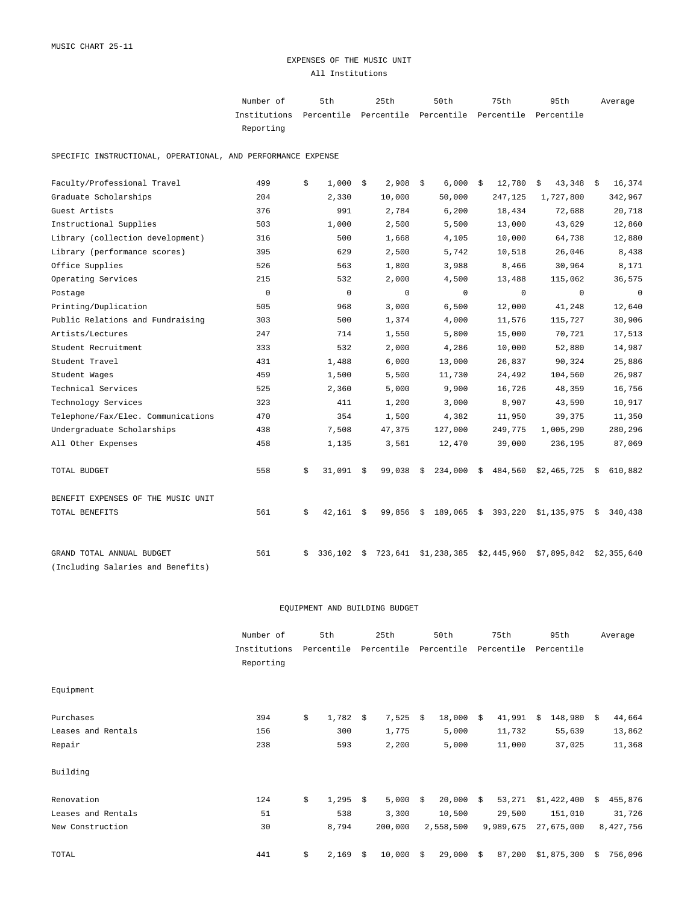MUSIC CHART 25-11

## EXPENSES OF THE MUSIC UNIT

All Institutions

| | Number of Institutions Reporting | 5th Percentile | 25th Percentile | 50th Percentile | 75th Percentile | 95th Percentile | Average |
|---|---|---|---|---|---|---|---|
| **SPECIFIC INSTRUCTIONAL, OPERATIONAL, AND PERFORMANCE EXPENSE** | | | | | | | |
| Faculty/Professional Travel | 499 | $ 1,000 | $ 2,908 | $ 6,000 | $ 12,780 | $ 43,348 | $ 16,374 |
| Graduate Scholarships | 204 | 2,330 | 10,000 | 50,000 | 247,125 | 1,727,800 | 342,967 |
| Guest Artists | 376 | 991 | 2,784 | 6,200 | 18,434 | 72,688 | 20,718 |
| Instructional Supplies | 503 | 1,000 | 2,500 | 5,500 | 13,000 | 43,629 | 12,860 |
| Library (collection development) | 316 | 500 | 1,668 | 4,105 | 10,000 | 64,738 | 12,880 |
| Library (performance scores) | 395 | 629 | 2,500 | 5,742 | 10,518 | 26,046 | 8,438 |
| Office Supplies | 526 | 563 | 1,800 | 3,988 | 8,466 | 30,964 | 8,171 |
| Operating Services | 215 | 532 | 2,000 | 4,500 | 13,488 | 115,062 | 36,575 |
| Postage | 0 | 0 | 0 | 0 | 0 | 0 | 0 |
| Printing/Duplication | 505 | 968 | 3,000 | 6,500 | 12,000 | 41,248 | 12,640 |
| Public Relations and Fundraising | 303 | 500 | 1,374 | 4,000 | 11,576 | 115,727 | 30,906 |
| Artists/Lectures | 247 | 714 | 1,550 | 5,800 | 15,000 | 70,721 | 17,513 |
| Student Recruitment | 333 | 532 | 2,000 | 4,286 | 10,000 | 52,880 | 14,987 |
| Student Travel | 431 | 1,488 | 6,000 | 13,000 | 26,837 | 90,324 | 25,886 |
| Student Wages | 459 | 1,500 | 5,500 | 11,730 | 24,492 | 104,560 | 26,987 |
| Technical Services | 525 | 2,360 | 5,000 | 9,900 | 16,726 | 48,359 | 16,756 |
| Technology Services | 323 | 411 | 1,200 | 3,000 | 8,907 | 43,590 | 10,917 |
| Telephone/Fax/Elec. Communications | 470 | 354 | 1,500 | 4,382 | 11,950 | 39,375 | 11,350 |
| Undergraduate Scholarships | 438 | 7,508 | 47,375 | 127,000 | 249,775 | 1,005,290 | 280,296 |
| All Other Expenses | 458 | 1,135 | 3,561 | 12,470 | 39,000 | 236,195 | 87,069 |
| TOTAL BUDGET | 558 | $ 31,091 | $ 99,038 | $ 234,000 | $ 484,560 | $2,465,725 | $ 610,882 |
| **BENEFIT EXPENSES OF THE MUSIC UNIT** | | | | | | | |
| TOTAL BENEFITS | 561 | $ 42,161 | $ 99,856 | $ 189,065 | $ 393,220 | $1,135,975 | $ 340,438 |
| GRAND TOTAL ANNUAL BUDGET (Including Salaries and Benefits) | 561 | $ 336,102 | $ 723,641 | $1,238,385 | $2,445,960 | $7,895,842 | $2,355,640 |

## EQUIPMENT AND BUILDING BUDGET

| | Number of Institutions Reporting | 5th Percentile | 25th Percentile | 50th Percentile | 75th Percentile | 95th Percentile | Average |
|---|---|---|---|---|---|---|---|
| **Equipment** | | | | | | | |
| Purchases | 394 | $ 1,782 | $ 7,525 | $ 18,000 | $ 41,991 | $ 148,980 | $ 44,664 |
| Leases and Rentals | 156 | 300 | 1,775 | 5,000 | 11,732 | 55,639 | 13,862 |
| Repair | 238 | 593 | 2,200 | 5,000 | 11,000 | 37,025 | 11,368 |
| **Building** | | | | | | | |
| Renovation | 124 | $ 1,295 | $ 5,000 | $ 20,000 | $ 53,271 | $1,422,400 | $ 455,876 |
| Leases and Rentals | 51 | 538 | 3,300 | 10,500 | 29,500 | 151,010 | 31,726 |
| New Construction | 30 | 8,794 | 200,000 | 2,558,500 | 9,989,675 | 27,675,000 | 8,427,756 |
| TOTAL | 441 | $ 2,169 | $ 10,000 | $ 29,000 | $ 87,200 | $1,875,300 | $ 756,096 |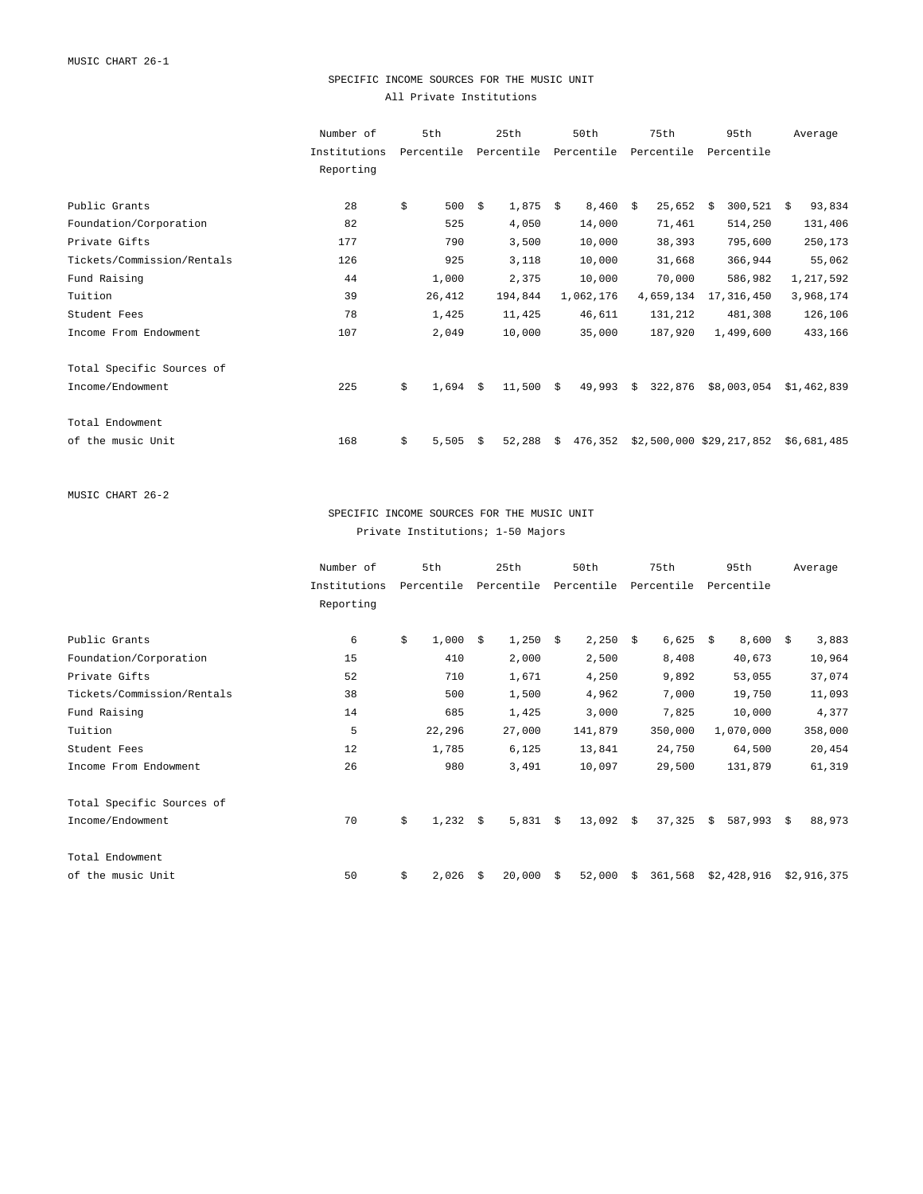MUSIC CHART 26-1

## SPECIFIC INCOME SOURCES FOR THE MUSIC UNIT

All Private Institutions

| | Number of Institutions Reporting | 5th Percentile | 25th Percentile | 50th Percentile | 75th Percentile | 95th Percentile | Average |
|---|---|---|---|---|---|---|---|
| Public Grants | 28 | $ 500 | $ 1,875 | $ 8,460 | $ 25,652 | $ 300,521 | $ 93,834 |
| Foundation/Corporation | 82 | 525 | 4,050 | 14,000 | 71,461 | 514,250 | 131,406 |
| Private Gifts | 177 | 790 | 3,500 | 10,000 | 38,393 | 795,600 | 250,173 |
| Tickets/Commission/Rentals | 126 | 925 | 3,118 | 10,000 | 31,668 | 366,944 | 55,062 |
| Fund Raising | 44 | 1,000 | 2,375 | 10,000 | 70,000 | 586,982 | 1,217,592 |
| Tuition | 39 | 26,412 | 194,844 | 1,062,176 | 4,659,134 | 17,316,450 | 3,968,174 |
| Student Fees | 78 | 1,425 | 11,425 | 46,611 | 131,212 | 481,308 | 126,106 |
| Income From Endowment | 107 | 2,049 | 10,000 | 35,000 | 187,920 | 1,499,600 | 433,166 |
| Total Specific Sources of Income/Endowment | 225 | $ 1,694 | $ 11,500 | $ 49,993 | $ 322,876 | $8,003,054 | $1,462,839 |
| Total Endowment of the music Unit | 168 | $ 5,505 | $ 52,288 | $ 476,352 | $2,500,000 | $29,217,852 | $6,681,485 |

MUSIC CHART 26-2

## SPECIFIC INCOME SOURCES FOR THE MUSIC UNIT

Private Institutions; 1-50 Majors

| | Number of Institutions Reporting | 5th Percentile | 25th Percentile | 50th Percentile | 75th Percentile | 95th Percentile | Average |
|---|---|---|---|---|---|---|---|
| Public Grants | 6 | $ 1,000 | $ 1,250 | $ 2,250 | $ 6,625 | $ 8,600 | $ 3,883 |
| Foundation/Corporation | 15 | 410 | 2,000 | 2,500 | 8,408 | 40,673 | 10,964 |
| Private Gifts | 52 | 710 | 1,671 | 4,250 | 9,892 | 53,055 | 37,074 |
| Tickets/Commission/Rentals | 38 | 500 | 1,500 | 4,962 | 7,000 | 19,750 | 11,093 |
| Fund Raising | 14 | 685 | 1,425 | 3,000 | 7,825 | 10,000 | 4,377 |
| Tuition | 5 | 22,296 | 27,000 | 141,879 | 350,000 | 1,070,000 | 358,000 |
| Student Fees | 12 | 1,785 | 6,125 | 13,841 | 24,750 | 64,500 | 20,454 |
| Income From Endowment | 26 | 980 | 3,491 | 10,097 | 29,500 | 131,879 | 61,319 |
| Total Specific Sources of Income/Endowment | 70 | $ 1,232 | $ 5,831 | $ 13,092 | $ 37,325 | $ 587,993 | $ 88,973 |
| Total Endowment of the music Unit | 50 | $ 2,026 | $ 20,000 | $ 52,000 | $ 361,568 | $2,428,916 | $2,916,375 |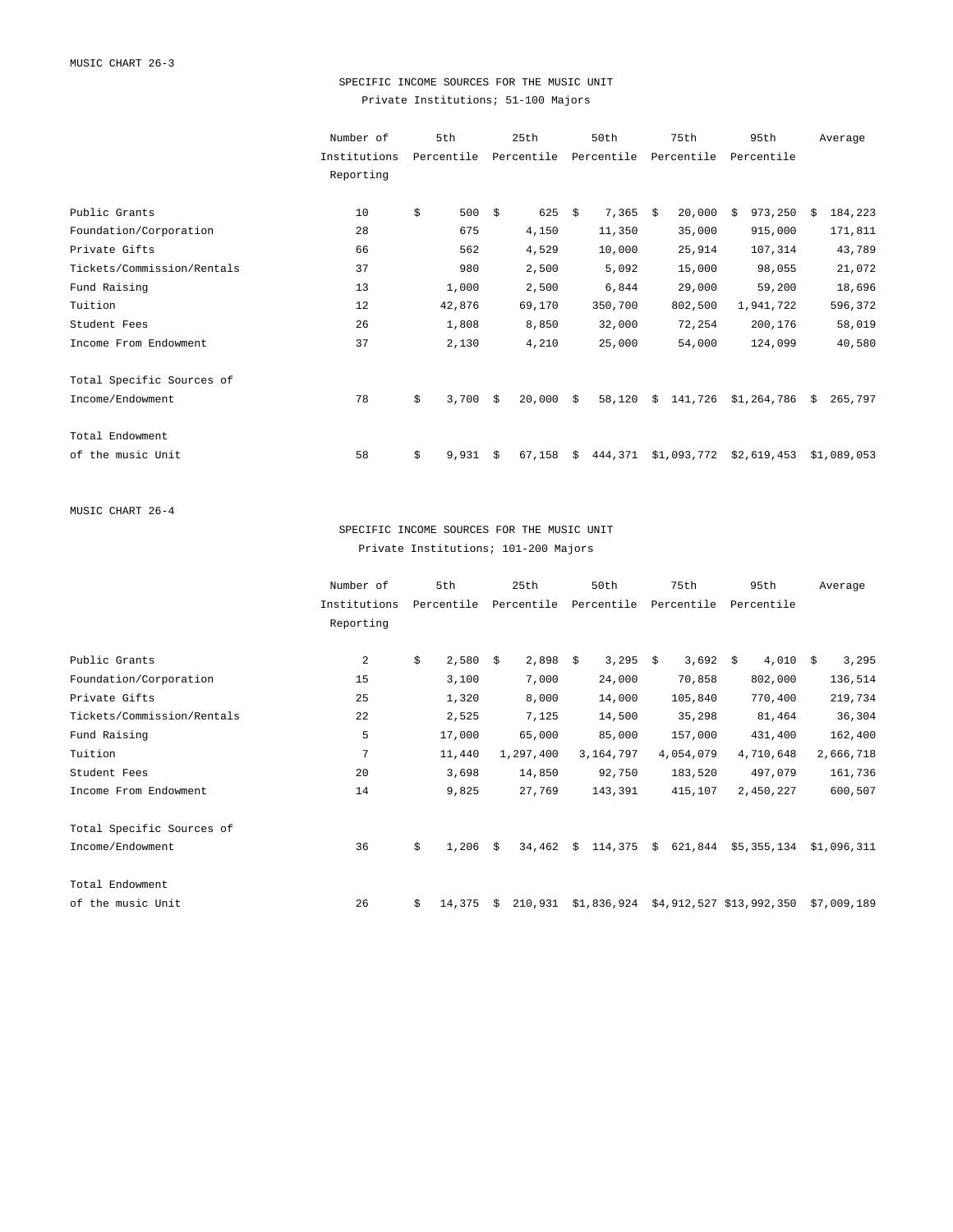MUSIC CHART 26-3

## SPECIFIC INCOME SOURCES FOR THE MUSIC UNIT

Private Institutions; 51-100 Majors

| | Number of Institutions Reporting | 5th Percentile | 25th Percentile | 50th Percentile | 75th Percentile | 95th Percentile | Average |
|---|---|---|---|---|---|---|---|
| Public Grants | 10 | $ 500 | $ 625 | $ 7,365 | $ 20,000 | $ 973,250 | $ 184,223 |
| Foundation/Corporation | 28 | 675 | 4,150 | 11,350 | 35,000 | 915,000 | 171,811 |
| Private Gifts | 66 | 562 | 4,529 | 10,000 | 25,914 | 107,314 | 43,789 |
| Tickets/Commission/Rentals | 37 | 980 | 2,500 | 5,092 | 15,000 | 98,055 | 21,072 |
| Fund Raising | 13 | 1,000 | 2,500 | 6,844 | 29,000 | 59,200 | 18,696 |
| Tuition | 12 | 42,876 | 69,170 | 350,700 | 802,500 | 1,941,722 | 596,372 |
| Student Fees | 26 | 1,808 | 8,850 | 32,000 | 72,254 | 200,176 | 58,019 |
| Income From Endowment | 37 | 2,130 | 4,210 | 25,000 | 54,000 | 124,099 | 40,580 |
| Total Specific Sources of Income/Endowment | 78 | $ 3,700 | $ 20,000 | $ 58,120 | $ 141,726 | $1,264,786 | $ 265,797 |
| Total Endowment of the music Unit | 58 | $ 9,931 | $ 67,158 | $ 444,371 | $1,093,772 | $2,619,453 | $1,089,053 |

MUSIC CHART 26-4

## SPECIFIC INCOME SOURCES FOR THE MUSIC UNIT

Private Institutions; 101-200 Majors

| | Number of Institutions Reporting | 5th Percentile | 25th Percentile | 50th Percentile | 75th Percentile | 95th Percentile | Average |
|---|---|---|---|---|---|---|---|
| Public Grants | 2 | $ 2,580 | $ 2,898 | $ 3,295 | $ 3,692 | $ 4,010 | $ 3,295 |
| Foundation/Corporation | 15 | 3,100 | 7,000 | 24,000 | 70,858 | 802,000 | 136,514 |
| Private Gifts | 25 | 1,320 | 8,000 | 14,000 | 105,840 | 770,400 | 219,734 |
| Tickets/Commission/Rentals | 22 | 2,525 | 7,125 | 14,500 | 35,298 | 81,464 | 36,304 |
| Fund Raising | 5 | 17,000 | 65,000 | 85,000 | 157,000 | 431,400 | 162,400 |
| Tuition | 7 | 11,440 | 1,297,400 | 3,164,797 | 4,054,079 | 4,710,648 | 2,666,718 |
| Student Fees | 20 | 3,698 | 14,850 | 92,750 | 183,520 | 497,079 | 161,736 |
| Income From Endowment | 14 | 9,825 | 27,769 | 143,391 | 415,107 | 2,450,227 | 600,507 |
| Total Specific Sources of Income/Endowment | 36 | $ 1,206 | $ 34,462 | $ 114,375 | $ 621,844 | $5,355,134 | $1,096,311 |
| Total Endowment of the music Unit | 26 | $ 14,375 | $ 210,931 | $1,836,924 | $4,912,527 | $13,992,350 | $7,009,189 |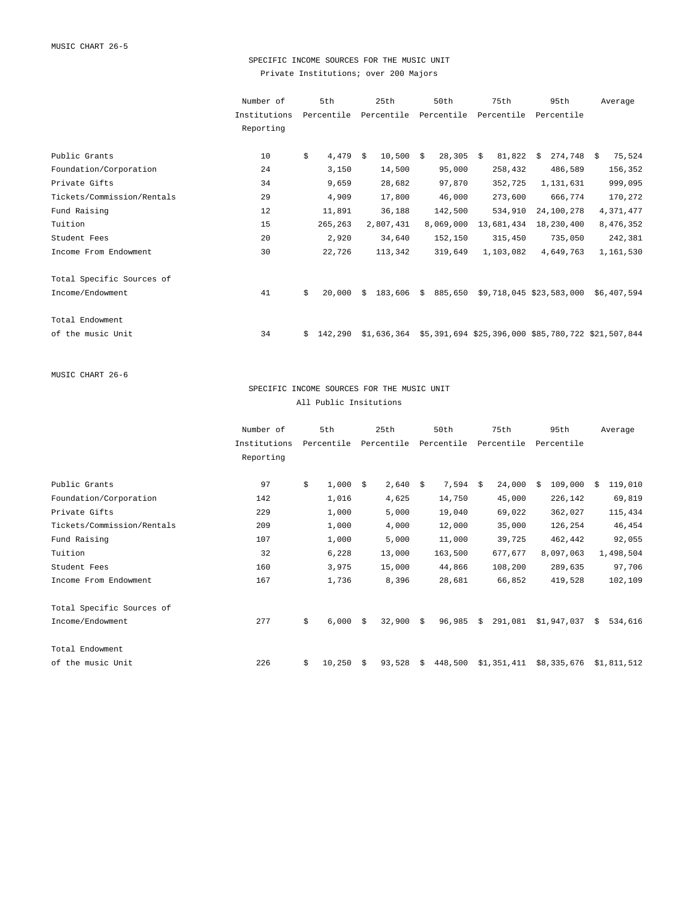MUSIC CHART 26-5

## SPECIFIC INCOME SOURCES FOR THE MUSIC UNIT

Private Institutions; over 200 Majors

| | Number of Institutions Reporting | 5th Percentile | 25th Percentile | 50th Percentile | 75th Percentile | 95th Percentile | Average |
|---|---|---|---|---|---|---|---|
| Public Grants | 10 | $ 4,479 | $ 10,500 | $ 28,305 | $ 81,822 | $ 274,748 | $ 75,524 |
| Foundation/Corporation | 24 | 3,150 | 14,500 | 95,000 | 258,432 | 486,589 | 156,352 |
| Private Gifts | 34 | 9,659 | 28,682 | 97,870 | 352,725 | 1,131,631 | 999,095 |
| Tickets/Commission/Rentals | 29 | 4,909 | 17,800 | 46,000 | 273,600 | 666,774 | 170,272 |
| Fund Raising | 12 | 11,891 | 36,188 | 142,500 | 534,910 | 24,100,278 | 4,371,477 |
| Tuition | 15 | 265,263 | 2,807,431 | 8,069,000 | 13,681,434 | 18,230,400 | 8,476,352 |
| Student Fees | 20 | 2,920 | 34,640 | 152,150 | 315,450 | 735,050 | 242,381 |
| Income From Endowment | 30 | 22,726 | 113,342 | 319,649 | 1,103,082 | 4,649,763 | 1,161,530 |
| Total Specific Sources of Income/Endowment | 41 | $ 20,000 | $ 183,606 | $ 885,650 | $9,718,045 | $23,583,000 | $6,407,594 |
| Total Endowment of the music Unit | 34 | $ 142,290 | $1,636,364 | $5,391,694 | $25,396,000 | $85,780,722 | $21,507,844 |

MUSIC CHART 26-6

## SPECIFIC INCOME SOURCES FOR THE MUSIC UNIT

All Public Insitutions

| | Number of Institutions Reporting | 5th Percentile | 25th Percentile | 50th Percentile | 75th Percentile | 95th Percentile | Average |
|---|---|---|---|---|---|---|---|
| Public Grants | 97 | $ 1,000 | $ 2,640 | $ 7,594 | $ 24,000 | $ 109,000 | $ 119,010 |
| Foundation/Corporation | 142 | 1,016 | 4,625 | 14,750 | 45,000 | 226,142 | 69,819 |
| Private Gifts | 229 | 1,000 | 5,000 | 19,040 | 69,022 | 362,027 | 115,434 |
| Tickets/Commission/Rentals | 209 | 1,000 | 4,000 | 12,000 | 35,000 | 126,254 | 46,454 |
| Fund Raising | 107 | 1,000 | 5,000 | 11,000 | 39,725 | 462,442 | 92,055 |
| Tuition | 32 | 6,228 | 13,000 | 163,500 | 677,677 | 8,097,063 | 1,498,504 |
| Student Fees | 160 | 3,975 | 15,000 | 44,866 | 108,200 | 289,635 | 97,706 |
| Income From Endowment | 167 | 1,736 | 8,396 | 28,681 | 66,852 | 419,528 | 102,109 |
| Total Specific Sources of Income/Endowment | 277 | $ 6,000 | $ 32,900 | $ 96,985 | $ 291,081 | $1,947,037 | $ 534,616 |
| Total Endowment of the music Unit | 226 | $ 10,250 | $ 93,528 | $ 448,500 | $1,351,411 | $8,335,676 | $1,811,512 |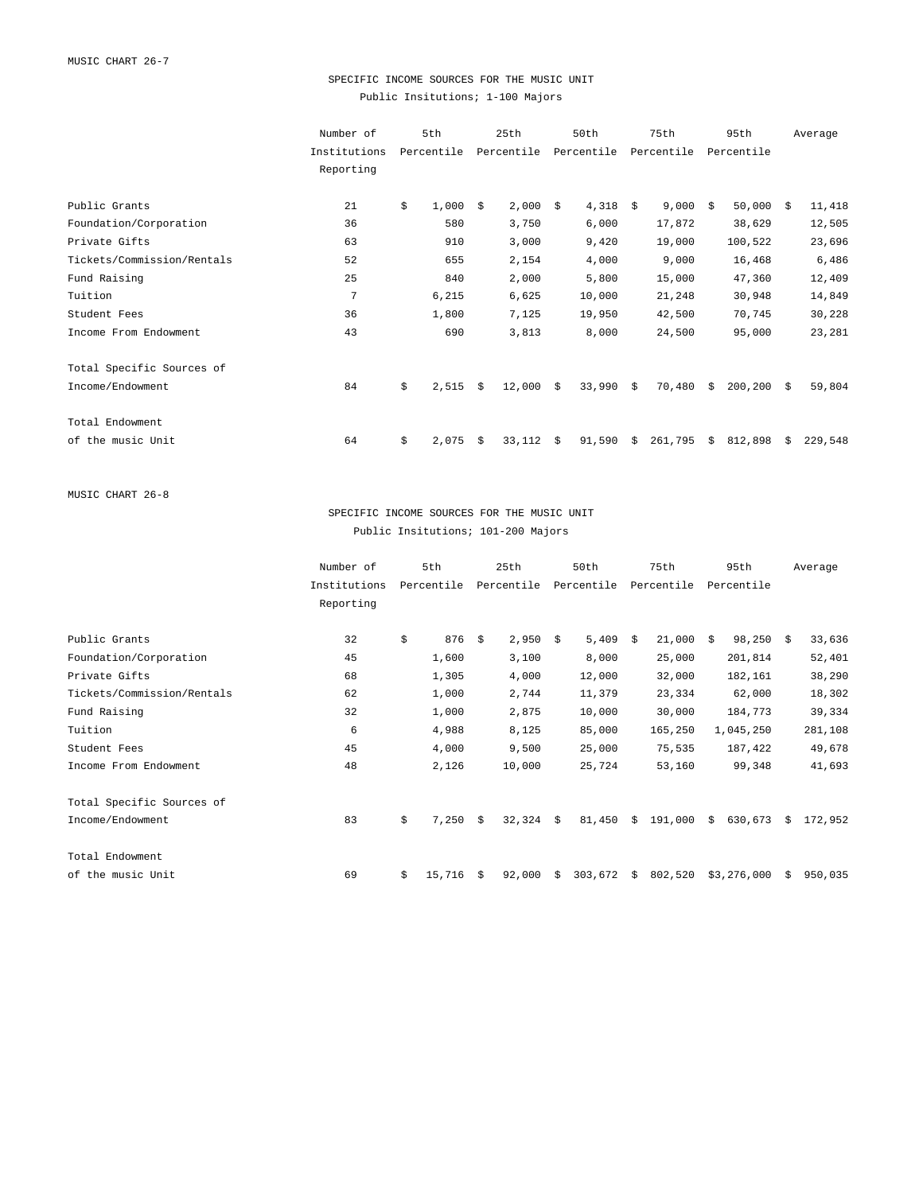MUSIC CHART 26-7

## SPECIFIC INCOME SOURCES FOR THE MUSIC UNIT

Public Insitutions; 1-100 Majors

| | Number of Institutions Reporting | 5th Percentile | 25th Percentile | 50th Percentile | 75th Percentile | 95th Percentile | Average |
|---|---|---|---|---|---|---|---|
| Public Grants | 21 | $ 1,000 | $ 2,000 | $ 4,318 | $ 9,000 | $ 50,000 | $ 11,418 |
| Foundation/Corporation | 36 | 580 | 3,750 | 6,000 | 17,872 | 38,629 | 12,505 |
| Private Gifts | 63 | 910 | 3,000 | 9,420 | 19,000 | 100,522 | 23,696 |
| Tickets/Commission/Rentals | 52 | 655 | 2,154 | 4,000 | 9,000 | 16,468 | 6,486 |
| Fund Raising | 25 | 840 | 2,000 | 5,800 | 15,000 | 47,360 | 12,409 |
| Tuition | 7 | 6,215 | 6,625 | 10,000 | 21,248 | 30,948 | 14,849 |
| Student Fees | 36 | 1,800 | 7,125 | 19,950 | 42,500 | 70,745 | 30,228 |
| Income From Endowment | 43 | 690 | 3,813 | 8,000 | 24,500 | 95,000 | 23,281 |
| Total Specific Sources of Income/Endowment | 84 | $ 2,515 | $ 12,000 | $ 33,990 | $ 70,480 | $ 200,200 | $ 59,804 |
| Total Endowment of the music Unit | 64 | $ 2,075 | $ 33,112 | $ 91,590 | $ 261,795 | $ 812,898 | $ 229,548 |

MUSIC CHART 26-8

## SPECIFIC INCOME SOURCES FOR THE MUSIC UNIT

Public Insitutions; 101-200 Majors

| | Number of Institutions Reporting | 5th Percentile | 25th Percentile | 50th Percentile | 75th Percentile | 95th Percentile | Average |
|---|---|---|---|---|---|---|---|
| Public Grants | 32 | $ 876 | $ 2,950 | $ 5,409 | $ 21,000 | $ 98,250 | $ 33,636 |
| Foundation/Corporation | 45 | 1,600 | 3,100 | 8,000 | 25,000 | 201,814 | 52,401 |
| Private Gifts | 68 | 1,305 | 4,000 | 12,000 | 32,000 | 182,161 | 38,290 |
| Tickets/Commission/Rentals | 62 | 1,000 | 2,744 | 11,379 | 23,334 | 62,000 | 18,302 |
| Fund Raising | 32 | 1,000 | 2,875 | 10,000 | 30,000 | 184,773 | 39,334 |
| Tuition | 6 | 4,988 | 8,125 | 85,000 | 165,250 | 1,045,250 | 281,108 |
| Student Fees | 45 | 4,000 | 9,500 | 25,000 | 75,535 | 187,422 | 49,678 |
| Income From Endowment | 48 | 2,126 | 10,000 | 25,724 | 53,160 | 99,348 | 41,693 |
| Total Specific Sources of Income/Endowment | 83 | $ 7,250 | $ 32,324 | $ 81,450 | $ 191,000 | $ 630,673 | $ 172,952 |
| Total Endowment of the music Unit | 69 | $ 15,716 | $ 92,000 | $ 303,672 | $ 802,520 | $3,276,000 | $ 950,035 |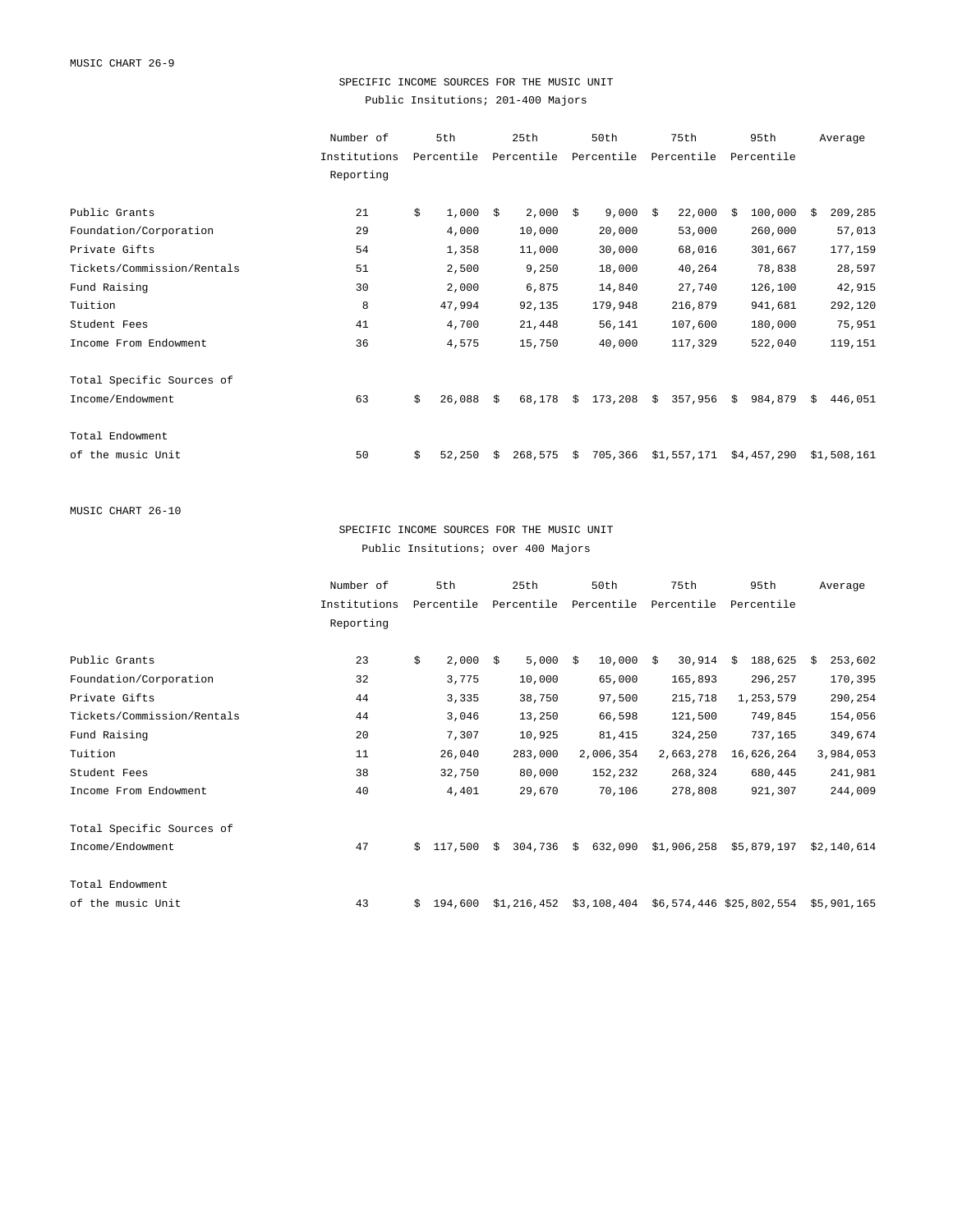MUSIC CHART 26-9

## SPECIFIC INCOME SOURCES FOR THE MUSIC UNIT

Public Insitutions; 201-400 Majors

| | Number of Institutions Reporting | 5th Percentile | 25th Percentile | 50th Percentile | 75th Percentile | 95th Percentile | Average |
|---|---|---|---|---|---|---|---|
| Public Grants | 21 | $ 1,000 | $ 2,000 | $ 9,000 | $ 22,000 | $ 100,000 | $ 209,285 |
| Foundation/Corporation | 29 | 4,000 | 10,000 | 20,000 | 53,000 | 260,000 | 57,013 |
| Private Gifts | 54 | 1,358 | 11,000 | 30,000 | 68,016 | 301,667 | 177,159 |
| Tickets/Commission/Rentals | 51 | 2,500 | 9,250 | 18,000 | 40,264 | 78,838 | 28,597 |
| Fund Raising | 30 | 2,000 | 6,875 | 14,840 | 27,740 | 126,100 | 42,915 |
| Tuition | 8 | 47,994 | 92,135 | 179,948 | 216,879 | 941,681 | 292,120 |
| Student Fees | 41 | 4,700 | 21,448 | 56,141 | 107,600 | 180,000 | 75,951 |
| Income From Endowment | 36 | 4,575 | 15,750 | 40,000 | 117,329 | 522,040 | 119,151 |
| Total Specific Sources of Income/Endowment | 63 | $ 26,088 | $ 68,178 | $ 173,208 | $ 357,956 | $ 984,879 | $ 446,051 |
| Total Endowment of the music Unit | 50 | $ 52,250 | $ 268,575 | $ 705,366 | $1,557,171 | $4,457,290 | $1,508,161 |

MUSIC CHART 26-10

## SPECIFIC INCOME SOURCES FOR THE MUSIC UNIT

Public Insitutions; over 400 Majors

| | Number of Institutions Reporting | 5th Percentile | 25th Percentile | 50th Percentile | 75th Percentile | 95th Percentile | Average |
|---|---|---|---|---|---|---|---|
| Public Grants | 23 | $ 2,000 | $ 5,000 | $ 10,000 | $ 30,914 | $ 188,625 | $ 253,602 |
| Foundation/Corporation | 32 | 3,775 | 10,000 | 65,000 | 165,893 | 296,257 | 170,395 |
| Private Gifts | 44 | 3,335 | 38,750 | 97,500 | 215,718 | 1,253,579 | 290,254 |
| Tickets/Commission/Rentals | 44 | 3,046 | 13,250 | 66,598 | 121,500 | 749,845 | 154,056 |
| Fund Raising | 20 | 7,307 | 10,925 | 81,415 | 324,250 | 737,165 | 349,674 |
| Tuition | 11 | 26,040 | 283,000 | 2,006,354 | 2,663,278 | 16,626,264 | 3,984,053 |
| Student Fees | 38 | 32,750 | 80,000 | 152,232 | 268,324 | 680,445 | 241,981 |
| Income From Endowment | 40 | 4,401 | 29,670 | 70,106 | 278,808 | 921,307 | 244,009 |
| Total Specific Sources of Income/Endowment | 47 | $ 117,500 | $ 304,736 | $ 632,090 | $1,906,258 | $5,879,197 | $2,140,614 |
| Total Endowment of the music Unit | 43 | $ 194,600 | $1,216,452 | $3,108,404 | $6,574,446 | $25,802,554 | $5,901,165 |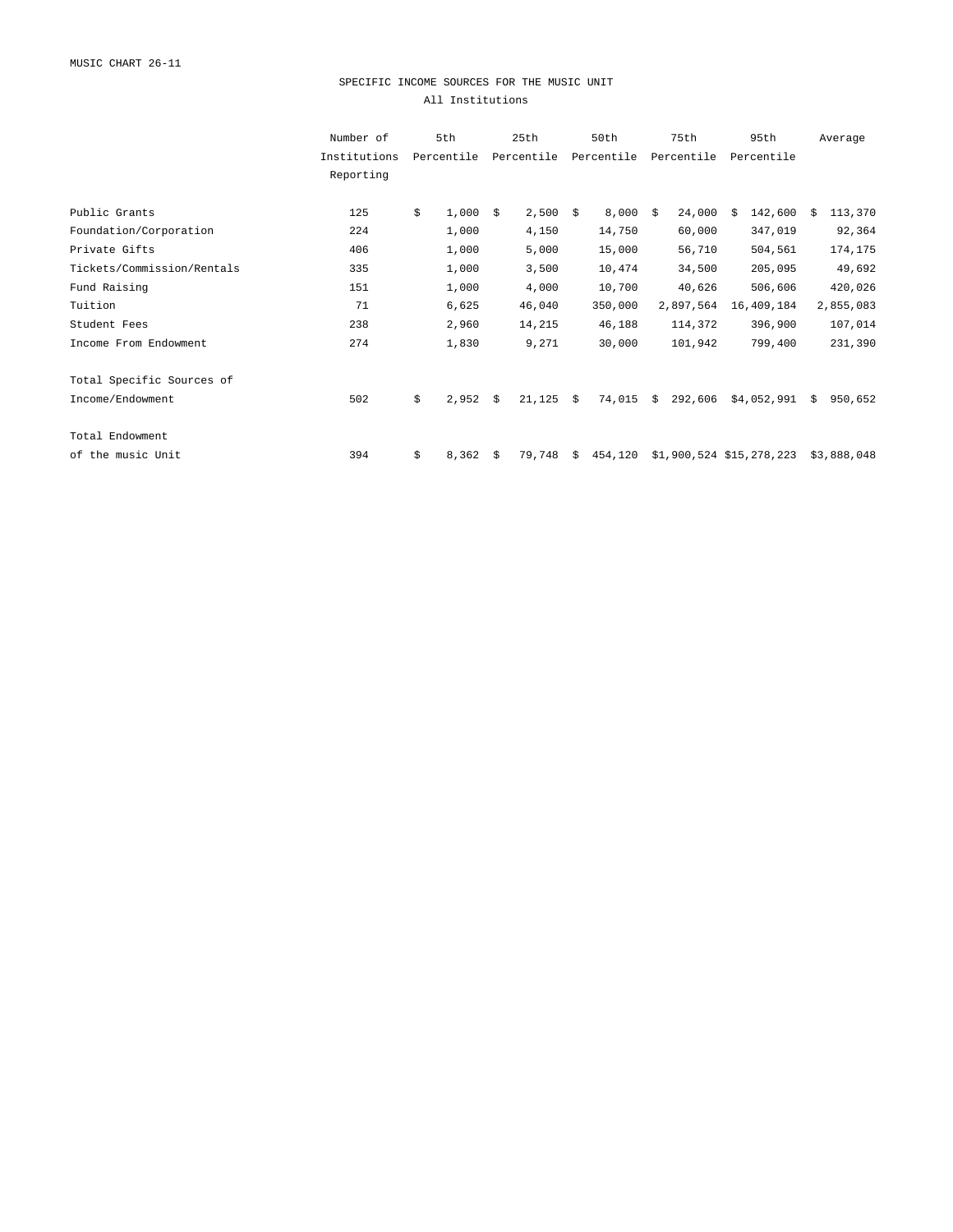MUSIC CHART 26-11

## SPECIFIC INCOME SOURCES FOR THE MUSIC UNIT

All Institutions

| | Number of Institutions Reporting | 5th Percentile | 25th Percentile | 50th Percentile | 75th Percentile | 95th Percentile | Average |
|---|---|---|---|---|---|---|---|
| Public Grants | 125 | $ 1,000 | $ 2,500 | $ 8,000 | $ 24,000 | $ 142,600 | $ 113,370 |
| Foundation/Corporation | 224 | 1,000 | 4,150 | 14,750 | 60,000 | 347,019 | 92,364 |
| Private Gifts | 406 | 1,000 | 5,000 | 15,000 | 56,710 | 504,561 | 174,175 |
| Tickets/Commission/Rentals | 335 | 1,000 | 3,500 | 10,474 | 34,500 | 205,095 | 49,692 |
| Fund Raising | 151 | 1,000 | 4,000 | 10,700 | 40,626 | 506,606 | 420,026 |
| Tuition | 71 | 6,625 | 46,040 | 350,000 | 2,897,564 | 16,409,184 | 2,855,083 |
| Student Fees | 238 | 2,960 | 14,215 | 46,188 | 114,372 | 396,900 | 107,014 |
| Income From Endowment | 274 | 1,830 | 9,271 | 30,000 | 101,942 | 799,400 | 231,390 |
| Total Specific Sources of Income/Endowment | 502 | $ 2,952 | $ 21,125 | $ 74,015 | $ 292,606 | $4,052,991 | $ 950,652 |
| Total Endowment of the music Unit | 394 | $ 8,362 | $ 79,748 | $ 454,120 | $1,900,524 | $15,278,223 | $3,888,048 |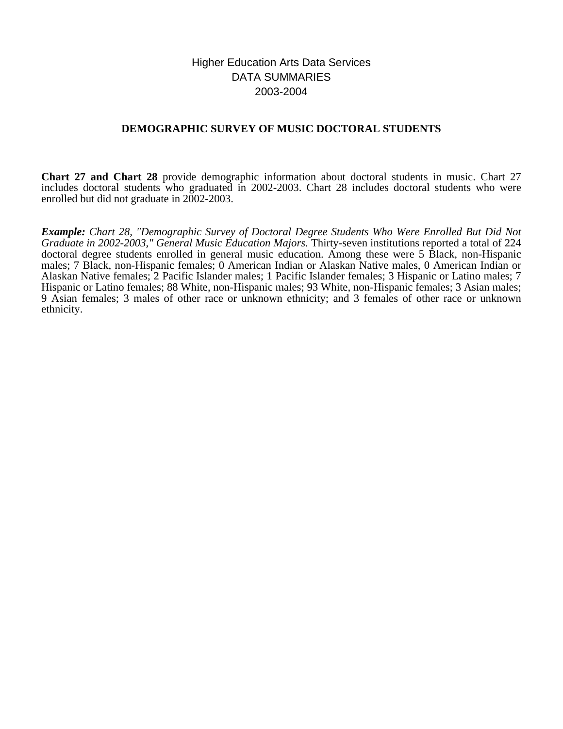Higher Education Arts Data Services
DATA SUMMARIES
2003-2004

## DEMOGRAPHIC SURVEY OF MUSIC DOCTORAL STUDENTS

**Chart 27 and Chart 28** provide demographic information about doctoral students in music. Chart 27 includes doctoral students who graduated in 2002-2003. Chart 28 includes doctoral students who were enrolled but did not graduate in 2002-2003.

***Example:*** *Chart 28, "Demographic Survey of Doctoral Degree Students Who Were Enrolled But Did Not Graduate in 2002-2003," General Music Education Majors.* Thirty-seven institutions reported a total of 224 doctoral degree students enrolled in general music education. Among these were 5 Black, non-Hispanic males; 7 Black, non-Hispanic females; 0 American Indian or Alaskan Native males, 0 American Indian or Alaskan Native females; 2 Pacific Islander males; 1 Pacific Islander females; 3 Hispanic or Latino males; 7 Hispanic or Latino females; 88 White, non-Hispanic males; 93 White, non-Hispanic females; 3 Asian males; 9 Asian females; 3 males of other race or unknown ethnicity; and 3 females of other race or unknown ethnicity.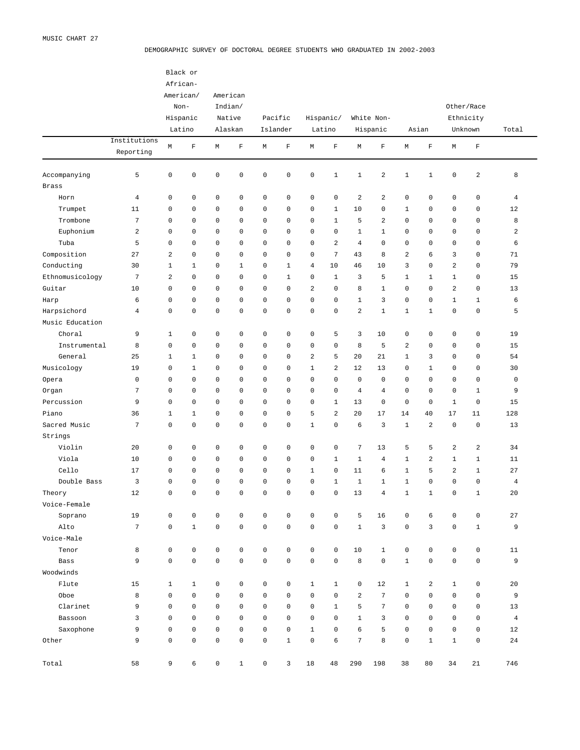MUSIC CHART 27

DEMOGRAPHIC SURVEY OF DOCTORAL DEGREE STUDENTS WHO GRADUATED IN 2002-2003

| | Institutions Reporting | Black or African-American/ Non-Hispanic Latino | | American Indian/ Native Alaskan | | Pacific Islander | | Hispanic/ Latino | | White Non-Hispanic | | Asian | | Other/Race Ethnicity Unknown | | Total |
|---|---|---|---|---|---|---|---|---|---|---|---|---|---|---|---|---|
| | | M | F | M | F | M | F | M | F | M | F | M | F | M | F | |
| Accompanying | 5 | 0 | 0 | 0 | 0 | 0 | 0 | 0 | 1 | 1 | 2 | 1 | 1 | 0 | 2 | 8 |
| Brass | | | | | | | | | | | | | | | | |
| Horn | 4 | 0 | 0 | 0 | 0 | 0 | 0 | 0 | 0 | 2 | 2 | 0 | 0 | 0 | 0 | 4 |
| Trumpet | 11 | 0 | 0 | 0 | 0 | 0 | 0 | 0 | 1 | 10 | 0 | 1 | 0 | 0 | 0 | 12 |
| Trombone | 7 | 0 | 0 | 0 | 0 | 0 | 0 | 0 | 1 | 5 | 2 | 0 | 0 | 0 | 0 | 8 |
| Euphonium | 2 | 0 | 0 | 0 | 0 | 0 | 0 | 0 | 0 | 1 | 1 | 0 | 0 | 0 | 0 | 2 |
| Tuba | 5 | 0 | 0 | 0 | 0 | 0 | 0 | 0 | 2 | 4 | 0 | 0 | 0 | 0 | 0 | 6 |
| Composition | 27 | 2 | 0 | 0 | 0 | 0 | 0 | 0 | 7 | 43 | 8 | 2 | 6 | 3 | 0 | 71 |
| Conducting | 30 | 1 | 1 | 0 | 1 | 0 | 1 | 4 | 10 | 46 | 10 | 3 | 0 | 2 | 0 | 79 |
| Ethnomusicology | 7 | 2 | 0 | 0 | 0 | 0 | 1 | 0 | 1 | 3 | 5 | 1 | 1 | 1 | 0 | 15 |
| Guitar | 10 | 0 | 0 | 0 | 0 | 0 | 0 | 2 | 0 | 8 | 1 | 0 | 0 | 2 | 0 | 13 |
| Harp | 6 | 0 | 0 | 0 | 0 | 0 | 0 | 0 | 0 | 1 | 3 | 0 | 0 | 1 | 1 | 6 |
| Harpsichord | 4 | 0 | 0 | 0 | 0 | 0 | 0 | 0 | 0 | 2 | 1 | 1 | 1 | 0 | 0 | 5 |
| Music Education | | | | | | | | | | | | | | | | |
| Choral | 9 | 1 | 0 | 0 | 0 | 0 | 0 | 0 | 5 | 3 | 10 | 0 | 0 | 0 | 0 | 19 |
| Instrumental | 8 | 0 | 0 | 0 | 0 | 0 | 0 | 0 | 0 | 8 | 5 | 2 | 0 | 0 | 0 | 15 |
| General | 25 | 1 | 1 | 0 | 0 | 0 | 0 | 2 | 5 | 20 | 21 | 1 | 3 | 0 | 0 | 54 |
| Musicology | 19 | 0 | 1 | 0 | 0 | 0 | 0 | 1 | 2 | 12 | 13 | 0 | 1 | 0 | 0 | 30 |
| Opera | 0 | 0 | 0 | 0 | 0 | 0 | 0 | 0 | 0 | 0 | 0 | 0 | 0 | 0 | 0 | 0 |
| Organ | 7 | 0 | 0 | 0 | 0 | 0 | 0 | 0 | 0 | 4 | 4 | 0 | 0 | 0 | 1 | 9 |
| Percussion | 9 | 0 | 0 | 0 | 0 | 0 | 0 | 0 | 1 | 13 | 0 | 0 | 0 | 1 | 0 | 15 |
| Piano | 36 | 1 | 1 | 0 | 0 | 0 | 0 | 5 | 2 | 20 | 17 | 14 | 40 | 17 | 11 | 128 |
| Sacred Music | 7 | 0 | 0 | 0 | 0 | 0 | 0 | 1 | 0 | 6 | 3 | 1 | 2 | 0 | 0 | 13 |
| Strings | | | | | | | | | | | | | | | | |
| Violin | 20 | 0 | 0 | 0 | 0 | 0 | 0 | 0 | 0 | 7 | 13 | 5 | 5 | 2 | 2 | 34 |
| Viola | 10 | 0 | 0 | 0 | 0 | 0 | 0 | 0 | 1 | 1 | 4 | 1 | 2 | 1 | 1 | 11 |
| Cello | 17 | 0 | 0 | 0 | 0 | 0 | 0 | 1 | 0 | 11 | 6 | 1 | 5 | 2 | 1 | 27 |
| Double Bass | 3 | 0 | 0 | 0 | 0 | 0 | 0 | 0 | 1 | 1 | 1 | 1 | 0 | 0 | 0 | 4 |
| Theory | 12 | 0 | 0 | 0 | 0 | 0 | 0 | 0 | 0 | 13 | 4 | 1 | 1 | 0 | 1 | 20 |
| Voice-Female | | | | | | | | | | | | | | | | |
| Soprano | 19 | 0 | 0 | 0 | 0 | 0 | 0 | 0 | 0 | 5 | 16 | 0 | 6 | 0 | 0 | 27 |
| Alto | 7 | 0 | 1 | 0 | 0 | 0 | 0 | 0 | 0 | 1 | 3 | 0 | 3 | 0 | 1 | 9 |
| Voice-Male | | | | | | | | | | | | | | | | |
| Tenor | 8 | 0 | 0 | 0 | 0 | 0 | 0 | 0 | 0 | 10 | 1 | 0 | 0 | 0 | 0 | 11 |
| Bass | 9 | 0 | 0 | 0 | 0 | 0 | 0 | 0 | 0 | 8 | 0 | 1 | 0 | 0 | 0 | 9 |
| Woodwinds | | | | | | | | | | | | | | | | |
| Flute | 15 | 1 | 1 | 0 | 0 | 0 | 0 | 1 | 1 | 0 | 12 | 1 | 2 | 1 | 0 | 20 |
| Oboe | 8 | 0 | 0 | 0 | 0 | 0 | 0 | 0 | 0 | 2 | 7 | 0 | 0 | 0 | 0 | 9 |
| Clarinet | 9 | 0 | 0 | 0 | 0 | 0 | 0 | 0 | 1 | 5 | 7 | 0 | 0 | 0 | 0 | 13 |
| Bassoon | 3 | 0 | 0 | 0 | 0 | 0 | 0 | 0 | 0 | 1 | 3 | 0 | 0 | 0 | 0 | 4 |
| Saxophone | 9 | 0 | 0 | 0 | 0 | 0 | 0 | 1 | 0 | 6 | 5 | 0 | 0 | 0 | 0 | 12 |
| Other | 9 | 0 | 0 | 0 | 0 | 0 | 1 | 0 | 6 | 7 | 8 | 0 | 1 | 1 | 0 | 24 |
| Total | 58 | 9 | 6 | 0 | 1 | 0 | 3 | 18 | 48 | 290 | 198 | 38 | 80 | 34 | 21 | 746 |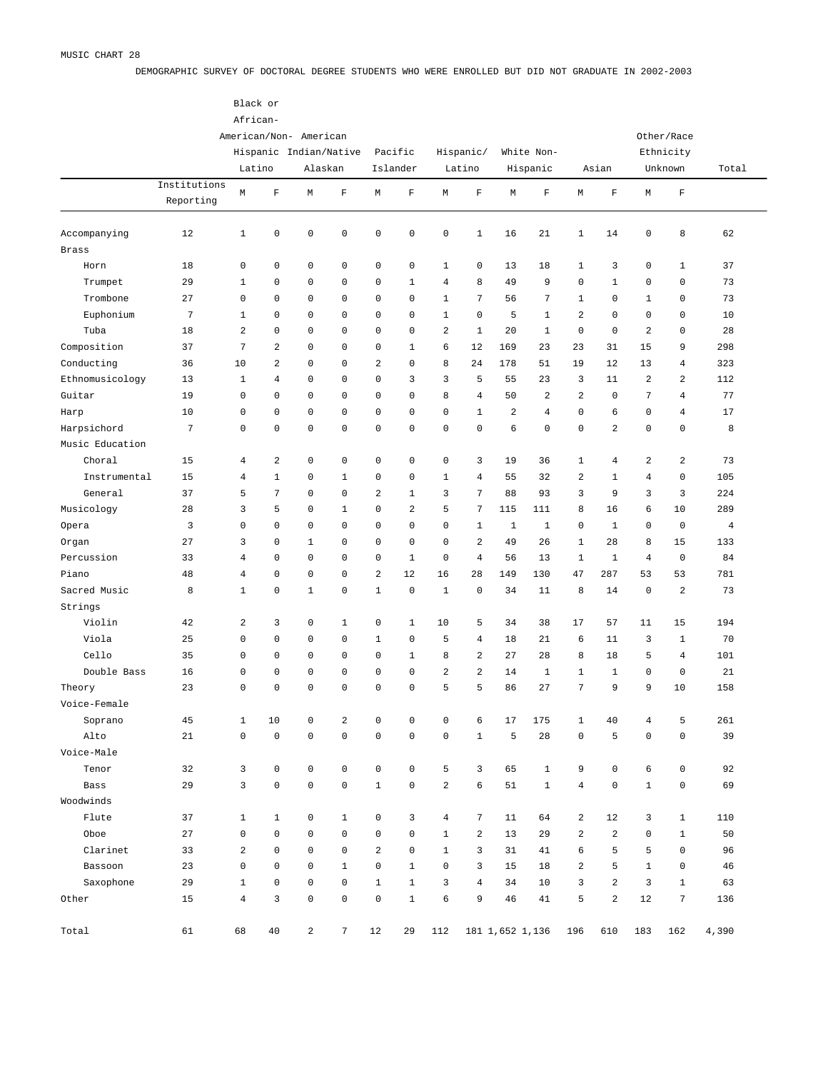MUSIC CHART 28

DEMOGRAPHIC SURVEY OF DOCTORAL DEGREE STUDENTS WHO WERE ENROLLED BUT DID NOT GRADUATE IN 2002-2003

| | Institutions Reporting | Black or African-American/Non-Hispanic Latino | | American Indian/Native Alaskan | | Pacific Islander | | Hispanic/ Latino | | White Non-Hispanic | | Asian | | Other/Race Ethnicity Unknown | | Total |
|---|---|---|---|---|---|---|---|---|---|---|---|---|---|---|---|---|
| | | M | F | M | F | M | F | M | F | M | F | M | F | M | F | |
| Accompanying | 12 | 1 | 0 | 0 | 0 | 0 | 0 | 0 | 1 | 16 | 21 | 1 | 14 | 0 | 8 | 62 |
| Brass | | | | | | | | | | | | | | | | |
| Horn | 18 | 0 | 0 | 0 | 0 | 0 | 0 | 1 | 0 | 13 | 18 | 1 | 3 | 0 | 1 | 37 |
| Trumpet | 29 | 1 | 0 | 0 | 0 | 0 | 1 | 4 | 8 | 49 | 9 | 0 | 1 | 0 | 0 | 73 |
| Trombone | 27 | 0 | 0 | 0 | 0 | 0 | 0 | 1 | 7 | 56 | 7 | 1 | 0 | 1 | 0 | 73 |
| Euphonium | 7 | 1 | 0 | 0 | 0 | 0 | 0 | 1 | 0 | 5 | 1 | 2 | 0 | 0 | 0 | 10 |
| Tuba | 18 | 2 | 0 | 0 | 0 | 0 | 0 | 2 | 1 | 20 | 1 | 0 | 0 | 2 | 0 | 28 |
| Composition | 37 | 7 | 2 | 0 | 0 | 0 | 1 | 6 | 12 | 169 | 23 | 23 | 31 | 15 | 9 | 298 |
| Conducting | 36 | 10 | 2 | 0 | 0 | 2 | 0 | 8 | 24 | 178 | 51 | 19 | 12 | 13 | 4 | 323 |
| Ethnomusicology | 13 | 1 | 4 | 0 | 0 | 0 | 3 | 3 | 5 | 55 | 23 | 3 | 11 | 2 | 2 | 112 |
| Guitar | 19 | 0 | 0 | 0 | 0 | 0 | 0 | 8 | 4 | 50 | 2 | 2 | 0 | 7 | 4 | 77 |
| Harp | 10 | 0 | 0 | 0 | 0 | 0 | 0 | 0 | 1 | 2 | 4 | 0 | 6 | 0 | 4 | 17 |
| Harpsichord | 7 | 0 | 0 | 0 | 0 | 0 | 0 | 0 | 0 | 6 | 0 | 0 | 2 | 0 | 0 | 8 |
| Music Education | | | | | | | | | | | | | | | | |
| Choral | 15 | 4 | 2 | 0 | 0 | 0 | 0 | 0 | 3 | 19 | 36 | 1 | 4 | 2 | 2 | 73 |
| Instrumental | 15 | 4 | 1 | 0 | 1 | 0 | 0 | 1 | 4 | 55 | 32 | 2 | 1 | 4 | 0 | 105 |
| General | 37 | 5 | 7 | 0 | 0 | 2 | 1 | 3 | 7 | 88 | 93 | 3 | 9 | 3 | 3 | 224 |
| Musicology | 28 | 3 | 5 | 0 | 1 | 0 | 2 | 5 | 7 | 115 | 111 | 8 | 16 | 6 | 10 | 289 |
| Opera | 3 | 0 | 0 | 0 | 0 | 0 | 0 | 0 | 1 | 1 | 1 | 0 | 1 | 0 | 0 | 4 |
| Organ | 27 | 3 | 0 | 1 | 0 | 0 | 0 | 0 | 2 | 49 | 26 | 1 | 28 | 8 | 15 | 133 |
| Percussion | 33 | 4 | 0 | 0 | 0 | 0 | 1 | 0 | 4 | 56 | 13 | 1 | 1 | 4 | 0 | 84 |
| Piano | 48 | 4 | 0 | 0 | 0 | 2 | 12 | 16 | 28 | 149 | 130 | 47 | 287 | 53 | 53 | 781 |
| Sacred Music | 8 | 1 | 0 | 1 | 0 | 1 | 0 | 1 | 0 | 34 | 11 | 8 | 14 | 0 | 2 | 73 |
| Strings | | | | | | | | | | | | | | | | |
| Violin | 42 | 2 | 3 | 0 | 1 | 0 | 1 | 10 | 5 | 34 | 38 | 17 | 57 | 11 | 15 | 194 |
| Viola | 25 | 0 | 0 | 0 | 0 | 1 | 0 | 5 | 4 | 18 | 21 | 6 | 11 | 3 | 1 | 70 |
| Cello | 35 | 0 | 0 | 0 | 0 | 0 | 1 | 8 | 2 | 27 | 28 | 8 | 18 | 5 | 4 | 101 |
| Double Bass | 16 | 0 | 0 | 0 | 0 | 0 | 0 | 2 | 2 | 14 | 1 | 1 | 1 | 0 | 0 | 21 |
| Theory | 23 | 0 | 0 | 0 | 0 | 0 | 0 | 5 | 5 | 86 | 27 | 7 | 9 | 9 | 10 | 158 |
| Voice-Female | | | | | | | | | | | | | | | | |
| Soprano | 45 | 1 | 10 | 0 | 2 | 0 | 0 | 0 | 6 | 17 | 175 | 1 | 40 | 4 | 5 | 261 |
| Alto | 21 | 0 | 0 | 0 | 0 | 0 | 0 | 0 | 1 | 5 | 28 | 0 | 5 | 0 | 0 | 39 |
| Voice-Male | | | | | | | | | | | | | | | | |
| Tenor | 32 | 3 | 0 | 0 | 0 | 0 | 0 | 5 | 3 | 65 | 1 | 9 | 0 | 6 | 0 | 92 |
| Bass | 29 | 3 | 0 | 0 | 0 | 1 | 0 | 2 | 6 | 51 | 1 | 4 | 0 | 1 | 0 | 69 |
| Woodwinds | | | | | | | | | | | | | | | | |
| Flute | 37 | 1 | 1 | 0 | 1 | 0 | 3 | 4 | 7 | 11 | 64 | 2 | 12 | 3 | 1 | 110 |
| Oboe | 27 | 0 | 0 | 0 | 0 | 0 | 0 | 1 | 2 | 13 | 29 | 2 | 2 | 0 | 1 | 50 |
| Clarinet | 33 | 2 | 0 | 0 | 0 | 2 | 0 | 1 | 3 | 31 | 41 | 6 | 5 | 5 | 0 | 96 |
| Bassoon | 23 | 0 | 0 | 0 | 1 | 0 | 1 | 0 | 3 | 15 | 18 | 2 | 5 | 1 | 0 | 46 |
| Saxophone | 29 | 1 | 0 | 0 | 0 | 1 | 1 | 3 | 4 | 34 | 10 | 3 | 2 | 3 | 1 | 63 |
| Other | 15 | 4 | 3 | 0 | 0 | 0 | 1 | 6 | 9 | 46 | 41 | 5 | 2 | 12 | 7 | 136 |
| Total | 61 | 68 | 40 | 2 | 7 | 12 | 29 | 112 | 181 | 1,652 | 1,136 | 196 | 610 | 183 | 162 | 4,390 |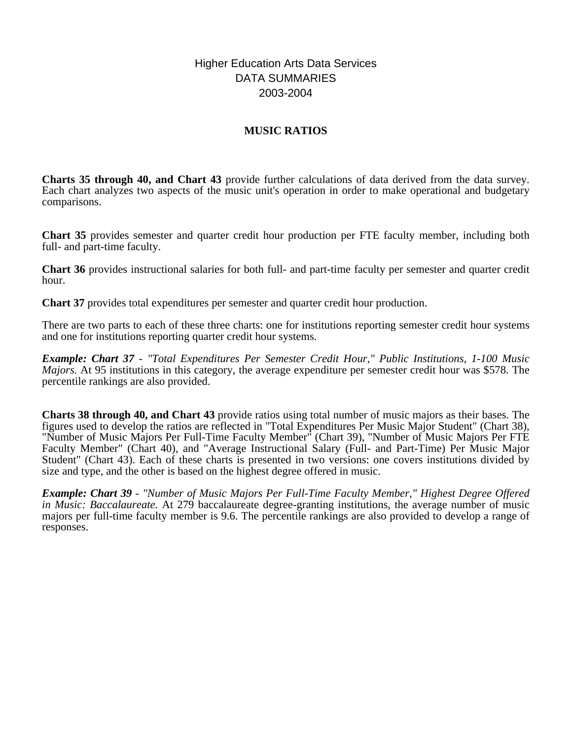Higher Education Arts Data Services
DATA SUMMARIES
2003-2004

# MUSIC RATIOS

**Charts 35 through 40, and Chart 43** provide further calculations of data derived from the data survey. Each chart analyzes two aspects of the music unit's operation in order to make operational and budgetary comparisons.

**Chart 35** provides semester and quarter credit hour production per FTE faculty member, including both full- and part-time faculty.

**Chart 36** provides instructional salaries for both full- and part-time faculty per semester and quarter credit hour.

**Chart 37** provides total expenditures per semester and quarter credit hour production.

There are two parts to each of these three charts: one for institutions reporting semester credit hour systems and one for institutions reporting quarter credit hour systems.

***Example: Chart 37*** - *"Total Expenditures Per Semester Credit Hour," Public Institutions, 1-100 Music Majors.* At 95 institutions in this category, the average expenditure per semester credit hour was $578. The percentile rankings are also provided.

**Charts 38 through 40, and Chart 43** provide ratios using total number of music majors as their bases. The figures used to develop the ratios are reflected in "Total Expenditures Per Music Major Student" (Chart 38), "Number of Music Majors Per Full-Time Faculty Member" (Chart 39), "Number of Music Majors Per FTE Faculty Member" (Chart 40), and "Average Instructional Salary (Full- and Part-Time) Per Music Major Student" (Chart 43). Each of these charts is presented in two versions: one covers institutions divided by size and type, and the other is based on the highest degree offered in music.

***Example: Chart 39*** - *"Number of Music Majors Per Full-Time Faculty Member," Highest Degree Offered in Music: Baccalaureate.* At 279 baccalaureate degree-granting institutions, the average number of music majors per full-time faculty member is 9.6. The percentile rankings are also provided to develop a range of responses.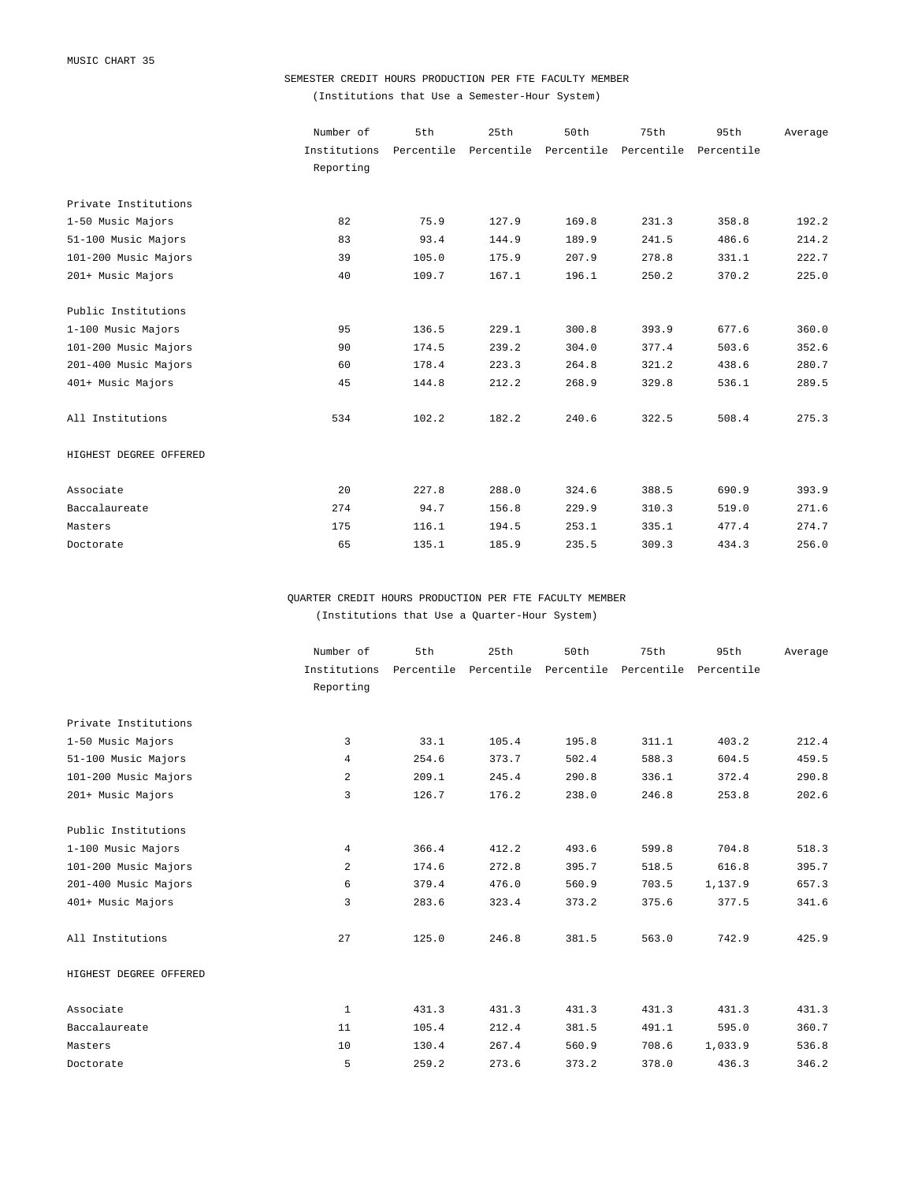MUSIC CHART 35

## SEMESTER CREDIT HOURS PRODUCTION PER FTE FACULTY MEMBER

(Institutions that Use a Semester-Hour System)

| | Number of Institutions Reporting | 5th Percentile | 25th Percentile | 50th Percentile | 75th Percentile | 95th Percentile | Average |
|---|---|---|---|---|---|---|---|
| **Private Institutions** | | | | | | | |
| 1-50 Music Majors | 82 | 75.9 | 127.9 | 169.8 | 231.3 | 358.8 | 192.2 |
| 51-100 Music Majors | 83 | 93.4 | 144.9 | 189.9 | 241.5 | 486.6 | 214.2 |
| 101-200 Music Majors | 39 | 105.0 | 175.9 | 207.9 | 278.8 | 331.1 | 222.7 |
| 201+ Music Majors | 40 | 109.7 | 167.1 | 196.1 | 250.2 | 370.2 | 225.0 |
| **Public Institutions** | | | | | | | |
| 1-100 Music Majors | 95 | 136.5 | 229.1 | 300.8 | 393.9 | 677.6 | 360.0 |
| 101-200 Music Majors | 90 | 174.5 | 239.2 | 304.0 | 377.4 | 503.6 | 352.6 |
| 201-400 Music Majors | 60 | 178.4 | 223.3 | 264.8 | 321.2 | 438.6 | 280.7 |
| 401+ Music Majors | 45 | 144.8 | 212.2 | 268.9 | 329.8 | 536.1 | 289.5 |
| All Institutions | 534 | 102.2 | 182.2 | 240.6 | 322.5 | 508.4 | 275.3 |
| **HIGHEST DEGREE OFFERED** | | | | | | | |
| Associate | 20 | 227.8 | 288.0 | 324.6 | 388.5 | 690.9 | 393.9 |
| Baccalaureate | 274 | 94.7 | 156.8 | 229.9 | 310.3 | 519.0 | 271.6 |
| Masters | 175 | 116.1 | 194.5 | 253.1 | 335.1 | 477.4 | 274.7 |
| Doctorate | 65 | 135.1 | 185.9 | 235.5 | 309.3 | 434.3 | 256.0 |

## QUARTER CREDIT HOURS PRODUCTION PER FTE FACULTY MEMBER

(Institutions that Use a Quarter-Hour System)

| | Number of Institutions Reporting | 5th Percentile | 25th Percentile | 50th Percentile | 75th Percentile | 95th Percentile | Average |
|---|---|---|---|---|---|---|---|
| **Private Institutions** | | | | | | | |
| 1-50 Music Majors | 3 | 33.1 | 105.4 | 195.8 | 311.1 | 403.2 | 212.4 |
| 51-100 Music Majors | 4 | 254.6 | 373.7 | 502.4 | 588.3 | 604.5 | 459.5 |
| 101-200 Music Majors | 2 | 209.1 | 245.4 | 290.8 | 336.1 | 372.4 | 290.8 |
| 201+ Music Majors | 3 | 126.7 | 176.2 | 238.0 | 246.8 | 253.8 | 202.6 |
| **Public Institutions** | | | | | | | |
| 1-100 Music Majors | 4 | 366.4 | 412.2 | 493.6 | 599.8 | 704.8 | 518.3 |
| 101-200 Music Majors | 2 | 174.6 | 272.8 | 395.7 | 518.5 | 616.8 | 395.7 |
| 201-400 Music Majors | 6 | 379.4 | 476.0 | 560.9 | 703.5 | 1,137.9 | 657.3 |
| 401+ Music Majors | 3 | 283.6 | 323.4 | 373.2 | 375.6 | 377.5 | 341.6 |
| All Institutions | 27 | 125.0 | 246.8 | 381.5 | 563.0 | 742.9 | 425.9 |
| **HIGHEST DEGREE OFFERED** | | | | | | | |
| Associate | 1 | 431.3 | 431.3 | 431.3 | 431.3 | 431.3 | 431.3 |
| Baccalaureate | 11 | 105.4 | 212.4 | 381.5 | 491.1 | 595.0 | 360.7 |
| Masters | 10 | 130.4 | 267.4 | 560.9 | 708.6 | 1,033.9 | 536.8 |
| Doctorate | 5 | 259.2 | 273.6 | 373.2 | 378.0 | 436.3 | 346.2 |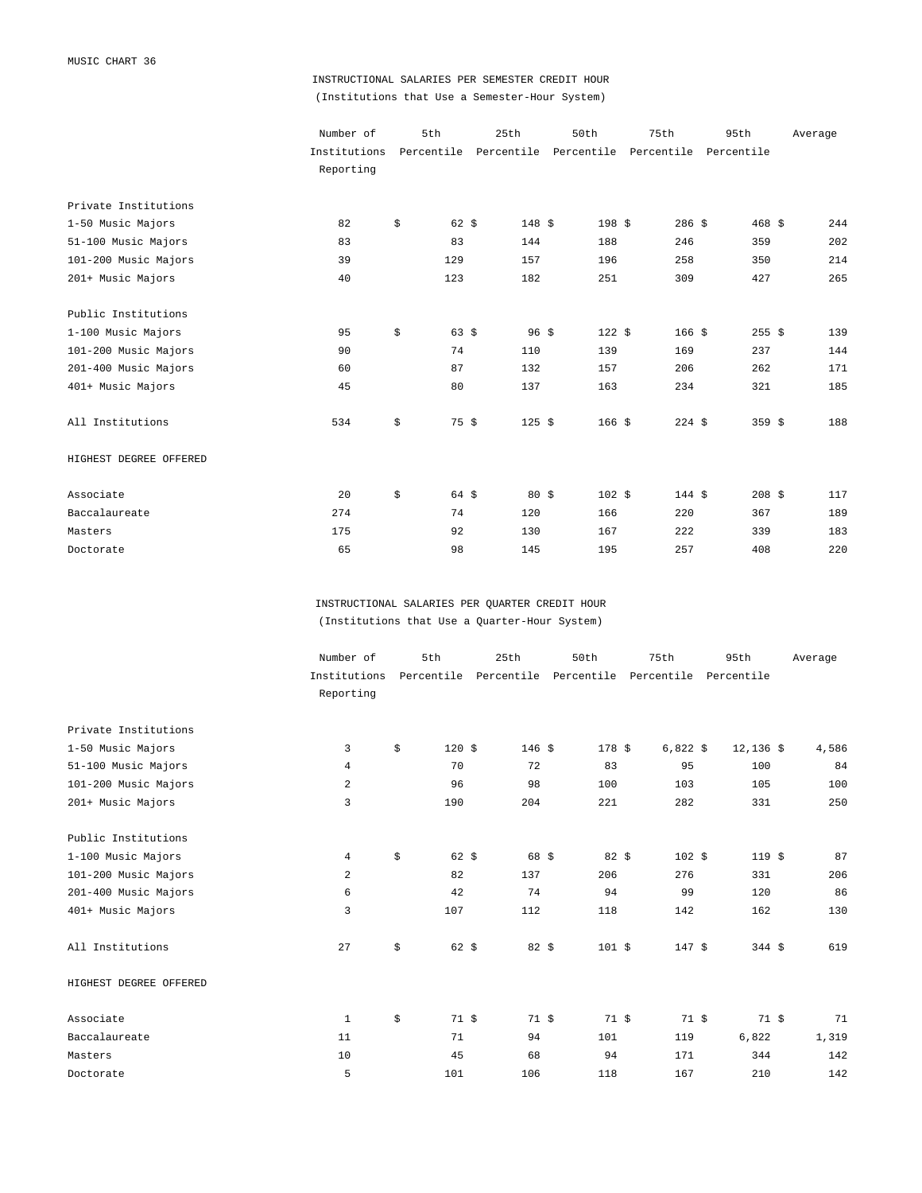MUSIC CHART 36

## INSTRUCTIONAL SALARIES PER SEMESTER CREDIT HOUR

(Institutions that Use a Semester-Hour System)

| | Number of Institutions Reporting | 5th Percentile | 25th Percentile | 50th Percentile | 75th Percentile | 95th Percentile | Average |
|---|---|---|---|---|---|---|---|
| Private Institutions | | | | | | | |
| 1-50 Music Majors | 82 | $ 62 | $ 148 | $ 198 | $ 286 | $ 468 | $ 244 |
| 51-100 Music Majors | 83 | 83 | 144 | 188 | 246 | 359 | 202 |
| 101-200 Music Majors | 39 | 129 | 157 | 196 | 258 | 350 | 214 |
| 201+ Music Majors | 40 | 123 | 182 | 251 | 309 | 427 | 265 |
| Public Institutions | | | | | | | |
| 1-100 Music Majors | 95 | $ 63 | $ 96 | $ 122 | $ 166 | $ 255 | $ 139 |
| 101-200 Music Majors | 90 | 74 | 110 | 139 | 169 | 237 | 144 |
| 201-400 Music Majors | 60 | 87 | 132 | 157 | 206 | 262 | 171 |
| 401+ Music Majors | 45 | 80 | 137 | 163 | 234 | 321 | 185 |
| All Institutions | 534 | $ 75 | $ 125 | $ 166 | $ 224 | $ 359 | $ 188 |
| HIGHEST DEGREE OFFERED | | | | | | | |
| Associate | 20 | $ 64 | $ 80 | $ 102 | $ 144 | $ 208 | $ 117 |
| Baccalaureate | 274 | 74 | 120 | 166 | 220 | 367 | 189 |
| Masters | 175 | 92 | 130 | 167 | 222 | 339 | 183 |
| Doctorate | 65 | 98 | 145 | 195 | 257 | 408 | 220 |

## INSTRUCTIONAL SALARIES PER QUARTER CREDIT HOUR

(Institutions that Use a Quarter-Hour System)

| | Number of Institutions Reporting | 5th Percentile | 25th Percentile | 50th Percentile | 75th Percentile | 95th Percentile | Average |
|---|---|---|---|---|---|---|---|
| Private Institutions | | | | | | | |
| 1-50 Music Majors | 3 | $ 120 | $ 146 | $ 178 | $ 6,822 | $ 12,136 | $ 4,586 |
| 51-100 Music Majors | 4 | 70 | 72 | 83 | 95 | 100 | 84 |
| 101-200 Music Majors | 2 | 96 | 98 | 100 | 103 | 105 | 100 |
| 201+ Music Majors | 3 | 190 | 204 | 221 | 282 | 331 | 250 |
| Public Institutions | | | | | | | |
| 1-100 Music Majors | 4 | $ 62 | $ 68 | $ 82 | $ 102 | $ 119 | $ 87 |
| 101-200 Music Majors | 2 | 82 | 137 | 206 | 276 | 331 | 206 |
| 201-400 Music Majors | 6 | 42 | 74 | 94 | 99 | 120 | 86 |
| 401+ Music Majors | 3 | 107 | 112 | 118 | 142 | 162 | 130 |
| All Institutions | 27 | $ 62 | $ 82 | $ 101 | $ 147 | $ 344 | $ 619 |
| HIGHEST DEGREE OFFERED | | | | | | | |
| Associate | 1 | $ 71 | $ 71 | $ 71 | $ 71 | $ 71 | $ 71 |
| Baccalaureate | 11 | 71 | 94 | 101 | 119 | 6,822 | 1,319 |
| Masters | 10 | 45 | 68 | 94 | 171 | 344 | 142 |
| Doctorate | 5 | 101 | 106 | 118 | 167 | 210 | 142 |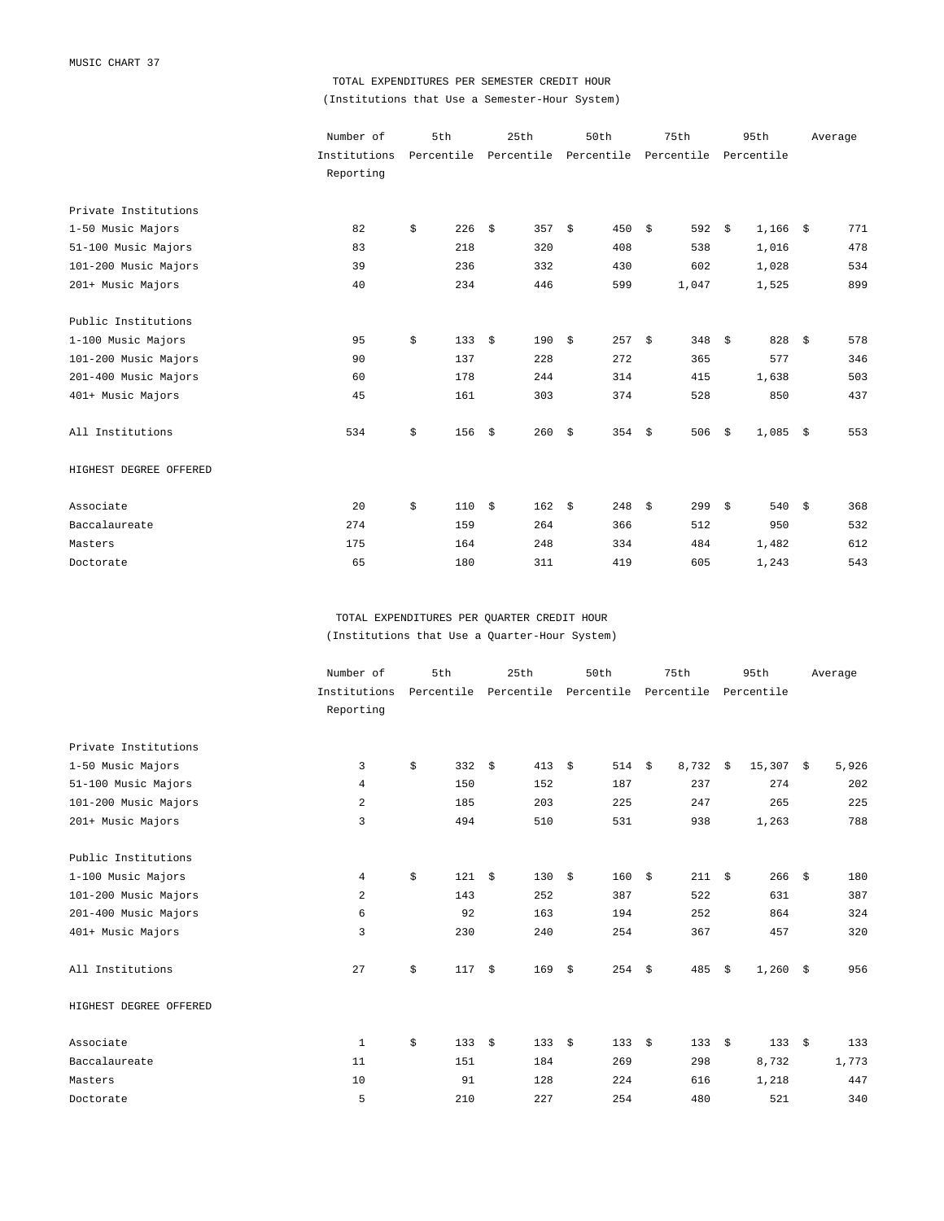MUSIC CHART 37

## TOTAL EXPENDITURES PER SEMESTER CREDIT HOUR

(Institutions that Use a Semester-Hour System)

| | Number of Institutions Reporting | 5th Percentile | 25th Percentile | 50th Percentile | 75th Percentile | 95th Percentile | Average |
|---|---|---|---|---|---|---|---|
| **Private Institutions** | | | | | | | |
| 1-50 Music Majors | 82 | $ 226 | $ 357 | $ 450 | $ 592 | $ 1,166 | $ 771 |
| 51-100 Music Majors | 83 | 218 | 320 | 408 | 538 | 1,016 | 478 |
| 101-200 Music Majors | 39 | 236 | 332 | 430 | 602 | 1,028 | 534 |
| 201+ Music Majors | 40 | 234 | 446 | 599 | 1,047 | 1,525 | 899 |
| **Public Institutions** | | | | | | | |
| 1-100 Music Majors | 95 | $ 133 | $ 190 | $ 257 | $ 348 | $ 828 | $ 578 |
| 101-200 Music Majors | 90 | 137 | 228 | 272 | 365 | 577 | 346 |
| 201-400 Music Majors | 60 | 178 | 244 | 314 | 415 | 1,638 | 503 |
| 401+ Music Majors | 45 | 161 | 303 | 374 | 528 | 850 | 437 |
| All Institutions | 534 | $ 156 | $ 260 | $ 354 | $ 506 | $ 1,085 | $ 553 |
| **HIGHEST DEGREE OFFERED** | | | | | | | |
| Associate | 20 | $ 110 | $ 162 | $ 248 | $ 299 | $ 540 | $ 368 |
| Baccalaureate | 274 | 159 | 264 | 366 | 512 | 950 | 532 |
| Masters | 175 | 164 | 248 | 334 | 484 | 1,482 | 612 |
| Doctorate | 65 | 180 | 311 | 419 | 605 | 1,243 | 543 |

## TOTAL EXPENDITURES PER QUARTER CREDIT HOUR

(Institutions that Use a Quarter-Hour System)

| | Number of Institutions Reporting | 5th Percentile | 25th Percentile | 50th Percentile | 75th Percentile | 95th Percentile | Average |
|---|---|---|---|---|---|---|---|
| **Private Institutions** | | | | | | | |
| 1-50 Music Majors | 3 | $ 332 | $ 413 | $ 514 | $ 8,732 | $ 15,307 | $ 5,926 |
| 51-100 Music Majors | 4 | 150 | 152 | 187 | 237 | 274 | 202 |
| 101-200 Music Majors | 2 | 185 | 203 | 225 | 247 | 265 | 225 |
| 201+ Music Majors | 3 | 494 | 510 | 531 | 938 | 1,263 | 788 |
| **Public Institutions** | | | | | | | |
| 1-100 Music Majors | 4 | $ 121 | $ 130 | $ 160 | $ 211 | $ 266 | $ 180 |
| 101-200 Music Majors | 2 | 143 | 252 | 387 | 522 | 631 | 387 |
| 201-400 Music Majors | 6 | 92 | 163 | 194 | 252 | 864 | 324 |
| 401+ Music Majors | 3 | 230 | 240 | 254 | 367 | 457 | 320 |
| All Institutions | 27 | $ 117 | $ 169 | $ 254 | $ 485 | $ 1,260 | $ 956 |
| **HIGHEST DEGREE OFFERED** | | | | | | | |
| Associate | 1 | $ 133 | $ 133 | $ 133 | $ 133 | $ 133 | $ 133 |
| Baccalaureate | 11 | 151 | 184 | 269 | 298 | 8,732 | 1,773 |
| Masters | 10 | 91 | 128 | 224 | 616 | 1,218 | 447 |
| Doctorate | 5 | 210 | 227 | 254 | 480 | 521 | 340 |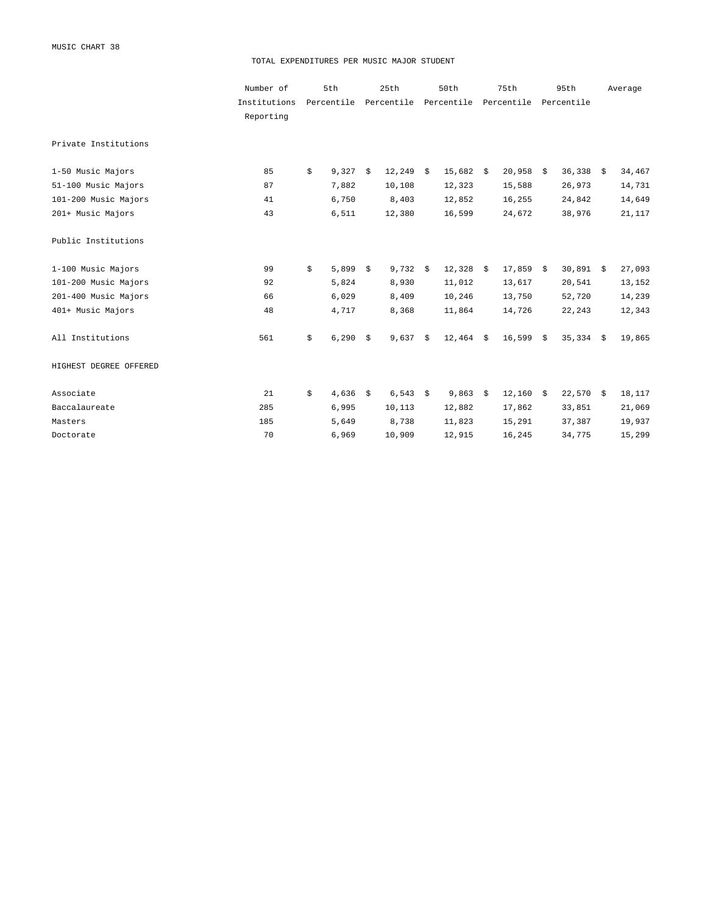MUSIC CHART 38

## TOTAL EXPENDITURES PER MUSIC MAJOR STUDENT

| | Number of Institutions Reporting | 5th Percentile | 25th Percentile | 50th Percentile | 75th Percentile | 95th Percentile | Average |
|---|---|---|---|---|---|---|---|
| Private Institutions | | | | | | | |
| 1-50 Music Majors | 85 | $ 9,327 | $ 12,249 | $ 15,682 | $ 20,958 | $ 36,338 | $ 34,467 |
| 51-100 Music Majors | 87 | 7,882 | 10,108 | 12,323 | 15,588 | 26,973 | 14,731 |
| 101-200 Music Majors | 41 | 6,750 | 8,403 | 12,852 | 16,255 | 24,842 | 14,649 |
| 201+ Music Majors | 43 | 6,511 | 12,380 | 16,599 | 24,672 | 38,976 | 21,117 |
| Public Institutions | | | | | | | |
| 1-100 Music Majors | 99 | $ 5,899 | $ 9,732 | $ 12,328 | $ 17,859 | $ 30,891 | $ 27,093 |
| 101-200 Music Majors | 92 | 5,824 | 8,930 | 11,012 | 13,617 | 20,541 | 13,152 |
| 201-400 Music Majors | 66 | 6,029 | 8,409 | 10,246 | 13,750 | 52,720 | 14,239 |
| 401+ Music Majors | 48 | 4,717 | 8,368 | 11,864 | 14,726 | 22,243 | 12,343 |
| All Institutions | 561 | $ 6,290 | $ 9,637 | $ 12,464 | $ 16,599 | $ 35,334 | $ 19,865 |
| HIGHEST DEGREE OFFERED | | | | | | | |
| Associate | 21 | $ 4,636 | $ 6,543 | $ 9,863 | $ 12,160 | $ 22,570 | $ 18,117 |
| Baccalaureate | 285 | 6,995 | 10,113 | 12,882 | 17,862 | 33,851 | 21,069 |
| Masters | 185 | 5,649 | 8,738 | 11,823 | 15,291 | 37,387 | 19,937 |
| Doctorate | 70 | 6,969 | 10,909 | 12,915 | 16,245 | 34,775 | 15,299 |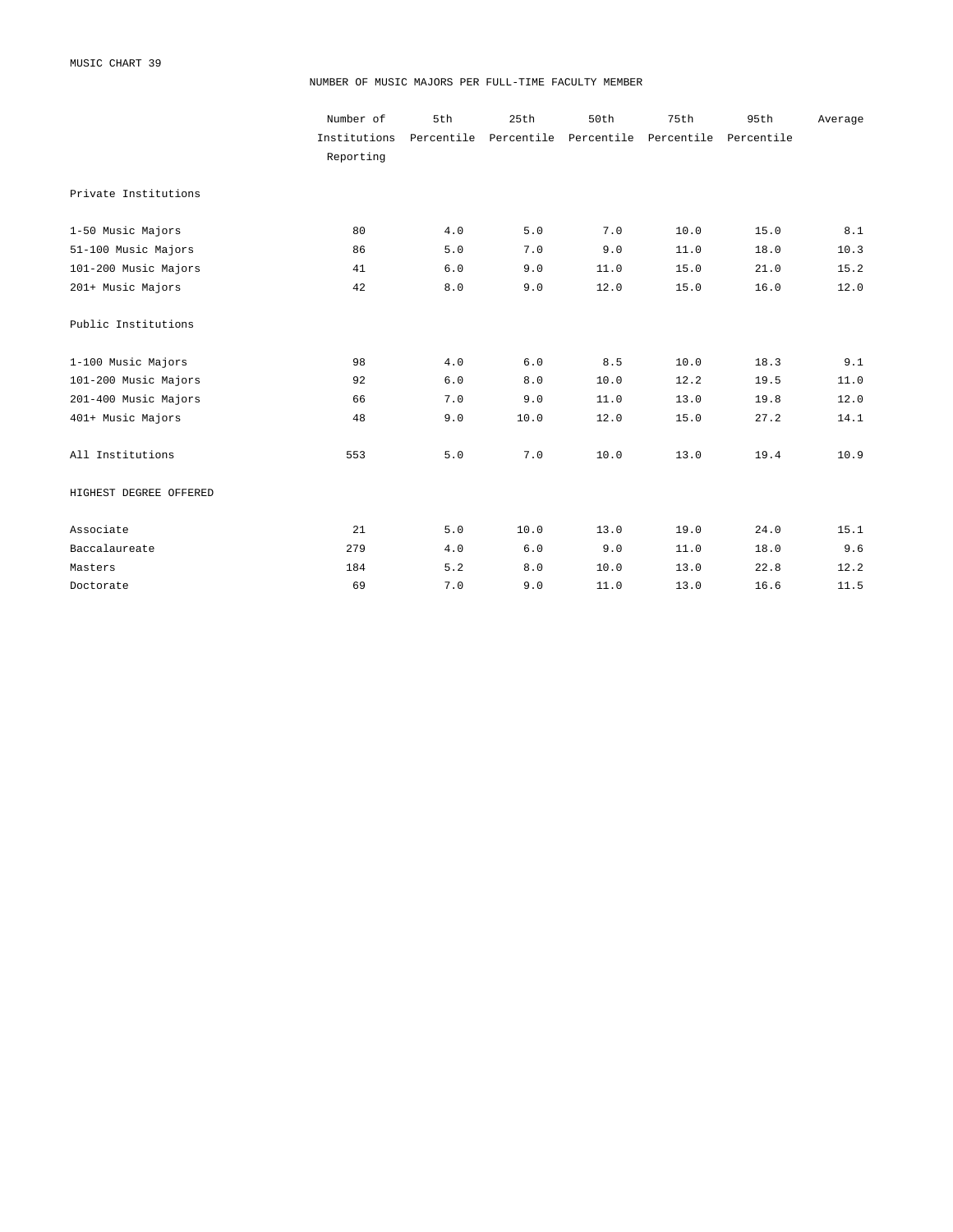MUSIC CHART 39

# NUMBER OF MUSIC MAJORS PER FULL-TIME FACULTY MEMBER

| | Number of Institutions Reporting | 5th Percentile | 25th Percentile | 50th Percentile | 75th Percentile | 95th Percentile | Average |
|---|---|---|---|---|---|---|---|
| Private Institutions | | | | | | | |
| 1-50 Music Majors | 80 | 4.0 | 5.0 | 7.0 | 10.0 | 15.0 | 8.1 |
| 51-100 Music Majors | 86 | 5.0 | 7.0 | 9.0 | 11.0 | 18.0 | 10.3 |
| 101-200 Music Majors | 41 | 6.0 | 9.0 | 11.0 | 15.0 | 21.0 | 15.2 |
| 201+ Music Majors | 42 | 8.0 | 9.0 | 12.0 | 15.0 | 16.0 | 12.0 |
| Public Institutions | | | | | | | |
| 1-100 Music Majors | 98 | 4.0 | 6.0 | 8.5 | 10.0 | 18.3 | 9.1 |
| 101-200 Music Majors | 92 | 6.0 | 8.0 | 10.0 | 12.2 | 19.5 | 11.0 |
| 201-400 Music Majors | 66 | 7.0 | 9.0 | 11.0 | 13.0 | 19.8 | 12.0 |
| 401+ Music Majors | 48 | 9.0 | 10.0 | 12.0 | 15.0 | 27.2 | 14.1 |
| All Institutions | 553 | 5.0 | 7.0 | 10.0 | 13.0 | 19.4 | 10.9 |
| HIGHEST DEGREE OFFERED | | | | | | | |
| Associate | 21 | 5.0 | 10.0 | 13.0 | 19.0 | 24.0 | 15.1 |
| Baccalaureate | 279 | 4.0 | 6.0 | 9.0 | 11.0 | 18.0 | 9.6 |
| Masters | 184 | 5.2 | 8.0 | 10.0 | 13.0 | 22.8 | 12.2 |
| Doctorate | 69 | 7.0 | 9.0 | 11.0 | 13.0 | 16.6 | 11.5 |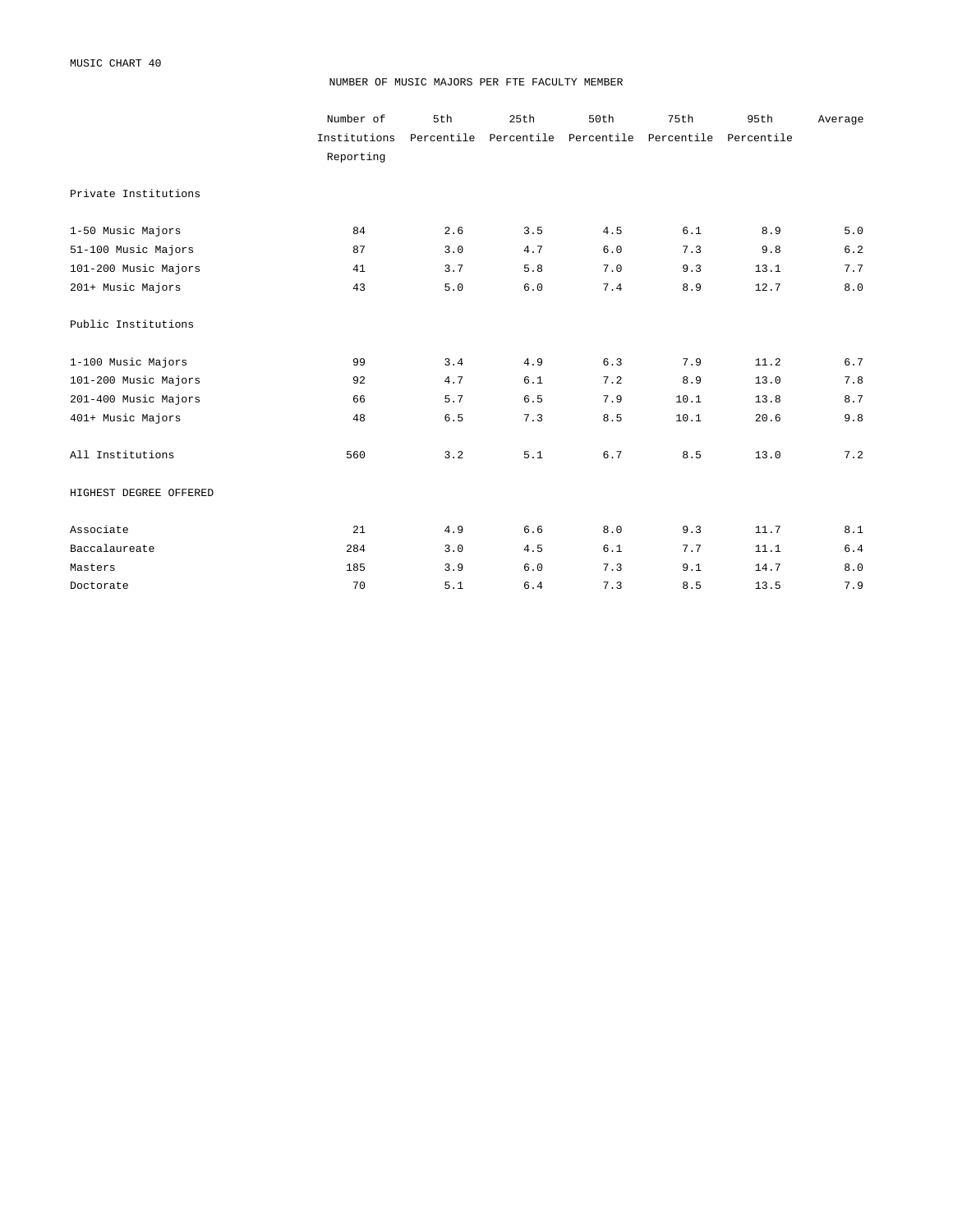MUSIC CHART 40

## NUMBER OF MUSIC MAJORS PER FTE FACULTY MEMBER

| | Number of Institutions Reporting | 5th Percentile | 25th Percentile | 50th Percentile | 75th Percentile | 95th Percentile | Average |
|---|---|---|---|---|---|---|---|
| **Private Institutions** | | | | | | | |
| 1-50 Music Majors | 84 | 2.6 | 3.5 | 4.5 | 6.1 | 8.9 | 5.0 |
| 51-100 Music Majors | 87 | 3.0 | 4.7 | 6.0 | 7.3 | 9.8 | 6.2 |
| 101-200 Music Majors | 41 | 3.7 | 5.8 | 7.0 | 9.3 | 13.1 | 7.7 |
| 201+ Music Majors | 43 | 5.0 | 6.0 | 7.4 | 8.9 | 12.7 | 8.0 |
| **Public Institutions** | | | | | | | |
| 1-100 Music Majors | 99 | 3.4 | 4.9 | 6.3 | 7.9 | 11.2 | 6.7 |
| 101-200 Music Majors | 92 | 4.7 | 6.1 | 7.2 | 8.9 | 13.0 | 7.8 |
| 201-400 Music Majors | 66 | 5.7 | 6.5 | 7.9 | 10.1 | 13.8 | 8.7 |
| 401+ Music Majors | 48 | 6.5 | 7.3 | 8.5 | 10.1 | 20.6 | 9.8 |
| All Institutions | 560 | 3.2 | 5.1 | 6.7 | 8.5 | 13.0 | 7.2 |
| **HIGHEST DEGREE OFFERED** | | | | | | | |
| Associate | 21 | 4.9 | 6.6 | 8.0 | 9.3 | 11.7 | 8.1 |
| Baccalaureate | 284 | 3.0 | 4.5 | 6.1 | 7.7 | 11.1 | 6.4 |
| Masters | 185 | 3.9 | 6.0 | 7.3 | 9.1 | 14.7 | 8.0 |
| Doctorate | 70 | 5.1 | 6.4 | 7.3 | 8.5 | 13.5 | 7.9 |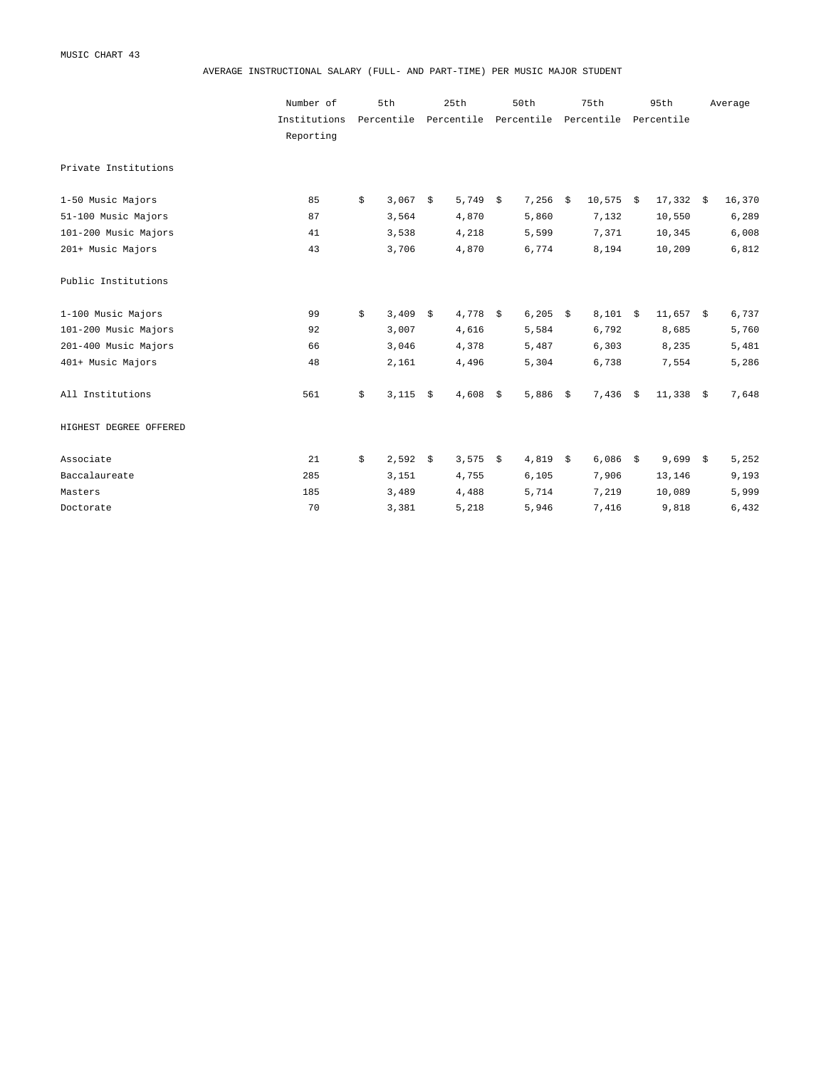MUSIC CHART 43

## AVERAGE INSTRUCTIONAL SALARY (FULL- AND PART-TIME) PER MUSIC MAJOR STUDENT

| | Number of Institutions Reporting | 5th Percentile | 25th Percentile | 50th Percentile | 75th Percentile | 95th Percentile | Average |
|---|---|---|---|---|---|---|---|
| **Private Institutions** | | | | | | | |
| 1-50 Music Majors | 85 | $ 3,067 | $ 5,749 | $ 7,256 | $ 10,575 | $ 17,332 | $ 16,370 |
| 51-100 Music Majors | 87 | 3,564 | 4,870 | 5,860 | 7,132 | 10,550 | 6,289 |
| 101-200 Music Majors | 41 | 3,538 | 4,218 | 5,599 | 7,371 | 10,345 | 6,008 |
| 201+ Music Majors | 43 | 3,706 | 4,870 | 6,774 | 8,194 | 10,209 | 6,812 |
| **Public Institutions** | | | | | | | |
| 1-100 Music Majors | 99 | $ 3,409 | $ 4,778 | $ 6,205 | $ 8,101 | $ 11,657 | $ 6,737 |
| 101-200 Music Majors | 92 | 3,007 | 4,616 | 5,584 | 6,792 | 8,685 | 5,760 |
| 201-400 Music Majors | 66 | 3,046 | 4,378 | 5,487 | 6,303 | 8,235 | 5,481 |
| 401+ Music Majors | 48 | 2,161 | 4,496 | 5,304 | 6,738 | 7,554 | 5,286 |
| All Institutions | 561 | $ 3,115 | $ 4,608 | $ 5,886 | $ 7,436 | $ 11,338 | $ 7,648 |
| **HIGHEST DEGREE OFFERED** | | | | | | | |
| Associate | 21 | $ 2,592 | $ 3,575 | $ 4,819 | $ 6,086 | $ 9,699 | $ 5,252 |
| Baccalaureate | 285 | 3,151 | 4,755 | 6,105 | 7,906 | 13,146 | 9,193 |
| Masters | 185 | 3,489 | 4,488 | 5,714 | 7,219 | 10,089 | 5,999 |
| Doctorate | 70 | 3,381 | 5,218 | 5,946 | 7,416 | 9,818 | 6,432 |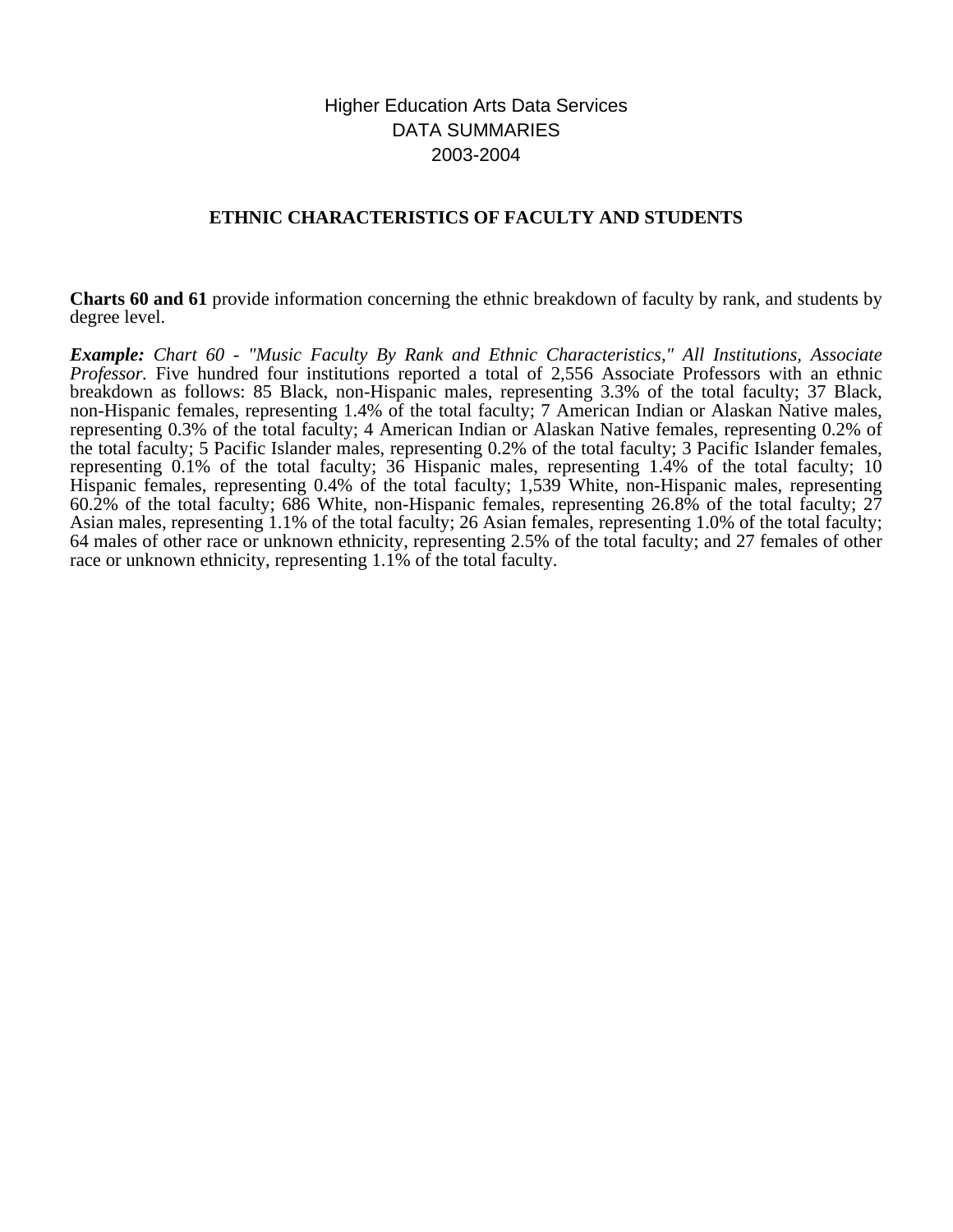Higher Education Arts Data Services
DATA SUMMARIES
2003-2004

## ETHNIC CHARACTERISTICS OF FACULTY AND STUDENTS

**Charts 60 and 61** provide information concerning the ethnic breakdown of faculty by rank, and students by degree level.

***Example:*** *Chart 60 - "Music Faculty By Rank and Ethnic Characteristics," All Institutions, Associate Professor.* Five hundred four institutions reported a total of 2,556 Associate Professors with an ethnic breakdown as follows: 85 Black, non-Hispanic males, representing 3.3% of the total faculty; 37 Black, non-Hispanic females, representing 1.4% of the total faculty; 7 American Indian or Alaskan Native males, representing 0.3% of the total faculty; 4 American Indian or Alaskan Native females, representing 0.2% of the total faculty; 5 Pacific Islander males, representing 0.2% of the total faculty; 3 Pacific Islander females, representing 0.1% of the total faculty; 36 Hispanic males, representing 1.4% of the total faculty; 10 Hispanic females, representing 0.4% of the total faculty; 1,539 White, non-Hispanic males, representing 60.2% of the total faculty; 686 White, non-Hispanic females, representing 26.8% of the total faculty; 27 Asian males, representing 1.1% of the total faculty; 26 Asian females, representing 1.0% of the total faculty; 64 males of other race or unknown ethnicity, representing 2.5% of the total faculty; and 27 females of other race or unknown ethnicity, representing 1.1% of the total faculty.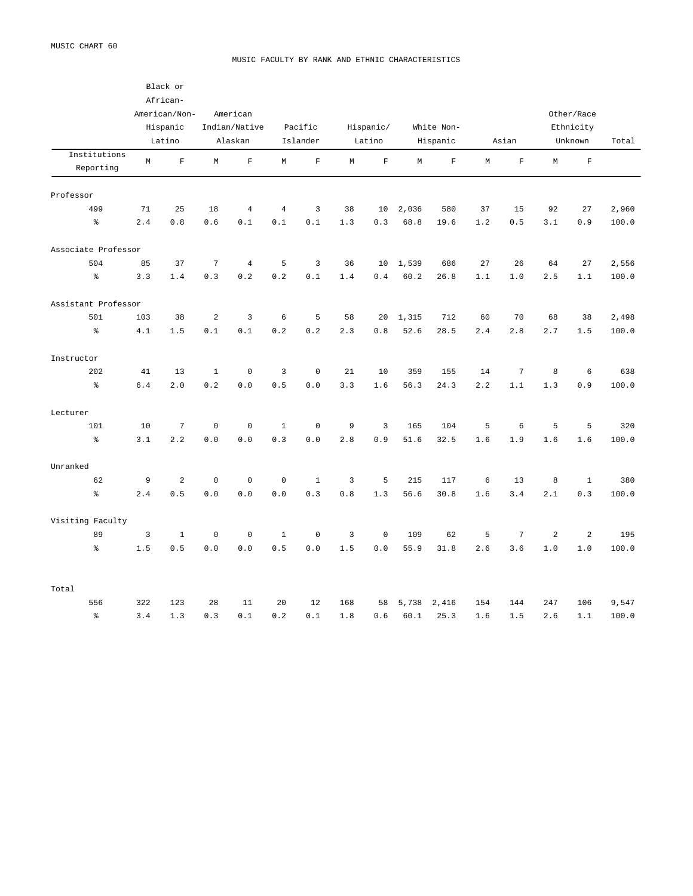MUSIC CHART 60

## MUSIC FACULTY BY RANK AND ETHNIC CHARACTERISTICS

| Institutions Reporting | Black or African-American/Non-Hispanic Latino | | American Indian/Native Alaskan | | Pacific Islander | | Hispanic/ Latino | | White Non-Hispanic | | Asian | | Other/Race Ethnicity Unknown | | Total |
|---|---|---|---|---|---|---|---|---|---|---|---|---|---|---|---|
| | M | F | M | F | M | F | M | F | M | F | M | F | M | F | |
| **Professor** | | | | | | | | | | | | | | | |
| 499 | 71 | 25 | 18 | 4 | 4 | 3 | 38 | 10 | 2,036 | 580 | 37 | 15 | 92 | 27 | 2,960 |
| % | 2.4 | 0.8 | 0.6 | 0.1 | 0.1 | 0.1 | 1.3 | 0.3 | 68.8 | 19.6 | 1.2 | 0.5 | 3.1 | 0.9 | 100.0 |
| **Associate Professor** | | | | | | | | | | | | | | | |
| 504 | 85 | 37 | 7 | 4 | 5 | 3 | 36 | 10 | 1,539 | 686 | 27 | 26 | 64 | 27 | 2,556 |
| % | 3.3 | 1.4 | 0.3 | 0.2 | 0.2 | 0.1 | 1.4 | 0.4 | 60.2 | 26.8 | 1.1 | 1.0 | 2.5 | 1.1 | 100.0 |
| **Assistant Professor** | | | | | | | | | | | | | | | |
| 501 | 103 | 38 | 2 | 3 | 6 | 5 | 58 | 20 | 1,315 | 712 | 60 | 70 | 68 | 38 | 2,498 |
| % | 4.1 | 1.5 | 0.1 | 0.1 | 0.2 | 0.2 | 2.3 | 0.8 | 52.6 | 28.5 | 2.4 | 2.8 | 2.7 | 1.5 | 100.0 |
| **Instructor** | | | | | | | | | | | | | | | |
| 202 | 41 | 13 | 1 | 0 | 3 | 0 | 21 | 10 | 359 | 155 | 14 | 7 | 8 | 6 | 638 |
| % | 6.4 | 2.0 | 0.2 | 0.0 | 0.5 | 0.0 | 3.3 | 1.6 | 56.3 | 24.3 | 2.2 | 1.1 | 1.3 | 0.9 | 100.0 |
| **Lecturer** | | | | | | | | | | | | | | | |
| 101 | 10 | 7 | 0 | 0 | 1 | 0 | 9 | 3 | 165 | 104 | 5 | 6 | 5 | 5 | 320 |
| % | 3.1 | 2.2 | 0.0 | 0.0 | 0.3 | 0.0 | 2.8 | 0.9 | 51.6 | 32.5 | 1.6 | 1.9 | 1.6 | 1.6 | 100.0 |
| **Unranked** | | | | | | | | | | | | | | | |
| 62 | 9 | 2 | 0 | 0 | 0 | 1 | 3 | 5 | 215 | 117 | 6 | 13 | 8 | 1 | 380 |
| % | 2.4 | 0.5 | 0.0 | 0.0 | 0.0 | 0.3 | 0.8 | 1.3 | 56.6 | 30.8 | 1.6 | 3.4 | 2.1 | 0.3 | 100.0 |
| **Visiting Faculty** | | | | | | | | | | | | | | | |
| 89 | 3 | 1 | 0 | 0 | 1 | 0 | 3 | 0 | 109 | 62 | 5 | 7 | 2 | 2 | 195 |
| % | 1.5 | 0.5 | 0.0 | 0.0 | 0.5 | 0.0 | 1.5 | 0.0 | 55.9 | 31.8 | 2.6 | 3.6 | 1.0 | 1.0 | 100.0 |
| **Total** | | | | | | | | | | | | | | | |
| 556 | 322 | 123 | 28 | 11 | 20 | 12 | 168 | 58 | 5,738 | 2,416 | 154 | 144 | 247 | 106 | 9,547 |
| % | 3.4 | 1.3 | 0.3 | 0.1 | 0.2 | 0.1 | 1.8 | 0.6 | 60.1 | 25.3 | 1.6 | 1.5 | 2.6 | 1.1 | 100.0 |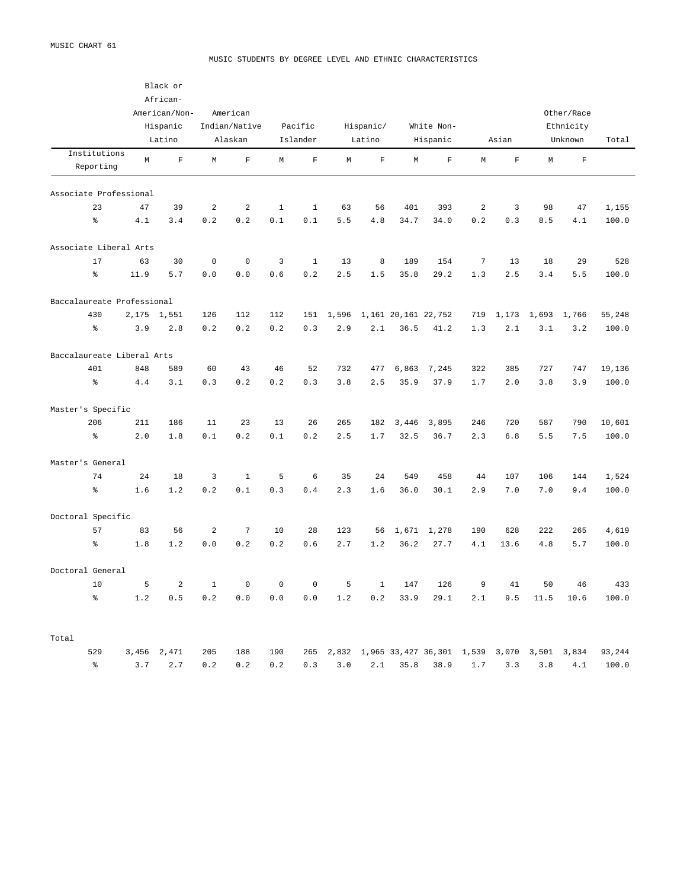MUSIC CHART 61

MUSIC STUDENTS BY DEGREE LEVEL AND ETHNIC CHARACTERISTICS

| Institutions Reporting | Black or African-American/Non-Hispanic Latino | | American Indian/Native Alaskan | | Pacific Islander | | Hispanic/ Latino | | White Non-Hispanic | | Asian | | Other/Race Ethnicity Unknown | | Total |
|---|---|---|---|---|---|---|---|---|---|---|---|---|---|---|---|
| | M | F | M | F | M | F | M | F | M | F | M | F | M | F | |
| **Associate Professional** | | | | | | | | | | | | | | | |
| 23 | 47 | 39 | 2 | 2 | 1 | 1 | 63 | 56 | 401 | 393 | 2 | 3 | 98 | 47 | 1,155 |
| % | 4.1 | 3.4 | 0.2 | 0.2 | 0.1 | 0.1 | 5.5 | 4.8 | 34.7 | 34.0 | 0.2 | 0.3 | 8.5 | 4.1 | 100.0 |
| **Associate Liberal Arts** | | | | | | | | | | | | | | | |
| 17 | 63 | 30 | 0 | 0 | 3 | 1 | 13 | 8 | 189 | 154 | 7 | 13 | 18 | 29 | 528 |
| % | 11.9 | 5.7 | 0.0 | 0.0 | 0.6 | 0.2 | 2.5 | 1.5 | 35.8 | 29.2 | 1.3 | 2.5 | 3.4 | 5.5 | 100.0 |
| **Baccalaureate Professional** | | | | | | | | | | | | | | | |
| 430 | 2,175 | 1,551 | 126 | 112 | 112 | 151 | 1,596 | 1,161 | 20,161 | 22,752 | 719 | 1,173 | 1,693 | 1,766 | 55,248 |
| % | 3.9 | 2.8 | 0.2 | 0.2 | 0.2 | 0.3 | 2.9 | 2.1 | 36.5 | 41.2 | 1.3 | 2.1 | 3.1 | 3.2 | 100.0 |
| **Baccalaureate Liberal Arts** | | | | | | | | | | | | | | | |
| 401 | 848 | 589 | 60 | 43 | 46 | 52 | 732 | 477 | 6,863 | 7,245 | 322 | 385 | 727 | 747 | 19,136 |
| % | 4.4 | 3.1 | 0.3 | 0.2 | 0.2 | 0.3 | 3.8 | 2.5 | 35.9 | 37.9 | 1.7 | 2.0 | 3.8 | 3.9 | 100.0 |
| **Master's Specific** | | | | | | | | | | | | | | | |
| 206 | 211 | 186 | 11 | 23 | 13 | 26 | 265 | 182 | 3,446 | 3,895 | 246 | 720 | 587 | 790 | 10,601 |
| % | 2.0 | 1.8 | 0.1 | 0.2 | 0.1 | 0.2 | 2.5 | 1.7 | 32.5 | 36.7 | 2.3 | 6.8 | 5.5 | 7.5 | 100.0 |
| **Master's General** | | | | | | | | | | | | | | | |
| 74 | 24 | 18 | 3 | 1 | 5 | 6 | 35 | 24 | 549 | 458 | 44 | 107 | 106 | 144 | 1,524 |
| % | 1.6 | 1.2 | 0.2 | 0.1 | 0.3 | 0.4 | 2.3 | 1.6 | 36.0 | 30.1 | 2.9 | 7.0 | 7.0 | 9.4 | 100.0 |
| **Doctoral Specific** | | | | | | | | | | | | | | | |
| 57 | 83 | 56 | 2 | 7 | 10 | 28 | 123 | 56 | 1,671 | 1,278 | 190 | 628 | 222 | 265 | 4,619 |
| % | 1.8 | 1.2 | 0.0 | 0.2 | 0.2 | 0.6 | 2.7 | 1.2 | 36.2 | 27.7 | 4.1 | 13.6 | 4.8 | 5.7 | 100.0 |
| **Doctoral General** | | | | | | | | | | | | | | | |
| 10 | 5 | 2 | 1 | 0 | 0 | 0 | 5 | 1 | 147 | 126 | 9 | 41 | 50 | 46 | 433 |
| % | 1.2 | 0.5 | 0.2 | 0.0 | 0.0 | 0.0 | 1.2 | 0.2 | 33.9 | 29.1 | 2.1 | 9.5 | 11.5 | 10.6 | 100.0 |
| **Total** | | | | | | | | | | | | | | | |
| 529 | 3,456 | 2,471 | 205 | 188 | 190 | 265 | 2,832 | 1,965 | 33,427 | 36,301 | 1,539 | 3,070 | 3,501 | 3,834 | 93,244 |
| % | 3.7 | 2.7 | 0.2 | 0.2 | 0.2 | 0.3 | 3.0 | 2.1 | 35.8 | 38.9 | 1.7 | 3.3 | 3.8 | 4.1 | 100.0 |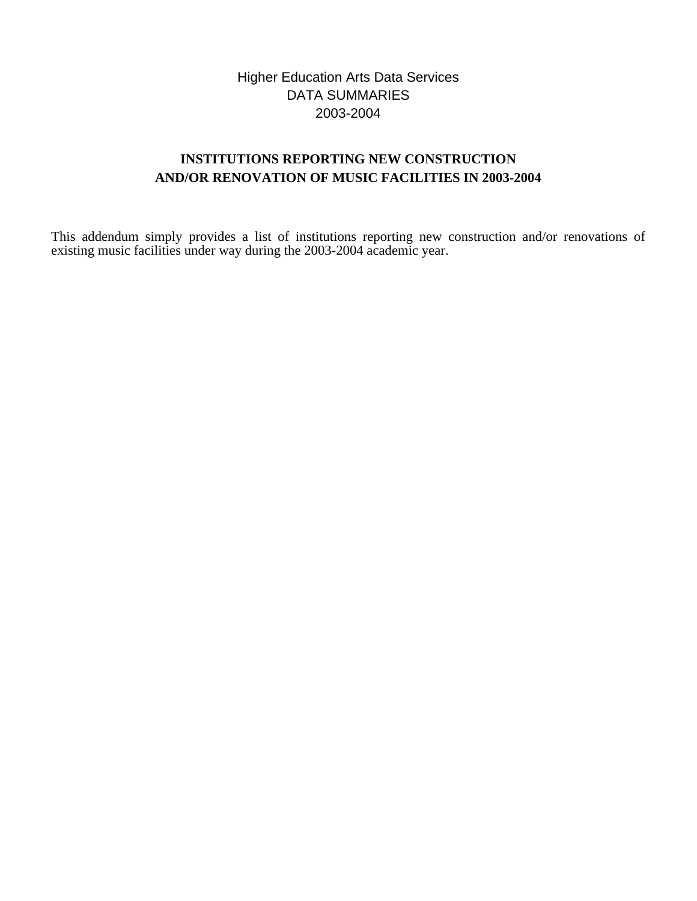Higher Education Arts Data Services
DATA SUMMARIES
2003-2004

## INSTITUTIONS REPORTING NEW CONSTRUCTION AND/OR RENOVATION OF MUSIC FACILITIES IN 2003-2004

This addendum simply provides a list of institutions reporting new construction and/or renovations of existing music facilities under way during the 2003-2004 academic year.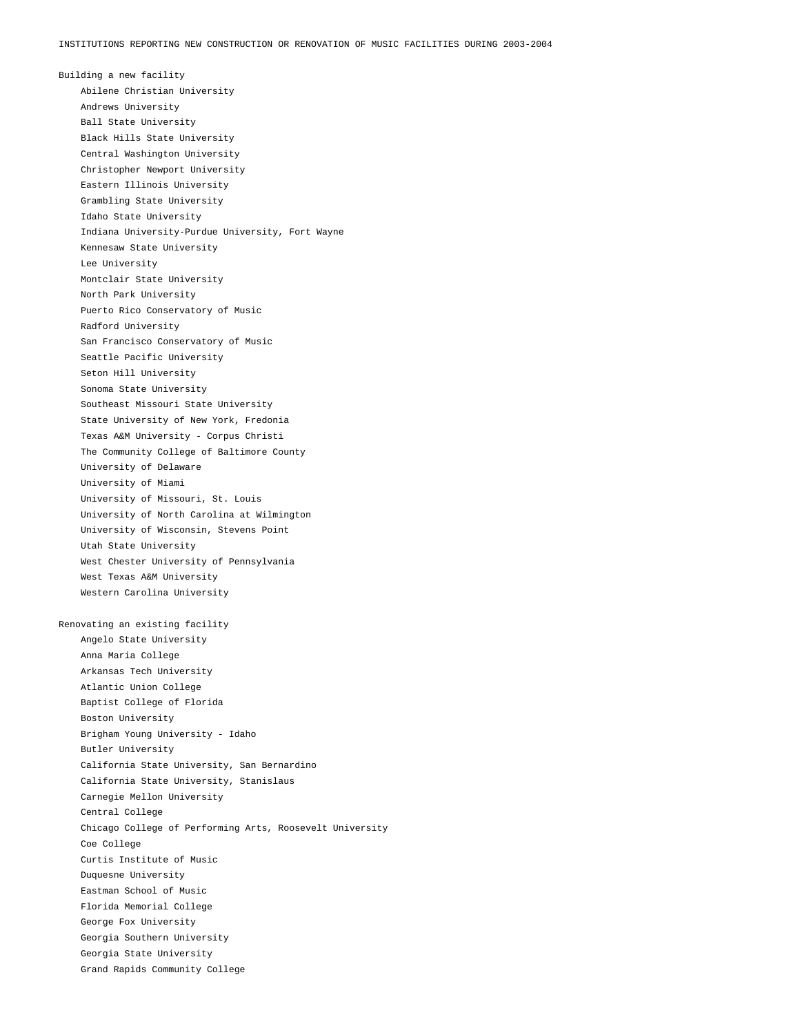# INSTITUTIONS REPORTING NEW CONSTRUCTION OR RENOVATION OF MUSIC FACILITIES DURING 2003-2004

## Building a new facility

- Abilene Christian University
- Andrews University
- Ball State University
- Black Hills State University
- Central Washington University
- Christopher Newport University
- Eastern Illinois University
- Grambling State University
- Idaho State University
- Indiana University-Purdue University, Fort Wayne
- Kennesaw State University
- Lee University
- Montclair State University
- North Park University
- Puerto Rico Conservatory of Music
- Radford University
- San Francisco Conservatory of Music
- Seattle Pacific University
- Seton Hill University
- Sonoma State University
- Southeast Missouri State University
- State University of New York, Fredonia
- Texas A&M University - Corpus Christi
- The Community College of Baltimore County
- University of Delaware
- University of Miami
- University of Missouri, St. Louis
- University of North Carolina at Wilmington
- University of Wisconsin, Stevens Point
- Utah State University
- West Chester University of Pennsylvania
- West Texas A&M University
- Western Carolina University

## Renovating an existing facility

- Angelo State University
- Anna Maria College
- Arkansas Tech University
- Atlantic Union College
- Baptist College of Florida
- Boston University
- Brigham Young University - Idaho
- Butler University
- California State University, San Bernardino
- California State University, Stanislaus
- Carnegie Mellon University
- Central College
- Chicago College of Performing Arts, Roosevelt University
- Coe College
- Curtis Institute of Music
- Duquesne University
- Eastman School of Music
- Florida Memorial College
- George Fox University
- Georgia Southern University
- Georgia State University
- Grand Rapids Community College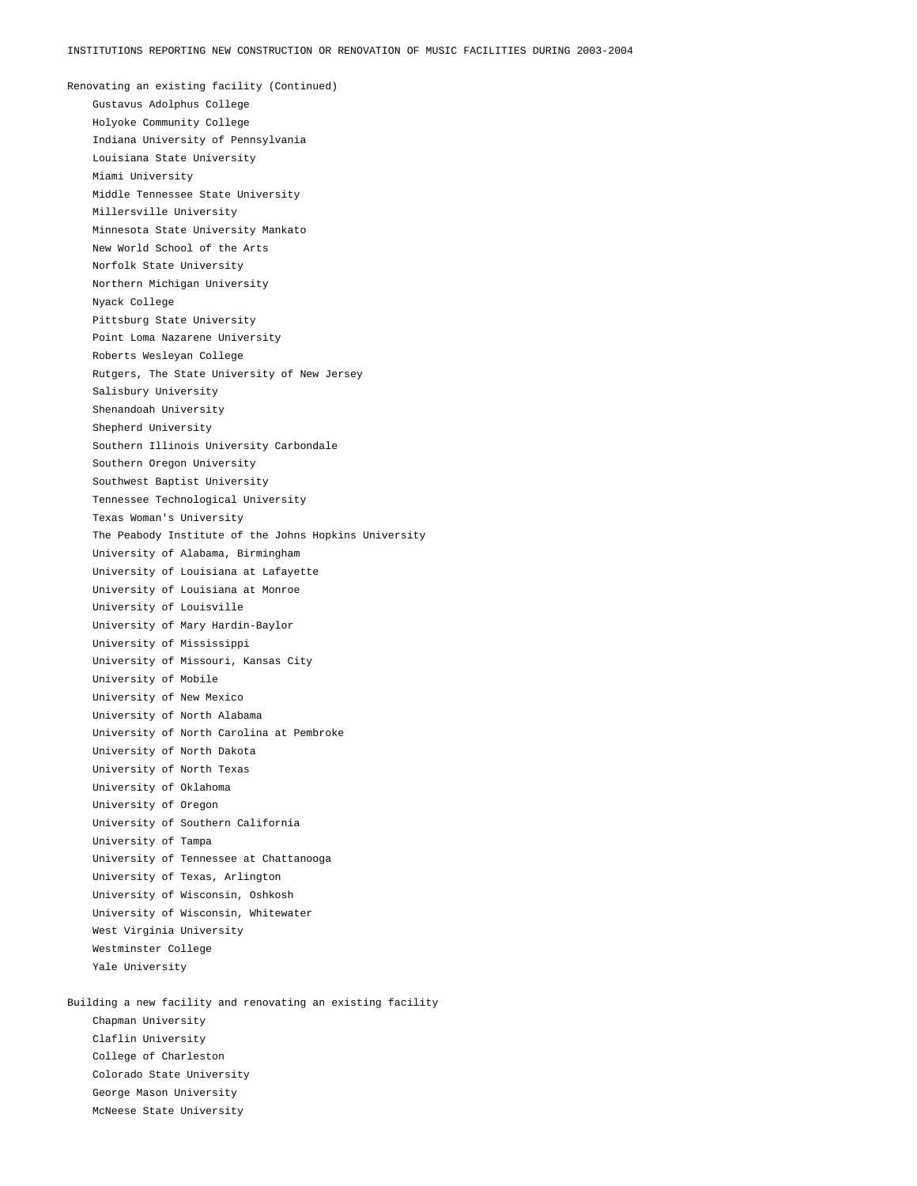INSTITUTIONS REPORTING NEW CONSTRUCTION OR RENOVATION OF MUSIC FACILITIES DURING 2003-2004

Renovating an existing facility (Continued)

- Gustavus Adolphus College
- Holyoke Community College
- Indiana University of Pennsylvania
- Louisiana State University
- Miami University
- Middle Tennessee State University
- Millersville University
- Minnesota State University Mankato
- New World School of the Arts
- Norfolk State University
- Northern Michigan University
- Nyack College
- Pittsburg State University
- Point Loma Nazarene University
- Roberts Wesleyan College
- Rutgers, The State University of New Jersey
- Salisbury University
- Shenandoah University
- Shepherd University
- Southern Illinois University Carbondale
- Southern Oregon University
- Southwest Baptist University
- Tennessee Technological University
- Texas Woman's University
- The Peabody Institute of the Johns Hopkins University
- University of Alabama, Birmingham
- University of Louisiana at Lafayette
- University of Louisiana at Monroe
- University of Louisville
- University of Mary Hardin-Baylor
- University of Mississippi
- University of Missouri, Kansas City
- University of Mobile
- University of New Mexico
- University of North Alabama
- University of North Carolina at Pembroke
- University of North Dakota
- University of North Texas
- University of Oklahoma
- University of Oregon
- University of Southern California
- University of Tampa
- University of Tennessee at Chattanooga
- University of Texas, Arlington
- University of Wisconsin, Oshkosh
- University of Wisconsin, Whitewater
- West Virginia University
- Westminster College
- Yale University

Building a new facility and renovating an existing facility

- Chapman University
- Claflin University
- College of Charleston
- Colorado State University
- George Mason University
- McNeese State University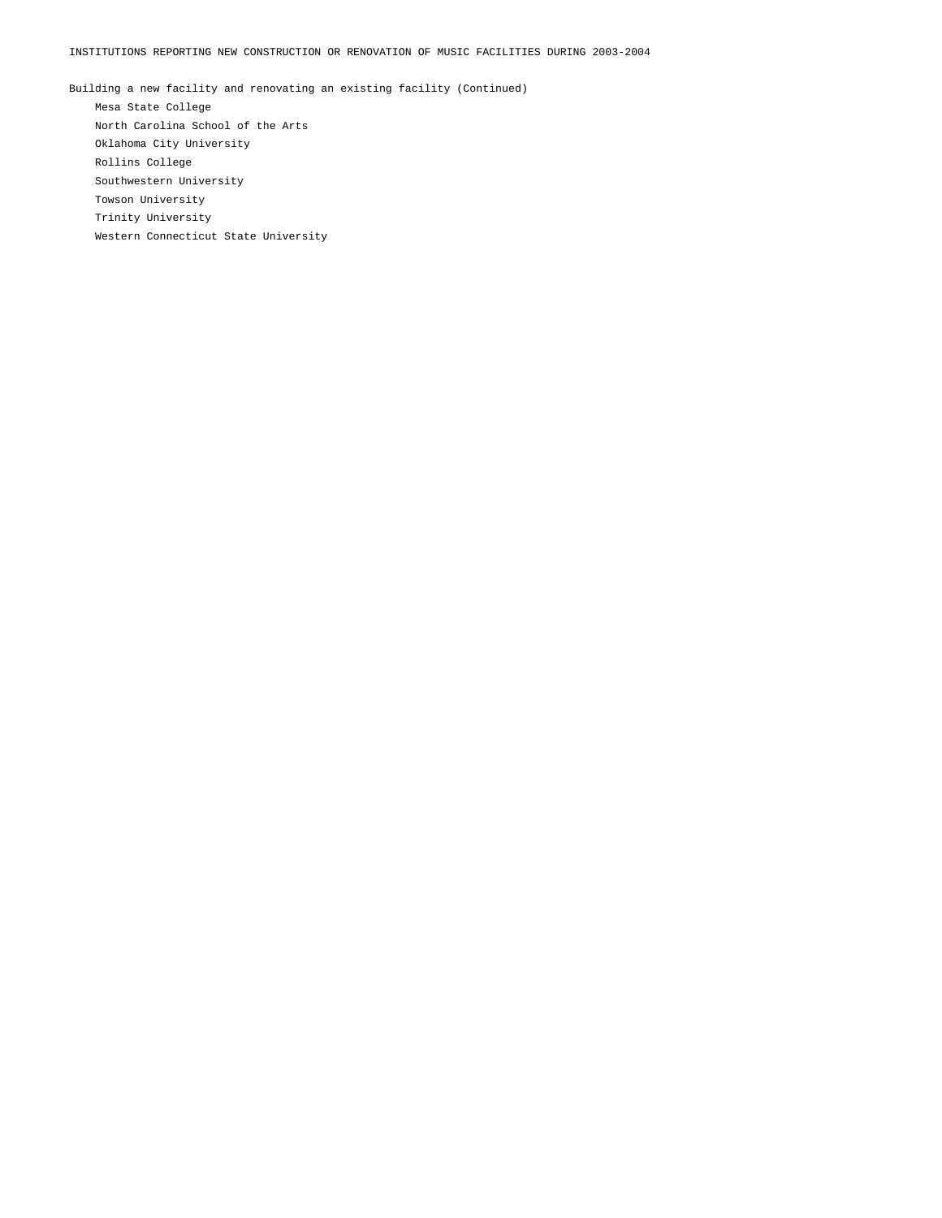INSTITUTIONS REPORTING NEW CONSTRUCTION OR RENOVATION OF MUSIC FACILITIES DURING 2003-2004

Building a new facility and renovating an existing facility (Continued)

- Mesa State College
- North Carolina School of the Arts
- Oklahoma City University
- Rollins College
- Southwestern University
- Towson University
- Trinity University
- Western Connecticut State University